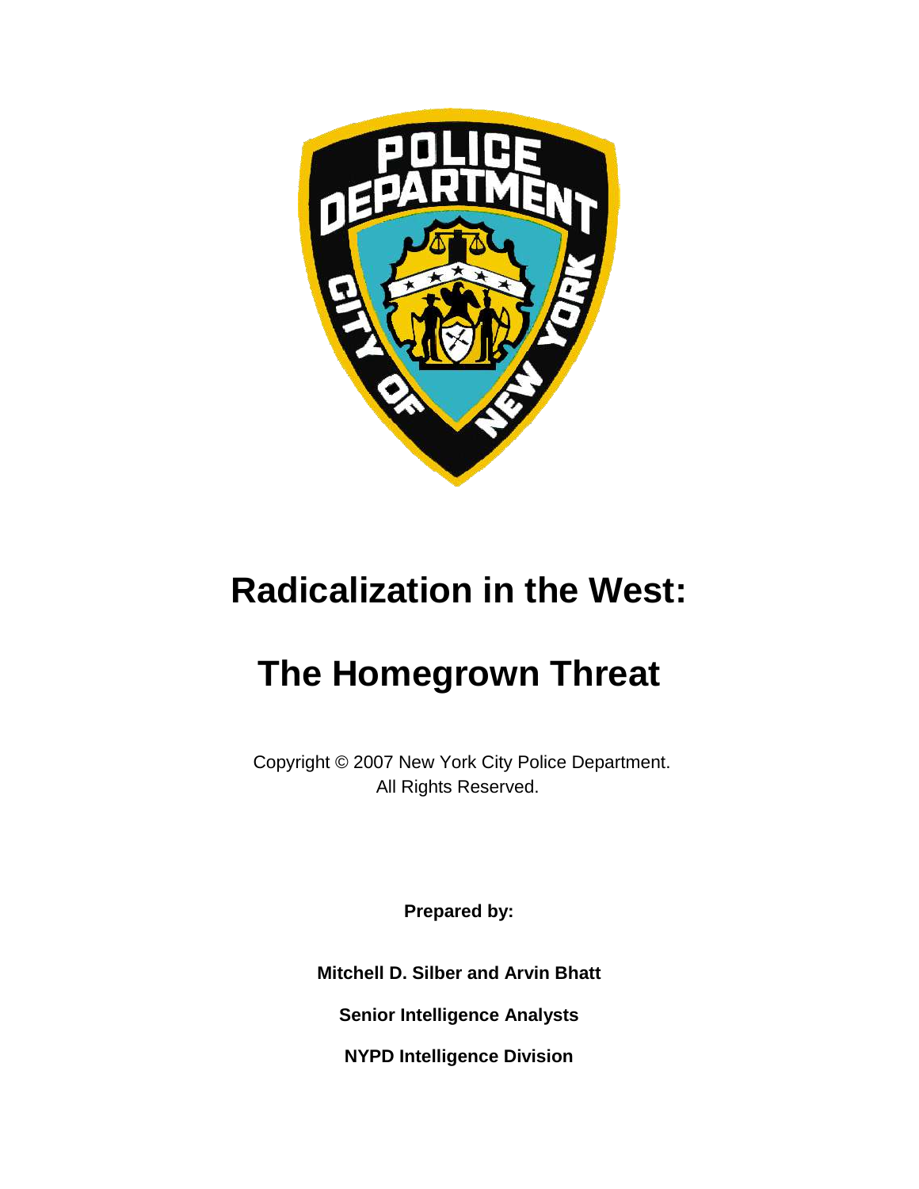# Radicalization in the West:

# The Homegrown Threat

Copyright © 2007 New York City Police Department.
All Rights Reserved.

**Prepared by:**

**Mitchell D. Silber and Arvin Bhatt**

**Senior Intelligence Analysts**

**NYPD Intelligence Division**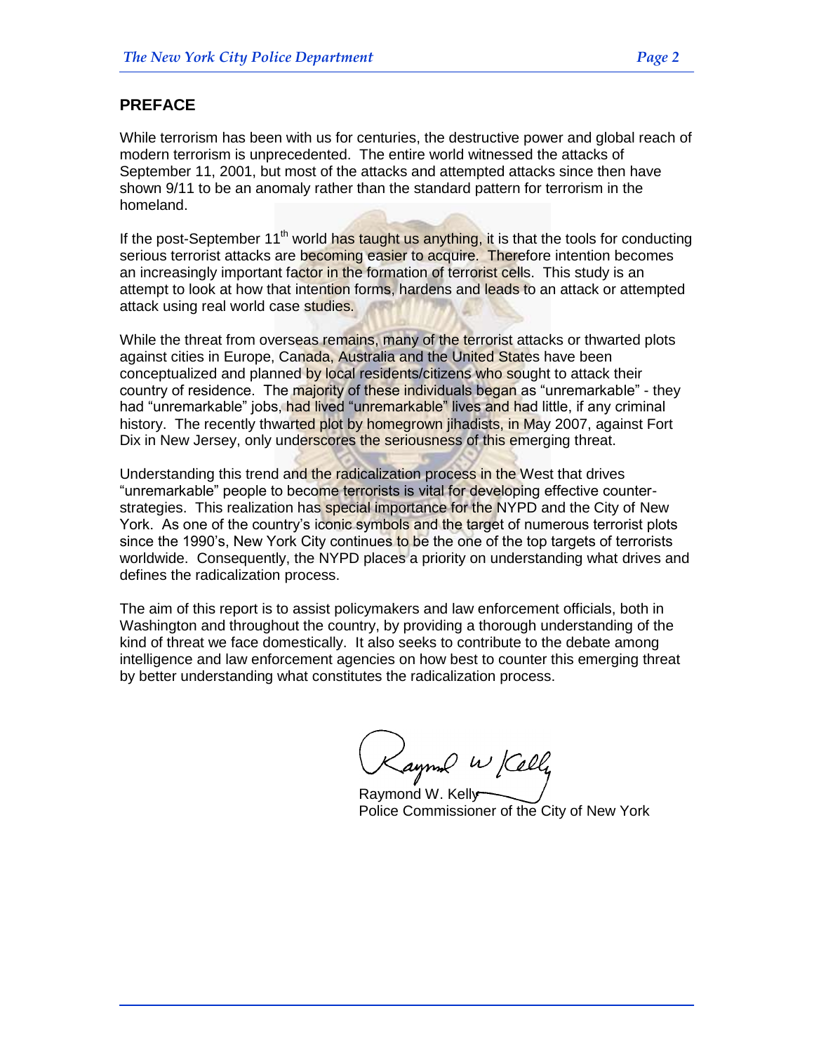## PREFACE

While terrorism has been with us for centuries, the destructive power and global reach of modern terrorism is unprecedented. The entire world witnessed the attacks of September 11, 2001, but most of the attacks and attempted attacks since then have shown 9/11 to be an anomaly rather than the standard pattern for terrorism in the homeland.

If the post-September 11th world has taught us anything, it is that the tools for conducting serious terrorist attacks are becoming easier to acquire. Therefore intention becomes an increasingly important factor in the formation of terrorist cells. This study is an attempt to look at how that intention forms, hardens and leads to an attack or attempted attack using real world case studies.

While the threat from overseas remains, many of the terrorist attacks or thwarted plots against cities in Europe, Canada, Australia and the United States have been conceptualized and planned by local residents/citizens who sought to attack their country of residence. The majority of these individuals began as "unremarkable" - they had "unremarkable" jobs, had lived "unremarkable" lives and had little, if any criminal history. The recently thwarted plot by homegrown jihadists, in May 2007, against Fort Dix in New Jersey, only underscores the seriousness of this emerging threat.

Understanding this trend and the radicalization process in the West that drives "unremarkable" people to become terrorists is vital for developing effective counter-strategies. This realization has special importance for the NYPD and the City of New York. As one of the country's iconic symbols and the target of numerous terrorist plots since the 1990's, New York City continues to be the one of the top targets of terrorists worldwide. Consequently, the NYPD places a priority on understanding what drives and defines the radicalization process.

The aim of this report is to assist policymakers and law enforcement officials, both in Washington and throughout the country, by providing a thorough understanding of the kind of threat we face domestically. It also seeks to contribute to the debate among intelligence and law enforcement agencies on how best to counter this emerging threat by better understanding what constitutes the radicalization process.

Raymond W. Kelly
Police Commissioner of the City of New York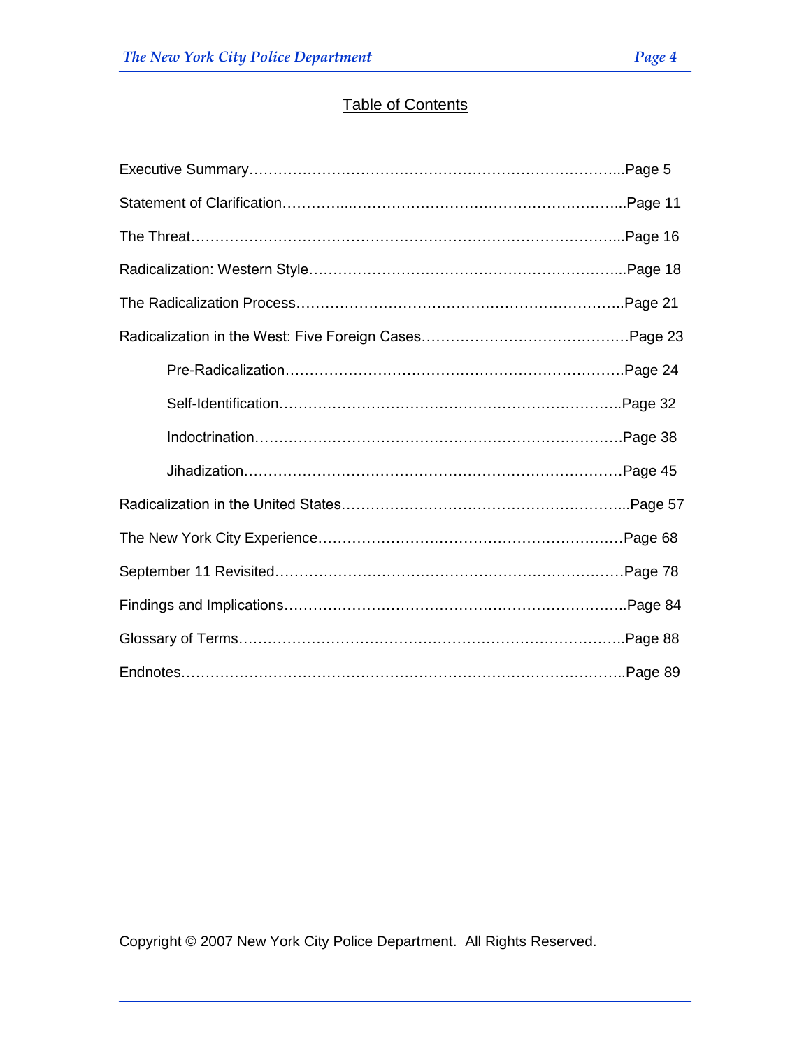## Table of Contents

Executive Summary……………………………………………………………………...Page 5

Statement of Clarification………...………………………………………………...Page 11

The Threat……………………………………………………………………………...Page 16

Radicalization: Western Style…………………………………………………...Page 18

The Radicalization Process…………………………………………………………..Page 21

Radicalization in the West: Five Foreign Cases……………………………………Page 23

- Pre-Radicalization………………………………………………………….Page 24
- Self-Identification…………………………………………………………..Page 32
- Indoctrination……………………………………………………………….Page 38
- Jihadization…………………………………………………………………Page 45

Radicalization in the United States…………………………………………………...Page 57

The New York City Experience………………………………………………………Page 68

September 11 Revisited………………………………………………………………Page 78

Findings and Implications……………………………………………………………..Page 84

Glossary of Terms……………………………………………………………………..Page 88

Endnotes………………………………………………………………………………..Page 89

Copyright © 2007 New York City Police Department. All Rights Reserved.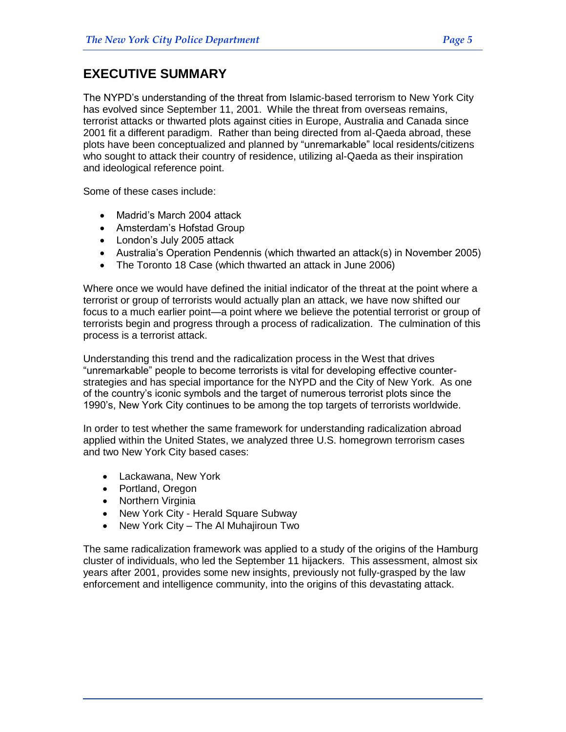# EXECUTIVE SUMMARY

The NYPD's understanding of the threat from Islamic-based terrorism to New York City has evolved since September 11, 2001. While the threat from overseas remains, terrorist attacks or thwarted plots against cities in Europe, Australia and Canada since 2001 fit a different paradigm. Rather than being directed from al-Qaeda abroad, these plots have been conceptualized and planned by "unremarkable" local residents/citizens who sought to attack their country of residence, utilizing al-Qaeda as their inspiration and ideological reference point.

Some of these cases include:

- Madrid's March 2004 attack
- Amsterdam's Hofstad Group
- London's July 2005 attack
- Australia's Operation Pendennis (which thwarted an attack(s) in November 2005)
- The Toronto 18 Case (which thwarted an attack in June 2006)

Where once we would have defined the initial indicator of the threat at the point where a terrorist or group of terrorists would actually plan an attack, we have now shifted our focus to a much earlier point—a point where we believe the potential terrorist or group of terrorists begin and progress through a process of radicalization. The culmination of this process is a terrorist attack.

Understanding this trend and the radicalization process in the West that drives "unremarkable" people to become terrorists is vital for developing effective counter-strategies and has special importance for the NYPD and the City of New York. As one of the country's iconic symbols and the target of numerous terrorist plots since the 1990's, New York City continues to be among the top targets of terrorists worldwide.

In order to test whether the same framework for understanding radicalization abroad applied within the United States, we analyzed three U.S. homegrown terrorism cases and two New York City based cases:

- Lackawana, New York
- Portland, Oregon
- Northern Virginia
- New York City - Herald Square Subway
- New York City – The Al Muhajiroun Two

The same radicalization framework was applied to a study of the origins of the Hamburg cluster of individuals, who led the September 11 hijackers. This assessment, almost six years after 2001, provides some new insights, previously not fully-grasped by the law enforcement and intelligence community, into the origins of this devastating attack.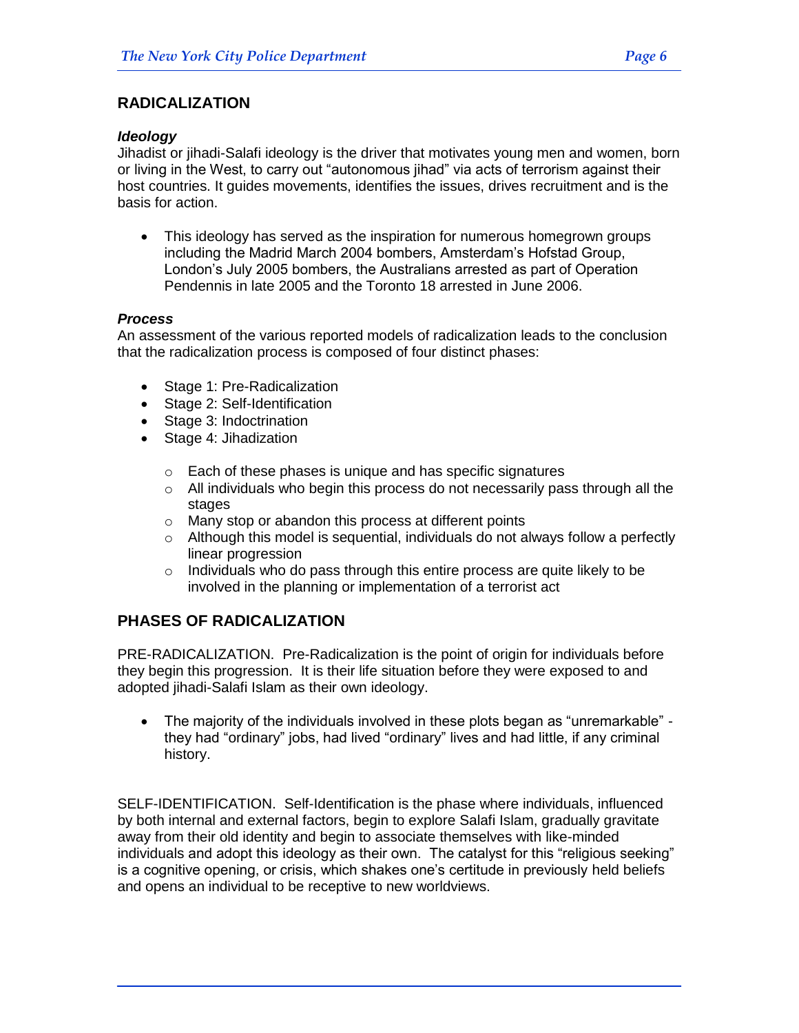## RADICALIZATION

### *Ideology*

Jihadist or jihadi-Salafi ideology is the driver that motivates young men and women, born or living in the West, to carry out "autonomous jihad" via acts of terrorism against their host countries. It guides movements, identifies the issues, drives recruitment and is the basis for action.

- This ideology has served as the inspiration for numerous homegrown groups including the Madrid March 2004 bombers, Amsterdam's Hofstad Group, London's July 2005 bombers, the Australians arrested as part of Operation Pendennis in late 2005 and the Toronto 18 arrested in June 2006.

### *Process*

An assessment of the various reported models of radicalization leads to the conclusion that the radicalization process is composed of four distinct phases:

- Stage 1: Pre-Radicalization
- Stage 2: Self-Identification
- Stage 3: Indoctrination
- Stage 4: Jihadization
  - Each of these phases is unique and has specific signatures
  - All individuals who begin this process do not necessarily pass through all the stages
  - Many stop or abandon this process at different points
  - Although this model is sequential, individuals do not always follow a perfectly linear progression
  - Individuals who do pass through this entire process are quite likely to be involved in the planning or implementation of a terrorist act

## PHASES OF RADICALIZATION

PRE-RADICALIZATION. Pre-Radicalization is the point of origin for individuals before they begin this progression. It is their life situation before they were exposed to and adopted jihadi-Salafi Islam as their own ideology.

- The majority of the individuals involved in these plots began as "unremarkable" - they had "ordinary" jobs, had lived "ordinary" lives and had little, if any criminal history.

SELF-IDENTIFICATION. Self-Identification is the phase where individuals, influenced by both internal and external factors, begin to explore Salafi Islam, gradually gravitate away from their old identity and begin to associate themselves with like-minded individuals and adopt this ideology as their own. The catalyst for this "religious seeking" is a cognitive opening, or crisis, which shakes one's certitude in previously held beliefs and opens an individual to be receptive to new worldviews.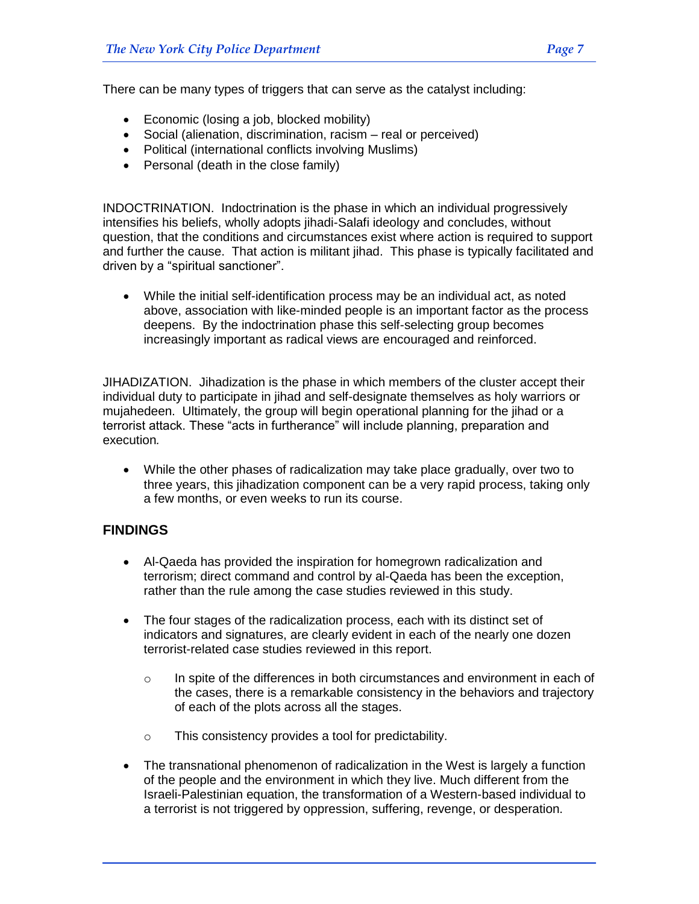There can be many types of triggers that can serve as the catalyst including:

- Economic (losing a job, blocked mobility)
- Social (alienation, discrimination, racism – real or perceived)
- Political (international conflicts involving Muslims)
- Personal (death in the close family)

INDOCTRINATION. Indoctrination is the phase in which an individual progressively intensifies his beliefs, wholly adopts jihadi-Salafi ideology and concludes, without question, that the conditions and circumstances exist where action is required to support and further the cause. That action is militant jihad. This phase is typically facilitated and driven by a "spiritual sanctioner".

- While the initial self-identification process may be an individual act, as noted above, association with like-minded people is an important factor as the process deepens. By the indoctrination phase this self-selecting group becomes increasingly important as radical views are encouraged and reinforced.

JIHADIZATION. Jihadization is the phase in which members of the cluster accept their individual duty to participate in jihad and self-designate themselves as holy warriors or mujahedeen. Ultimately, the group will begin operational planning for the jihad or a terrorist attack. These "acts in furtherance" will include planning, preparation and execution.

- While the other phases of radicalization may take place gradually, over two to three years, this jihadization component can be a very rapid process, taking only a few months, or even weeks to run its course.

## FINDINGS

- Al-Qaeda has provided the inspiration for homegrown radicalization and terrorism; direct command and control by al-Qaeda has been the exception, rather than the rule among the case studies reviewed in this study.

- The four stages of the radicalization process, each with its distinct set of indicators and signatures, are clearly evident in each of the nearly one dozen terrorist-related case studies reviewed in this report.

    - In spite of the differences in both circumstances and environment in each of the cases, there is a remarkable consistency in the behaviors and trajectory of each of the plots across all the stages.

    - This consistency provides a tool for predictability.

- The transnational phenomenon of radicalization in the West is largely a function of the people and the environment in which they live. Much different from the Israeli-Palestinian equation, the transformation of a Western-based individual to a terrorist is not triggered by oppression, suffering, revenge, or desperation.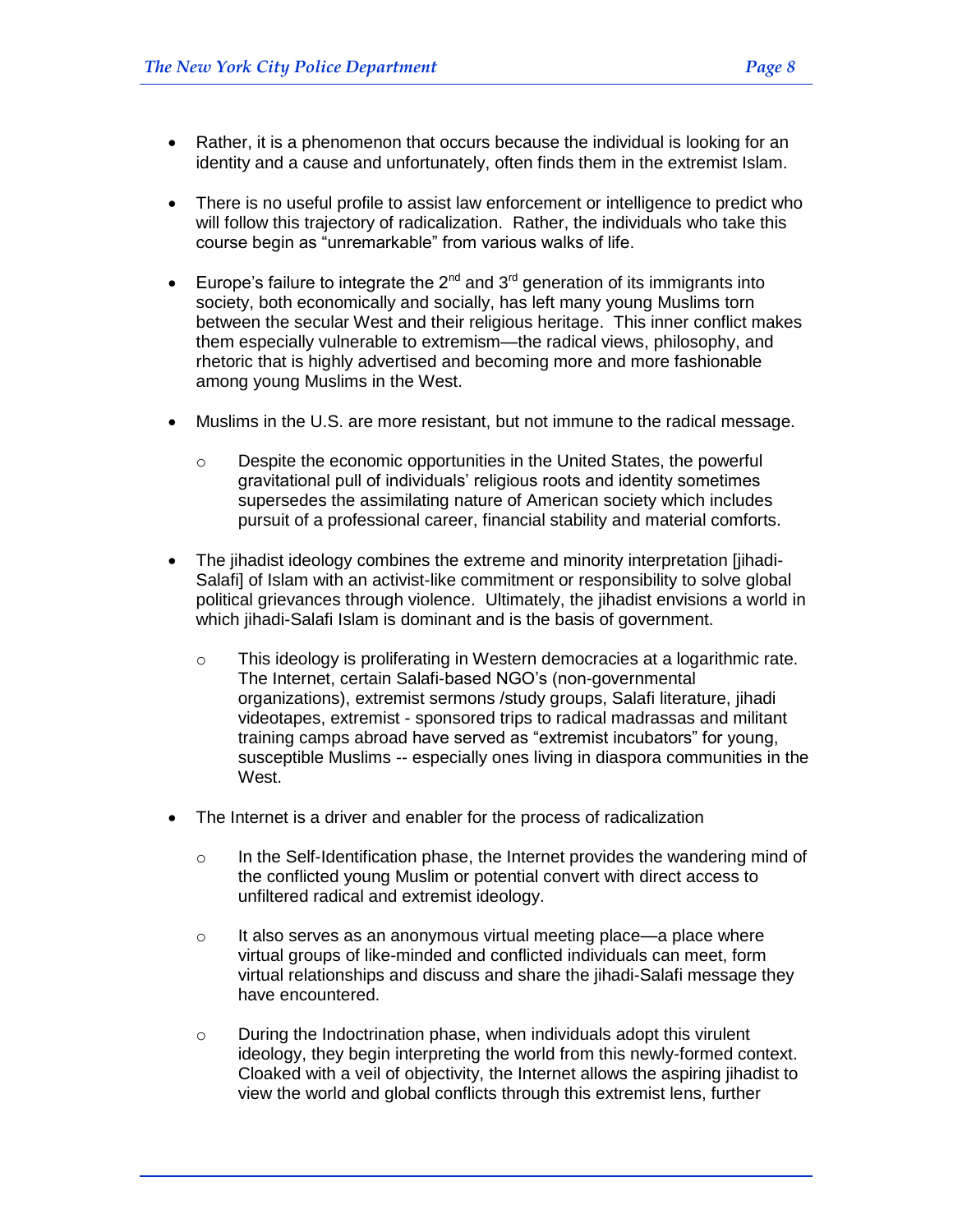- Rather, it is a phenomenon that occurs because the individual is looking for an identity and a cause and unfortunately, often finds them in the extremist Islam.

- There is no useful profile to assist law enforcement or intelligence to predict who will follow this trajectory of radicalization. Rather, the individuals who take this course begin as "unremarkable" from various walks of life.

- Europe's failure to integrate the 2nd and 3rd generation of its immigrants into society, both economically and socially, has left many young Muslims torn between the secular West and their religious heritage. This inner conflict makes them especially vulnerable to extremism—the radical views, philosophy, and rhetoric that is highly advertised and becoming more and more fashionable among young Muslims in the West.

- Muslims in the U.S. are more resistant, but not immune to the radical message.
  - Despite the economic opportunities in the United States, the powerful gravitational pull of individuals' religious roots and identity sometimes supersedes the assimilating nature of American society which includes pursuit of a professional career, financial stability and material comforts.

- The jihadist ideology combines the extreme and minority interpretation [jihadi-Salafi] of Islam with an activist-like commitment or responsibility to solve global political grievances through violence. Ultimately, the jihadist envisions a world in which jihadi-Salafi Islam is dominant and is the basis of government.
  - This ideology is proliferating in Western democracies at a logarithmic rate. The Internet, certain Salafi-based NGO's (non-governmental organizations), extremist sermons /study groups, Salafi literature, jihadi videotapes, extremist - sponsored trips to radical madrassas and militant training camps abroad have served as "extremist incubators" for young, susceptible Muslims -- especially ones living in diaspora communities in the West.

- The Internet is a driver and enabler for the process of radicalization
  - In the Self-Identification phase, the Internet provides the wandering mind of the conflicted young Muslim or potential convert with direct access to unfiltered radical and extremist ideology.
  - It also serves as an anonymous virtual meeting place—a place where virtual groups of like-minded and conflicted individuals can meet, form virtual relationships and discuss and share the jihadi-Salafi message they have encountered.
  - During the Indoctrination phase, when individuals adopt this virulent ideology, they begin interpreting the world from this newly-formed context. Cloaked with a veil of objectivity, the Internet allows the aspiring jihadist to view the world and global conflicts through this extremist lens, further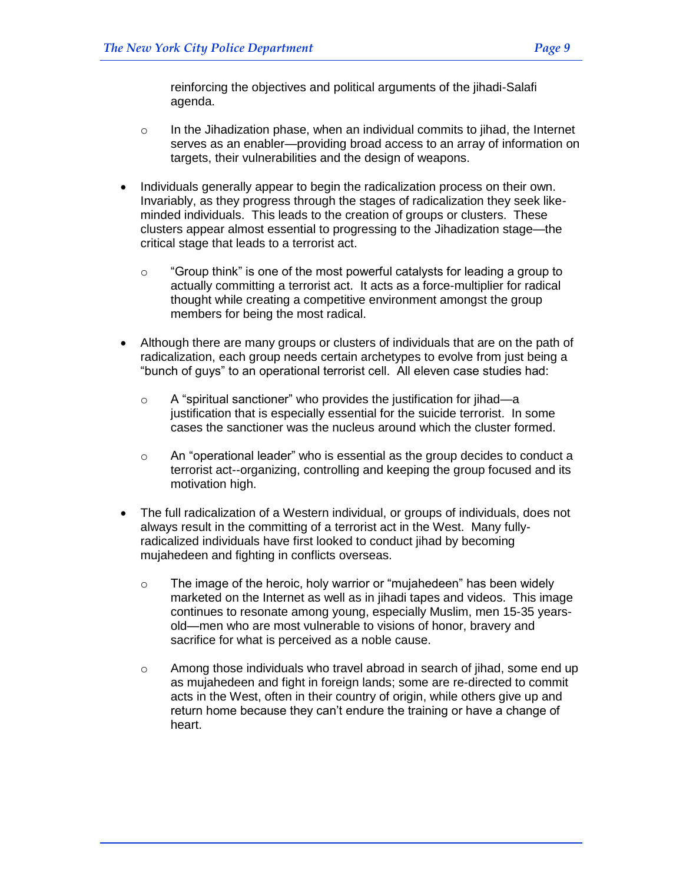reinforcing the objectives and political arguments of the jihadi-Salafi agenda.

  - In the Jihadization phase, when an individual commits to jihad, the Internet serves as an enabler—providing broad access to an array of information on targets, their vulnerabilities and the design of weapons.

- Individuals generally appear to begin the radicalization process on their own. Invariably, as they progress through the stages of radicalization they seek like-minded individuals. This leads to the creation of groups or clusters. These clusters appear almost essential to progressing to the Jihadization stage—the critical stage that leads to a terrorist act.

  - "Group think" is one of the most powerful catalysts for leading a group to actually committing a terrorist act. It acts as a force-multiplier for radical thought while creating a competitive environment amongst the group members for being the most radical.

- Although there are many groups or clusters of individuals that are on the path of radicalization, each group needs certain archetypes to evolve from just being a "bunch of guys" to an operational terrorist cell. All eleven case studies had:

  - A "spiritual sanctioner" who provides the justification for jihad—a justification that is especially essential for the suicide terrorist. In some cases the sanctioner was the nucleus around which the cluster formed.

  - An "operational leader" who is essential as the group decides to conduct a terrorist act--organizing, controlling and keeping the group focused and its motivation high.

- The full radicalization of a Western individual, or groups of individuals, does not always result in the committing of a terrorist act in the West. Many fully-radicalized individuals have first looked to conduct jihad by becoming mujahedeen and fighting in conflicts overseas.

  - The image of the heroic, holy warrior or "mujahedeen" has been widely marketed on the Internet as well as in jihadi tapes and videos. This image continues to resonate among young, especially Muslim, men 15-35 years-old—men who are most vulnerable to visions of honor, bravery and sacrifice for what is perceived as a noble cause.

  - Among those individuals who travel abroad in search of jihad, some end up as mujahedeen and fight in foreign lands; some are re-directed to commit acts in the West, often in their country of origin, while others give up and return home because they can't endure the training or have a change of heart.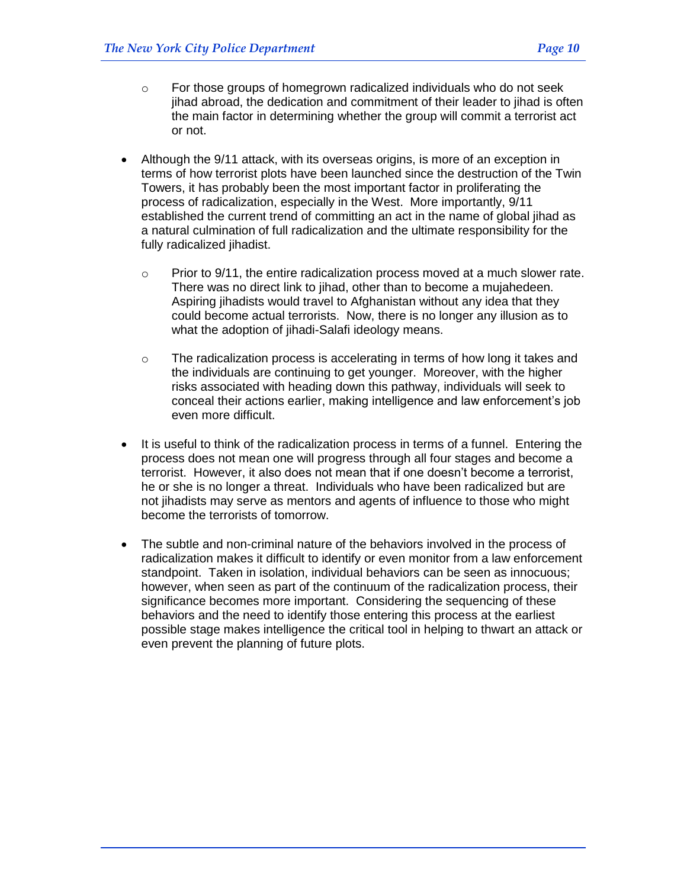- For those groups of homegrown radicalized individuals who do not seek jihad abroad, the dedication and commitment of their leader to jihad is often the main factor in determining whether the group will commit a terrorist act or not.

- Although the 9/11 attack, with its overseas origins, is more of an exception in terms of how terrorist plots have been launched since the destruction of the Twin Towers, it has probably been the most important factor in proliferating the process of radicalization, especially in the West. More importantly, 9/11 established the current trend of committing an act in the name of global jihad as a natural culmination of full radicalization and the ultimate responsibility for the fully radicalized jihadist.

  - Prior to 9/11, the entire radicalization process moved at a much slower rate. There was no direct link to jihad, other than to become a mujahedeen. Aspiring jihadists would travel to Afghanistan without any idea that they could become actual terrorists. Now, there is no longer any illusion as to what the adoption of jihadi-Salafi ideology means.

  - The radicalization process is accelerating in terms of how long it takes and the individuals are continuing to get younger. Moreover, with the higher risks associated with heading down this pathway, individuals will seek to conceal their actions earlier, making intelligence and law enforcement's job even more difficult.

- It is useful to think of the radicalization process in terms of a funnel. Entering the process does not mean one will progress through all four stages and become a terrorist. However, it also does not mean that if one doesn't become a terrorist, he or she is no longer a threat. Individuals who have been radicalized but are not jihadists may serve as mentors and agents of influence to those who might become the terrorists of tomorrow.

- The subtle and non-criminal nature of the behaviors involved in the process of radicalization makes it difficult to identify or even monitor from a law enforcement standpoint. Taken in isolation, individual behaviors can be seen as innocuous; however, when seen as part of the continuum of the radicalization process, their significance becomes more important. Considering the sequencing of these behaviors and the need to identify those entering this process at the earliest possible stage makes intelligence the critical tool in helping to thwart an attack or even prevent the planning of future plots.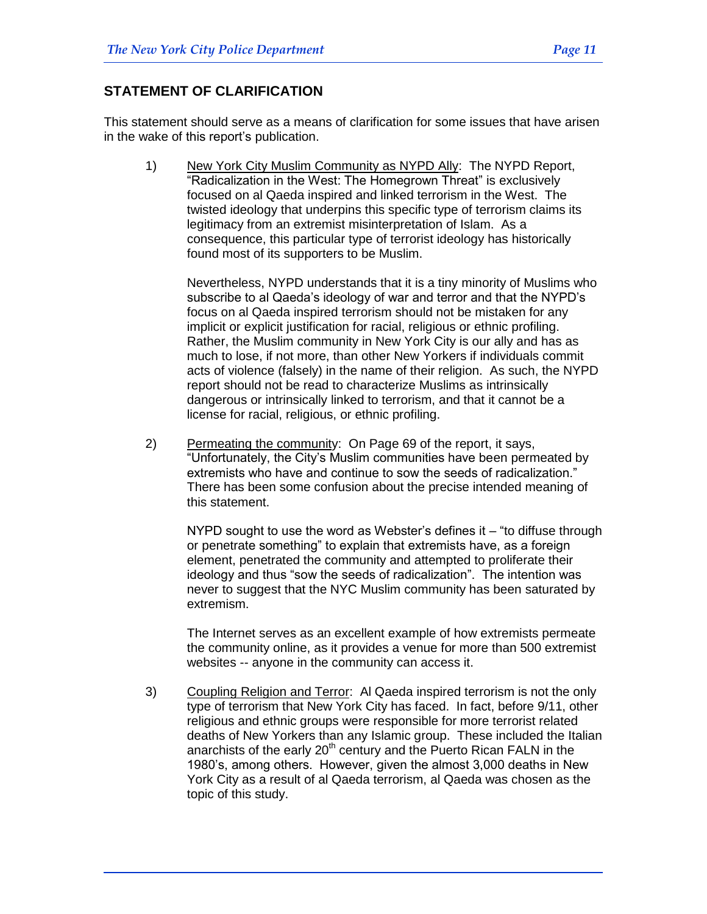## STATEMENT OF CLARIFICATION

This statement should serve as a means of clarification for some issues that have arisen in the wake of this report's publication.

1) New York City Muslim Community as NYPD Ally: The NYPD Report, "Radicalization in the West: The Homegrown Threat" is exclusively focused on al Qaeda inspired and linked terrorism in the West. The twisted ideology that underpins this specific type of terrorism claims its legitimacy from an extremist misinterpretation of Islam. As a consequence, this particular type of terrorist ideology has historically found most of its supporters to be Muslim.

   Nevertheless, NYPD understands that it is a tiny minority of Muslims who subscribe to al Qaeda's ideology of war and terror and that the NYPD's focus on al Qaeda inspired terrorism should not be mistaken for any implicit or explicit justification for racial, religious or ethnic profiling. Rather, the Muslim community in New York City is our ally and has as much to lose, if not more, than other New Yorkers if individuals commit acts of violence (falsely) in the name of their religion. As such, the NYPD report should not be read to characterize Muslims as intrinsically dangerous or intrinsically linked to terrorism, and that it cannot be a license for racial, religious, or ethnic profiling.

2) Permeating the community: On Page 69 of the report, it says, "Unfortunately, the City's Muslim communities have been permeated by extremists who have and continue to sow the seeds of radicalization." There has been some confusion about the precise intended meaning of this statement.

   NYPD sought to use the word as Webster's defines it – "to diffuse through or penetrate something" to explain that extremists have, as a foreign element, penetrated the community and attempted to proliferate their ideology and thus "sow the seeds of radicalization". The intention was never to suggest that the NYC Muslim community has been saturated by extremism.

   The Internet serves as an excellent example of how extremists permeate the community online, as it provides a venue for more than 500 extremist websites -- anyone in the community can access it.

3) Coupling Religion and Terror: Al Qaeda inspired terrorism is not the only type of terrorism that New York City has faced. In fact, before 9/11, other religious and ethnic groups were responsible for more terrorist related deaths of New Yorkers than any Islamic group. These included the Italian anarchists of the early 20th century and the Puerto Rican FALN in the 1980's, among others. However, given the almost 3,000 deaths in New York City as a result of al Qaeda terrorism, al Qaeda was chosen as the topic of this study.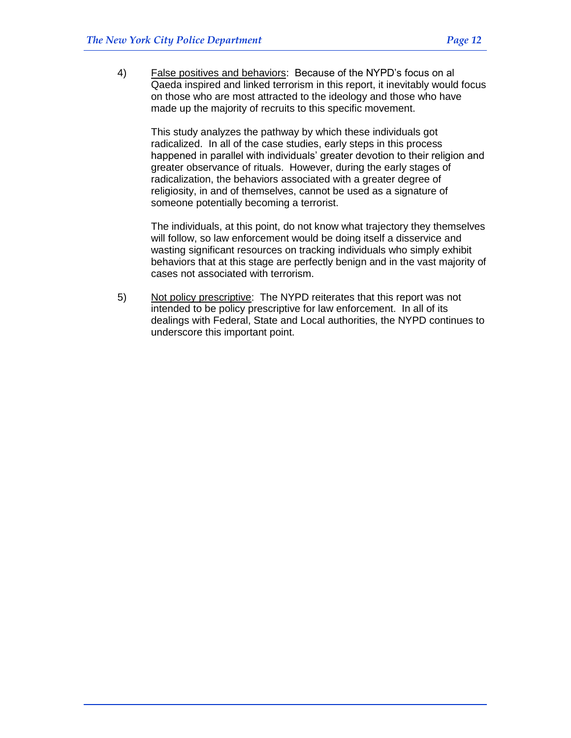4) <u>False positives and behaviors</u>: Because of the NYPD's focus on al Qaeda inspired and linked terrorism in this report, it inevitably would focus on those who are most attracted to the ideology and those who have made up the majority of recruits to this specific movement.

   This study analyzes the pathway by which these individuals got radicalized. In all of the case studies, early steps in this process happened in parallel with individuals' greater devotion to their religion and greater observance of rituals. However, during the early stages of radicalization, the behaviors associated with a greater degree of religiosity, in and of themselves, cannot be used as a signature of someone potentially becoming a terrorist.

   The individuals, at this point, do not know what trajectory they themselves will follow, so law enforcement would be doing itself a disservice and wasting significant resources on tracking individuals who simply exhibit behaviors that at this stage are perfectly benign and in the vast majority of cases not associated with terrorism.

5) <u>Not policy prescriptive</u>: The NYPD reiterates that this report was not intended to be policy prescriptive for law enforcement. In all of its dealings with Federal, State and Local authorities, the NYPD continues to underscore this important point.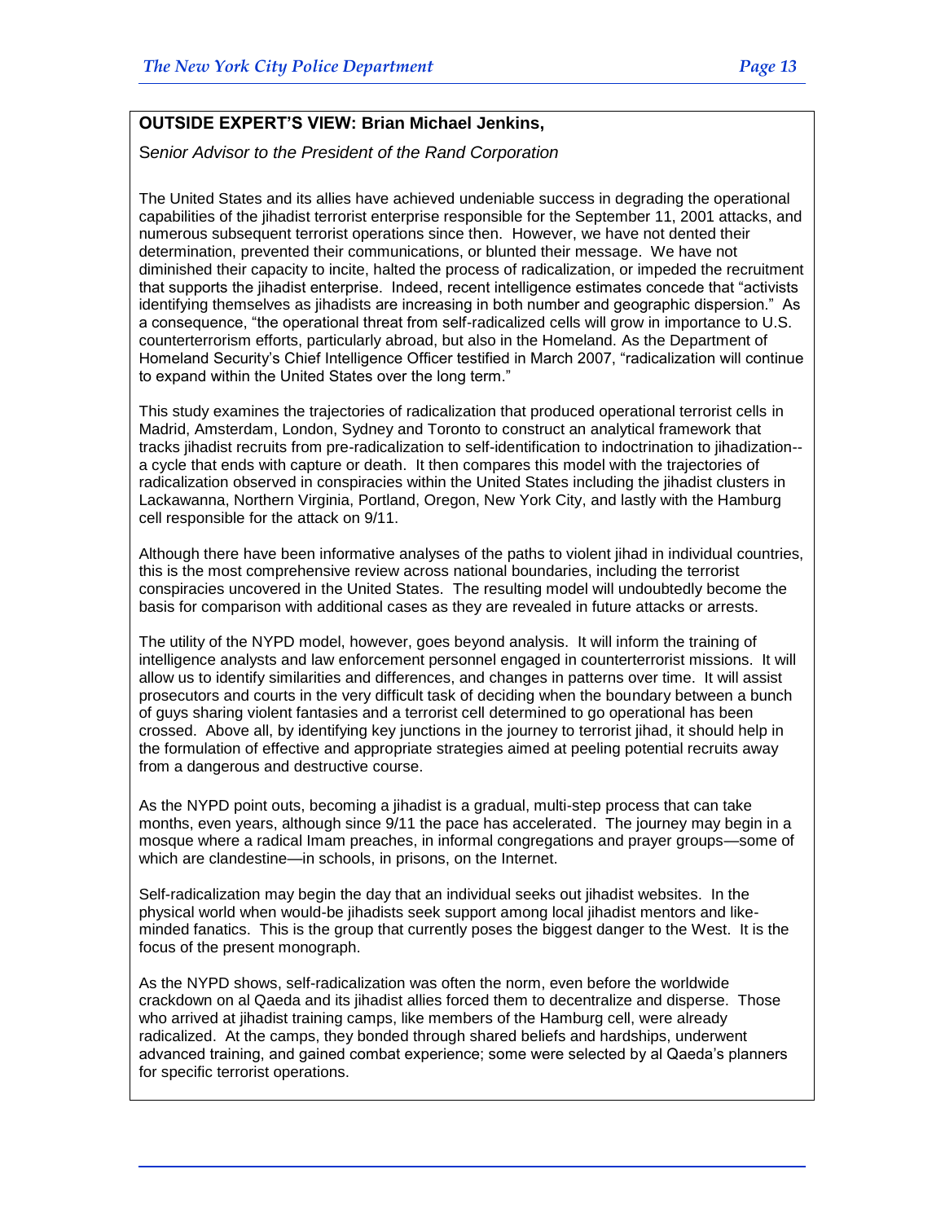**OUTSIDE EXPERT'S VIEW: Brian Michael Jenkins,**

*Senior Advisor to the President of the Rand Corporation*

The United States and its allies have achieved undeniable success in degrading the operational capabilities of the jihadist terrorist enterprise responsible for the September 11, 2001 attacks, and numerous subsequent terrorist operations since then. However, we have not dented their determination, prevented their communications, or blunted their message. We have not diminished their capacity to incite, halted the process of radicalization, or impeded the recruitment that supports the jihadist enterprise. Indeed, recent intelligence estimates concede that "activists identifying themselves as jihadists are increasing in both number and geographic dispersion." As a consequence, "the operational threat from self-radicalized cells will grow in importance to U.S. counterterrorism efforts, particularly abroad, but also in the Homeland. As the Department of Homeland Security's Chief Intelligence Officer testified in March 2007, "radicalization will continue to expand within the United States over the long term."

This study examines the trajectories of radicalization that produced operational terrorist cells in Madrid, Amsterdam, London, Sydney and Toronto to construct an analytical framework that tracks jihadist recruits from pre-radicalization to self-identification to indoctrination to jihadization--a cycle that ends with capture or death. It then compares this model with the trajectories of radicalization observed in conspiracies within the United States including the jihadist clusters in Lackawanna, Northern Virginia, Portland, Oregon, New York City, and lastly with the Hamburg cell responsible for the attack on 9/11.

Although there have been informative analyses of the paths to violent jihad in individual countries, this is the most comprehensive review across national boundaries, including the terrorist conspiracies uncovered in the United States. The resulting model will undoubtedly become the basis for comparison with additional cases as they are revealed in future attacks or arrests.

The utility of the NYPD model, however, goes beyond analysis. It will inform the training of intelligence analysts and law enforcement personnel engaged in counterterrorist missions. It will allow us to identify similarities and differences, and changes in patterns over time. It will assist prosecutors and courts in the very difficult task of deciding when the boundary between a bunch of guys sharing violent fantasies and a terrorist cell determined to go operational has been crossed. Above all, by identifying key junctions in the journey to terrorist jihad, it should help in the formulation of effective and appropriate strategies aimed at peeling potential recruits away from a dangerous and destructive course.

As the NYPD point outs, becoming a jihadist is a gradual, multi-step process that can take months, even years, although since 9/11 the pace has accelerated. The journey may begin in a mosque where a radical Imam preaches, in informal congregations and prayer groups—some of which are clandestine—in schools, in prisons, on the Internet.

Self-radicalization may begin the day that an individual seeks out jihadist websites. In the physical world when would-be jihadists seek support among local jihadist mentors and like-minded fanatics. This is the group that currently poses the biggest danger to the West. It is the focus of the present monograph.

As the NYPD shows, self-radicalization was often the norm, even before the worldwide crackdown on al Qaeda and its jihadist allies forced them to decentralize and disperse. Those who arrived at jihadist training camps, like members of the Hamburg cell, were already radicalized. At the camps, they bonded through shared beliefs and hardships, underwent advanced training, and gained combat experience; some were selected by al Qaeda's planners for specific terrorist operations.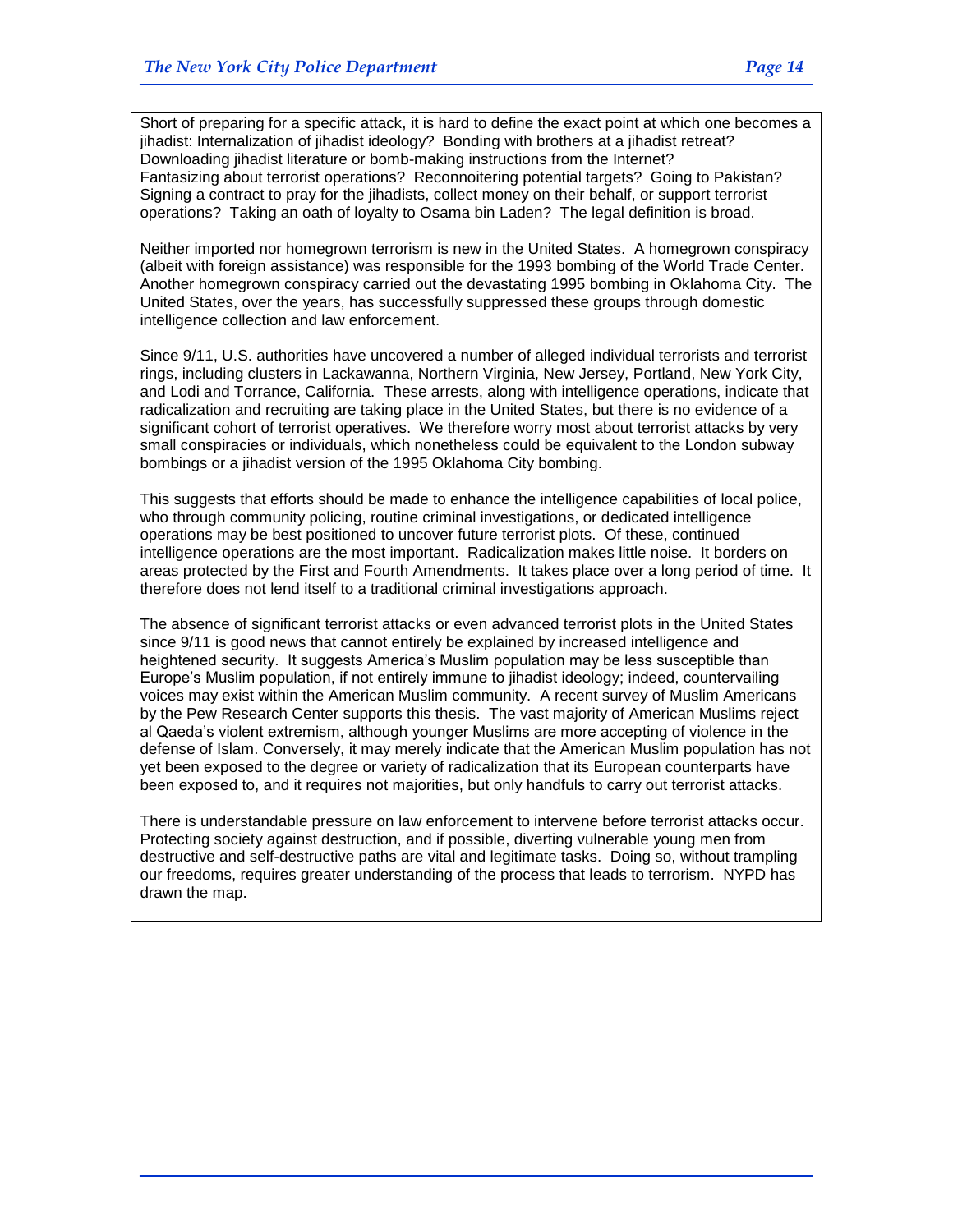Short of preparing for a specific attack, it is hard to define the exact point at which one becomes a jihadist: Internalization of jihadist ideology? Bonding with brothers at a jihadist retreat? Downloading jihadist literature or bomb-making instructions from the Internet? Fantasizing about terrorist operations? Reconnoitering potential targets? Going to Pakistan? Signing a contract to pray for the jihadists, collect money on their behalf, or support terrorist operations? Taking an oath of loyalty to Osama bin Laden? The legal definition is broad.

Neither imported nor homegrown terrorism is new in the United States. A homegrown conspiracy (albeit with foreign assistance) was responsible for the 1993 bombing of the World Trade Center. Another homegrown conspiracy carried out the devastating 1995 bombing in Oklahoma City. The United States, over the years, has successfully suppressed these groups through domestic intelligence collection and law enforcement.

Since 9/11, U.S. authorities have uncovered a number of alleged individual terrorists and terrorist rings, including clusters in Lackawanna, Northern Virginia, New Jersey, Portland, New York City, and Lodi and Torrance, California. These arrests, along with intelligence operations, indicate that radicalization and recruiting are taking place in the United States, but there is no evidence of a significant cohort of terrorist operatives. We therefore worry most about terrorist attacks by very small conspiracies or individuals, which nonetheless could be equivalent to the London subway bombings or a jihadist version of the 1995 Oklahoma City bombing.

This suggests that efforts should be made to enhance the intelligence capabilities of local police, who through community policing, routine criminal investigations, or dedicated intelligence operations may be best positioned to uncover future terrorist plots. Of these, continued intelligence operations are the most important. Radicalization makes little noise. It borders on areas protected by the First and Fourth Amendments. It takes place over a long period of time. It therefore does not lend itself to a traditional criminal investigations approach.

The absence of significant terrorist attacks or even advanced terrorist plots in the United States since 9/11 is good news that cannot entirely be explained by increased intelligence and heightened security. It suggests America's Muslim population may be less susceptible than Europe's Muslim population, if not entirely immune to jihadist ideology; indeed, countervailing voices may exist within the American Muslim community. A recent survey of Muslim Americans by the Pew Research Center supports this thesis. The vast majority of American Muslims reject al Qaeda's violent extremism, although younger Muslims are more accepting of violence in the defense of Islam. Conversely, it may merely indicate that the American Muslim population has not yet been exposed to the degree or variety of radicalization that its European counterparts have been exposed to, and it requires not majorities, but only handfuls to carry out terrorist attacks.

There is understandable pressure on law enforcement to intervene before terrorist attacks occur. Protecting society against destruction, and if possible, diverting vulnerable young men from destructive and self-destructive paths are vital and legitimate tasks. Doing so, without trampling our freedoms, requires greater understanding of the process that leads to terrorism. NYPD has drawn the map.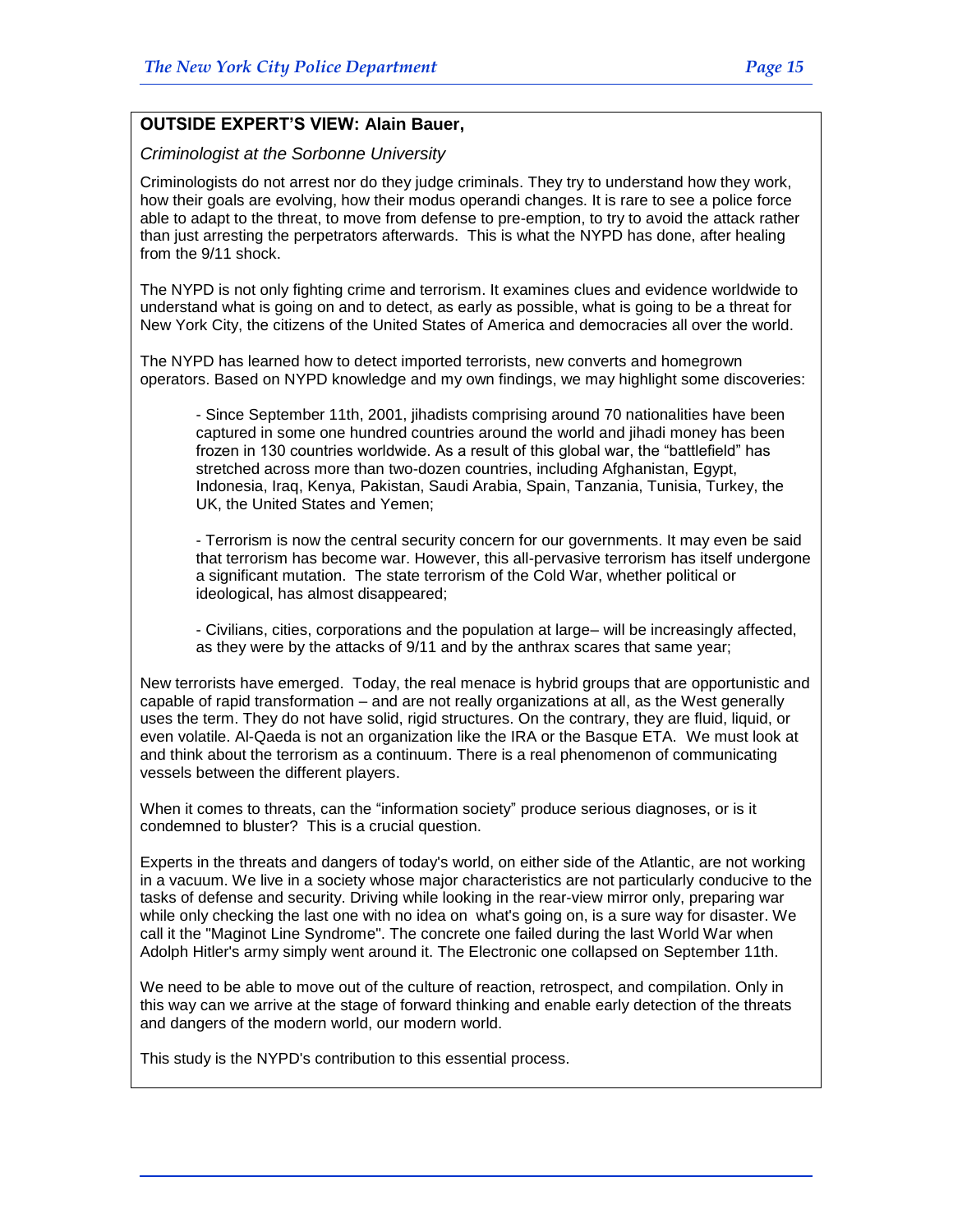**OUTSIDE EXPERT'S VIEW: Alain Bauer,**

*Criminologist at the Sorbonne University*

Criminologists do not arrest nor do they judge criminals. They try to understand how they work, how their goals are evolving, how their modus operandi changes. It is rare to see a police force able to adapt to the threat, to move from defense to pre-emption, to try to avoid the attack rather than just arresting the perpetrators afterwards. This is what the NYPD has done, after healing from the 9/11 shock.

The NYPD is not only fighting crime and terrorism. It examines clues and evidence worldwide to understand what is going on and to detect, as early as possible, what is going to be a threat for New York City, the citizens of the United States of America and democracies all over the world.

The NYPD has learned how to detect imported terrorists, new converts and homegrown operators. Based on NYPD knowledge and my own findings, we may highlight some discoveries:

- Since September 11th, 2001, jihadists comprising around 70 nationalities have been captured in some one hundred countries around the world and jihadi money has been frozen in 130 countries worldwide. As a result of this global war, the "battlefield" has stretched across more than two-dozen countries, including Afghanistan, Egypt, Indonesia, Iraq, Kenya, Pakistan, Saudi Arabia, Spain, Tanzania, Tunisia, Turkey, the UK, the United States and Yemen;

- Terrorism is now the central security concern for our governments. It may even be said that terrorism has become war. However, this all-pervasive terrorism has itself undergone a significant mutation. The state terrorism of the Cold War, whether political or ideological, has almost disappeared;

- Civilians, cities, corporations and the population at large– will be increasingly affected, as they were by the attacks of 9/11 and by the anthrax scares that same year;

New terrorists have emerged. Today, the real menace is hybrid groups that are opportunistic and capable of rapid transformation – and are not really organizations at all, as the West generally uses the term. They do not have solid, rigid structures. On the contrary, they are fluid, liquid, or even volatile. Al-Qaeda is not an organization like the IRA or the Basque ETA. We must look at and think about the terrorism as a continuum. There is a real phenomenon of communicating vessels between the different players.

When it comes to threats, can the "information society" produce serious diagnoses, or is it condemned to bluster? This is a crucial question.

Experts in the threats and dangers of today's world, on either side of the Atlantic, are not working in a vacuum. We live in a society whose major characteristics are not particularly conducive to the tasks of defense and security. Driving while looking in the rear-view mirror only, preparing war while only checking the last one with no idea on what's going on, is a sure way for disaster. We call it the "Maginot Line Syndrome". The concrete one failed during the last World War when Adolph Hitler's army simply went around it. The Electronic one collapsed on September 11th.

We need to be able to move out of the culture of reaction, retrospect, and compilation. Only in this way can we arrive at the stage of forward thinking and enable early detection of the threats and dangers of the modern world, our modern world.

This study is the NYPD's contribution to this essential process.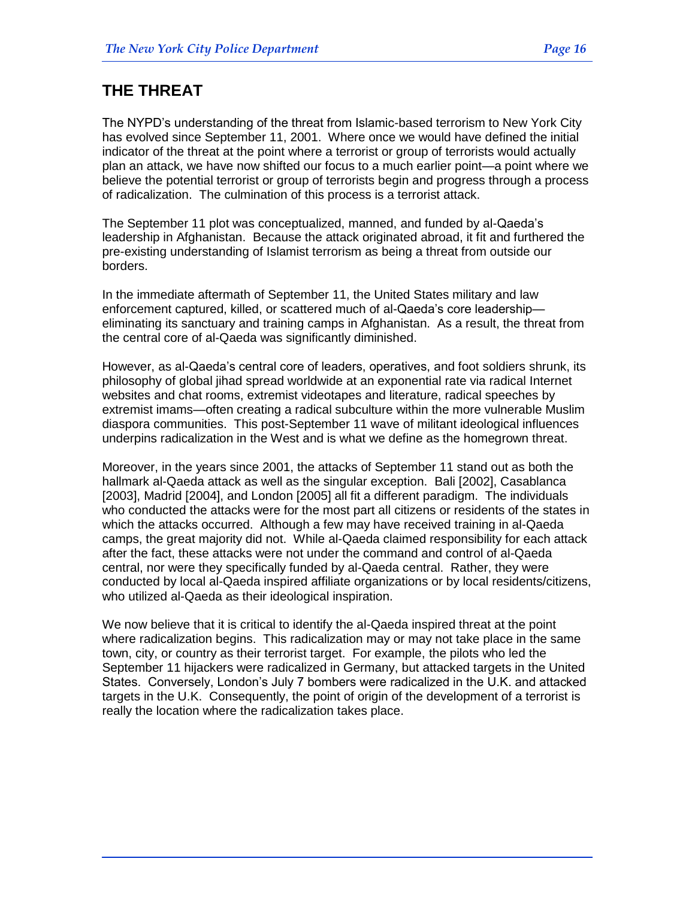## THE THREAT

The NYPD's understanding of the threat from Islamic-based terrorism to New York City has evolved since September 11, 2001. Where once we would have defined the initial indicator of the threat at the point where a terrorist or group of terrorists would actually plan an attack, we have now shifted our focus to a much earlier point—a point where we believe the potential terrorist or group of terrorists begin and progress through a process of radicalization. The culmination of this process is a terrorist attack.

The September 11 plot was conceptualized, manned, and funded by al-Qaeda's leadership in Afghanistan. Because the attack originated abroad, it fit and furthered the pre-existing understanding of Islamist terrorism as being a threat from outside our borders.

In the immediate aftermath of September 11, the United States military and law enforcement captured, killed, or scattered much of al-Qaeda's core leadership—eliminating its sanctuary and training camps in Afghanistan. As a result, the threat from the central core of al-Qaeda was significantly diminished.

However, as al-Qaeda's central core of leaders, operatives, and foot soldiers shrunk, its philosophy of global jihad spread worldwide at an exponential rate via radical Internet websites and chat rooms, extremist videotapes and literature, radical speeches by extremist imams—often creating a radical subculture within the more vulnerable Muslim diaspora communities. This post-September 11 wave of militant ideological influences underpins radicalization in the West and is what we define as the homegrown threat.

Moreover, in the years since 2001, the attacks of September 11 stand out as both the hallmark al-Qaeda attack as well as the singular exception. Bali [2002], Casablanca [2003], Madrid [2004], and London [2005] all fit a different paradigm. The individuals who conducted the attacks were for the most part all citizens or residents of the states in which the attacks occurred. Although a few may have received training in al-Qaeda camps, the great majority did not. While al-Qaeda claimed responsibility for each attack after the fact, these attacks were not under the command and control of al-Qaeda central, nor were they specifically funded by al-Qaeda central. Rather, they were conducted by local al-Qaeda inspired affiliate organizations or by local residents/citizens, who utilized al-Qaeda as their ideological inspiration.

We now believe that it is critical to identify the al-Qaeda inspired threat at the point where radicalization begins. This radicalization may or may not take place in the same town, city, or country as their terrorist target. For example, the pilots who led the September 11 hijackers were radicalized in Germany, but attacked targets in the United States. Conversely, London's July 7 bombers were radicalized in the U.K. and attacked targets in the U.K. Consequently, the point of origin of the development of a terrorist is really the location where the radicalization takes place.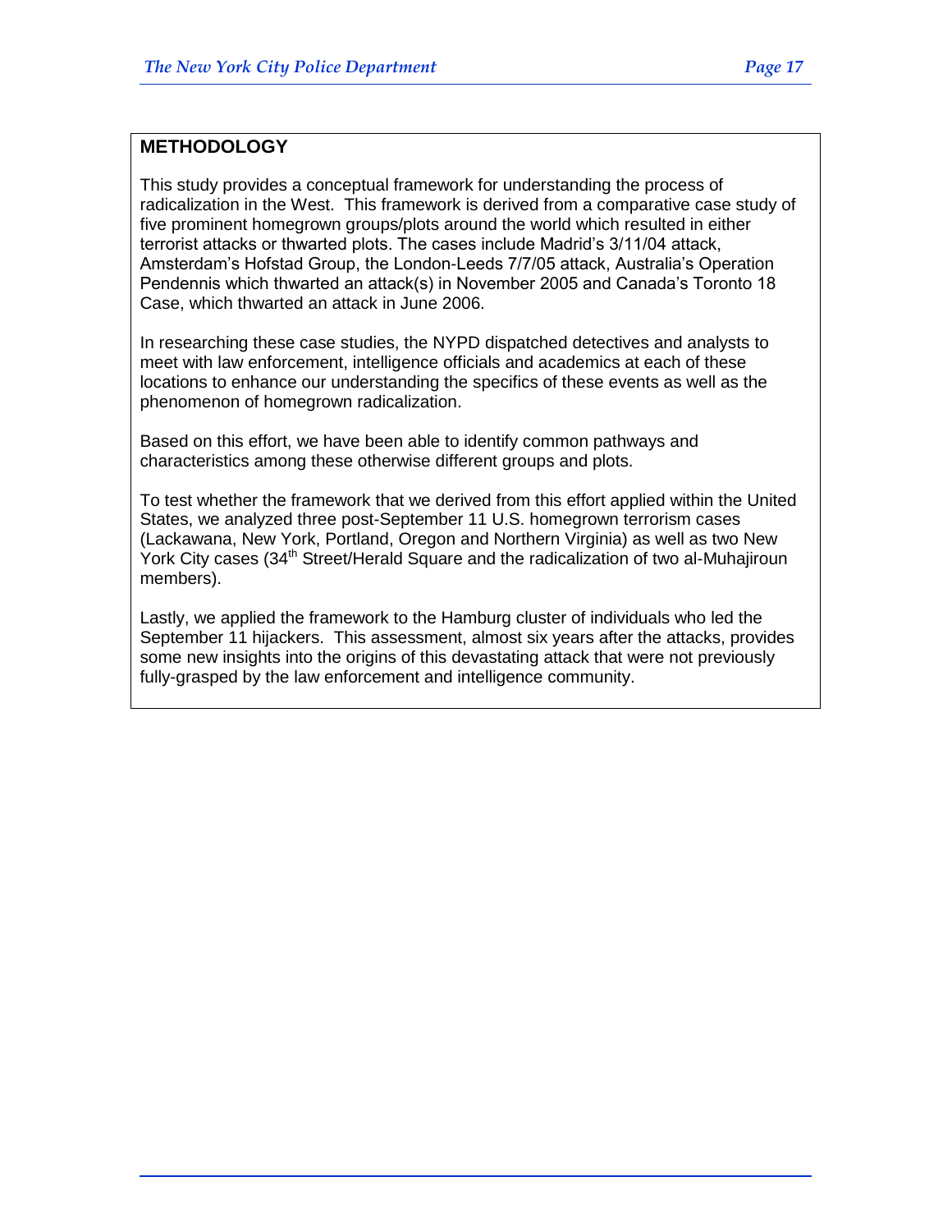## METHODOLOGY

This study provides a conceptual framework for understanding the process of radicalization in the West. This framework is derived from a comparative case study of five prominent homegrown groups/plots around the world which resulted in either terrorist attacks or thwarted plots. The cases include Madrid's 3/11/04 attack, Amsterdam's Hofstad Group, the London-Leeds 7/7/05 attack, Australia's Operation Pendennis which thwarted an attack(s) in November 2005 and Canada's Toronto 18 Case, which thwarted an attack in June 2006.

In researching these case studies, the NYPD dispatched detectives and analysts to meet with law enforcement, intelligence officials and academics at each of these locations to enhance our understanding the specifics of these events as well as the phenomenon of homegrown radicalization.

Based on this effort, we have been able to identify common pathways and characteristics among these otherwise different groups and plots.

To test whether the framework that we derived from this effort applied within the United States, we analyzed three post-September 11 U.S. homegrown terrorism cases (Lackawana, New York, Portland, Oregon and Northern Virginia) as well as two New York City cases (34th Street/Herald Square and the radicalization of two al-Muhajiroun members).

Lastly, we applied the framework to the Hamburg cluster of individuals who led the September 11 hijackers. This assessment, almost six years after the attacks, provides some new insights into the origins of this devastating attack that were not previously fully-grasped by the law enforcement and intelligence community.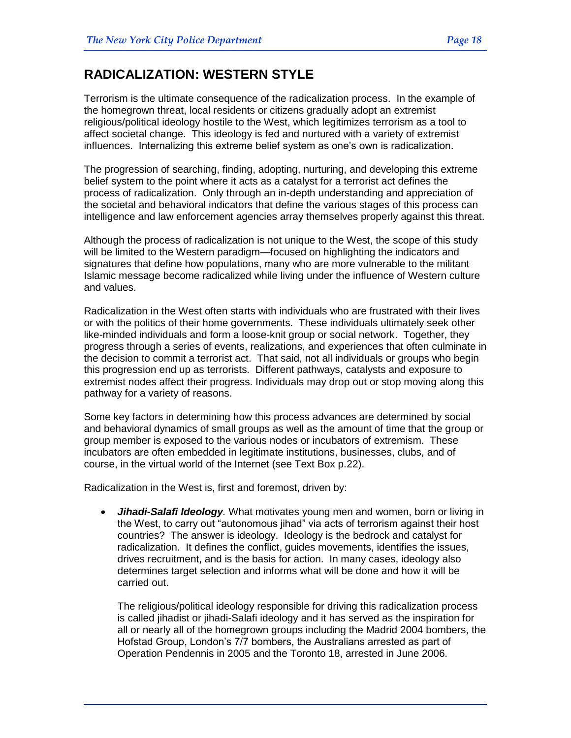## RADICALIZATION: WESTERN STYLE

Terrorism is the ultimate consequence of the radicalization process. In the example of the homegrown threat, local residents or citizens gradually adopt an extremist religious/political ideology hostile to the West, which legitimizes terrorism as a tool to affect societal change. This ideology is fed and nurtured with a variety of extremist influences. Internalizing this extreme belief system as one's own is radicalization.

The progression of searching, finding, adopting, nurturing, and developing this extreme belief system to the point where it acts as a catalyst for a terrorist act defines the process of radicalization. Only through an in-depth understanding and appreciation of the societal and behavioral indicators that define the various stages of this process can intelligence and law enforcement agencies array themselves properly against this threat.

Although the process of radicalization is not unique to the West, the scope of this study will be limited to the Western paradigm—focused on highlighting the indicators and signatures that define how populations, many who are more vulnerable to the militant Islamic message become radicalized while living under the influence of Western culture and values.

Radicalization in the West often starts with individuals who are frustrated with their lives or with the politics of their home governments. These individuals ultimately seek other like-minded individuals and form a loose-knit group or social network. Together, they progress through a series of events, realizations, and experiences that often culminate in the decision to commit a terrorist act. That said, not all individuals or groups who begin this progression end up as terrorists. Different pathways, catalysts and exposure to extremist nodes affect their progress. Individuals may drop out or stop moving along this pathway for a variety of reasons.

Some key factors in determining how this process advances are determined by social and behavioral dynamics of small groups as well as the amount of time that the group or group member is exposed to the various nodes or incubators of extremism. These incubators are often embedded in legitimate institutions, businesses, clubs, and of course, in the virtual world of the Internet (see Text Box p.22).

Radicalization in the West is, first and foremost, driven by:

- ***Jihadi-Salafi Ideology***. What motivates young men and women, born or living in the West, to carry out "autonomous jihad" via acts of terrorism against their host countries? The answer is ideology. Ideology is the bedrock and catalyst for radicalization. It defines the conflict, guides movements, identifies the issues, drives recruitment, and is the basis for action. In many cases, ideology also determines target selection and informs what will be done and how it will be carried out.

  The religious/political ideology responsible for driving this radicalization process is called jihadist or jihadi-Salafi ideology and it has served as the inspiration for all or nearly all of the homegrown groups including the Madrid 2004 bombers, the Hofstad Group, London's 7/7 bombers, the Australians arrested as part of Operation Pendennis in 2005 and the Toronto 18, arrested in June 2006.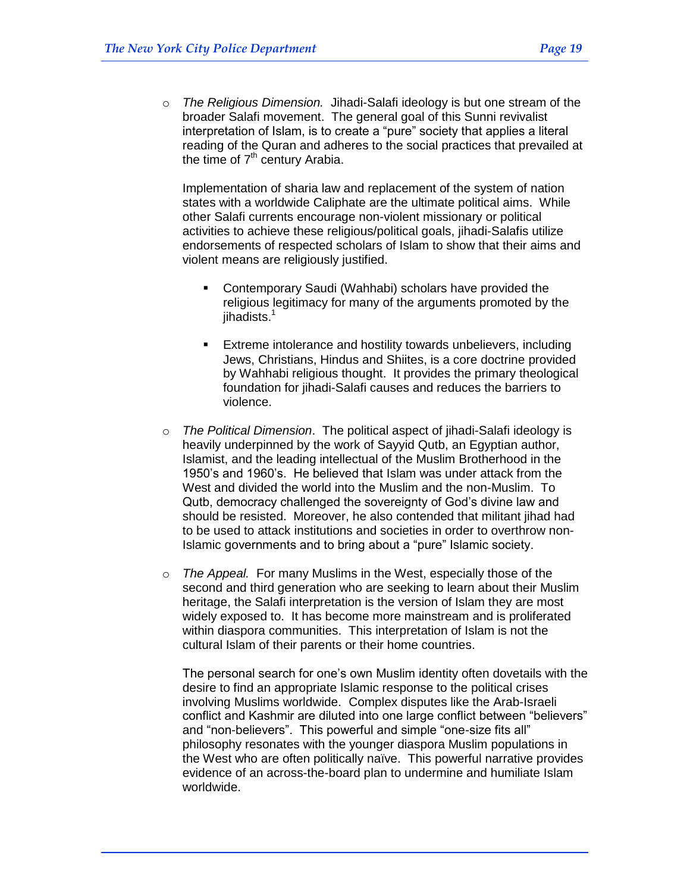- *The Religious Dimension.* Jihadi-Salafi ideology is but one stream of the broader Salafi movement. The general goal of this Sunni revivalist interpretation of Islam, is to create a "pure" society that applies a literal reading of the Quran and adheres to the social practices that prevailed at the time of 7th century Arabia.

  Implementation of sharia law and replacement of the system of nation states with a worldwide Caliphate are the ultimate political aims. While other Salafi currents encourage non-violent missionary or political activities to achieve these religious/political goals, jihadi-Salafis utilize endorsements of respected scholars of Islam to show that their aims and violent means are religiously justified.

  - Contemporary Saudi (Wahhabi) scholars have provided the religious legitimacy for many of the arguments promoted by the jihadists.[1]

  - Extreme intolerance and hostility towards unbelievers, including Jews, Christians, Hindus and Shiites, is a core doctrine provided by Wahhabi religious thought. It provides the primary theological foundation for jihadi-Salafi causes and reduces the barriers to violence.

- *The Political Dimension*. The political aspect of jihadi-Salafi ideology is heavily underpinned by the work of Sayyid Qutb, an Egyptian author, Islamist, and the leading intellectual of the Muslim Brotherhood in the 1950's and 1960's. He believed that Islam was under attack from the West and divided the world into the Muslim and the non-Muslim. To Qutb, democracy challenged the sovereignty of God's divine law and should be resisted. Moreover, he also contended that militant jihad had to be used to attack institutions and societies in order to overthrow non-Islamic governments and to bring about a "pure" Islamic society.

- *The Appeal.* For many Muslims in the West, especially those of the second and third generation who are seeking to learn about their Muslim heritage, the Salafi interpretation is the version of Islam they are most widely exposed to. It has become more mainstream and is proliferated within diaspora communities. This interpretation of Islam is not the cultural Islam of their parents or their home countries.

  The personal search for one's own Muslim identity often dovetails with the desire to find an appropriate Islamic response to the political crises involving Muslims worldwide. Complex disputes like the Arab-Israeli conflict and Kashmir are diluted into one large conflict between "believers" and "non-believers". This powerful and simple "one-size fits all" philosophy resonates with the younger diaspora Muslim populations in the West who are often politically naïve. This powerful narrative provides evidence of an across-the-board plan to undermine and humiliate Islam worldwide.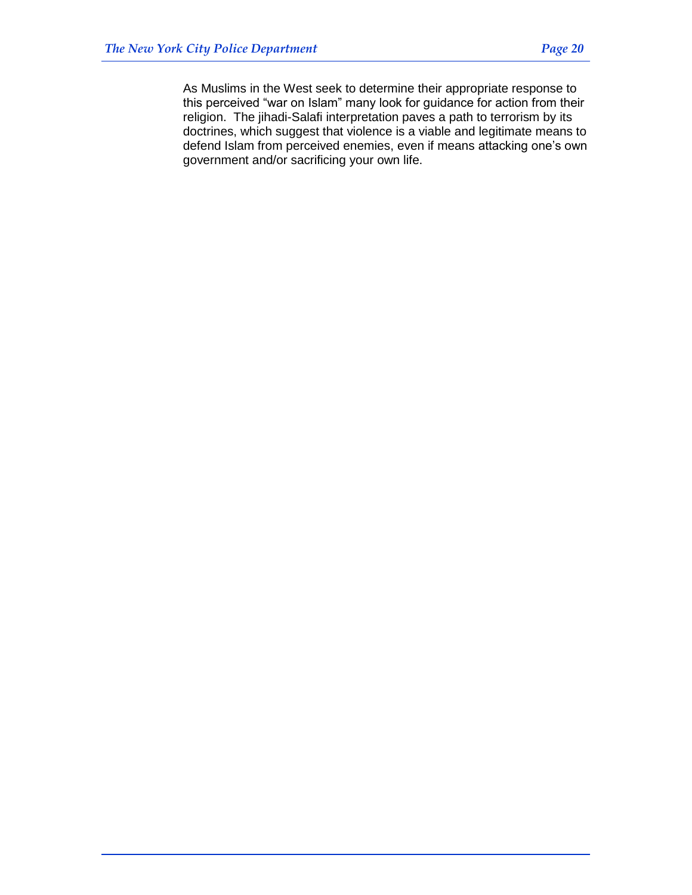As Muslims in the West seek to determine their appropriate response to this perceived "war on Islam" many look for guidance for action from their religion. The jihadi-Salafi interpretation paves a path to terrorism by its doctrines, which suggest that violence is a viable and legitimate means to defend Islam from perceived enemies, even if means attacking one's own government and/or sacrificing your own life.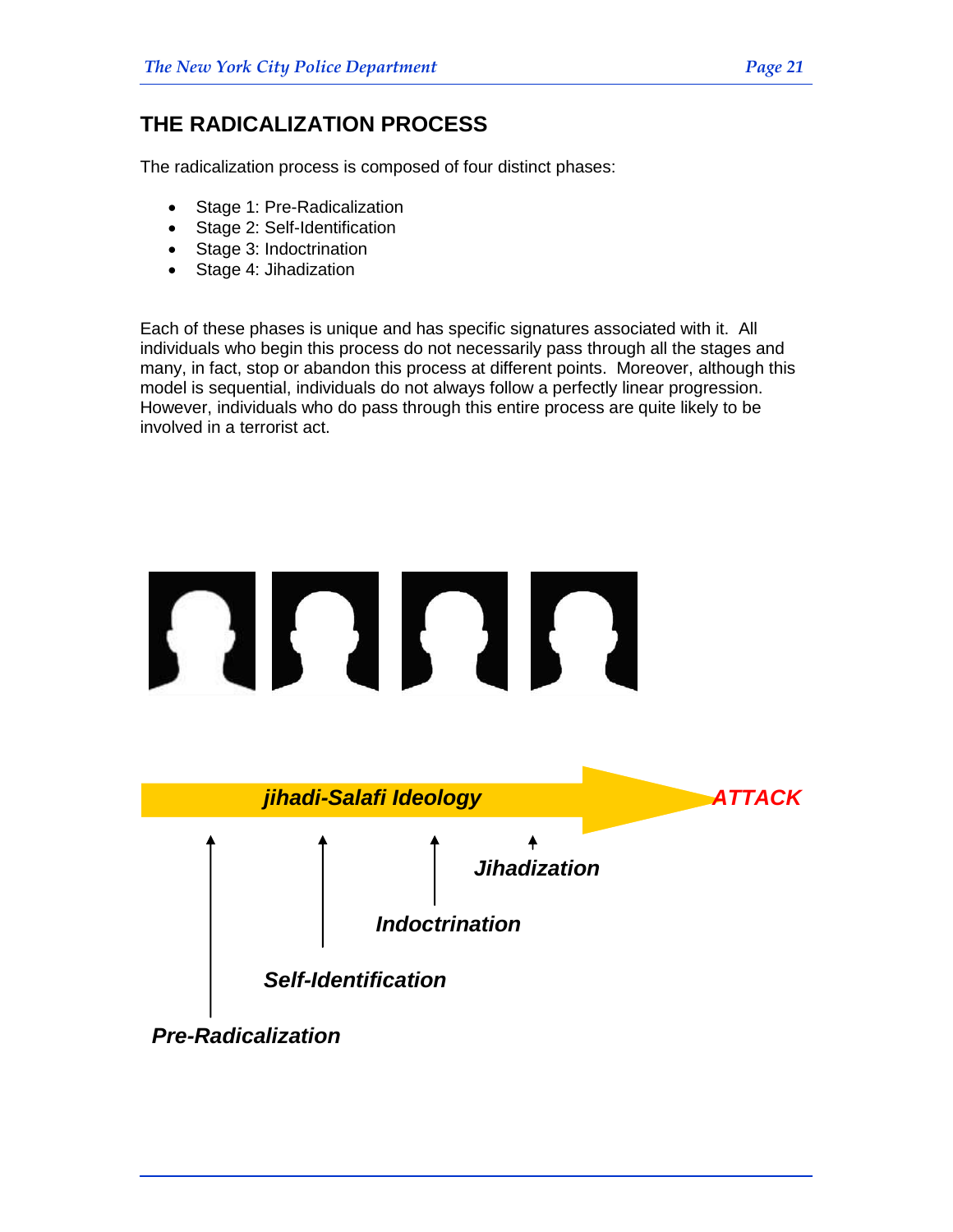## THE RADICALIZATION PROCESS

The radicalization process is composed of four distinct phases:

- Stage 1: Pre-Radicalization
- Stage 2: Self-Identification
- Stage 3: Indoctrination
- Stage 4: Jihadization

Each of these phases is unique and has specific signatures associated with it. All individuals who begin this process do not necessarily pass through all the stages and many, in fact, stop or abandon this process at different points. Moreover, although this model is sequential, individuals do not always follow a perfectly linear progression. However, individuals who do pass through this entire process are quite likely to be involved in a terrorist act.

***jihadi-Salafi Ideology*** → ***ATTACK***

***Jihadization***

***Indoctrination***

***Self-Identification***

***Pre-Radicalization***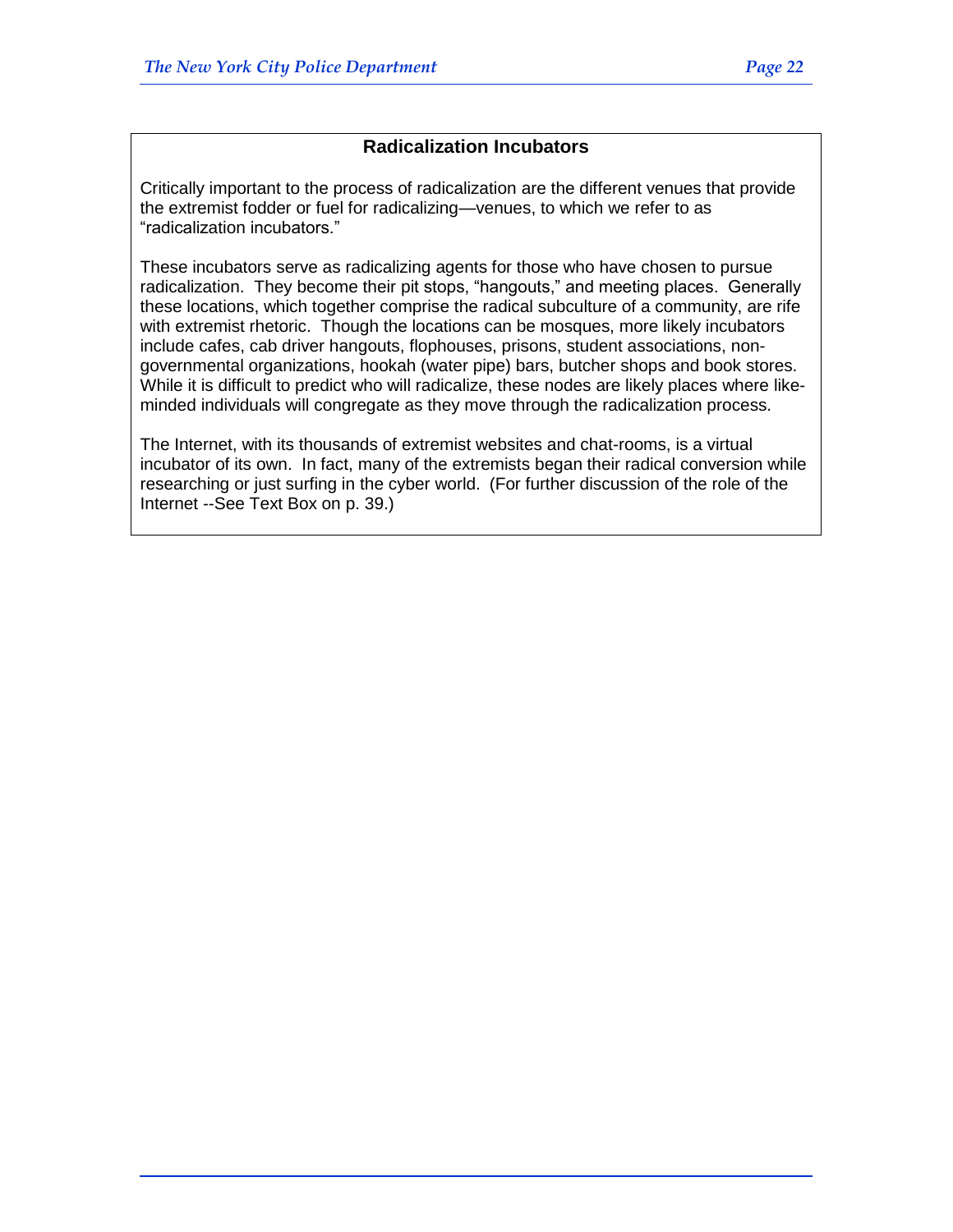## Radicalization Incubators

Critically important to the process of radicalization are the different venues that provide the extremist fodder or fuel for radicalizing—venues, to which we refer to as "radicalization incubators."

These incubators serve as radicalizing agents for those who have chosen to pursue radicalization. They become their pit stops, "hangouts," and meeting places. Generally these locations, which together comprise the radical subculture of a community, are rife with extremist rhetoric. Though the locations can be mosques, more likely incubators include cafes, cab driver hangouts, flophouses, prisons, student associations, non-governmental organizations, hookah (water pipe) bars, butcher shops and book stores. While it is difficult to predict who will radicalize, these nodes are likely places where like-minded individuals will congregate as they move through the radicalization process.

The Internet, with its thousands of extremist websites and chat-rooms, is a virtual incubator of its own. In fact, many of the extremists began their radical conversion while researching or just surfing in the cyber world. (For further discussion of the role of the Internet --See Text Box on p. 39.)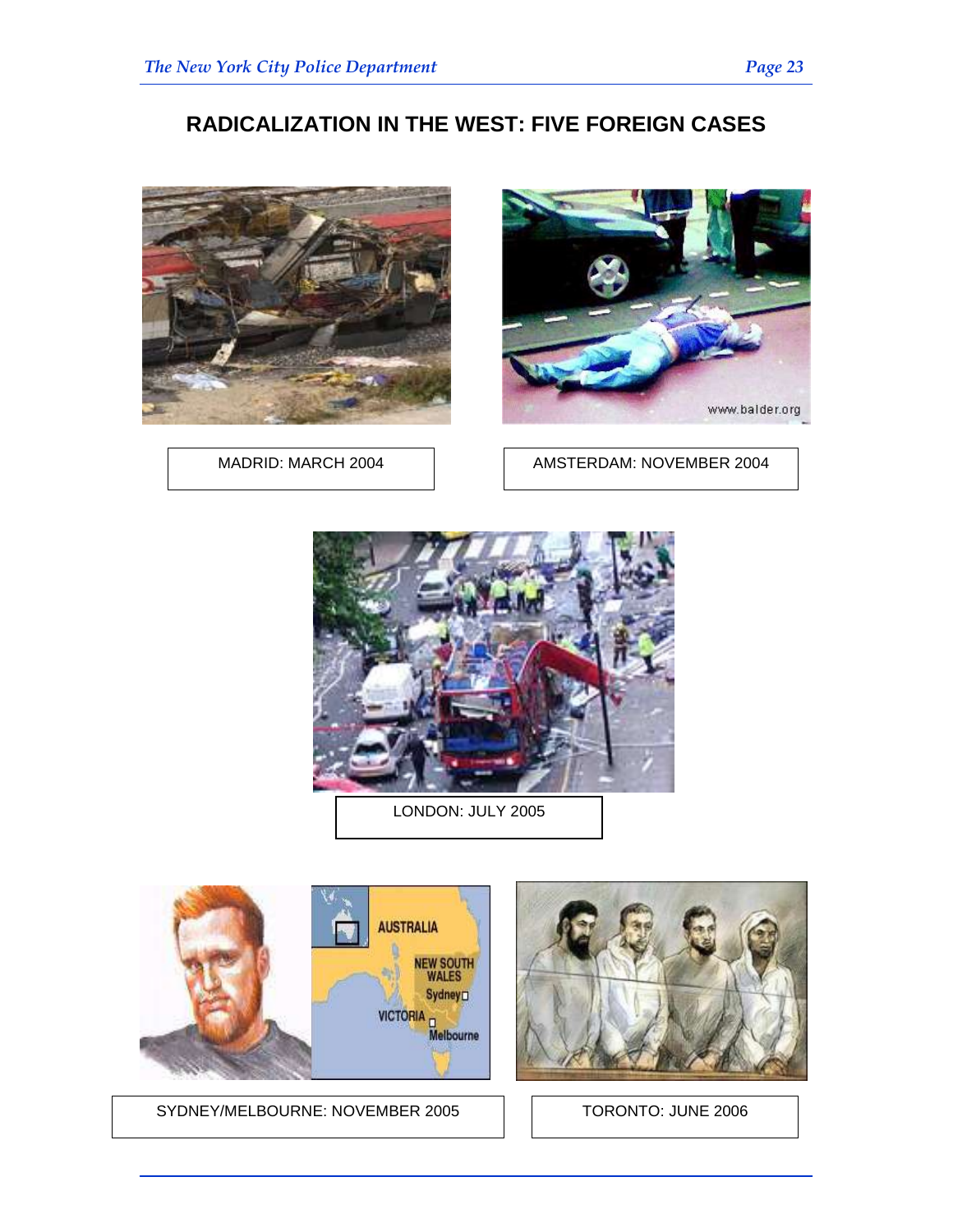## RADICALIZATION IN THE WEST: FIVE FOREIGN CASES

MADRID: MARCH 2004

AMSTERDAM: NOVEMBER 2004

LONDON: JULY 2005

SYDNEY/MELBOURNE: NOVEMBER 2005

TORONTO: JUNE 2006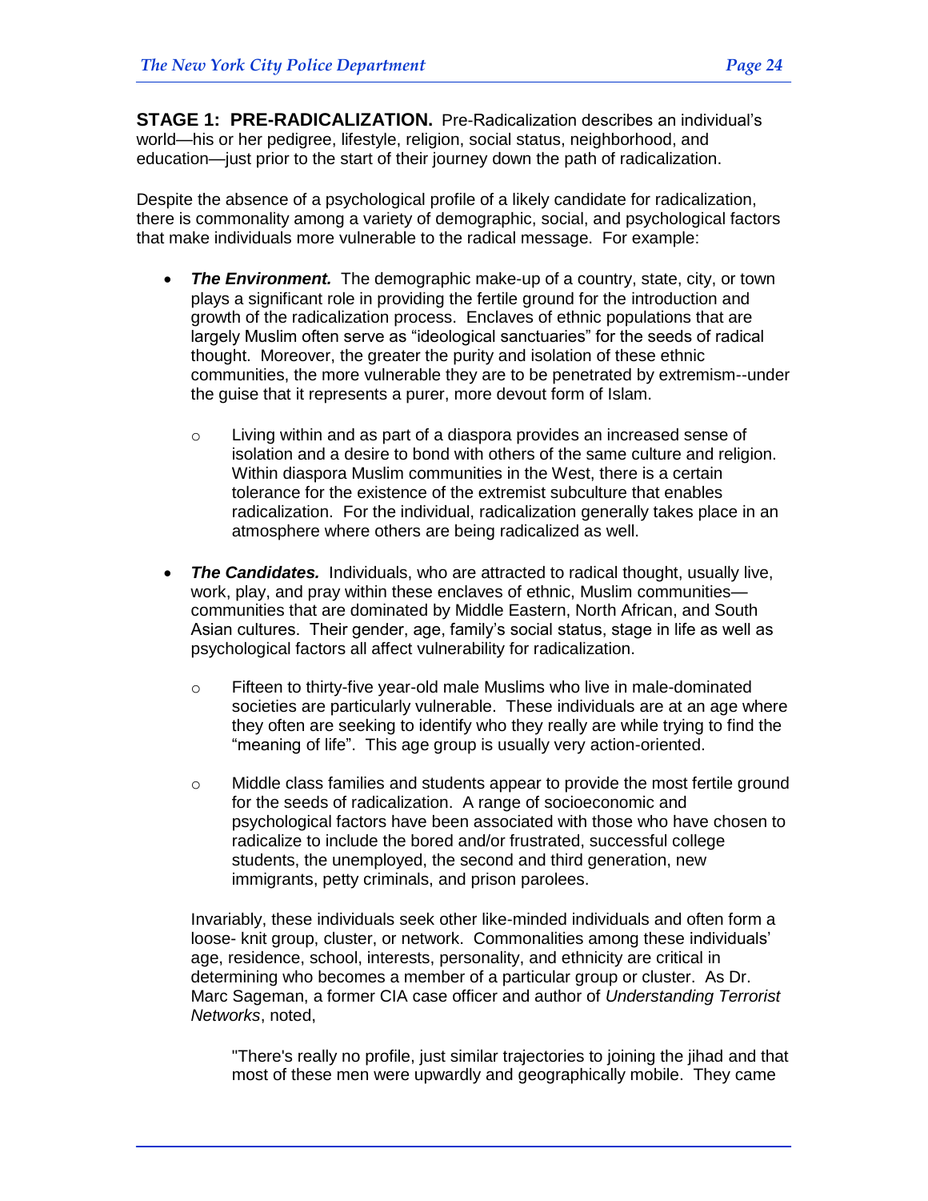**STAGE 1: PRE-RADICALIZATION.** Pre-Radicalization describes an individual's world—his or her pedigree, lifestyle, religion, social status, neighborhood, and education—just prior to the start of their journey down the path of radicalization.

Despite the absence of a psychological profile of a likely candidate for radicalization, there is commonality among a variety of demographic, social, and psychological factors that make individuals more vulnerable to the radical message. For example:

- ***The Environment.*** The demographic make-up of a country, state, city, or town plays a significant role in providing the fertile ground for the introduction and growth of the radicalization process. Enclaves of ethnic populations that are largely Muslim often serve as "ideological sanctuaries" for the seeds of radical thought. Moreover, the greater the purity and isolation of these ethnic communities, the more vulnerable they are to be penetrated by extremism--under the guise that it represents a purer, more devout form of Islam.
  - Living within and as part of a diaspora provides an increased sense of isolation and a desire to bond with others of the same culture and religion. Within diaspora Muslim communities in the West, there is a certain tolerance for the existence of the extremist subculture that enables radicalization. For the individual, radicalization generally takes place in an atmosphere where others are being radicalized as well.

- ***The Candidates.*** Individuals, who are attracted to radical thought, usually live, work, play, and pray within these enclaves of ethnic, Muslim communities—communities that are dominated by Middle Eastern, North African, and South Asian cultures. Their gender, age, family's social status, stage in life as well as psychological factors all affect vulnerability for radicalization.
  - Fifteen to thirty-five year-old male Muslims who live in male-dominated societies are particularly vulnerable. These individuals are at an age where they often are seeking to identify who they really are while trying to find the "meaning of life". This age group is usually very action-oriented.
  - Middle class families and students appear to provide the most fertile ground for the seeds of radicalization. A range of socioeconomic and psychological factors have been associated with those who have chosen to radicalize to include the bored and/or frustrated, successful college students, the unemployed, the second and third generation, new immigrants, petty criminals, and prison parolees.

  Invariably, these individuals seek other like-minded individuals and often form a loose- knit group, cluster, or network. Commonalities among these individuals' age, residence, school, interests, personality, and ethnicity are critical in determining who becomes a member of a particular group or cluster. As Dr. Marc Sageman, a former CIA case officer and author of *Understanding Terrorist Networks*, noted,

  > "There's really no profile, just similar trajectories to joining the jihad and that most of these men were upwardly and geographically mobile. They came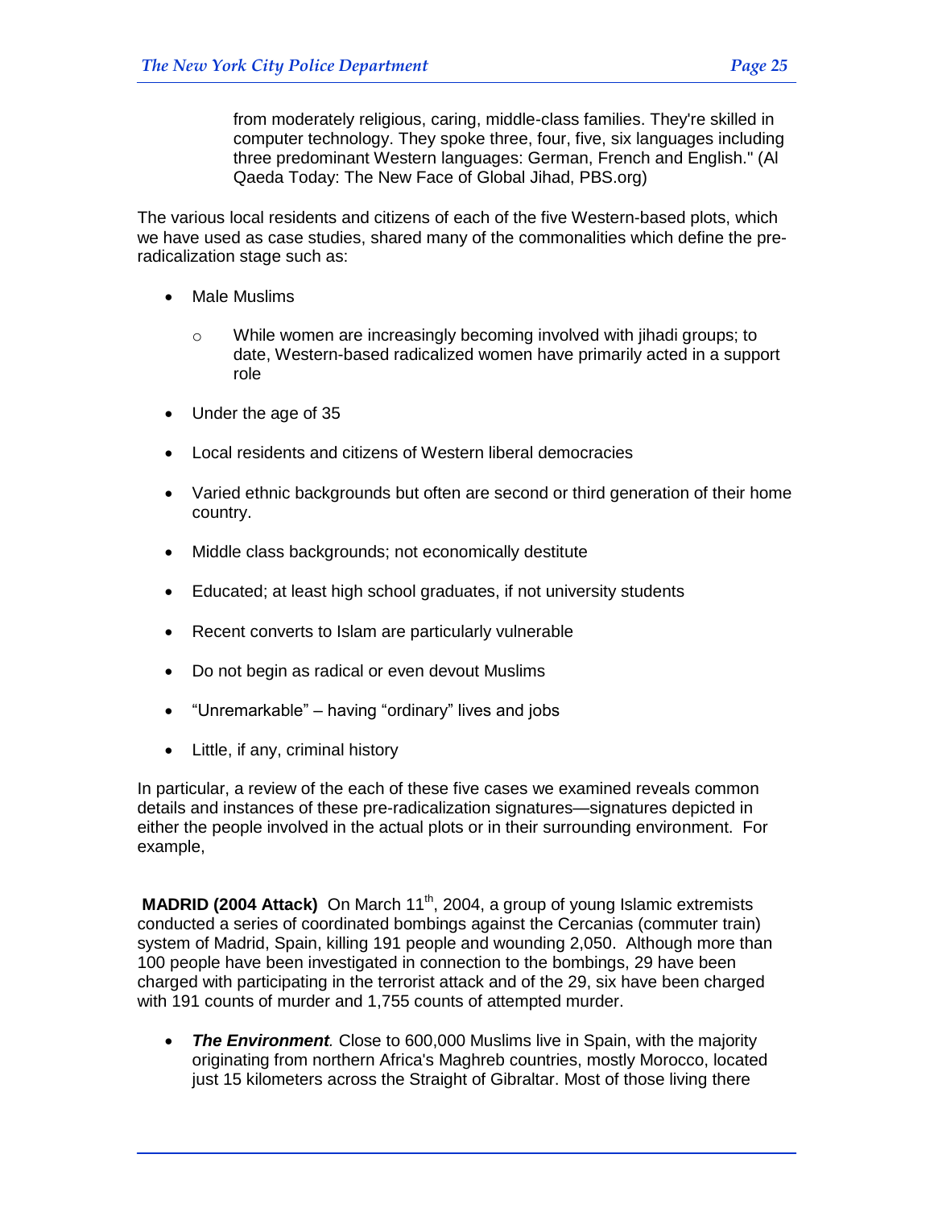> from moderately religious, caring, middle-class families. They're skilled in computer technology. They spoke three, four, five, six languages including three predominant Western languages: German, French and English." (Al Qaeda Today: The New Face of Global Jihad, PBS.org)

The various local residents and citizens of each of the five Western-based plots, which we have used as case studies, shared many of the commonalities which define the pre-radicalization stage such as:

- Male Muslims
  - While women are increasingly becoming involved with jihadi groups; to date, Western-based radicalized women have primarily acted in a support role
- Under the age of 35
- Local residents and citizens of Western liberal democracies
- Varied ethnic backgrounds but often are second or third generation of their home country.
- Middle class backgrounds; not economically destitute
- Educated; at least high school graduates, if not university students
- Recent converts to Islam are particularly vulnerable
- Do not begin as radical or even devout Muslims
- “Unremarkable” – having “ordinary” lives and jobs
- Little, if any, criminal history

In particular, a review of the each of these five cases we examined reveals common details and instances of these pre-radicalization signatures—signatures depicted in either the people involved in the actual plots or in their surrounding environment. For example,

**MADRID (2004 Attack)** On March 11th, 2004, a group of young Islamic extremists conducted a series of coordinated bombings against the Cercanias (commuter train) system of Madrid, Spain, killing 191 people and wounding 2,050. Although more than 100 people have been investigated in connection to the bombings, 29 have been charged with participating in the terrorist attack and of the 29, six have been charged with 191 counts of murder and 1,755 counts of attempted murder.

- ***The Environment***. Close to 600,000 Muslims live in Spain, with the majority originating from northern Africa's Maghreb countries, mostly Morocco, located just 15 kilometers across the Straight of Gibraltar. Most of those living there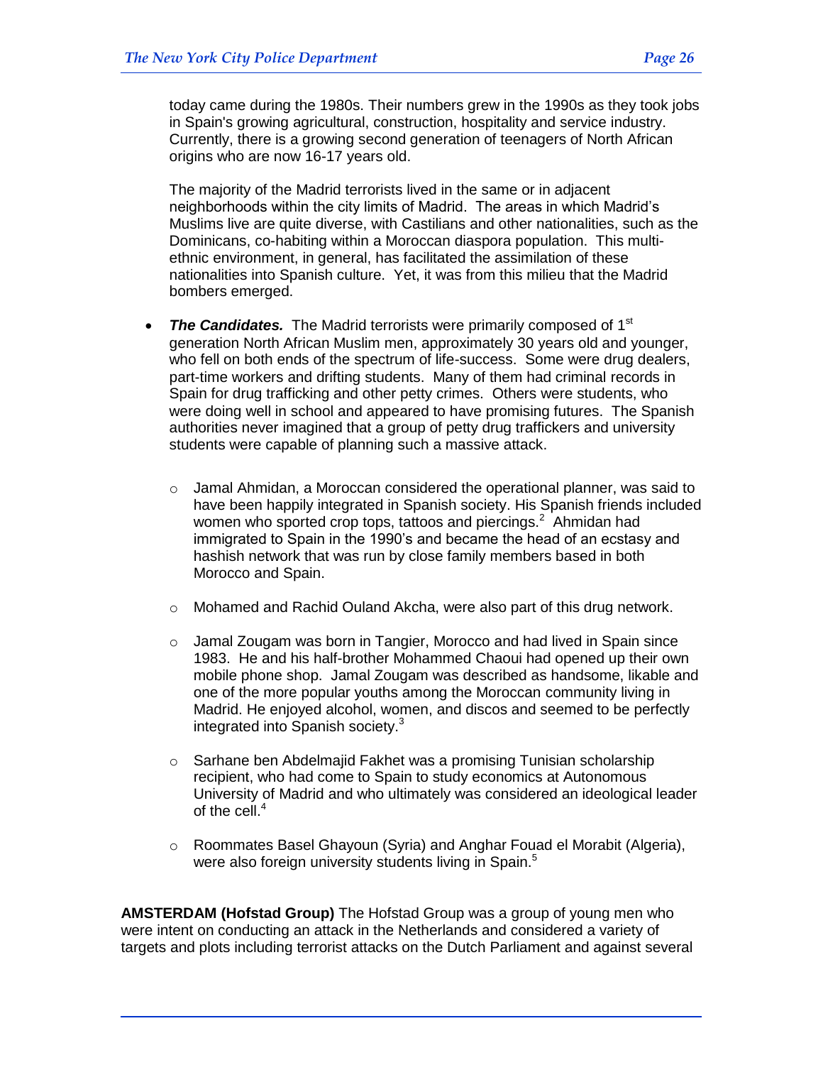today came during the 1980s. Their numbers grew in the 1990s as they took jobs in Spain's growing agricultural, construction, hospitality and service industry. Currently, there is a growing second generation of teenagers of North African origins who are now 16-17 years old.

The majority of the Madrid terrorists lived in the same or in adjacent neighborhoods within the city limits of Madrid. The areas in which Madrid's Muslims live are quite diverse, with Castilians and other nationalities, such as the Dominicans, co-habiting within a Moroccan diaspora population. This multi-ethnic environment, in general, has facilitated the assimilation of these nationalities into Spanish culture. Yet, it was from this milieu that the Madrid bombers emerged.

- ***The Candidates.*** The Madrid terrorists were primarily composed of 1st generation North African Muslim men, approximately 30 years old and younger, who fell on both ends of the spectrum of life-success. Some were drug dealers, part-time workers and drifting students. Many of them had criminal records in Spain for drug trafficking and other petty crimes. Others were students, who were doing well in school and appeared to have promising futures. The Spanish authorities never imagined that a group of petty drug traffickers and university students were capable of planning such a massive attack.
    - Jamal Ahmidan, a Moroccan considered the operational planner, was said to have been happily integrated in Spanish society. His Spanish friends included women who sported crop tops, tattoos and piercings.[2] Ahmidan had immigrated to Spain in the 1990's and became the head of an ecstasy and hashish network that was run by close family members based in both Morocco and Spain.
    - Mohamed and Rachid Ouland Akcha, were also part of this drug network.
    - Jamal Zougam was born in Tangier, Morocco and had lived in Spain since 1983. He and his half-brother Mohammed Chaoui had opened up their own mobile phone shop. Jamal Zougam was described as handsome, likable and one of the more popular youths among the Moroccan community living in Madrid. He enjoyed alcohol, women, and discos and seemed to be perfectly integrated into Spanish society.[3]
    - Sarhane ben Abdelmajid Fakhet was a promising Tunisian scholarship recipient, who had come to Spain to study economics at Autonomous University of Madrid and who ultimately was considered an ideological leader of the cell.[4]
    - Roommates Basel Ghayoun (Syria) and Anghar Fouad el Morabit (Algeria), were also foreign university students living in Spain.[5]

**AMSTERDAM (Hofstad Group)** The Hofstad Group was a group of young men who were intent on conducting an attack in the Netherlands and considered a variety of targets and plots including terrorist attacks on the Dutch Parliament and against several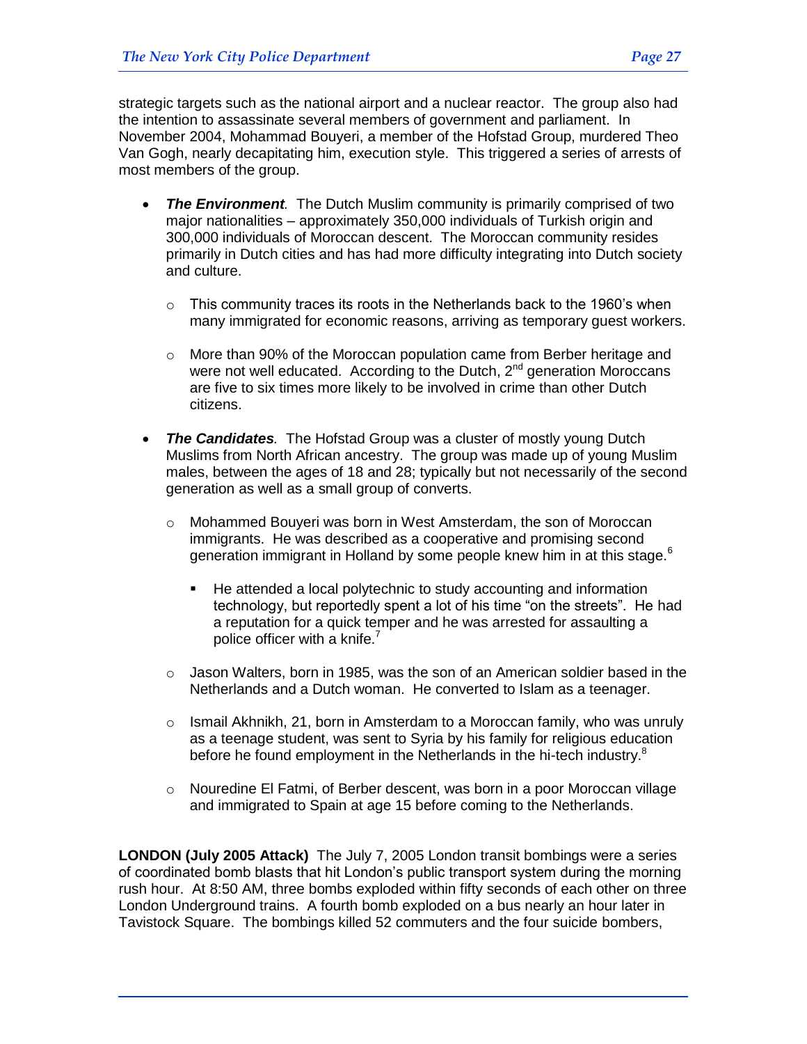strategic targets such as the national airport and a nuclear reactor. The group also had the intention to assassinate several members of government and parliament. In November 2004, Mohammad Bouyeri, a member of the Hofstad Group, murdered Theo Van Gogh, nearly decapitating him, execution style. This triggered a series of arrests of most members of the group.

- ***The Environment***. The Dutch Muslim community is primarily comprised of two major nationalities – approximately 350,000 individuals of Turkish origin and 300,000 individuals of Moroccan descent. The Moroccan community resides primarily in Dutch cities and has had more difficulty integrating into Dutch society and culture.
  - This community traces its roots in the Netherlands back to the 1960's when many immigrated for economic reasons, arriving as temporary guest workers.
  - More than 90% of the Moroccan population came from Berber heritage and were not well educated. According to the Dutch, 2nd generation Moroccans are five to six times more likely to be involved in crime than other Dutch citizens.
- ***The Candidates***. The Hofstad Group was a cluster of mostly young Dutch Muslims from North African ancestry. The group was made up of young Muslim males, between the ages of 18 and 28; typically but not necessarily of the second generation as well as a small group of converts.
  - Mohammed Bouyeri was born in West Amsterdam, the son of Moroccan immigrants. He was described as a cooperative and promising second generation immigrant in Holland by some people knew him in at this stage.[6]
    - He attended a local polytechnic to study accounting and information technology, but reportedly spent a lot of his time "on the streets". He had a reputation for a quick temper and he was arrested for assaulting a police officer with a knife.[7]
  - Jason Walters, born in 1985, was the son of an American soldier based in the Netherlands and a Dutch woman. He converted to Islam as a teenager.
  - Ismail Akhnikh, 21, born in Amsterdam to a Moroccan family, who was unruly as a teenage student, was sent to Syria by his family for religious education before he found employment in the Netherlands in the hi-tech industry.[8]
  - Nouredine El Fatmi, of Berber descent, was born in a poor Moroccan village and immigrated to Spain at age 15 before coming to the Netherlands.

**LONDON (July 2005 Attack)** The July 7, 2005 London transit bombings were a series of coordinated bomb blasts that hit London's public transport system during the morning rush hour. At 8:50 AM, three bombs exploded within fifty seconds of each other on three London Underground trains. A fourth bomb exploded on a bus nearly an hour later in Tavistock Square. The bombings killed 52 commuters and the four suicide bombers,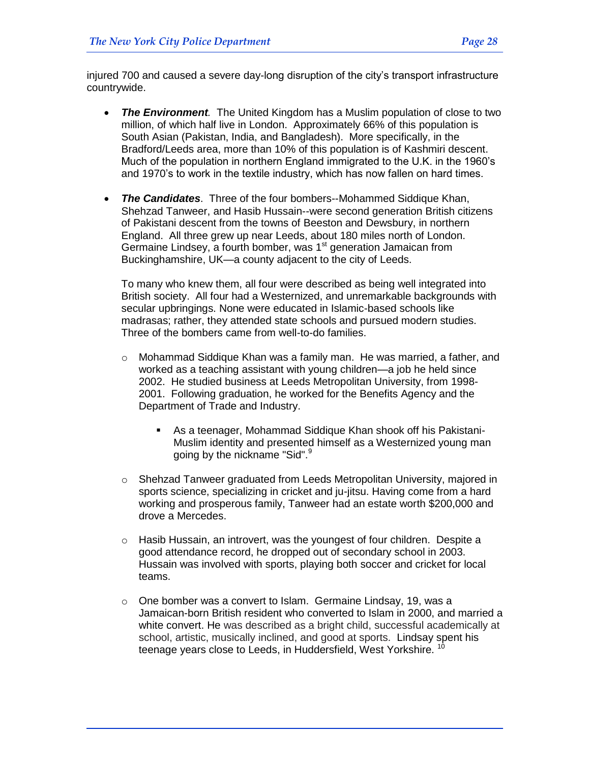injured 700 and caused a severe day-long disruption of the city's transport infrastructure countrywide.

- ***The Environment***. The United Kingdom has a Muslim population of close to two million, of which half live in London. Approximately 66% of this population is South Asian (Pakistan, India, and Bangladesh). More specifically, in the Bradford/Leeds area, more than 10% of this population is of Kashmiri descent. Much of the population in northern England immigrated to the U.K. in the 1960's and 1970's to work in the textile industry, which has now fallen on hard times.

- ***The Candidates***. Three of the four bombers--Mohammed Siddique Khan, Shehzad Tanweer, and Hasib Hussain--were second generation British citizens of Pakistani descent from the towns of Beeston and Dewsbury, in northern England. All three grew up near Leeds, about 180 miles north of London. Germaine Lindsey, a fourth bomber, was 1st generation Jamaican from Buckinghamshire, UK—a county adjacent to the city of Leeds.

  To many who knew them, all four were described as being well integrated into British society. All four had a Westernized, and unremarkable backgrounds with secular upbringings. None were educated in Islamic-based schools like madrasas; rather, they attended state schools and pursued modern studies. Three of the bombers came from well-to-do families.

  - Mohammad Siddique Khan was a family man. He was married, a father, and worked as a teaching assistant with young children—a job he held since 2002. He studied business at Leeds Metropolitan University, from 1998-2001. Following graduation, he worked for the Benefits Agency and the Department of Trade and Industry.

    - As a teenager, Mohammad Siddique Khan shook off his Pakistani-Muslim identity and presented himself as a Westernized young man going by the nickname "Sid".[9]

  - Shehzad Tanweer graduated from Leeds Metropolitan University, majored in sports science, specializing in cricket and ju-jitsu. Having come from a hard working and prosperous family, Tanweer had an estate worth $200,000 and drove a Mercedes.

  - Hasib Hussain, an introvert, was the youngest of four children. Despite a good attendance record, he dropped out of secondary school in 2003. Hussain was involved with sports, playing both soccer and cricket for local teams.

  - One bomber was a convert to Islam. Germaine Lindsay, 19, was a Jamaican-born British resident who converted to Islam in 2000, and married a white convert. He was described as a bright child, successful academically at school, artistic, musically inclined, and good at sports. Lindsay spent his teenage years close to Leeds, in Huddersfield, West Yorkshire.[10]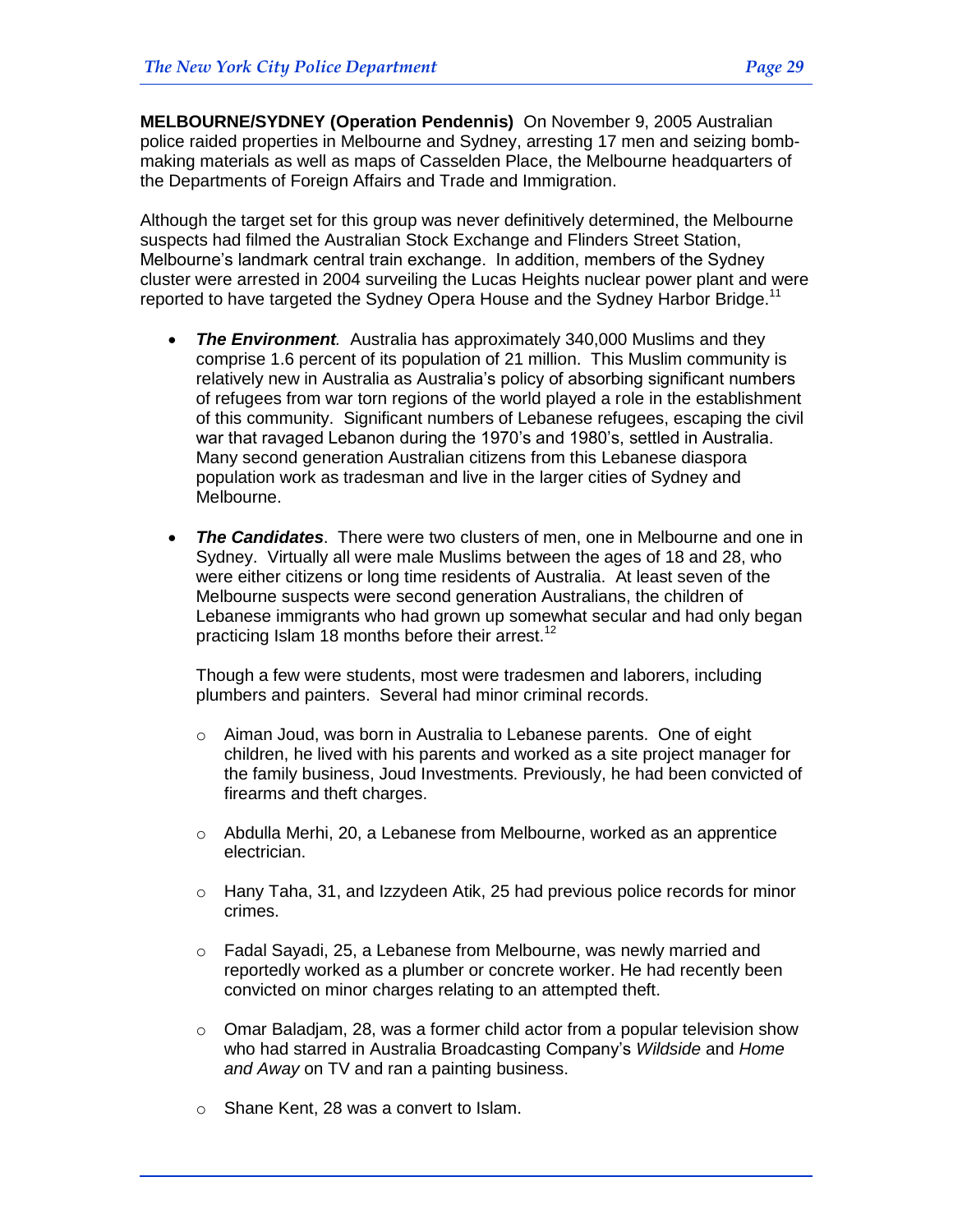**MELBOURNE/SYDNEY (Operation Pendennis)** On November 9, 2005 Australian police raided properties in Melbourne and Sydney, arresting 17 men and seizing bomb-making materials as well as maps of Casselden Place, the Melbourne headquarters of the Departments of Foreign Affairs and Trade and Immigration.

Although the target set for this group was never definitively determined, the Melbourne suspects had filmed the Australian Stock Exchange and Flinders Street Station, Melbourne's landmark central train exchange. In addition, members of the Sydney cluster were arrested in 2004 surveilling the Lucas Heights nuclear power plant and were reported to have targeted the Sydney Opera House and the Sydney Harbor Bridge.[11]

- ***The Environment.*** Australia has approximately 340,000 Muslims and they comprise 1.6 percent of its population of 21 million. This Muslim community is relatively new in Australia as Australia's policy of absorbing significant numbers of refugees from war torn regions of the world played a role in the establishment of this community. Significant numbers of Lebanese refugees, escaping the civil war that ravaged Lebanon during the 1970's and 1980's, settled in Australia. Many second generation Australian citizens from this Lebanese diaspora population work as tradesman and live in the larger cities of Sydney and Melbourne.

- ***The Candidates***. There were two clusters of men, one in Melbourne and one in Sydney. Virtually all were male Muslims between the ages of 18 and 28, who were either citizens or long time residents of Australia. At least seven of the Melbourne suspects were second generation Australians, the children of Lebanese immigrants who had grown up somewhat secular and had only began practicing Islam 18 months before their arrest.[12]

  Though a few were students, most were tradesmen and laborers, including plumbers and painters. Several had minor criminal records.

  - Aiman Joud, was born in Australia to Lebanese parents. One of eight children, he lived with his parents and worked as a site project manager for the family business, Joud Investments. Previously, he had been convicted of firearms and theft charges.
  - Abdulla Merhi, 20, a Lebanese from Melbourne, worked as an apprentice electrician.
  - Hany Taha, 31, and Izzydeen Atik, 25 had previous police records for minor crimes.
  - Fadal Sayadi, 25, a Lebanese from Melbourne, was newly married and reportedly worked as a plumber or concrete worker. He had recently been convicted on minor charges relating to an attempted theft.
  - Omar Baladjam, 28, was a former child actor from a popular television show who had starred in Australia Broadcasting Company's *Wildside* and *Home and Away* on TV and ran a painting business.
  - Shane Kent, 28 was a convert to Islam.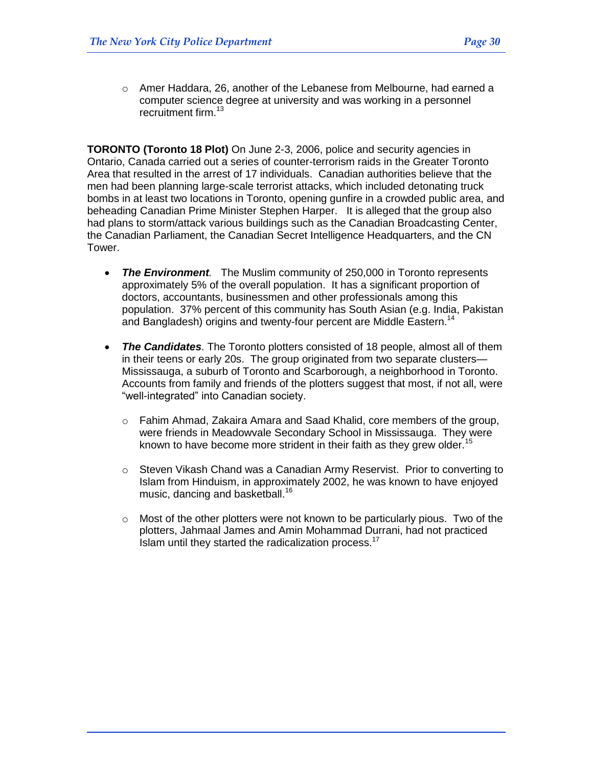- Amer Haddara, 26, another of the Lebanese from Melbourne, had earned a computer science degree at university and was working in a personnel recruitment firm.[13]

**TORONTO (Toronto 18 Plot)** On June 2-3, 2006, police and security agencies in Ontario, Canada carried out a series of counter-terrorism raids in the Greater Toronto Area that resulted in the arrest of 17 individuals. Canadian authorities believe that the men had been planning large-scale terrorist attacks, which included detonating truck bombs in at least two locations in Toronto, opening gunfire in a crowded public area, and beheading Canadian Prime Minister Stephen Harper. It is alleged that the group also had plans to storm/attack various buildings such as the Canadian Broadcasting Center, the Canadian Parliament, the Canadian Secret Intelligence Headquarters, and the CN Tower.

- ***The Environment****.* The Muslim community of 250,000 in Toronto represents approximately 5% of the overall population. It has a significant proportion of doctors, accountants, businessmen and other professionals among this population. 37% percent of this community has South Asian (e.g. India, Pakistan and Bangladesh) origins and twenty-four percent are Middle Eastern.[14]

- ***The Candidates***. The Toronto plotters consisted of 18 people, almost all of them in their teens or early 20s. The group originated from two separate clusters—Mississauga, a suburb of Toronto and Scarborough, a neighborhood in Toronto. Accounts from family and friends of the plotters suggest that most, if not all, were "well-integrated" into Canadian society.

  - Fahim Ahmad, Zakaira Amara and Saad Khalid, core members of the group, were friends in Meadowvale Secondary School in Mississauga. They were known to have become more strident in their faith as they grew older.[15]

  - Steven Vikash Chand was a Canadian Army Reservist. Prior to converting to Islam from Hinduism, in approximately 2002, he was known to have enjoyed music, dancing and basketball.[16]

  - Most of the other plotters were not known to be particularly pious. Two of the plotters, Jahmaal James and Amin Mohammad Durrani, had not practiced Islam until they started the radicalization process.[17]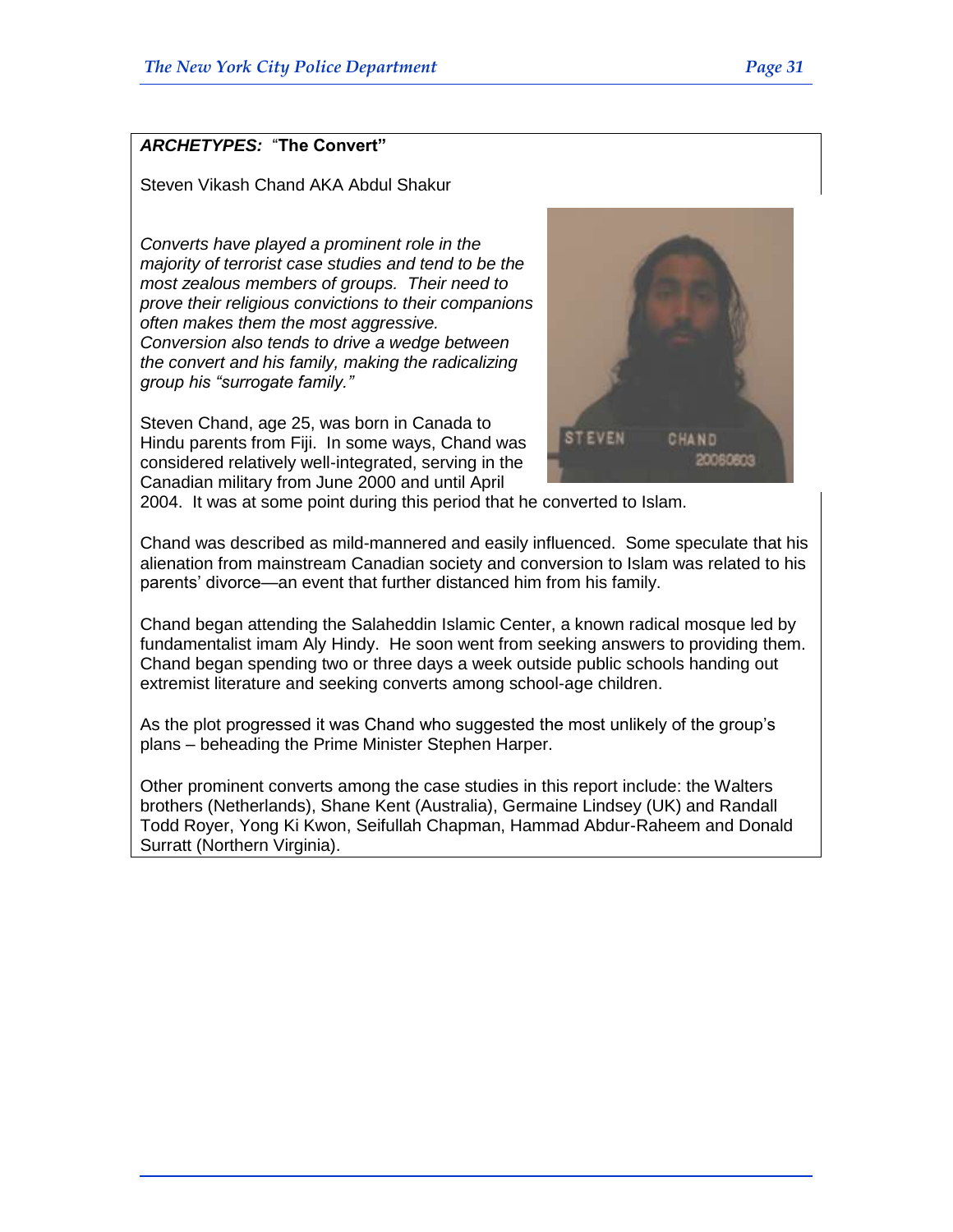***ARCHETYPES:*** **"The Convert"**

Steven Vikash Chand AKA Abdul Shakur

*Converts have played a prominent role in the majority of terrorist case studies and tend to be the most zealous members of groups. Their need to prove their religious convictions to their companions often makes them the most aggressive. Conversion also tends to drive a wedge between the convert and his family, making the radicalizing group his "surrogate family."*

Steven Chand, age 25, was born in Canada to Hindu parents from Fiji. In some ways, Chand was considered relatively well-integrated, serving in the Canadian military from June 2000 and until April 2004. It was at some point during this period that he converted to Islam.

Chand was described as mild-mannered and easily influenced. Some speculate that his alienation from mainstream Canadian society and conversion to Islam was related to his parents' divorce—an event that further distanced him from his family.

Chand began attending the Salaheddin Islamic Center, a known radical mosque led by fundamentalist imam Aly Hindy. He soon went from seeking answers to providing them. Chand began spending two or three days a week outside public schools handing out extremist literature and seeking converts among school-age children.

As the plot progressed it was Chand who suggested the most unlikely of the group's plans – beheading the Prime Minister Stephen Harper.

Other prominent converts among the case studies in this report include: the Walters brothers (Netherlands), Shane Kent (Australia), Germaine Lindsey (UK) and Randall Todd Royer, Yong Ki Kwon, Seifullah Chapman, Hammad Abdur-Raheem and Donald Surratt (Northern Virginia).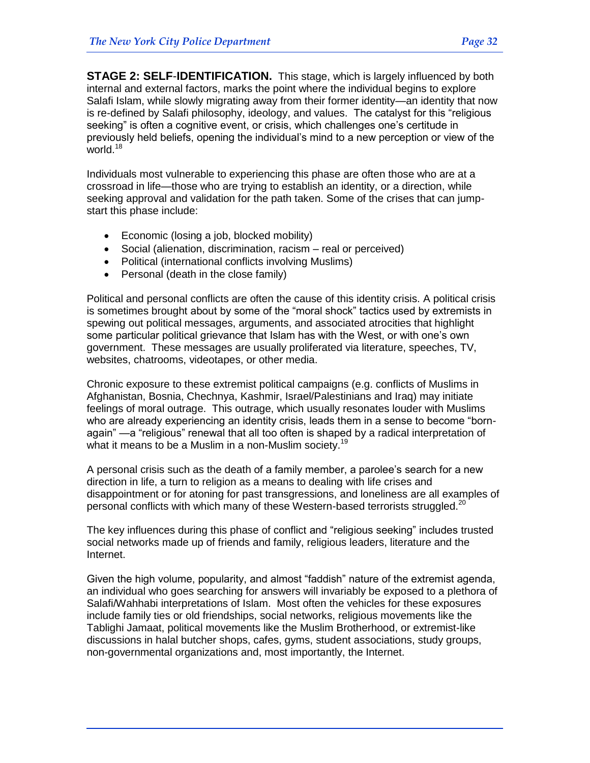**STAGE 2: SELF-IDENTIFICATION.** This stage, which is largely influenced by both internal and external factors, marks the point where the individual begins to explore Salafi Islam, while slowly migrating away from their former identity—an identity that now is re-defined by Salafi philosophy, ideology, and values. The catalyst for this "religious seeking" is often a cognitive event, or crisis, which challenges one's certitude in previously held beliefs, opening the individual's mind to a new perception or view of the world.[18]

Individuals most vulnerable to experiencing this phase are often those who are at a crossroad in life—those who are trying to establish an identity, or a direction, while seeking approval and validation for the path taken. Some of the crises that can jump-start this phase include:

- Economic (losing a job, blocked mobility)
- Social (alienation, discrimination, racism – real or perceived)
- Political (international conflicts involving Muslims)
- Personal (death in the close family)

Political and personal conflicts are often the cause of this identity crisis. A political crisis is sometimes brought about by some of the "moral shock" tactics used by extremists in spewing out political messages, arguments, and associated atrocities that highlight some particular political grievance that Islam has with the West, or with one's own government. These messages are usually proliferated via literature, speeches, TV, websites, chatrooms, videotapes, or other media.

Chronic exposure to these extremist political campaigns (e.g. conflicts of Muslims in Afghanistan, Bosnia, Chechnya, Kashmir, Israel/Palestinians and Iraq) may initiate feelings of moral outrage. This outrage, which usually resonates louder with Muslims who are already experiencing an identity crisis, leads them in a sense to become "born-again" —a "religious" renewal that all too often is shaped by a radical interpretation of what it means to be a Muslim in a non-Muslim society.[19]

A personal crisis such as the death of a family member, a parolee's search for a new direction in life, a turn to religion as a means to dealing with life crises and disappointment or for atoning for past transgressions, and loneliness are all examples of personal conflicts with which many of these Western-based terrorists struggled.[20]

The key influences during this phase of conflict and "religious seeking" includes trusted social networks made up of friends and family, religious leaders, literature and the Internet.

Given the high volume, popularity, and almost "faddish" nature of the extremist agenda, an individual who goes searching for answers will invariably be exposed to a plethora of Salafi/Wahhabi interpretations of Islam. Most often the vehicles for these exposures include family ties or old friendships, social networks, religious movements like the Tablighi Jamaat, political movements like the Muslim Brotherhood, or extremist-like discussions in halal butcher shops, cafes, gyms, student associations, study groups, non-governmental organizations and, most importantly, the Internet.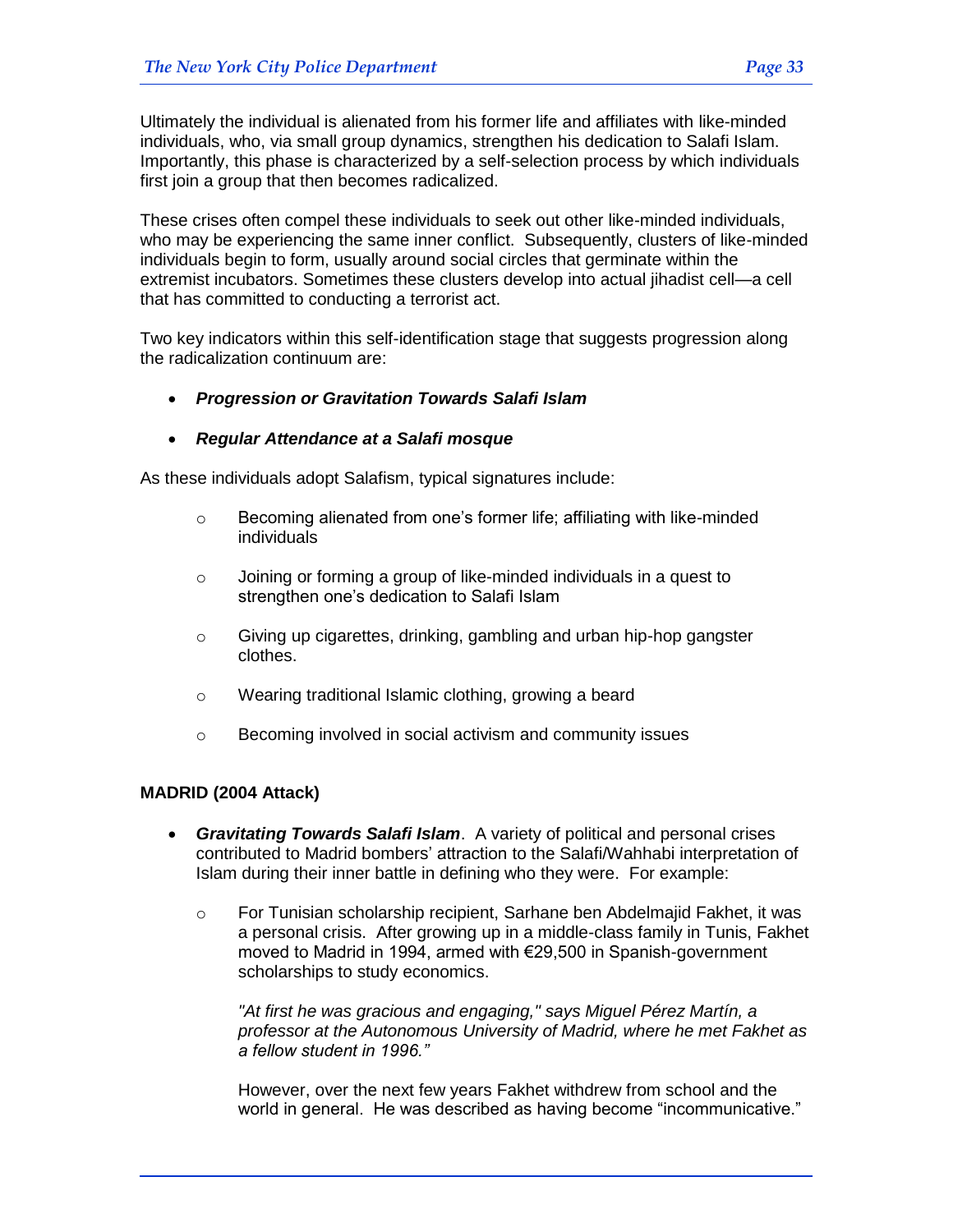Ultimately the individual is alienated from his former life and affiliates with like-minded individuals, who, via small group dynamics, strengthen his dedication to Salafi Islam. Importantly, this phase is characterized by a self-selection process by which individuals first join a group that then becomes radicalized.

These crises often compel these individuals to seek out other like-minded individuals, who may be experiencing the same inner conflict. Subsequently, clusters of like-minded individuals begin to form, usually around social circles that germinate within the extremist incubators. Sometimes these clusters develop into actual jihadist cell—a cell that has committed to conducting a terrorist act.

Two key indicators within this self-identification stage that suggests progression along the radicalization continuum are:

- ***Progression or Gravitation Towards Salafi Islam***
- ***Regular Attendance at a Salafi mosque***

As these individuals adopt Salafism, typical signatures include:

- Becoming alienated from one's former life; affiliating with like-minded individuals
- Joining or forming a group of like-minded individuals in a quest to strengthen one's dedication to Salafi Islam
- Giving up cigarettes, drinking, gambling and urban hip-hop gangster clothes.
- Wearing traditional Islamic clothing, growing a beard
- Becoming involved in social activism and community issues

**MADRID (2004 Attack)**

- ***Gravitating Towards Salafi Islam***. A variety of political and personal crises contributed to Madrid bombers' attraction to the Salafi/Wahhabi interpretation of Islam during their inner battle in defining who they were. For example:
  - For Tunisian scholarship recipient, Sarhane ben Abdelmajid Fakhet, it was a personal crisis. After growing up in a middle-class family in Tunis, Fakhet moved to Madrid in 1994, armed with €29,500 in Spanish-government scholarships to study economics.

    *"At first he was gracious and engaging," says Miguel Pérez Martín, a professor at the Autonomous University of Madrid, where he met Fakhet as a fellow student in 1996."*

    However, over the next few years Fakhet withdrew from school and the world in general. He was described as having become "incommunicative."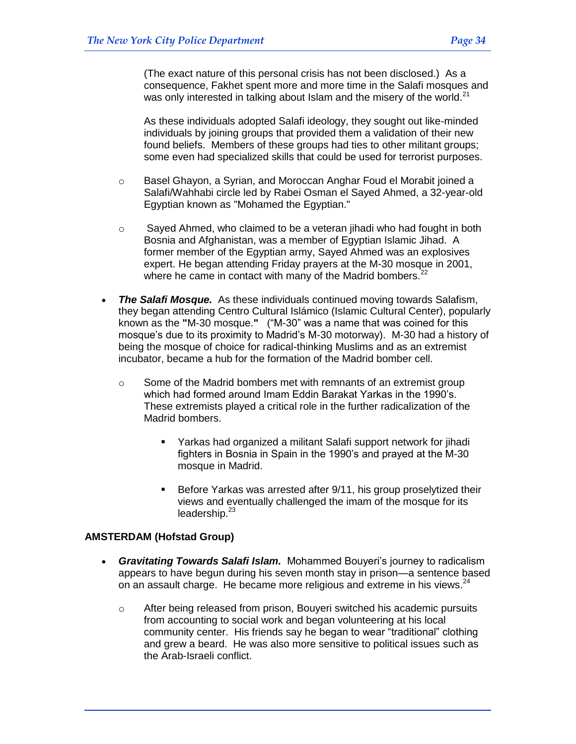(The exact nature of this personal crisis has not been disclosed.) As a consequence, Fakhet spent more and more time in the Salafi mosques and was only interested in talking about Islam and the misery of the world.[21]

As these individuals adopted Salafi ideology, they sought out like-minded individuals by joining groups that provided them a validation of their new found beliefs. Members of these groups had ties to other militant groups; some even had specialized skills that could be used for terrorist purposes.

- Basel Ghayon, a Syrian, and Moroccan Anghar Foud el Morabit joined a Salafi/Wahhabi circle led by Rabei Osman el Sayed Ahmed, a 32-year-old Egyptian known as "Mohamed the Egyptian."
- Sayed Ahmed, who claimed to be a veteran jihadi who had fought in both Bosnia and Afghanistan, was a member of Egyptian Islamic Jihad. A former member of the Egyptian army, Sayed Ahmed was an explosives expert. He began attending Friday prayers at the M-30 mosque in 2001, where he came in contact with many of the Madrid bombers.[22]

- ***The Salafi Mosque.*** As these individuals continued moving towards Salafism, they began attending Centro Cultural Islámico (Islamic Cultural Center), popularly known as the **"**M-30 mosque.**"** ("M-30" was a name that was coined for this mosque's due to its proximity to Madrid's M-30 motorway). M-30 had a history of being the mosque of choice for radical-thinking Muslims and as an extremist incubator, became a hub for the formation of the Madrid bomber cell.
  - Some of the Madrid bombers met with remnants of an extremist group which had formed around Imam Eddin Barakat Yarkas in the 1990's. These extremists played a critical role in the further radicalization of the Madrid bombers.
    - Yarkas had organized a militant Salafi support network for jihadi fighters in Bosnia in Spain in the 1990's and prayed at the M-30 mosque in Madrid.
    - Before Yarkas was arrested after 9/11, his group proselytized their views and eventually challenged the imam of the mosque for its leadership.[23]

**AMSTERDAM (Hofstad Group)**

- ***Gravitating Towards Salafi Islam.*** Mohammed Bouyeri's journey to radicalism appears to have begun during his seven month stay in prison—a sentence based on an assault charge. He became more religious and extreme in his views.[24]
  - After being released from prison, Bouyeri switched his academic pursuits from accounting to social work and began volunteering at his local community center. His friends say he began to wear "traditional" clothing and grew a beard. He was also more sensitive to political issues such as the Arab-Israeli conflict.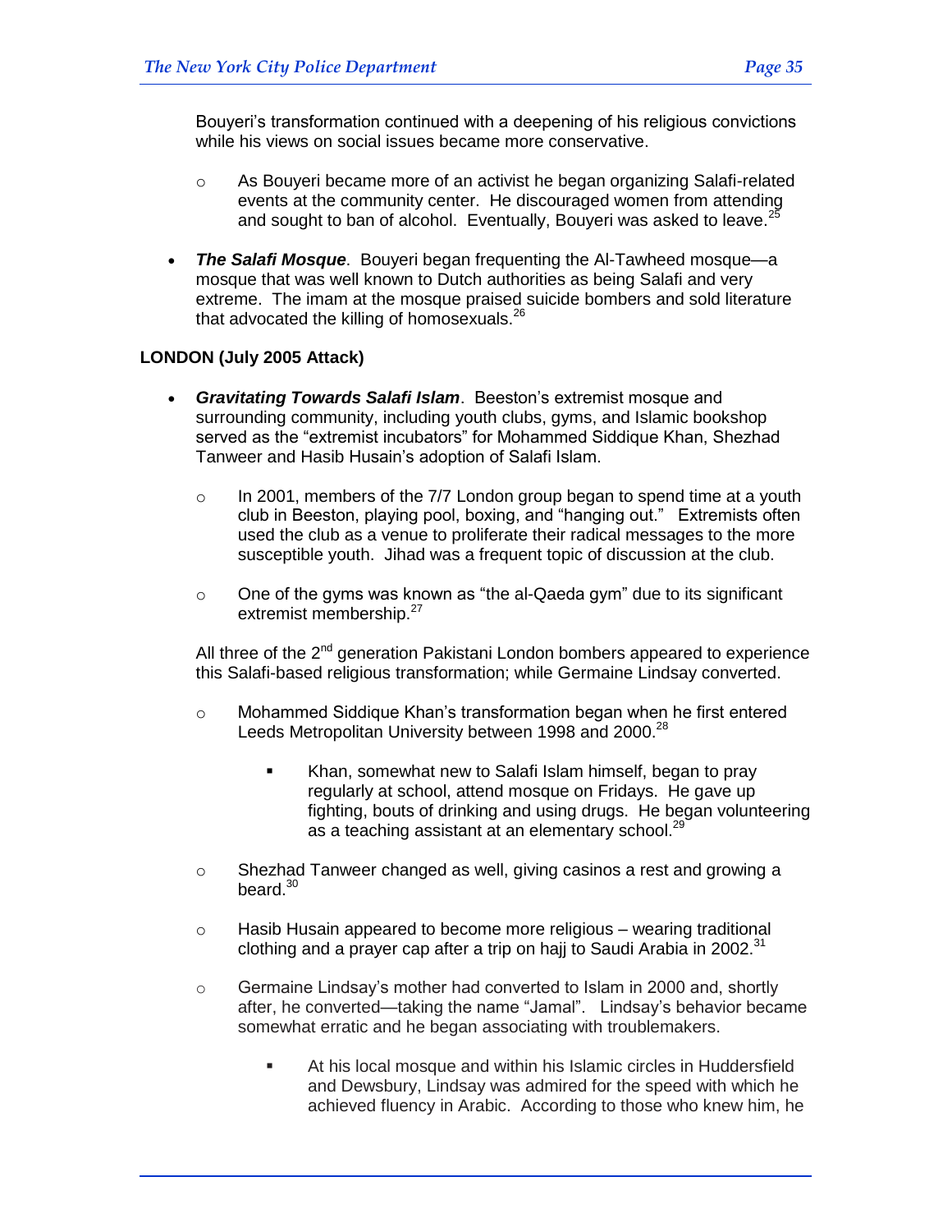Bouyeri's transformation continued with a deepening of his religious convictions while his views on social issues became more conservative.

- As Bouyeri became more of an activist he began organizing Salafi-related events at the community center. He discouraged women from attending and sought to ban of alcohol. Eventually, Bouyeri was asked to leave.[25]

- ***The Salafi Mosque***. Bouyeri began frequenting the Al-Tawheed mosque—a mosque that was well known to Dutch authorities as being Salafi and very extreme. The imam at the mosque praised suicide bombers and sold literature that advocated the killing of homosexuals.[26]

**LONDON (July 2005 Attack)**

- ***Gravitating Towards Salafi Islam***. Beeston's extremist mosque and surrounding community, including youth clubs, gyms, and Islamic bookshop served as the "extremist incubators" for Mohammed Siddique Khan, Shezhad Tanweer and Hasib Husain's adoption of Salafi Islam.
  - In 2001, members of the 7/7 London group began to spend time at a youth club in Beeston, playing pool, boxing, and "hanging out." Extremists often used the club as a venue to proliferate their radical messages to the more susceptible youth. Jihad was a frequent topic of discussion at the club.
  - One of the gyms was known as "the al-Qaeda gym" due to its significant extremist membership.[27]

  All three of the 2nd generation Pakistani London bombers appeared to experience this Salafi-based religious transformation; while Germaine Lindsay converted.

  - Mohammed Siddique Khan's transformation began when he first entered Leeds Metropolitan University between 1998 and 2000.[28]
    - Khan, somewhat new to Salafi Islam himself, began to pray regularly at school, attend mosque on Fridays. He gave up fighting, bouts of drinking and using drugs. He began volunteering as a teaching assistant at an elementary school.[29]
  - Shezhad Tanweer changed as well, giving casinos a rest and growing a beard.[30]
  - Hasib Husain appeared to become more religious – wearing traditional clothing and a prayer cap after a trip on hajj to Saudi Arabia in 2002.[31]
  - Germaine Lindsay's mother had converted to Islam in 2000 and, shortly after, he converted—taking the name "Jamal". Lindsay's behavior became somewhat erratic and he began associating with troublemakers.
    - At his local mosque and within his Islamic circles in Huddersfield and Dewsbury, Lindsay was admired for the speed with which he achieved fluency in Arabic. According to those who knew him, he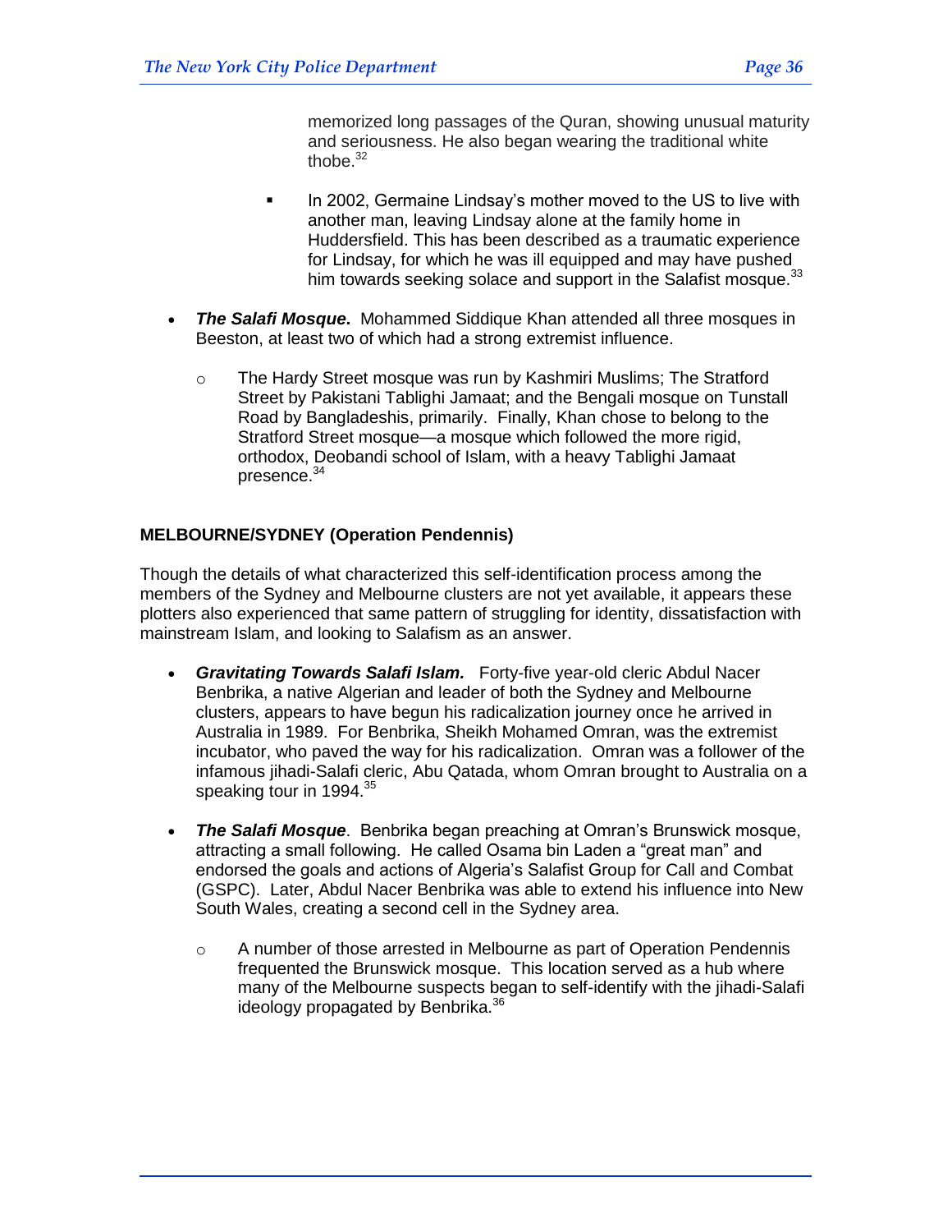memorized long passages of the Quran, showing unusual maturity and seriousness. He also began wearing the traditional white thobe.[32]

- In 2002, Germaine Lindsay's mother moved to the US to live with another man, leaving Lindsay alone at the family home in Huddersfield. This has been described as a traumatic experience for Lindsay, for which he was ill equipped and may have pushed him towards seeking solace and support in the Salafist mosque.[33]

- ***The Salafi Mosque*****.** Mohammed Siddique Khan attended all three mosques in Beeston, at least two of which had a strong extremist influence.
  - The Hardy Street mosque was run by Kashmiri Muslims; The Stratford Street by Pakistani Tablighi Jamaat; and the Bengali mosque on Tunstall Road by Bangladeshis, primarily. Finally, Khan chose to belong to the Stratford Street mosque—a mosque which followed the more rigid, orthodox, Deobandi school of Islam, with a heavy Tablighi Jamaat presence.[34]

**MELBOURNE/SYDNEY (Operation Pendennis)**

Though the details of what characterized this self-identification process among the members of the Sydney and Melbourne clusters are not yet available, it appears these plotters also experienced that same pattern of struggling for identity, dissatisfaction with mainstream Islam, and looking to Salafism as an answer.

- ***Gravitating Towards Salafi Islam.*** Forty-five year-old cleric Abdul Nacer Benbrika, a native Algerian and leader of both the Sydney and Melbourne clusters, appears to have begun his radicalization journey once he arrived in Australia in 1989. For Benbrika, Sheikh Mohamed Omran, was the extremist incubator, who paved the way for his radicalization. Omran was a follower of the infamous jihadi-Salafi cleric, Abu Qatada, whom Omran brought to Australia on a speaking tour in 1994.[35]

- ***The Salafi Mosque***. Benbrika began preaching at Omran's Brunswick mosque, attracting a small following. He called Osama bin Laden a "great man" and endorsed the goals and actions of Algeria's Salafist Group for Call and Combat (GSPC). Later, Abdul Nacer Benbrika was able to extend his influence into New South Wales, creating a second cell in the Sydney area.
  - A number of those arrested in Melbourne as part of Operation Pendennis frequented the Brunswick mosque. This location served as a hub where many of the Melbourne suspects began to self-identify with the jihadi-Salafi ideology propagated by Benbrika.[36]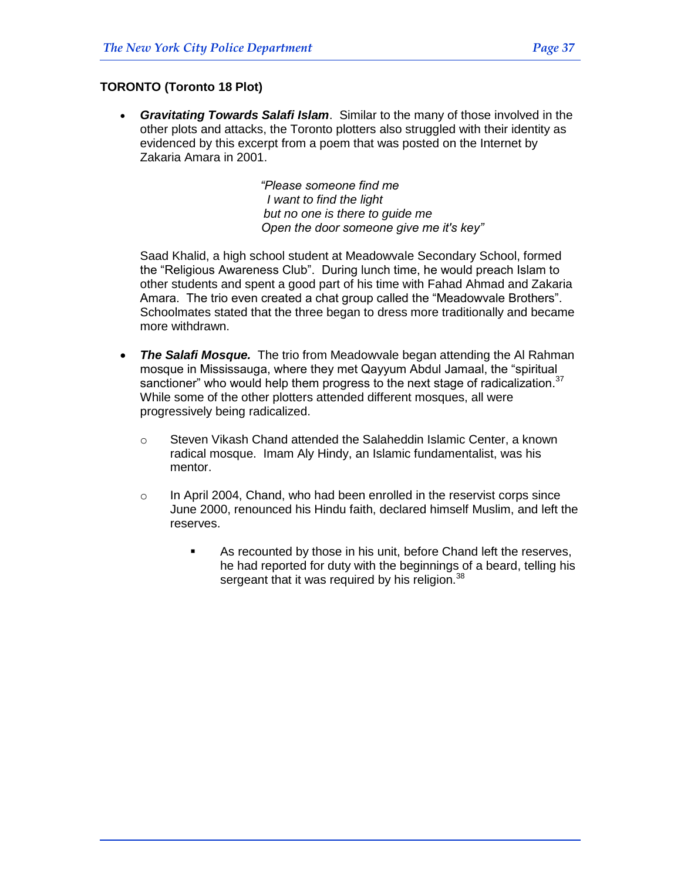**TORONTO (Toronto 18 Plot)**

- ***Gravitating Towards Salafi Islam***. Similar to the many of those involved in the other plots and attacks, the Toronto plotters also struggled with their identity as evidenced by this excerpt from a poem that was posted on the Internet by Zakaria Amara in 2001.

  > *"Please someone find me*
  > *I want to find the light*
  > *but no one is there to guide me*
  > *Open the door someone give me it's key"*

  Saad Khalid, a high school student at Meadowvale Secondary School, formed the "Religious Awareness Club". During lunch time, he would preach Islam to other students and spent a good part of his time with Fahad Ahmad and Zakaria Amara. The trio even created a chat group called the "Meadowvale Brothers". Schoolmates stated that the three began to dress more traditionally and became more withdrawn.

- ***The Salafi Mosque.*** The trio from Meadowvale began attending the Al Rahman mosque in Mississauga, where they met Qayyum Abdul Jamaal, the "spiritual sanctioner" who would help them progress to the next stage of radicalization.[37] While some of the other plotters attended different mosques, all were progressively being radicalized.

  - Steven Vikash Chand attended the Salaheddin Islamic Center, a known radical mosque. Imam Aly Hindy, an Islamic fundamentalist, was his mentor.

  - In April 2004, Chand, who had been enrolled in the reservist corps since June 2000, renounced his Hindu faith, declared himself Muslim, and left the reserves.

    - As recounted by those in his unit, before Chand left the reserves, he had reported for duty with the beginnings of a beard, telling his sergeant that it was required by his religion.[38]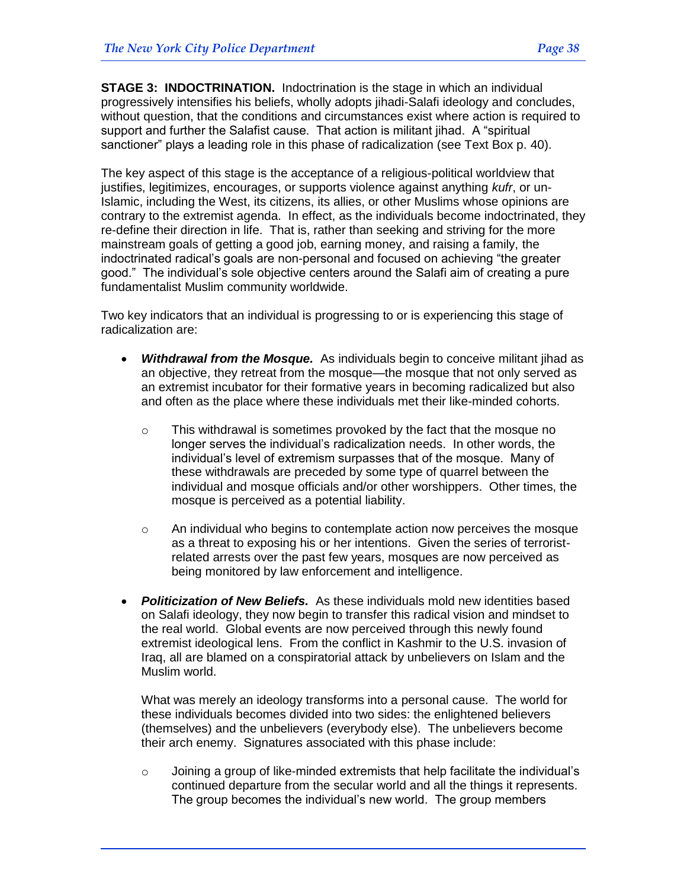**STAGE 3: INDOCTRINATION.** Indoctrination is the stage in which an individual progressively intensifies his beliefs, wholly adopts jihadi-Salafi ideology and concludes, without question, that the conditions and circumstances exist where action is required to support and further the Salafist cause. That action is militant jihad. A "spiritual sanctioner" plays a leading role in this phase of radicalization (see Text Box p. 40).

The key aspect of this stage is the acceptance of a religious-political worldview that justifies, legitimizes, encourages, or supports violence against anything *kufr*, or un-Islamic, including the West, its citizens, its allies, or other Muslims whose opinions are contrary to the extremist agenda. In effect, as the individuals become indoctrinated, they re-define their direction in life. That is, rather than seeking and striving for the more mainstream goals of getting a good job, earning money, and raising a family, the indoctrinated radical's goals are non-personal and focused on achieving "the greater good." The individual's sole objective centers around the Salafi aim of creating a pure fundamentalist Muslim community worldwide.

Two key indicators that an individual is progressing to or is experiencing this stage of radicalization are:

- ***Withdrawal from the Mosque.*** As individuals begin to conceive militant jihad as an objective, they retreat from the mosque—the mosque that not only served as an extremist incubator for their formative years in becoming radicalized but also and often as the place where these individuals met their like-minded cohorts.
  - This withdrawal is sometimes provoked by the fact that the mosque no longer serves the individual's radicalization needs. In other words, the individual's level of extremism surpasses that of the mosque. Many of these withdrawals are preceded by some type of quarrel between the individual and mosque officials and/or other worshippers. Other times, the mosque is perceived as a potential liability.
  - An individual who begins to contemplate action now perceives the mosque as a threat to exposing his or her intentions. Given the series of terrorist-related arrests over the past few years, mosques are now perceived as being monitored by law enforcement and intelligence.

- ***Politicization of New Beliefs.*** As these individuals mold new identities based on Salafi ideology, they now begin to transfer this radical vision and mindset to the real world. Global events are now perceived through this newly found extremist ideological lens. From the conflict in Kashmir to the U.S. invasion of Iraq, all are blamed on a conspiratorial attack by unbelievers on Islam and the Muslim world.

  What was merely an ideology transforms into a personal cause. The world for these individuals becomes divided into two sides: the enlightened believers (themselves) and the unbelievers (everybody else). The unbelievers become their arch enemy. Signatures associated with this phase include:

  - Joining a group of like-minded extremists that help facilitate the individual's continued departure from the secular world and all the things it represents. The group becomes the individual's new world. The group members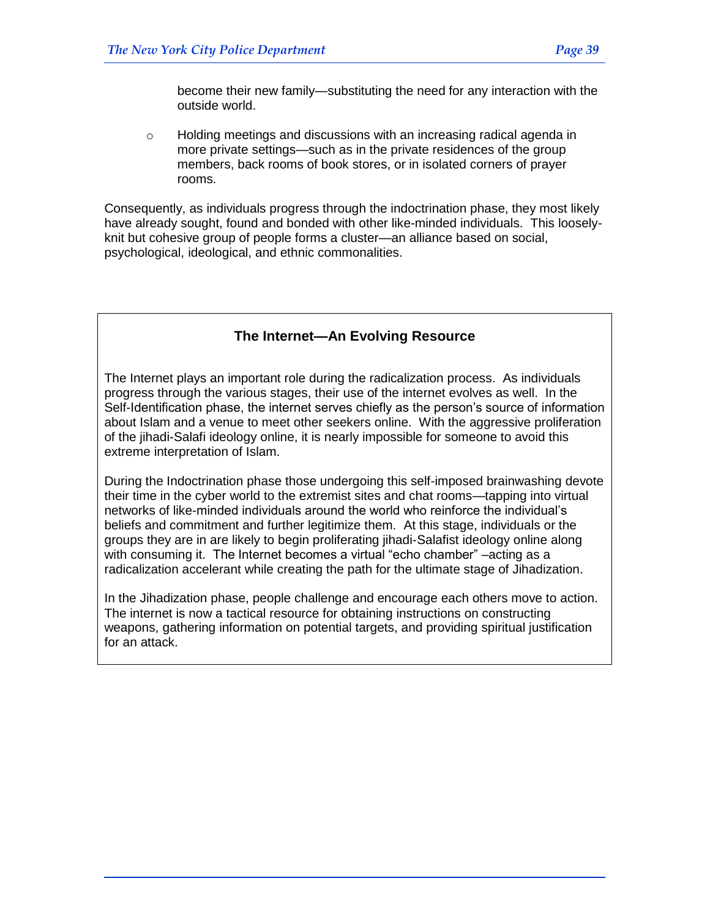become their new family—substituting the need for any interaction with the outside world.

- Holding meetings and discussions with an increasing radical agenda in more private settings—such as in the private residences of the group members, back rooms of book stores, or in isolated corners of prayer rooms.

Consequently, as individuals progress through the indoctrination phase, they most likely have already sought, found and bonded with other like-minded individuals. This loosely-knit but cohesive group of people forms a cluster—an alliance based on social, psychological, ideological, and ethnic commonalities.

### The Internet—An Evolving Resource

The Internet plays an important role during the radicalization process. As individuals progress through the various stages, their use of the internet evolves as well. In the Self-Identification phase, the internet serves chiefly as the person's source of information about Islam and a venue to meet other seekers online. With the aggressive proliferation of the jihadi-Salafi ideology online, it is nearly impossible for someone to avoid this extreme interpretation of Islam.

During the Indoctrination phase those undergoing this self-imposed brainwashing devote their time in the cyber world to the extremist sites and chat rooms—tapping into virtual networks of like-minded individuals around the world who reinforce the individual's beliefs and commitment and further legitimize them. At this stage, individuals or the groups they are in are likely to begin proliferating jihadi-Salafist ideology online along with consuming it. The Internet becomes a virtual "echo chamber" –acting as a radicalization accelerant while creating the path for the ultimate stage of Jihadization.

In the Jihadization phase, people challenge and encourage each others move to action. The internet is now a tactical resource for obtaining instructions on constructing weapons, gathering information on potential targets, and providing spiritual justification for an attack.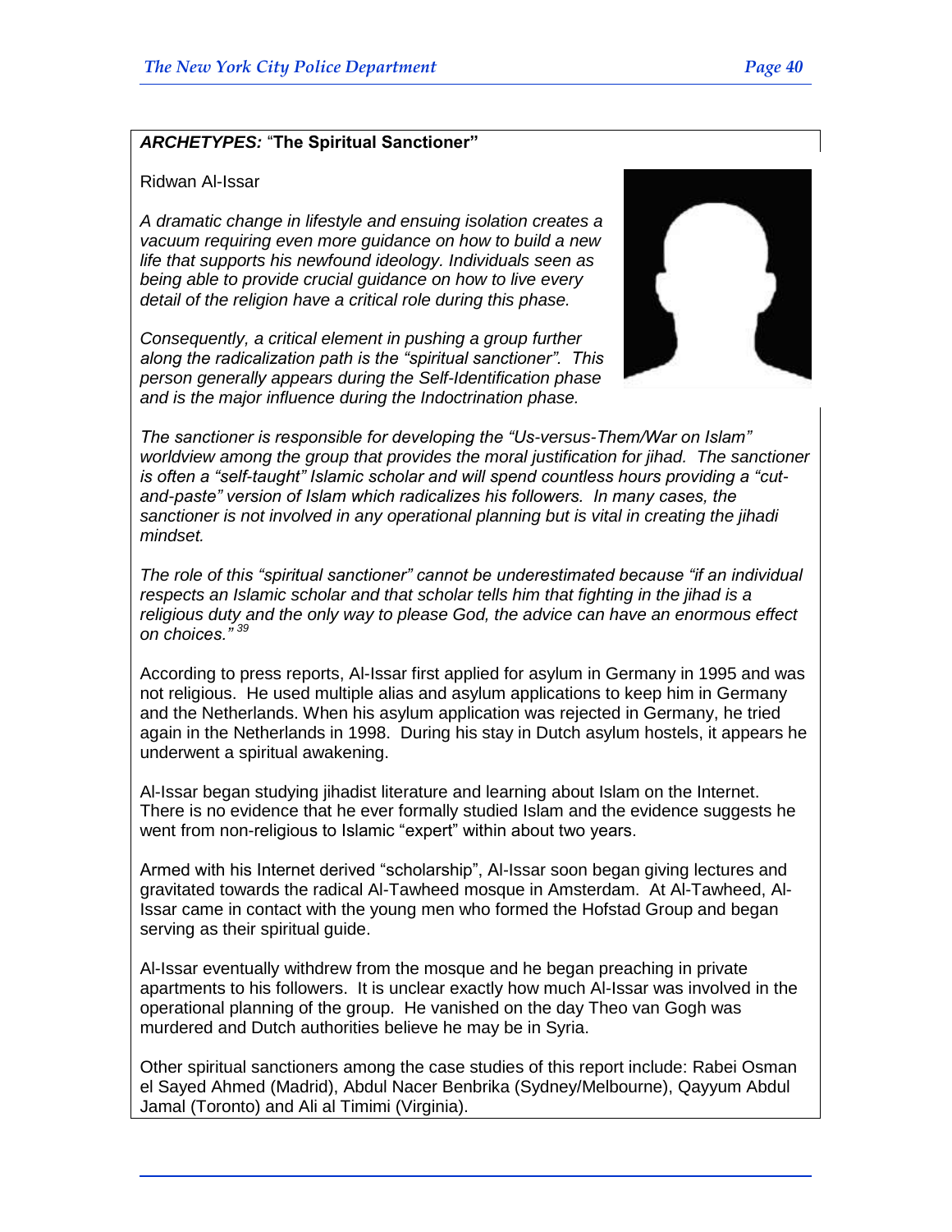***ARCHETYPES:*** **"The Spiritual Sanctioner"**

Ridwan Al-Issar

*A dramatic change in lifestyle and ensuing isolation creates a vacuum requiring even more guidance on how to build a new life that supports his newfound ideology. Individuals seen as being able to provide crucial guidance on how to live every detail of the religion have a critical role during this phase.*

*Consequently, a critical element in pushing a group further along the radicalization path is the "spiritual sanctioner". This person generally appears during the Self-Identification phase and is the major influence during the Indoctrination phase.*

*The sanctioner is responsible for developing the "Us-versus-Them/War on Islam" worldview among the group that provides the moral justification for jihad. The sanctioner is often a "self-taught" Islamic scholar and will spend countless hours providing a "cut-and-paste" version of Islam which radicalizes his followers. In many cases, the sanctioner is not involved in any operational planning but is vital in creating the jihadi mindset.*

*The role of this "spiritual sanctioner" cannot be underestimated because "if an individual respects an Islamic scholar and that scholar tells him that fighting in the jihad is a religious duty and the only way to please God, the advice can have an enormous effect on choices."* [39]

According to press reports, Al-Issar first applied for asylum in Germany in 1995 and was not religious. He used multiple alias and asylum applications to keep him in Germany and the Netherlands. When his asylum application was rejected in Germany, he tried again in the Netherlands in 1998. During his stay in Dutch asylum hostels, it appears he underwent a spiritual awakening.

Al-Issar began studying jihadist literature and learning about Islam on the Internet. There is no evidence that he ever formally studied Islam and the evidence suggests he went from non-religious to Islamic "expert" within about two years.

Armed with his Internet derived "scholarship", Al-Issar soon began giving lectures and gravitated towards the radical Al-Tawheed mosque in Amsterdam. At Al-Tawheed, Al-Issar came in contact with the young men who formed the Hofstad Group and began serving as their spiritual guide.

Al-Issar eventually withdrew from the mosque and he began preaching in private apartments to his followers. It is unclear exactly how much Al-Issar was involved in the operational planning of the group. He vanished on the day Theo van Gogh was murdered and Dutch authorities believe he may be in Syria.

Other spiritual sanctioners among the case studies of this report include: Rabei Osman el Sayed Ahmed (Madrid), Abdul Nacer Benbrika (Sydney/Melbourne), Qayyum Abdul Jamal (Toronto) and Ali al Timimi (Virginia).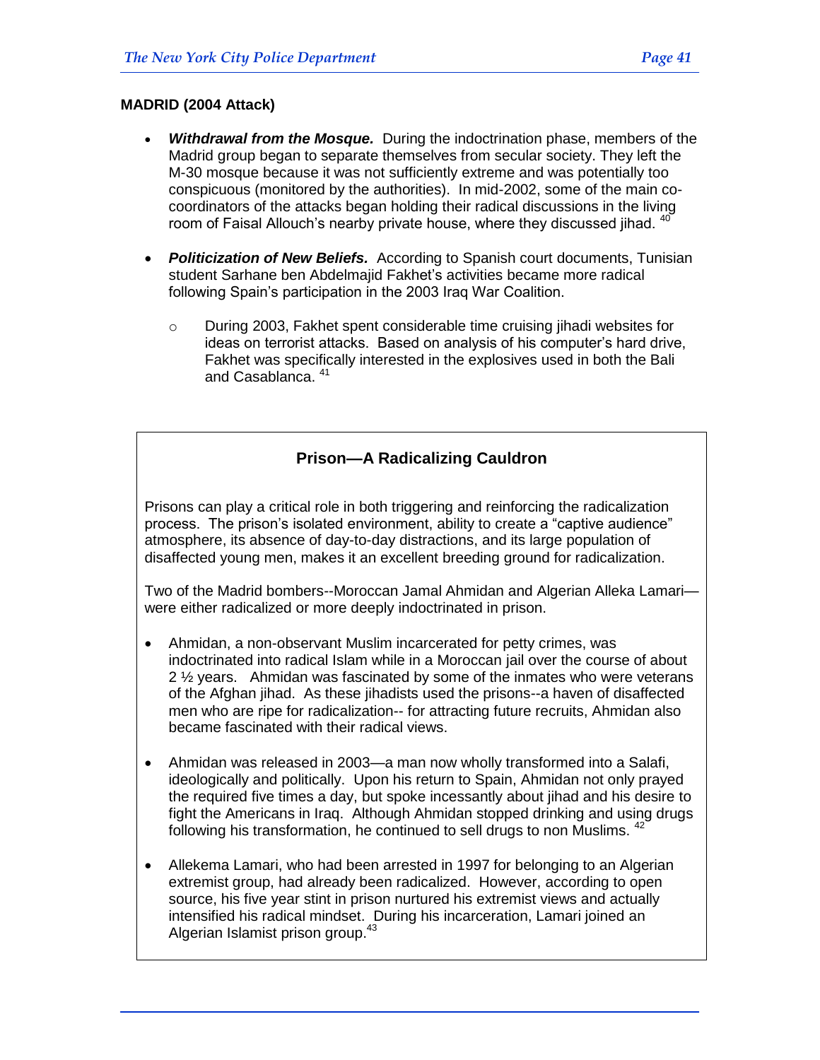**MADRID (2004 Attack)**

- ***Withdrawal from the Mosque.*** During the indoctrination phase, members of the Madrid group began to separate themselves from secular society. They left the M-30 mosque because it was not sufficiently extreme and was potentially too conspicuous (monitored by the authorities). In mid-2002, some of the main co-coordinators of the attacks began holding their radical discussions in the living room of Faisal Allouch's nearby private house, where they discussed jihad. [40]

- ***Politicization of New Beliefs.*** According to Spanish court documents, Tunisian student Sarhane ben Abdelmajid Fakhet's activities became more radical following Spain's participation in the 2003 Iraq War Coalition.
  - During 2003, Fakhet spent considerable time cruising jihadi websites for ideas on terrorist attacks. Based on analysis of his computer's hard drive, Fakhet was specifically interested in the explosives used in both the Bali and Casablanca. [41]

### Prison—A Radicalizing Cauldron

Prisons can play a critical role in both triggering and reinforcing the radicalization process. The prison's isolated environment, ability to create a "captive audience" atmosphere, its absence of day-to-day distractions, and its large population of disaffected young men, makes it an excellent breeding ground for radicalization.

Two of the Madrid bombers--Moroccan Jamal Ahmidan and Algerian Alleka Lamari—were either radicalized or more deeply indoctrinated in prison.

- Ahmidan, a non-observant Muslim incarcerated for petty crimes, was indoctrinated into radical Islam while in a Moroccan jail over the course of about 2 ½ years. Ahmidan was fascinated by some of the inmates who were veterans of the Afghan jihad. As these jihadists used the prisons--a haven of disaffected men who are ripe for radicalization-- for attracting future recruits, Ahmidan also became fascinated with their radical views.

- Ahmidan was released in 2003—a man now wholly transformed into a Salafi, ideologically and politically. Upon his return to Spain, Ahmidan not only prayed the required five times a day, but spoke incessantly about jihad and his desire to fight the Americans in Iraq. Although Ahmidan stopped drinking and using drugs following his transformation, he continued to sell drugs to non Muslims. [42]

- Allekema Lamari, who had been arrested in 1997 for belonging to an Algerian extremist group, had already been radicalized. However, according to open source, his five year stint in prison nurtured his extremist views and actually intensified his radical mindset. During his incarceration, Lamari joined an Algerian Islamist prison group.[43]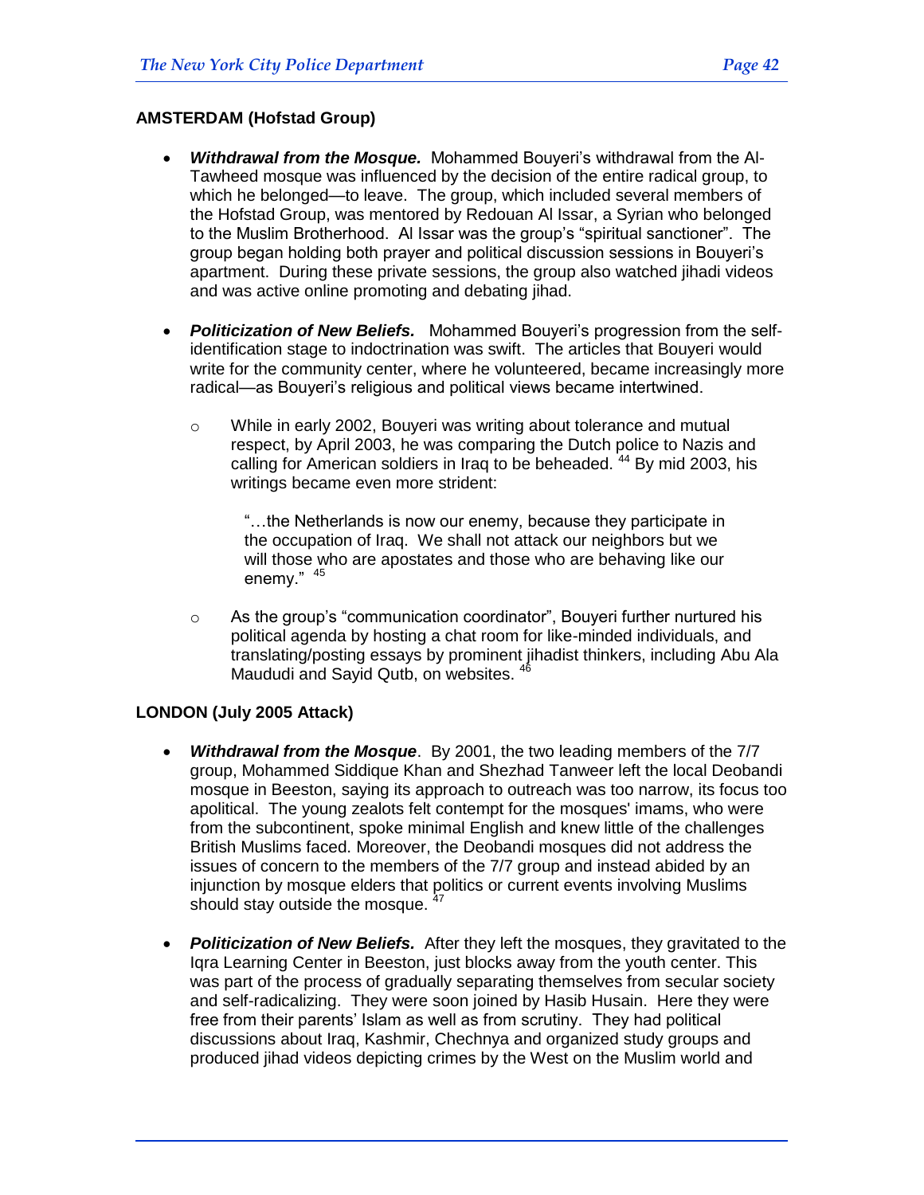**AMSTERDAM (Hofstad Group)**

- ***Withdrawal from the Mosque.*** Mohammed Bouyeri's withdrawal from the Al-Tawheed mosque was influenced by the decision of the entire radical group, to which he belonged—to leave. The group, which included several members of the Hofstad Group, was mentored by Redouan Al Issar, a Syrian who belonged to the Muslim Brotherhood. Al Issar was the group's "spiritual sanctioner". The group began holding both prayer and political discussion sessions in Bouyeri's apartment. During these private sessions, the group also watched jihadi videos and was active online promoting and debating jihad.

- ***Politicization of New Beliefs.*** Mohammed Bouyeri's progression from the self-identification stage to indoctrination was swift. The articles that Bouyeri would write for the community center, where he volunteered, became increasingly more radical—as Bouyeri's religious and political views became intertwined.

  - While in early 2002, Bouyeri was writing about tolerance and mutual respect, by April 2003, he was comparing the Dutch police to Nazis and calling for American soldiers in Iraq to be beheaded. [44] By mid 2003, his writings became even more strident:

    > "…the Netherlands is now our enemy, because they participate in the occupation of Iraq. We shall not attack our neighbors but we will those who are apostates and those who are behaving like our enemy." [45]

  - As the group's "communication coordinator", Bouyeri further nurtured his political agenda by hosting a chat room for like-minded individuals, and translating/posting essays by prominent jihadist thinkers, including Abu Ala Maududi and Sayid Qutb, on websites. [46]

**LONDON (July 2005 Attack)**

- ***Withdrawal from the Mosque***. By 2001, the two leading members of the 7/7 group, Mohammed Siddique Khan and Shezhad Tanweer left the local Deobandi mosque in Beeston, saying its approach to outreach was too narrow, its focus too apolitical. The young zealots felt contempt for the mosques' imams, who were from the subcontinent, spoke minimal English and knew little of the challenges British Muslims faced. Moreover, the Deobandi mosques did not address the issues of concern to the members of the 7/7 group and instead abided by an injunction by mosque elders that politics or current events involving Muslims should stay outside the mosque. [47]

- ***Politicization of New Beliefs.*** After they left the mosques, they gravitated to the Iqra Learning Center in Beeston, just blocks away from the youth center. This was part of the process of gradually separating themselves from secular society and self-radicalizing. They were soon joined by Hasib Husain. Here they were free from their parents' Islam as well as from scrutiny. They had political discussions about Iraq, Kashmir, Chechnya and organized study groups and produced jihad videos depicting crimes by the West on the Muslim world and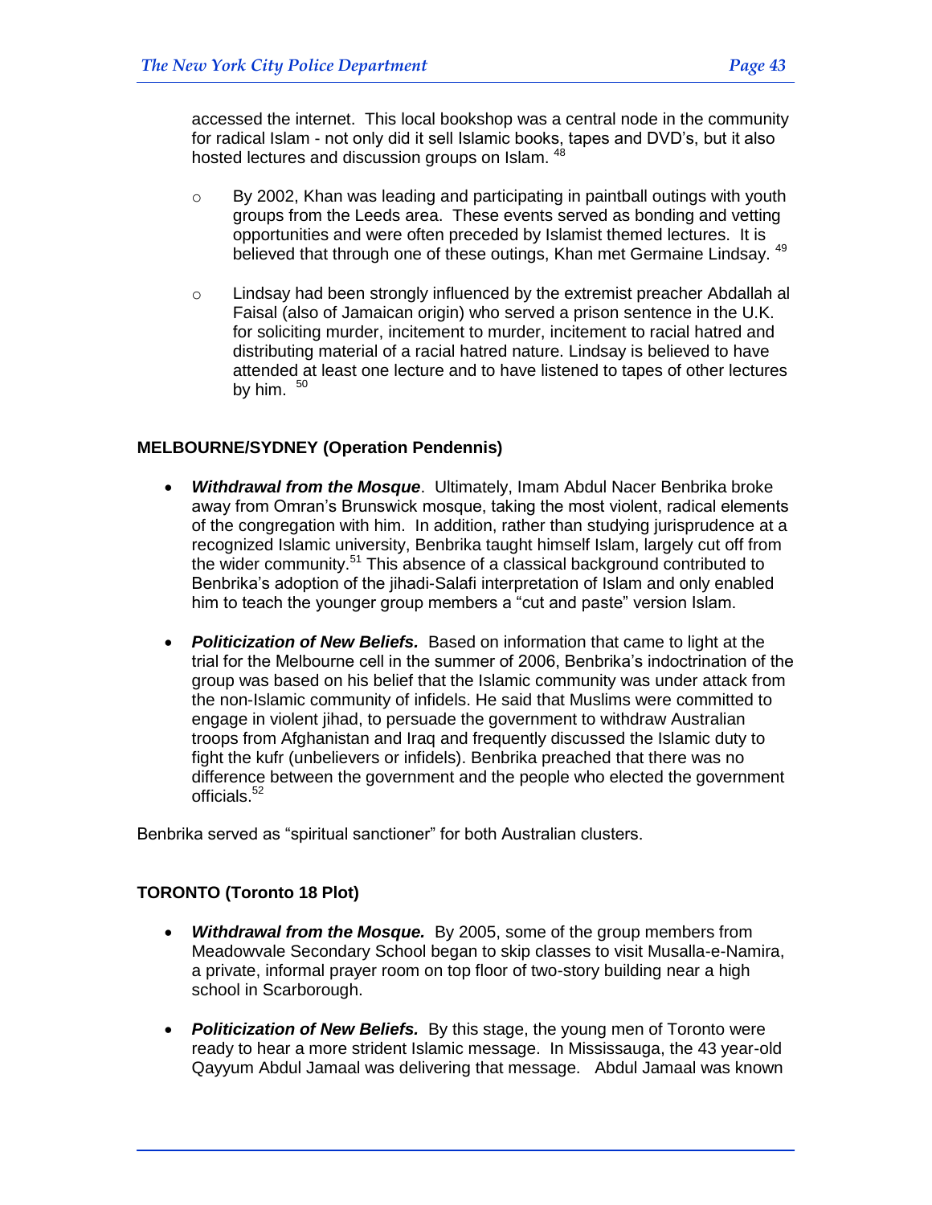accessed the internet. This local bookshop was a central node in the community for radical Islam - not only did it sell Islamic books, tapes and DVD's, but it also hosted lectures and discussion groups on Islam. [48]

- By 2002, Khan was leading and participating in paintball outings with youth groups from the Leeds area. These events served as bonding and vetting opportunities and were often preceded by Islamist themed lectures. It is believed that through one of these outings, Khan met Germaine Lindsay. [49]

- Lindsay had been strongly influenced by the extremist preacher Abdallah al Faisal (also of Jamaican origin) who served a prison sentence in the U.K. for soliciting murder, incitement to murder, incitement to racial hatred and distributing material of a racial hatred nature. Lindsay is believed to have attended at least one lecture and to have listened to tapes of other lectures by him. [50]

**MELBOURNE/SYDNEY (Operation Pendennis)**

- ***Withdrawal from the Mosque***. Ultimately, Imam Abdul Nacer Benbrika broke away from Omran's Brunswick mosque, taking the most violent, radical elements of the congregation with him. In addition, rather than studying jurisprudence at a recognized Islamic university, Benbrika taught himself Islam, largely cut off from the wider community.[51] This absence of a classical background contributed to Benbrika's adoption of the jihadi-Salafi interpretation of Islam and only enabled him to teach the younger group members a "cut and paste" version Islam.

- ***Politicization of New Beliefs.*** Based on information that came to light at the trial for the Melbourne cell in the summer of 2006, Benbrika's indoctrination of the group was based on his belief that the Islamic community was under attack from the non-Islamic community of infidels. He said that Muslims were committed to engage in violent jihad, to persuade the government to withdraw Australian troops from Afghanistan and Iraq and frequently discussed the Islamic duty to fight the kufr (unbelievers or infidels). Benbrika preached that there was no difference between the government and the people who elected the government officials.[52]

Benbrika served as "spiritual sanctioner" for both Australian clusters.

**TORONTO (Toronto 18 Plot)**

- ***Withdrawal from the Mosque.*** By 2005, some of the group members from Meadowvale Secondary School began to skip classes to visit Musalla-e-Namira, a private, informal prayer room on top floor of two-story building near a high school in Scarborough.

- ***Politicization of New Beliefs.*** By this stage, the young men of Toronto were ready to hear a more strident Islamic message. In Mississauga, the 43 year-old Qayyum Abdul Jamaal was delivering that message. Abdul Jamaal was known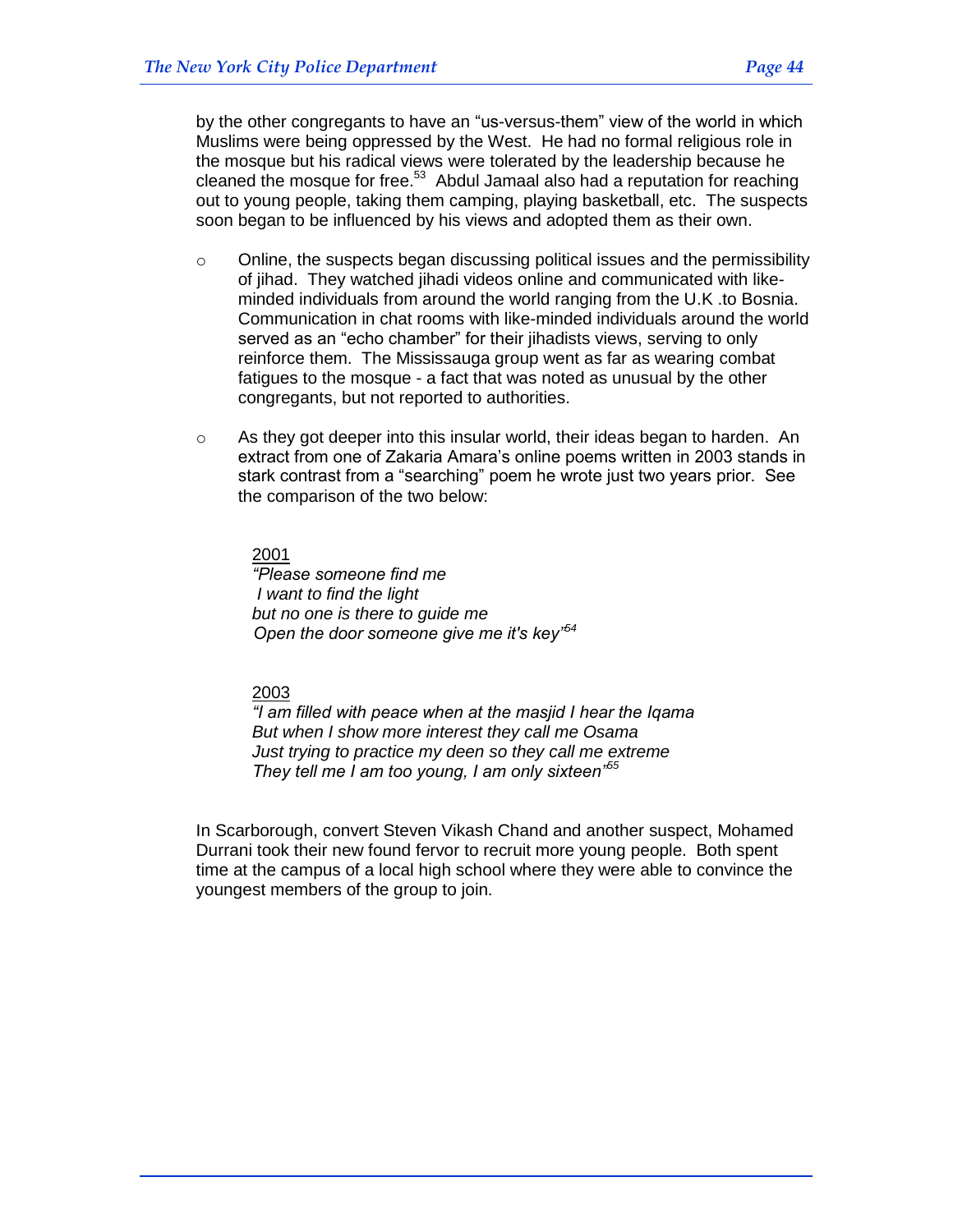by the other congregants to have an "us-versus-them" view of the world in which Muslims were being oppressed by the West. He had no formal religious role in the mosque but his radical views were tolerated by the leadership because he cleaned the mosque for free.[53] Abdul Jamaal also had a reputation for reaching out to young people, taking them camping, playing basketball, etc. The suspects soon began to be influenced by his views and adopted them as their own.

- Online, the suspects began discussing political issues and the permissibility of jihad. They watched jihadi videos online and communicated with like-minded individuals from around the world ranging from the U.K .to Bosnia. Communication in chat rooms with like-minded individuals around the world served as an "echo chamber" for their jihadists views, serving to only reinforce them. The Mississauga group went as far as wearing combat fatigues to the mosque - a fact that was noted as unusual by the other congregants, but not reported to authorities.

- As they got deeper into this insular world, their ideas began to harden. An extract from one of Zakaria Amara's online poems written in 2003 stands in stark contrast from a "searching" poem he wrote just two years prior. See the comparison of the two below:

  <u>2001</u>
  *"Please someone find me*
  *I want to find the light*
  *but no one is there to guide me*
  *Open the door someone give me it's key"*[54]

  <u>2003</u>
  *"I am filled with peace when at the masjid I hear the Iqama*
  *But when I show more interest they call me Osama*
  *Just trying to practice my deen so they call me extreme*
  *They tell me I am too young, I am only sixteen"*[55]

In Scarborough, convert Steven Vikash Chand and another suspect, Mohamed Durrani took their new found fervor to recruit more young people. Both spent time at the campus of a local high school where they were able to convince the youngest members of the group to join.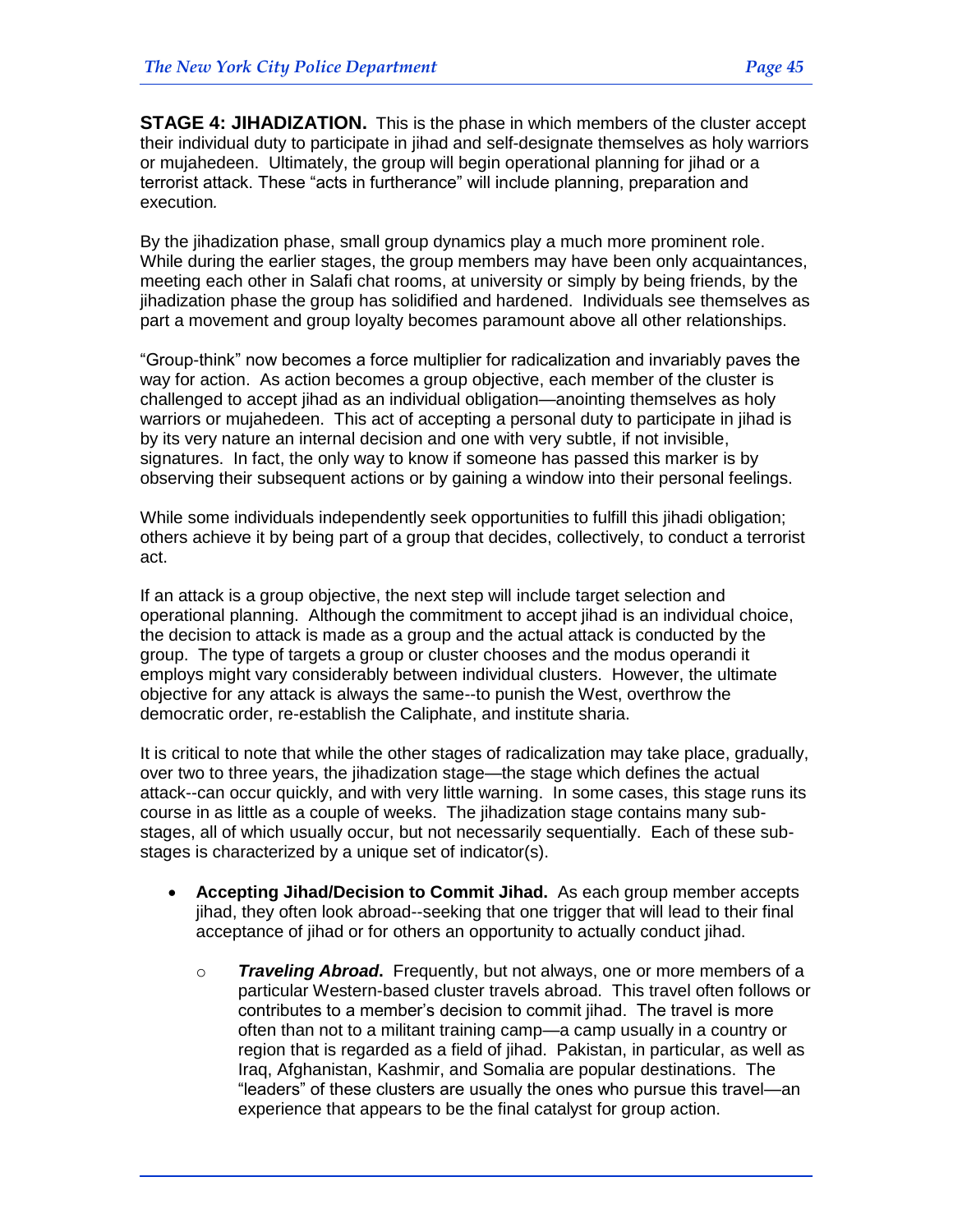**STAGE 4: JIHADIZATION.** This is the phase in which members of the cluster accept their individual duty to participate in jihad and self-designate themselves as holy warriors or mujahedeen. Ultimately, the group will begin operational planning for jihad or a terrorist attack. These "acts in furtherance" will include planning, preparation and execution*.*

By the jihadization phase, small group dynamics play a much more prominent role. While during the earlier stages, the group members may have been only acquaintances, meeting each other in Salafi chat rooms, at university or simply by being friends, by the jihadization phase the group has solidified and hardened. Individuals see themselves as part a movement and group loyalty becomes paramount above all other relationships.

"Group-think" now becomes a force multiplier for radicalization and invariably paves the way for action. As action becomes a group objective, each member of the cluster is challenged to accept jihad as an individual obligation—anointing themselves as holy warriors or mujahedeen. This act of accepting a personal duty to participate in jihad is by its very nature an internal decision and one with very subtle, if not invisible, signatures. In fact, the only way to know if someone has passed this marker is by observing their subsequent actions or by gaining a window into their personal feelings.

While some individuals independently seek opportunities to fulfill this jihadi obligation; others achieve it by being part of a group that decides, collectively, to conduct a terrorist act.

If an attack is a group objective, the next step will include target selection and operational planning. Although the commitment to accept jihad is an individual choice, the decision to attack is made as a group and the actual attack is conducted by the group. The type of targets a group or cluster chooses and the modus operandi it employs might vary considerably between individual clusters. However, the ultimate objective for any attack is always the same--to punish the West, overthrow the democratic order, re-establish the Caliphate, and institute sharia.

It is critical to note that while the other stages of radicalization may take place, gradually, over two to three years, the jihadization stage—the stage which defines the actual attack--can occur quickly, and with very little warning. In some cases, this stage runs its course in as little as a couple of weeks. The jihadization stage contains many sub-stages, all of which usually occur, but not necessarily sequentially. Each of these sub-stages is characterized by a unique set of indicator(s).

- **Accepting Jihad/Decision to Commit Jihad.** As each group member accepts jihad, they often look abroad--seeking that one trigger that will lead to their final acceptance of jihad or for others an opportunity to actually conduct jihad.
  - ***Traveling Abroad.*** Frequently, but not always, one or more members of a particular Western-based cluster travels abroad. This travel often follows or contributes to a member's decision to commit jihad. The travel is more often than not to a militant training camp—a camp usually in a country or region that is regarded as a field of jihad. Pakistan, in particular, as well as Iraq, Afghanistan, Kashmir, and Somalia are popular destinations. The "leaders" of these clusters are usually the ones who pursue this travel—an experience that appears to be the final catalyst for group action.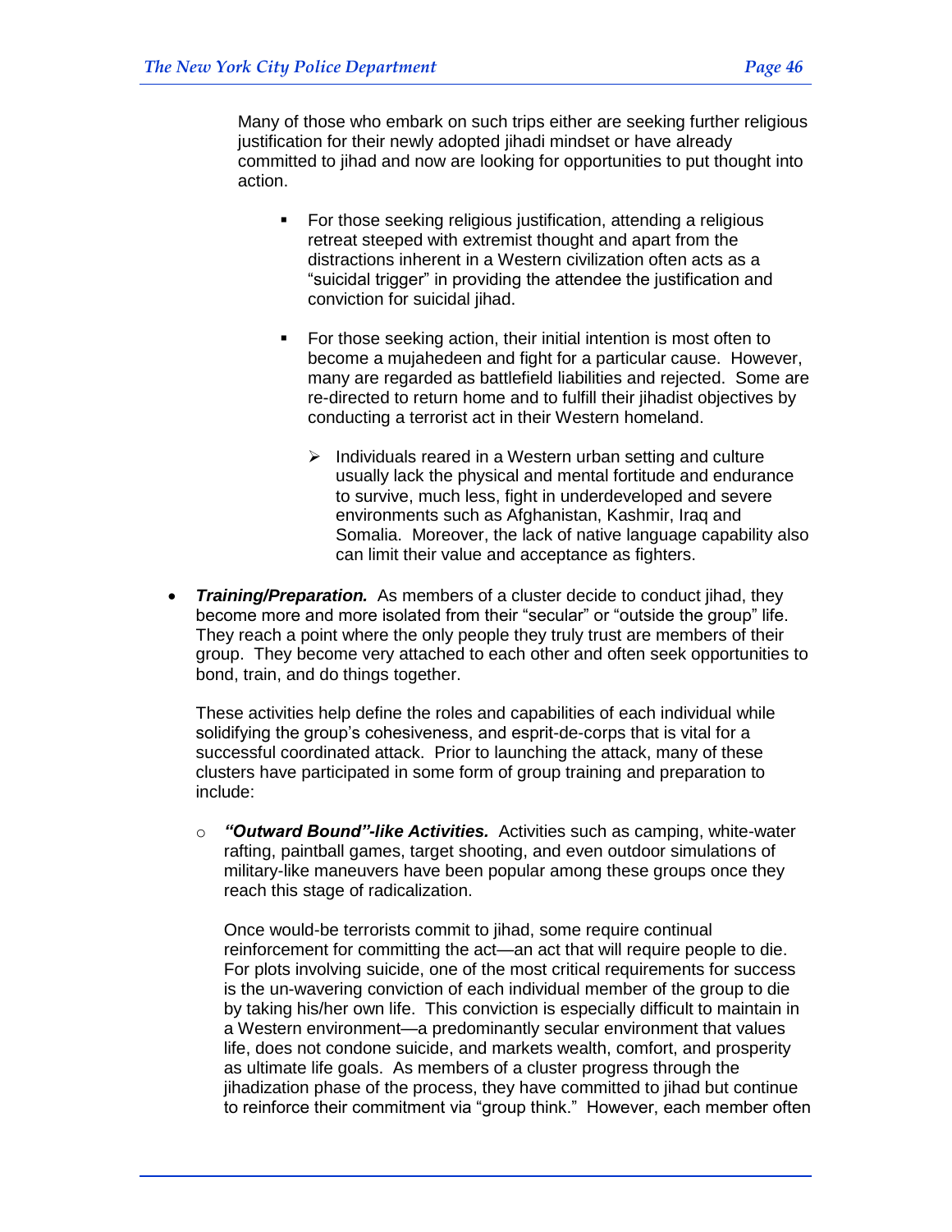Many of those who embark on such trips either are seeking further religious justification for their newly adopted jihadi mindset or have already committed to jihad and now are looking for opportunities to put thought into action.

- For those seeking religious justification, attending a religious retreat steeped with extremist thought and apart from the distractions inherent in a Western civilization often acts as a "suicidal trigger" in providing the attendee the justification and conviction for suicidal jihad.

- For those seeking action, their initial intention is most often to become a mujahedeen and fight for a particular cause. However, many are regarded as battlefield liabilities and rejected. Some are re-directed to return home and to fulfill their jihadist objectives by conducting a terrorist act in their Western homeland.

    - Individuals reared in a Western urban setting and culture usually lack the physical and mental fortitude and endurance to survive, much less, fight in underdeveloped and severe environments such as Afghanistan, Kashmir, Iraq and Somalia. Moreover, the lack of native language capability also can limit their value and acceptance as fighters.

- ***Training/Preparation.*** As members of a cluster decide to conduct jihad, they become more and more isolated from their "secular" or "outside the group" life. They reach a point where the only people they truly trust are members of their group. They become very attached to each other and often seek opportunities to bond, train, and do things together.

  These activities help define the roles and capabilities of each individual while solidifying the group's cohesiveness, and esprit-de-corps that is vital for a successful coordinated attack. Prior to launching the attack, many of these clusters have participated in some form of group training and preparation to include:

    - ***"Outward Bound"-like Activities.*** Activities such as camping, white-water rafting, paintball games, target shooting, and even outdoor simulations of military-like maneuvers have been popular among these groups once they reach this stage of radicalization.

      Once would-be terrorists commit to jihad, some require continual reinforcement for committing the act—an act that will require people to die. For plots involving suicide, one of the most critical requirements for success is the un-wavering conviction of each individual member of the group to die by taking his/her own life. This conviction is especially difficult to maintain in a Western environment—a predominantly secular environment that values life, does not condone suicide, and markets wealth, comfort, and prosperity as ultimate life goals. As members of a cluster progress through the jihadization phase of the process, they have committed to jihad but continue to reinforce their commitment via "group think." However, each member often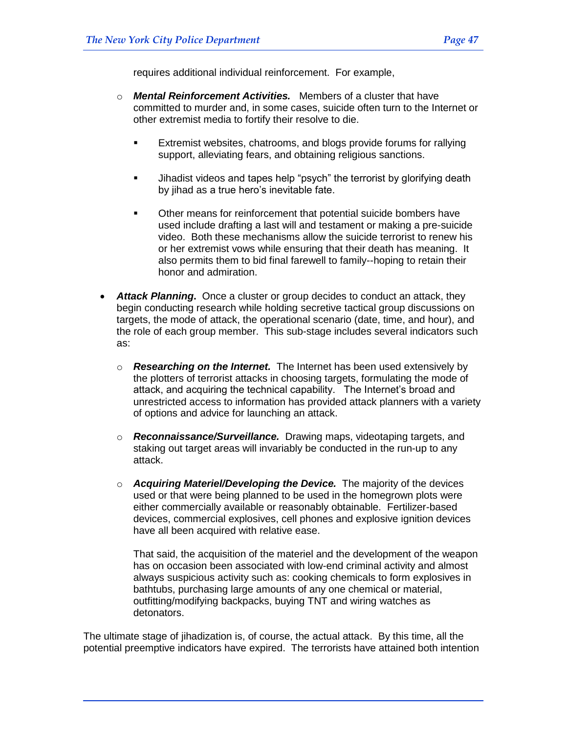requires additional individual reinforcement. For example,

- ***Mental Reinforcement Activities.*** Members of a cluster that have committed to murder and, in some cases, suicide often turn to the Internet or other extremist media to fortify their resolve to die.

  - Extremist websites, chatrooms, and blogs provide forums for rallying support, alleviating fears, and obtaining religious sanctions.

  - Jihadist videos and tapes help "psych" the terrorist by glorifying death by jihad as a true hero's inevitable fate.

  - Other means for reinforcement that potential suicide bombers have used include drafting a last will and testament or making a pre-suicide video. Both these mechanisms allow the suicide terrorist to renew his or her extremist vows while ensuring that their death has meaning. It also permits them to bid final farewell to family--hoping to retain their honor and admiration.

- ***Attack Planning*. ** Once a cluster or group decides to conduct an attack, they begin conducting research while holding secretive tactical group discussions on targets, the mode of attack, the operational scenario (date, time, and hour), and the role of each group member. This sub-stage includes several indicators such as:

  - ***Researching on the Internet.*** The Internet has been used extensively by the plotters of terrorist attacks in choosing targets, formulating the mode of attack, and acquiring the technical capability. The Internet's broad and unrestricted access to information has provided attack planners with a variety of options and advice for launching an attack.

  - ***Reconnaissance/Surveillance.*** Drawing maps, videotaping targets, and staking out target areas will invariably be conducted in the run-up to any attack.

  - ***Acquiring Materiel/Developing the Device.*** The majority of the devices used or that were being planned to be used in the homegrown plots were either commercially available or reasonably obtainable. Fertilizer-based devices, commercial explosives, cell phones and explosive ignition devices have all been acquired with relative ease.

    That said, the acquisition of the materiel and the development of the weapon has on occasion been associated with low-end criminal activity and almost always suspicious activity such as: cooking chemicals to form explosives in bathtubs, purchasing large amounts of any one chemical or material, outfitting/modifying backpacks, buying TNT and wiring watches as detonators.

The ultimate stage of jihadization is, of course, the actual attack. By this time, all the potential preemptive indicators have expired. The terrorists have attained both intention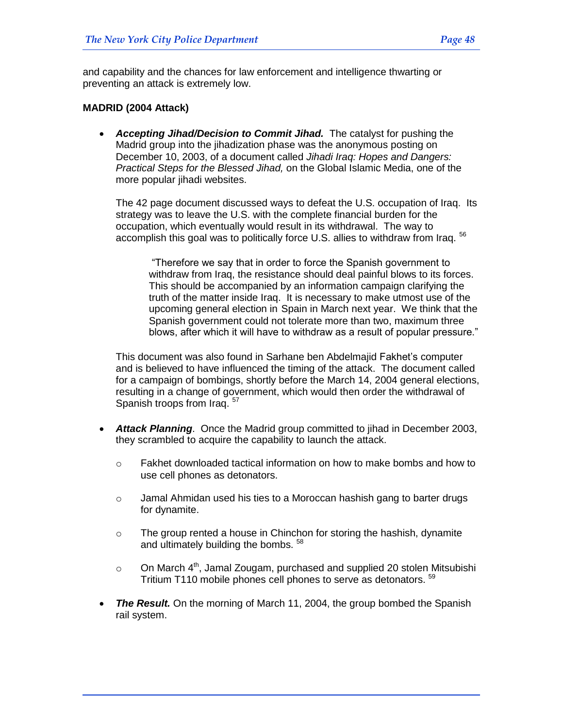and capability and the chances for law enforcement and intelligence thwarting or preventing an attack is extremely low.

**MADRID (2004 Attack)**

- ***Accepting Jihad/Decision to Commit Jihad.*** The catalyst for pushing the Madrid group into the jihadization phase was the anonymous posting on December 10, 2003, of a document called *Jihadi Iraq: Hopes and Dangers: Practical Steps for the Blessed Jihad,* on the Global Islamic Media, one of the more popular jihadi websites.

  The 42 page document discussed ways to defeat the U.S. occupation of Iraq. Its strategy was to leave the U.S. with the complete financial burden for the occupation, which eventually would result in its withdrawal. The way to accomplish this goal was to politically force U.S. allies to withdraw from Iraq. [56]

  > "Therefore we say that in order to force the Spanish government to withdraw from Iraq, the resistance should deal painful blows to its forces. This should be accompanied by an information campaign clarifying the truth of the matter inside Iraq. It is necessary to make utmost use of the upcoming general election in Spain in March next year. We think that the Spanish government could not tolerate more than two, maximum three blows, after which it will have to withdraw as a result of popular pressure."

  This document was also found in Sarhane ben Abdelmajid Fakhet's computer and is believed to have influenced the timing of the attack. The document called for a campaign of bombings, shortly before the March 14, 2004 general elections, resulting in a change of government, which would then order the withdrawal of Spanish troops from Iraq. [57]

- ***Attack Planning***. Once the Madrid group committed to jihad in December 2003, they scrambled to acquire the capability to launch the attack.

  - Fakhet downloaded tactical information on how to make bombs and how to use cell phones as detonators.
  - Jamal Ahmidan used his ties to a Moroccan hashish gang to barter drugs for dynamite.
  - The group rented a house in Chinchon for storing the hashish, dynamite and ultimately building the bombs. [58]
  - On March 4th, Jamal Zougam, purchased and supplied 20 stolen Mitsubishi Tritium T110 mobile phones cell phones to serve as detonators. [59]

- ***The Result.*** On the morning of March 11, 2004, the group bombed the Spanish rail system.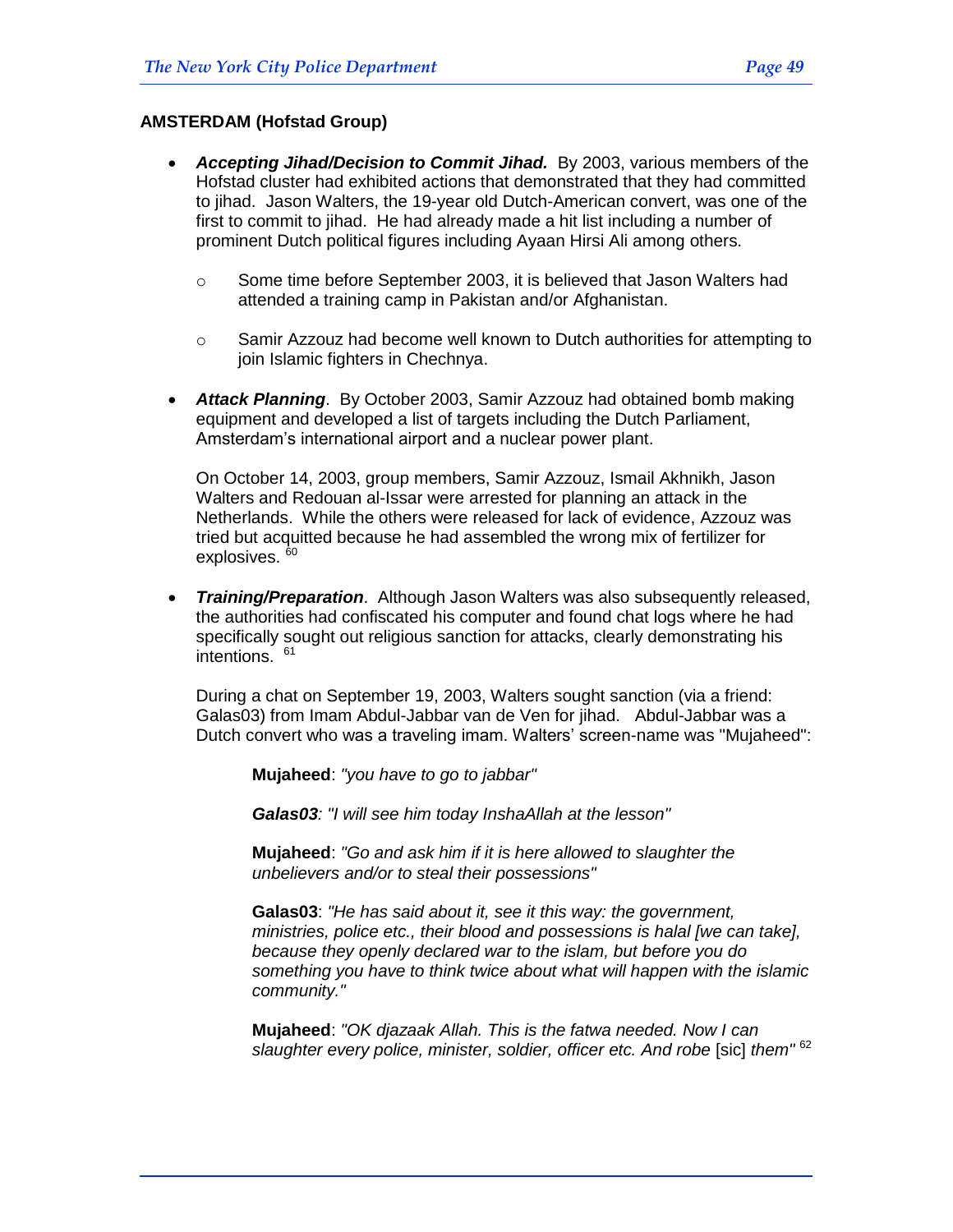**AMSTERDAM (Hofstad Group)**

- ***Accepting Jihad/Decision to Commit Jihad.*** By 2003, various members of the Hofstad cluster had exhibited actions that demonstrated that they had committed to jihad. Jason Walters, the 19-year old Dutch-American convert, was one of the first to commit to jihad. He had already made a hit list including a number of prominent Dutch political figures including Ayaan Hirsi Ali among others.
  - Some time before September 2003, it is believed that Jason Walters had attended a training camp in Pakistan and/or Afghanistan.
  - Samir Azzouz had become well known to Dutch authorities for attempting to join Islamic fighters in Chechnya.

- ***Attack Planning***. By October 2003, Samir Azzouz had obtained bomb making equipment and developed a list of targets including the Dutch Parliament, Amsterdam's international airport and a nuclear power plant.

  On October 14, 2003, group members, Samir Azzouz, Ismail Akhnikh, Jason Walters and Redouan al-Issar were arrested for planning an attack in the Netherlands. While the others were released for lack of evidence, Azzouz was tried but acquitted because he had assembled the wrong mix of fertilizer for explosives. [60]

- ***Training/Preparation***. Although Jason Walters was also subsequently released, the authorities had confiscated his computer and found chat logs where he had specifically sought out religious sanction for attacks, clearly demonstrating his intentions. [61]

  During a chat on September 19, 2003, Walters sought sanction (via a friend: Galas03) from Imam Abdul-Jabbar van de Ven for jihad. Abdul-Jabbar was a Dutch convert who was a traveling imam. Walters' screen-name was "Mujaheed":

  > **Mujaheed**: *"you have to go to jabbar"*
  >
  > ***Galas03**: "I will see him today InshaAllah at the lesson"*
  >
  > **Mujaheed**: *"Go and ask him if it is here allowed to slaughter the unbelievers and/or to steal their possessions"*
  >
  > **Galas03**: *"He has said about it, see it this way: the government, ministries, police etc., their blood and possessions is halal [we can take], because they openly declared war to the islam, but before you do something you have to think twice about what will happen with the islamic community."*
  >
  > **Mujaheed**: *"OK djazaak Allah. This is the fatwa needed. Now I can slaughter every police, minister, soldier, officer etc. And robe* [sic] *them"* [62]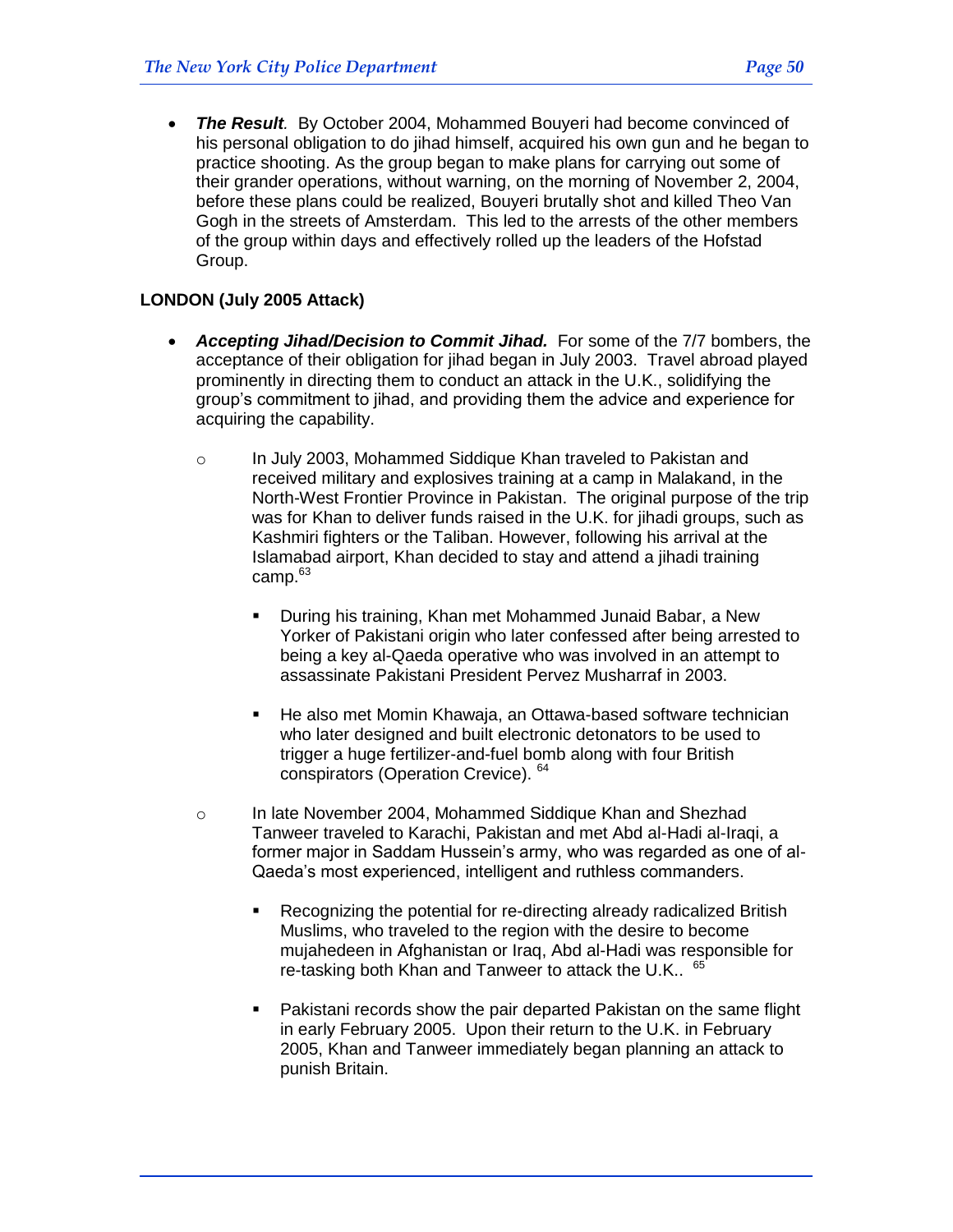- ***The Result.*** By October 2004, Mohammed Bouyeri had become convinced of his personal obligation to do jihad himself, acquired his own gun and he began to practice shooting. As the group began to make plans for carrying out some of their grander operations, without warning, on the morning of November 2, 2004, before these plans could be realized, Bouyeri brutally shot and killed Theo Van Gogh in the streets of Amsterdam. This led to the arrests of the other members of the group within days and effectively rolled up the leaders of the Hofstad Group.

**LONDON (July 2005 Attack)**

- ***Accepting Jihad/Decision to Commit Jihad.*** For some of the 7/7 bombers, the acceptance of their obligation for jihad began in July 2003. Travel abroad played prominently in directing them to conduct an attack in the U.K., solidifying the group's commitment to jihad, and providing them the advice and experience for acquiring the capability.
  - In July 2003, Mohammed Siddique Khan traveled to Pakistan and received military and explosives training at a camp in Malakand, in the North-West Frontier Province in Pakistan. The original purpose of the trip was for Khan to deliver funds raised in the U.K. for jihadi groups, such as Kashmiri fighters or the Taliban. However, following his arrival at the Islamabad airport, Khan decided to stay and attend a jihadi training camp.[63]
    - During his training, Khan met Mohammed Junaid Babar, a New Yorker of Pakistani origin who later confessed after being arrested to being a key al-Qaeda operative who was involved in an attempt to assassinate Pakistani President Pervez Musharraf in 2003.
    - He also met Momin Khawaja, an Ottawa-based software technician who later designed and built electronic detonators to be used to trigger a huge fertilizer-and-fuel bomb along with four British conspirators (Operation Crevice).[64]
  - In late November 2004, Mohammed Siddique Khan and Shezhad Tanweer traveled to Karachi, Pakistan and met Abd al-Hadi al-Iraqi, a former major in Saddam Hussein's army, who was regarded as one of al-Qaeda's most experienced, intelligent and ruthless commanders.
    - Recognizing the potential for re-directing already radicalized British Muslims, who traveled to the region with the desire to become mujahedeen in Afghanistan or Iraq, Abd al-Hadi was responsible for re-tasking both Khan and Tanweer to attack the U.K..[65]
    - Pakistani records show the pair departed Pakistan on the same flight in early February 2005. Upon their return to the U.K. in February 2005, Khan and Tanweer immediately began planning an attack to punish Britain.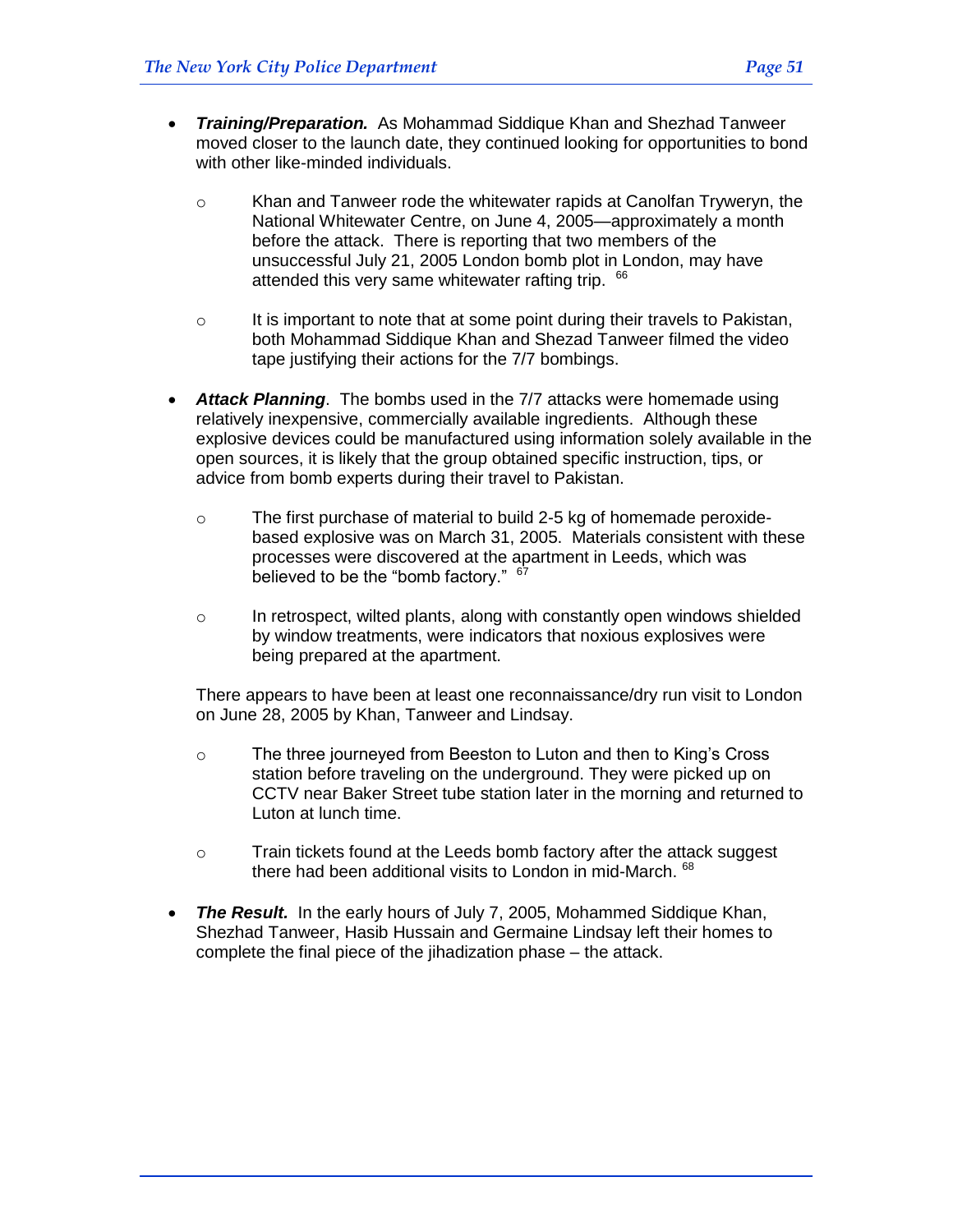- ***Training/Preparation.*** As Mohammad Siddique Khan and Shezhad Tanweer moved closer to the launch date, they continued looking for opportunities to bond with other like-minded individuals.

    - Khan and Tanweer rode the whitewater rapids at Canolfan Tryweryn, the National Whitewater Centre, on June 4, 2005—approximately a month before the attack. There is reporting that two members of the unsuccessful July 21, 2005 London bomb plot in London, may have attended this very same whitewater rafting trip. [66]

    - It is important to note that at some point during their travels to Pakistan, both Mohammad Siddique Khan and Shezad Tanweer filmed the video tape justifying their actions for the 7/7 bombings.

- ***Attack Planning***. The bombs used in the 7/7 attacks were homemade using relatively inexpensive, commercially available ingredients. Although these explosive devices could be manufactured using information solely available in the open sources, it is likely that the group obtained specific instruction, tips, or advice from bomb experts during their travel to Pakistan.

    - The first purchase of material to build 2-5 kg of homemade peroxide-based explosive was on March 31, 2005. Materials consistent with these processes were discovered at the apartment in Leeds, which was believed to be the "bomb factory." [67]

    - In retrospect, wilted plants, along with constantly open windows shielded by window treatments, were indicators that noxious explosives were being prepared at the apartment.

  There appears to have been at least one reconnaissance/dry run visit to London on June 28, 2005 by Khan, Tanweer and Lindsay.

    - The three journeyed from Beeston to Luton and then to King's Cross station before traveling on the underground. They were picked up on CCTV near Baker Street tube station later in the morning and returned to Luton at lunch time.

    - Train tickets found at the Leeds bomb factory after the attack suggest there had been additional visits to London in mid-March. [68]

- ***The Result.*** In the early hours of July 7, 2005, Mohammed Siddique Khan, Shezhad Tanweer, Hasib Hussain and Germaine Lindsay left their homes to complete the final piece of the jihadization phase – the attack.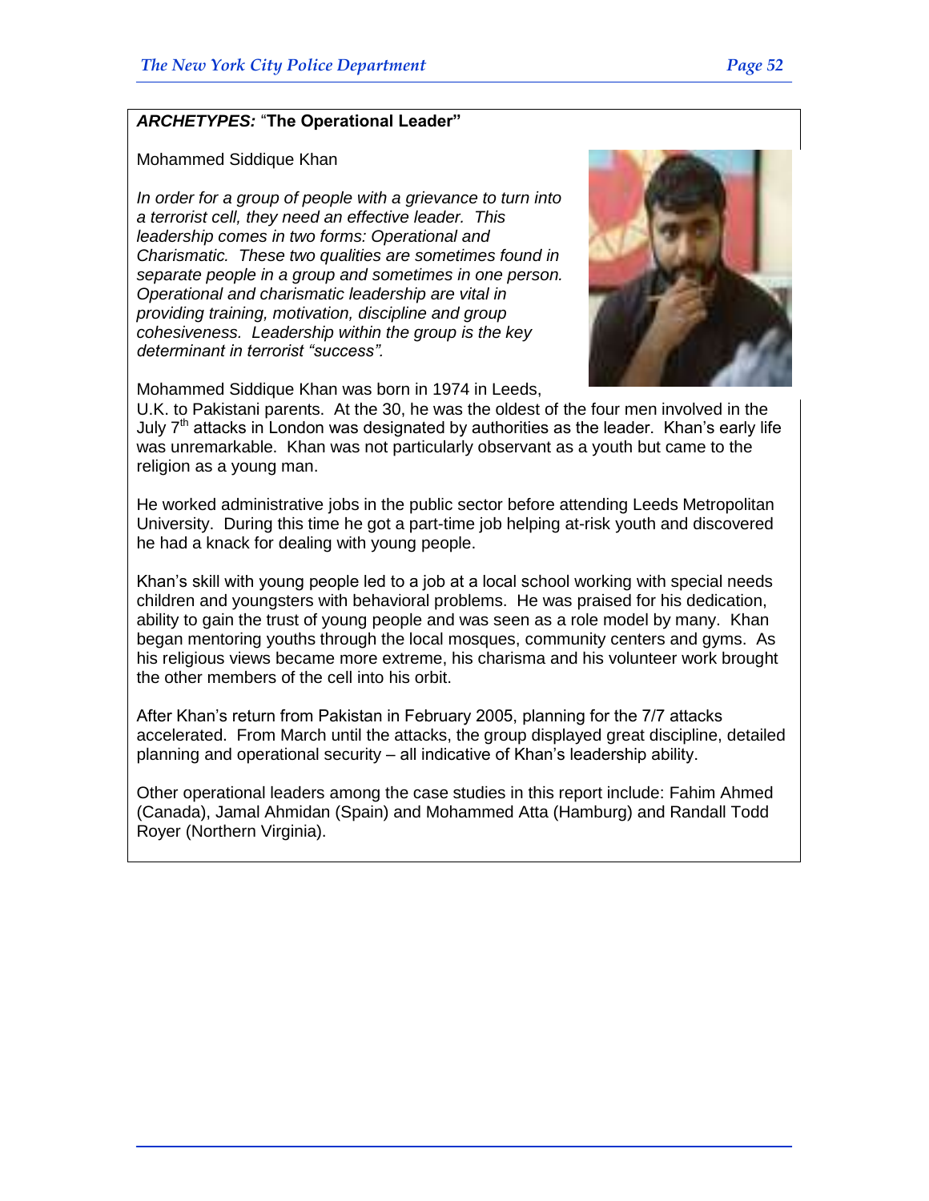***ARCHETYPES:*** "**The Operational Leader"**

Mohammed Siddique Khan

*In order for a group of people with a grievance to turn into a terrorist cell, they need an effective leader. This leadership comes in two forms: Operational and Charismatic. These two qualities are sometimes found in separate people in a group and sometimes in one person. Operational and charismatic leadership are vital in providing training, motivation, discipline and group cohesiveness. Leadership within the group is the key determinant in terrorist "success".*

Mohammed Siddique Khan was born in 1974 in Leeds, U.K. to Pakistani parents. At the 30, he was the oldest of the four men involved in the July 7th attacks in London was designated by authorities as the leader. Khan's early life was unremarkable. Khan was not particularly observant as a youth but came to the religion as a young man.

He worked administrative jobs in the public sector before attending Leeds Metropolitan University. During this time he got a part-time job helping at-risk youth and discovered he had a knack for dealing with young people.

Khan's skill with young people led to a job at a local school working with special needs children and youngsters with behavioral problems. He was praised for his dedication, ability to gain the trust of young people and was seen as a role model by many. Khan began mentoring youths through the local mosques, community centers and gyms. As his religious views became more extreme, his charisma and his volunteer work brought the other members of the cell into his orbit.

After Khan's return from Pakistan in February 2005, planning for the 7/7 attacks accelerated. From March until the attacks, the group displayed great discipline, detailed planning and operational security – all indicative of Khan's leadership ability.

Other operational leaders among the case studies in this report include: Fahim Ahmed (Canada), Jamal Ahmidan (Spain) and Mohammed Atta (Hamburg) and Randall Todd Royer (Northern Virginia).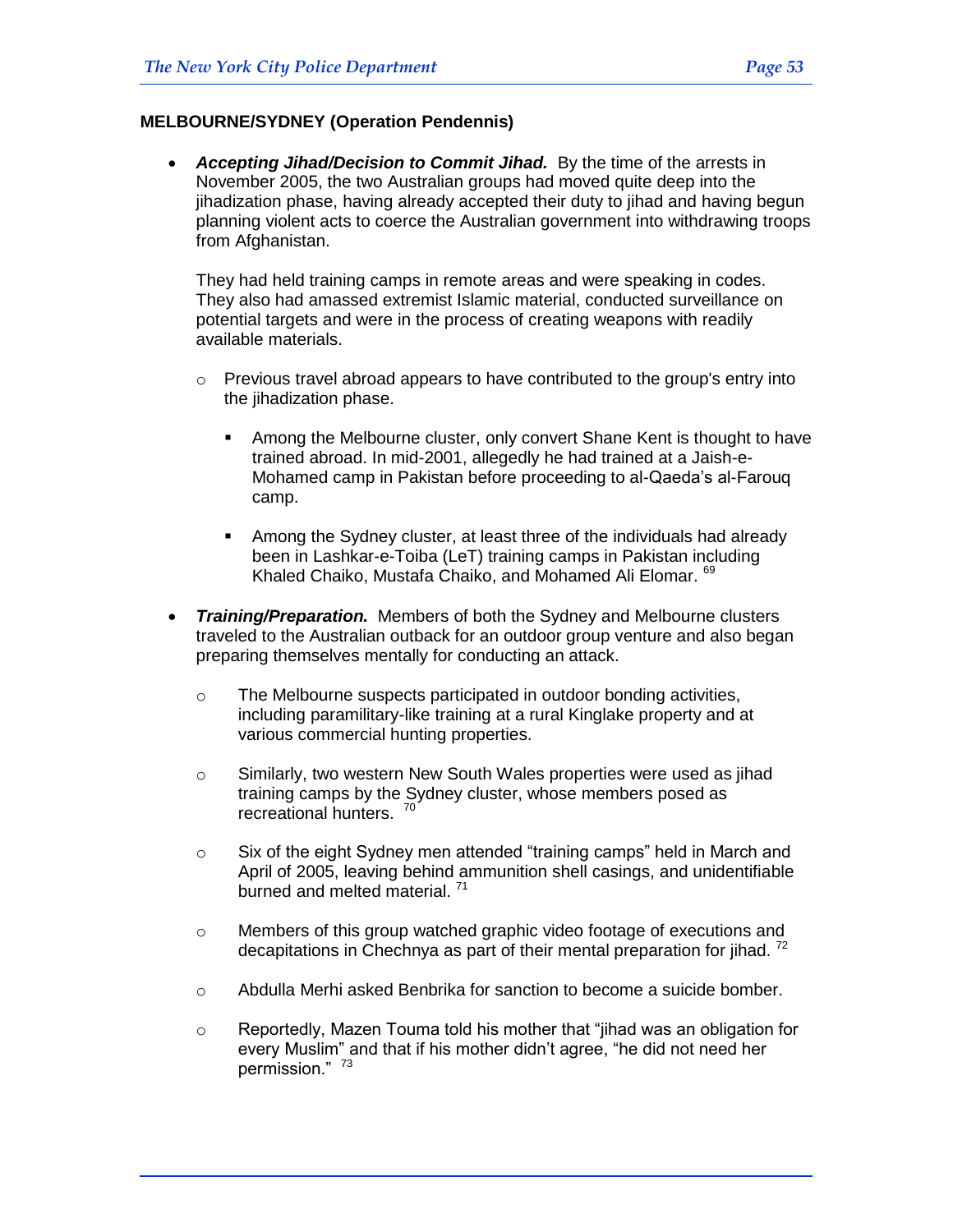**MELBOURNE/SYDNEY (Operation Pendennis)**

- ***Accepting Jihad/Decision to Commit Jihad.*** By the time of the arrests in November 2005, the two Australian groups had moved quite deep into the jihadization phase, having already accepted their duty to jihad and having begun planning violent acts to coerce the Australian government into withdrawing troops from Afghanistan.

  They had held training camps in remote areas and were speaking in codes. They also had amassed extremist Islamic material, conducted surveillance on potential targets and were in the process of creating weapons with readily available materials.

  - Previous travel abroad appears to have contributed to the group's entry into the jihadization phase.
    - Among the Melbourne cluster, only convert Shane Kent is thought to have trained abroad. In mid-2001, allegedly he had trained at a Jaish-e-Mohamed camp in Pakistan before proceeding to al-Qaeda's al-Farouq camp.
    - Among the Sydney cluster, at least three of the individuals had already been in Lashkar-e-Toiba (LeT) training camps in Pakistan including Khaled Chaiko, Mustafa Chaiko, and Mohamed Ali Elomar. [69]

- ***Training/Preparation.*** Members of both the Sydney and Melbourne clusters traveled to the Australian outback for an outdoor group venture and also began preparing themselves mentally for conducting an attack.
  - The Melbourne suspects participated in outdoor bonding activities, including paramilitary-like training at a rural Kinglake property and at various commercial hunting properties.
  - Similarly, two western New South Wales properties were used as jihad training camps by the Sydney cluster, whose members posed as recreational hunters. [70]
  - Six of the eight Sydney men attended "training camps" held in March and April of 2005, leaving behind ammunition shell casings, and unidentifiable burned and melted material. [71]
  - Members of this group watched graphic video footage of executions and decapitations in Chechnya as part of their mental preparation for jihad. [72]
  - Abdulla Merhi asked Benbrika for sanction to become a suicide bomber.
  - Reportedly, Mazen Touma told his mother that "jihad was an obligation for every Muslim" and that if his mother didn't agree, "he did not need her permission." [73]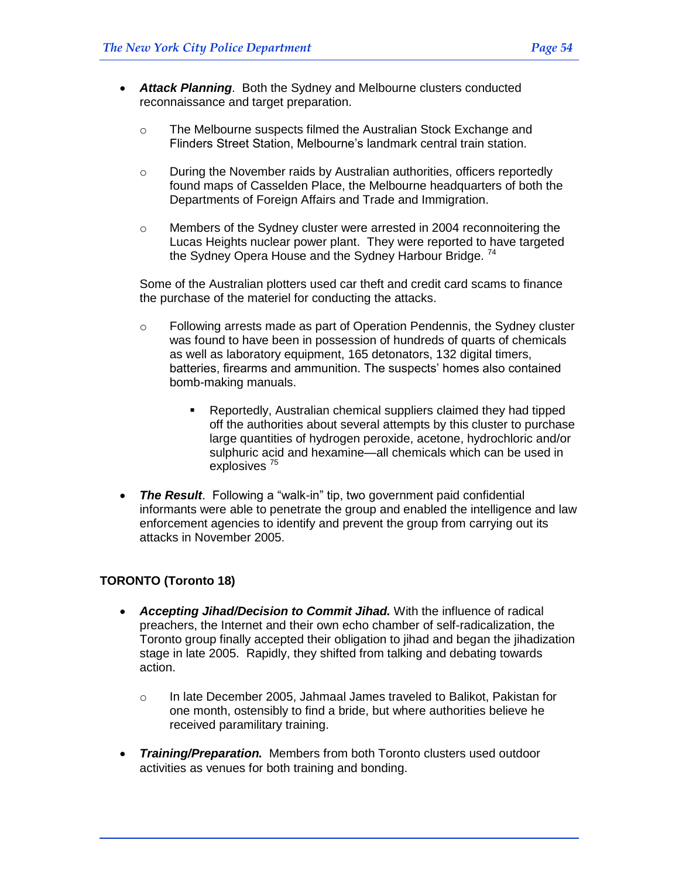- ***Attack Planning***. Both the Sydney and Melbourne clusters conducted reconnaissance and target preparation.
  - The Melbourne suspects filmed the Australian Stock Exchange and Flinders Street Station, Melbourne's landmark central train station.
  - During the November raids by Australian authorities, officers reportedly found maps of Casselden Place, the Melbourne headquarters of both the Departments of Foreign Affairs and Trade and Immigration.
  - Members of the Sydney cluster were arrested in 2004 reconnoitering the Lucas Heights nuclear power plant. They were reported to have targeted the Sydney Opera House and the Sydney Harbour Bridge. [74]

  Some of the Australian plotters used car theft and credit card scams to finance the purchase of the materiel for conducting the attacks.

  - Following arrests made as part of Operation Pendennis, the Sydney cluster was found to have been in possession of hundreds of quarts of chemicals as well as laboratory equipment, 165 detonators, 132 digital timers, batteries, firearms and ammunition. The suspects' homes also contained bomb-making manuals.
    - Reportedly, Australian chemical suppliers claimed they had tipped off the authorities about several attempts by this cluster to purchase large quantities of hydrogen peroxide, acetone, hydrochloric and/or sulphuric acid and hexamine—all chemicals which can be used in explosives [75]

- ***The Result***. Following a "walk-in" tip, two government paid confidential informants were able to penetrate the group and enabled the intelligence and law enforcement agencies to identify and prevent the group from carrying out its attacks in November 2005.

**TORONTO (Toronto 18)**

- ***Accepting Jihad/Decision to Commit Jihad.*** With the influence of radical preachers, the Internet and their own echo chamber of self-radicalization, the Toronto group finally accepted their obligation to jihad and began the jihadization stage in late 2005. Rapidly, they shifted from talking and debating towards action.
  - In late December 2005, Jahmaal James traveled to Balikot, Pakistan for one month, ostensibly to find a bride, but where authorities believe he received paramilitary training.

- ***Training/Preparation.*** Members from both Toronto clusters used outdoor activities as venues for both training and bonding.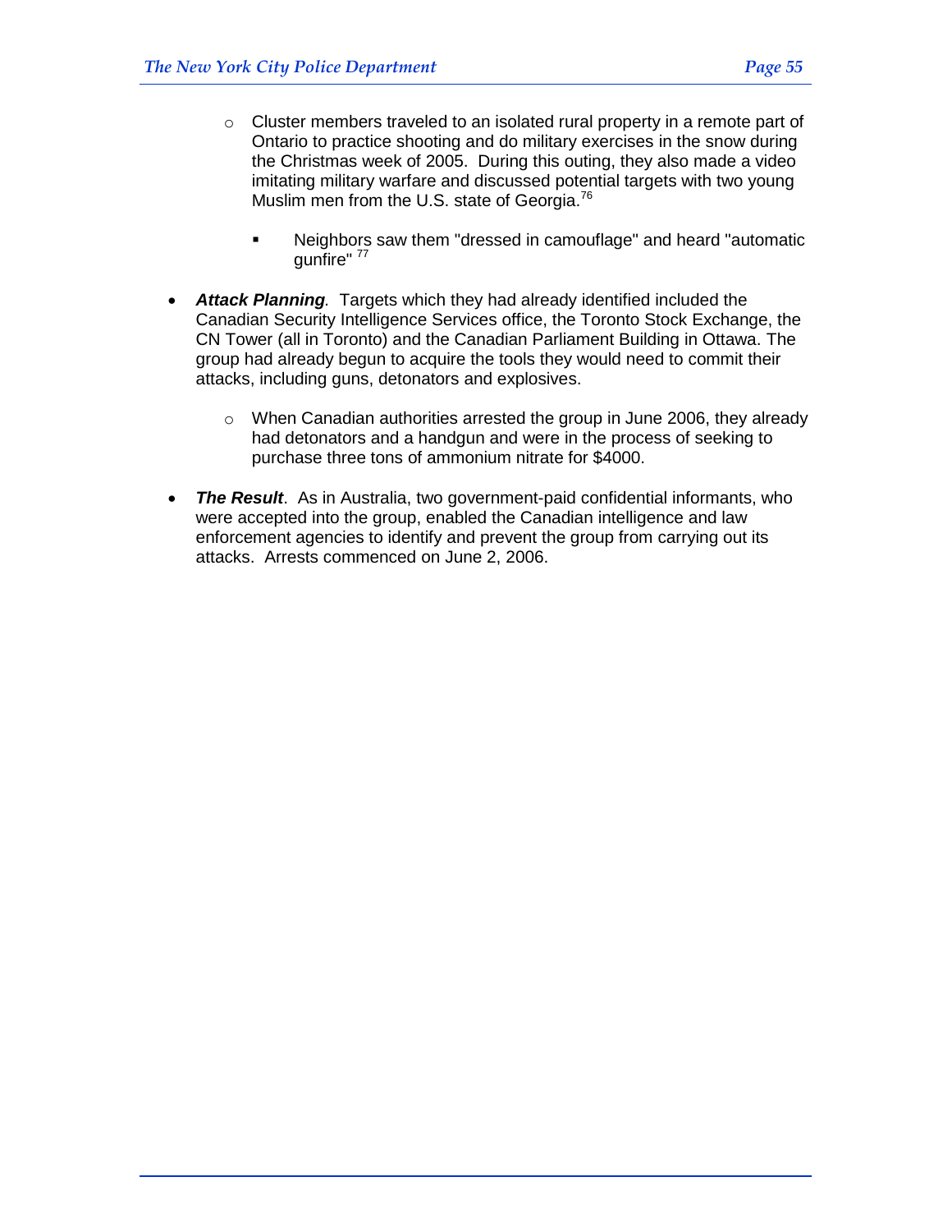- Cluster members traveled to an isolated rural property in a remote part of Ontario to practice shooting and do military exercises in the snow during the Christmas week of 2005. During this outing, they also made a video imitating military warfare and discussed potential targets with two young Muslim men from the U.S. state of Georgia.[76]

        - Neighbors saw them "dressed in camouflage" and heard "automatic gunfire" [77]

- ***Attack Planning****.* Targets which they had already identified included the Canadian Security Intelligence Services office, the Toronto Stock Exchange, the CN Tower (all in Toronto) and the Canadian Parliament Building in Ottawa. The group had already begun to acquire the tools they would need to commit their attacks, including guns, detonators and explosives.

    - When Canadian authorities arrested the group in June 2006, they already had detonators and a handgun and were in the process of seeking to purchase three tons of ammonium nitrate for $4000.

- ***The Result***. As in Australia, two government-paid confidential informants, who were accepted into the group, enabled the Canadian intelligence and law enforcement agencies to identify and prevent the group from carrying out its attacks. Arrests commenced on June 2, 2006.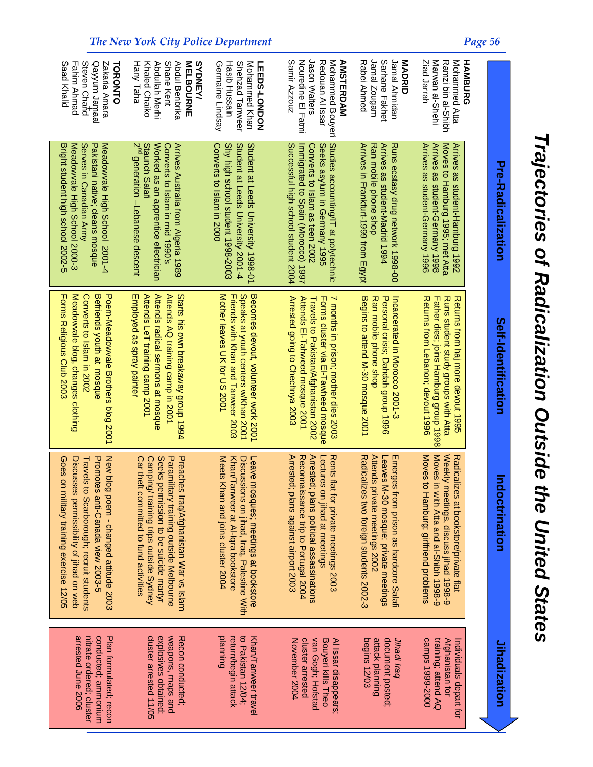# Trajectories of Radicalization Outside the United States

| | Pre-Radicalization | Self-Identification | Indoctrination | Jihadization |
|---|---|---|---|---|
| **HAMBURG**<br>Mohammed Atta<br>Ramzi bin al-Shibh<br>Marwan al-Sheh i<br>Ziad Jarrah | Arrives as student-Hamburg 1992<br>Moves to Hamburg 1995; met Atta<br>Arrives as student-Germany 1998<br>Arrives as student-Germany 1996 | Returns from haj more devout 1995<br>Runs student study groups with Atta<br>Father dies; joins Hamburg group 1998<br>Returns from Lebanon; devout 1996 | Radicalizes at bookstore/private flat<br>Weekly meetings, discuss jihad 1998-9<br>Moves in with Atta and al-Shibh 1998-9<br>Moves to Hamburg; girlfriend problems | Individuals depart for Afghanistan for training; attend AQ camps 1999-2000 |
| **MADRID**<br>Jamal Ahmidan<br>Sarhane Fakhet<br>Jamal Zougam<br>Rabei Ahmed | Runs ecstasy drug network 1998-00<br>Arrives as student-Madrid 1994<br>Ran mobile phone shop<br>Arrives in Frankfurt-1999 from Egypt | Incarcerated in Morocco 2001-3<br>Personal crisis; Dahdah group 1996<br>Ran mobile phone shop<br>Begins to attend M-30 mosque 2001 | Emerges from prison as hardcore Salafi<br>Leaves M-30 mosque; private meetings<br>Attends private meetings 2002<br>Radicalizes two foreign students 2002-3 | *Jihadi Iraq* document posted; attack planning begins 12/03 |
| **AMSTERDAM**<br>Mohammed Bouyeri<br>Redouan Al Issar<br>Jason Walters<br>Nouredine El Fatmi<br>Samir Azzouz | Studies accounting/IT at polytechnic<br>Seeks asylum in Germany 1995<br>Converts to Islam as teen 2002<br>Immigrated to Spain (Morocco) 1997<br>Successful high school student 2004 | 7 months in prison; mother dies 2003<br>Forms cluster via El-Tawheed mosque<br>Travels to Pakistan/Afghanistan 2002<br>Attends El-Tahweed mosque 2001<br>Arrested going to Chechnya 2003 | Rents flat for private meetings 2003<br>Lectures on jihad at meetings<br>Arrested; plans political assassinations<br>Reconnaissance trip to Portugal 2004<br>Arrested; plans against airport 2003 | Al Issar disappears; Bouyeri kills Theo van Gogh; Hofstad cluster arrested November 2004 |
| **LEEDS-LONDON**<br>Mohammed Khan<br>Shehzad Tanweer<br>Hasib Hussain<br>Germaine Lindsay | Student at Leeds University 1998-01<br>Student at Leeds University 2001-4<br>Shy high school student 1998-2003<br>Converts to Islam in 2000 | Becomes devout, volunteer work 2001<br>Speaks at youth centers w/Khan 2001<br>Friends with Khan and Tanweer 2003<br>Mother leaves UK for US 2001 | Leave mosques; meetings at bookstore<br>Discussions on jihad, Iraq, Palestine With Khan/Tanweer at Al-Iqra bookstore<br>Meets Khan and joins cluster 2004 | Khan/Tanweer travel to Pakistan 12/04; return/begin attack planning |
| **SYDNEY/ MELBOURNE**<br>Abdul Benbrika<br>Shane Kent<br>Abdullah Merhi<br>Khaled Chaiko<br>Hany Taha | Arrives Australia from Algeria 1989<br>Converts to Islam in mid 1990's<br>Worked as an apprentice electrician<br>Staunch Salafi<br>2nd generation –Lebanese descent | Starts his own breakaway group 1994<br>Attends AQ training camp in 2001<br>Attends radical sermons at mosque<br>Attends LeT training camp 2001<br>Employed as spray painter | Preaches Iraq/Afghanistan War vs Islam<br>Paramilitary training outside Melbourne<br>Seeks permission to be suicide martyr<br>Camping/ training trips outside Sydney<br>Car theft committed to fund activities | Recon conducted; weapons, maps and explosives obtained; cluster arrested 11/05 |
| **TORONTO**<br>Zakaria Amara<br>Qayyum Jamaal<br>Steven Chand<br>Fahim Ahmad<br>Saad Khalid | Meadowvale High School 2001-4<br>Pakistani native; cleans mosque<br>Serves in Canadian Army<br>Meadowvale High School 2000-3<br>Bright student high school 2002-5 | Poem-Meadowvale Brothers blog 2001<br>Befriends youth at mosque<br>Converts to Islam in 2002<br>Meadowvale blog, changes clothing<br>Forms Religious Club 2003 | New blog poem - changed attitude 2003<br>Promotes anti-Canada view 2003-5<br>Travels to Scarborough; recruit students<br>Discusses permissibility of jihad on web<br>Goes on military training exercise 12/05 | Plan formulated; recon conducted; ammonium nitrate ordered; cluster arrested June 2006 |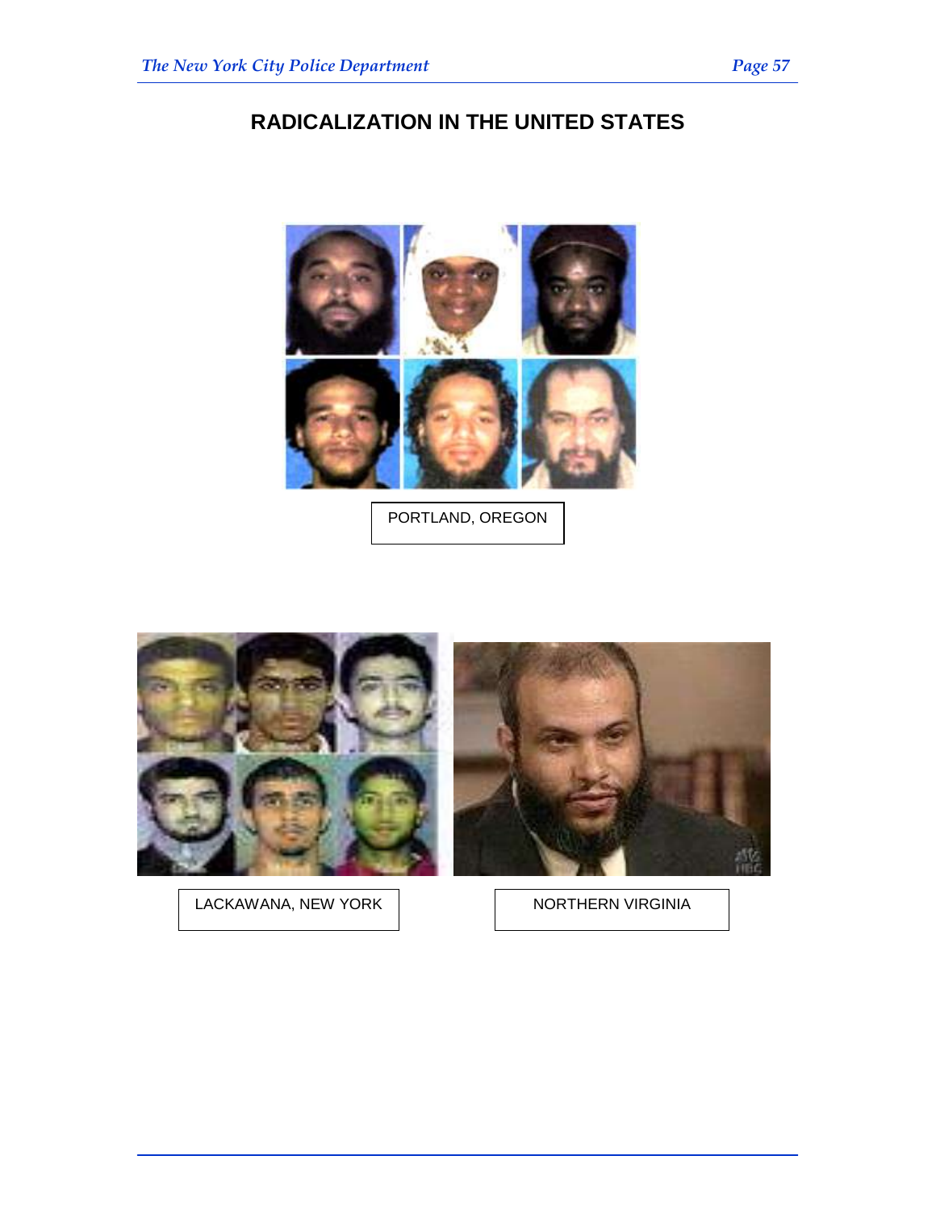# RADICALIZATION IN THE UNITED STATES

PORTLAND, OREGON

LACKAWANA, NEW YORK

NORTHERN VIRGINIA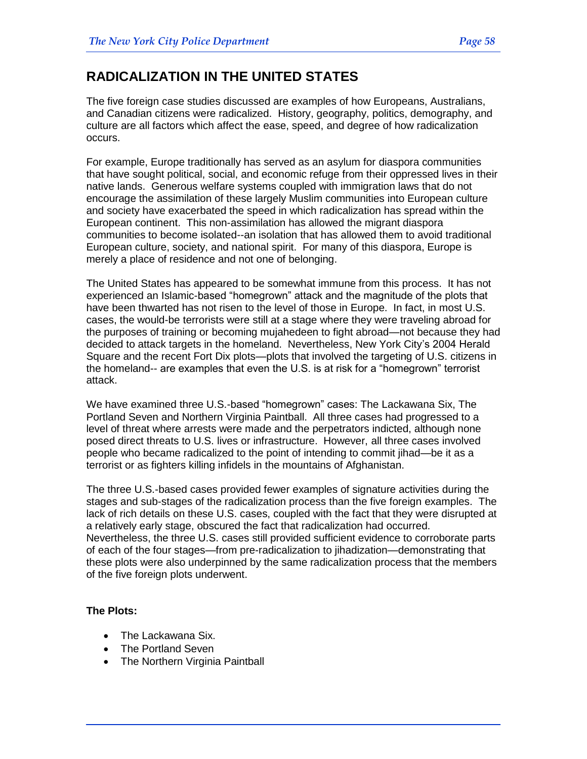## RADICALIZATION IN THE UNITED STATES

The five foreign case studies discussed are examples of how Europeans, Australians, and Canadian citizens were radicalized. History, geography, politics, demography, and culture are all factors which affect the ease, speed, and degree of how radicalization occurs.

For example, Europe traditionally has served as an asylum for diaspora communities that have sought political, social, and economic refuge from their oppressed lives in their native lands. Generous welfare systems coupled with immigration laws that do not encourage the assimilation of these largely Muslim communities into European culture and society have exacerbated the speed in which radicalization has spread within the European continent. This non-assimilation has allowed the migrant diaspora communities to become isolated--an isolation that has allowed them to avoid traditional European culture, society, and national spirit. For many of this diaspora, Europe is merely a place of residence and not one of belonging.

The United States has appeared to be somewhat immune from this process. It has not experienced an Islamic-based "homegrown" attack and the magnitude of the plots that have been thwarted has not risen to the level of those in Europe. In fact, in most U.S. cases, the would-be terrorists were still at a stage where they were traveling abroad for the purposes of training or becoming mujahedeen to fight abroad—not because they had decided to attack targets in the homeland. Nevertheless, New York City's 2004 Herald Square and the recent Fort Dix plots—plots that involved the targeting of U.S. citizens in the homeland-- are examples that even the U.S. is at risk for a "homegrown" terrorist attack.

We have examined three U.S.-based "homegrown" cases: The Lackawana Six, The Portland Seven and Northern Virginia Paintball. All three cases had progressed to a level of threat where arrests were made and the perpetrators indicted, although none posed direct threats to U.S. lives or infrastructure. However, all three cases involved people who became radicalized to the point of intending to commit jihad—be it as a terrorist or as fighters killing infidels in the mountains of Afghanistan.

The three U.S.-based cases provided fewer examples of signature activities during the stages and sub-stages of the radicalization process than the five foreign examples. The lack of rich details on these U.S. cases, coupled with the fact that they were disrupted at a relatively early stage, obscured the fact that radicalization had occurred. Nevertheless, the three U.S. cases still provided sufficient evidence to corroborate parts of each of the four stages—from pre-radicalization to jihadization—demonstrating that these plots were also underpinned by the same radicalization process that the members of the five foreign plots underwent.

**The Plots:**

- The Lackawana Six.
- The Portland Seven
- The Northern Virginia Paintball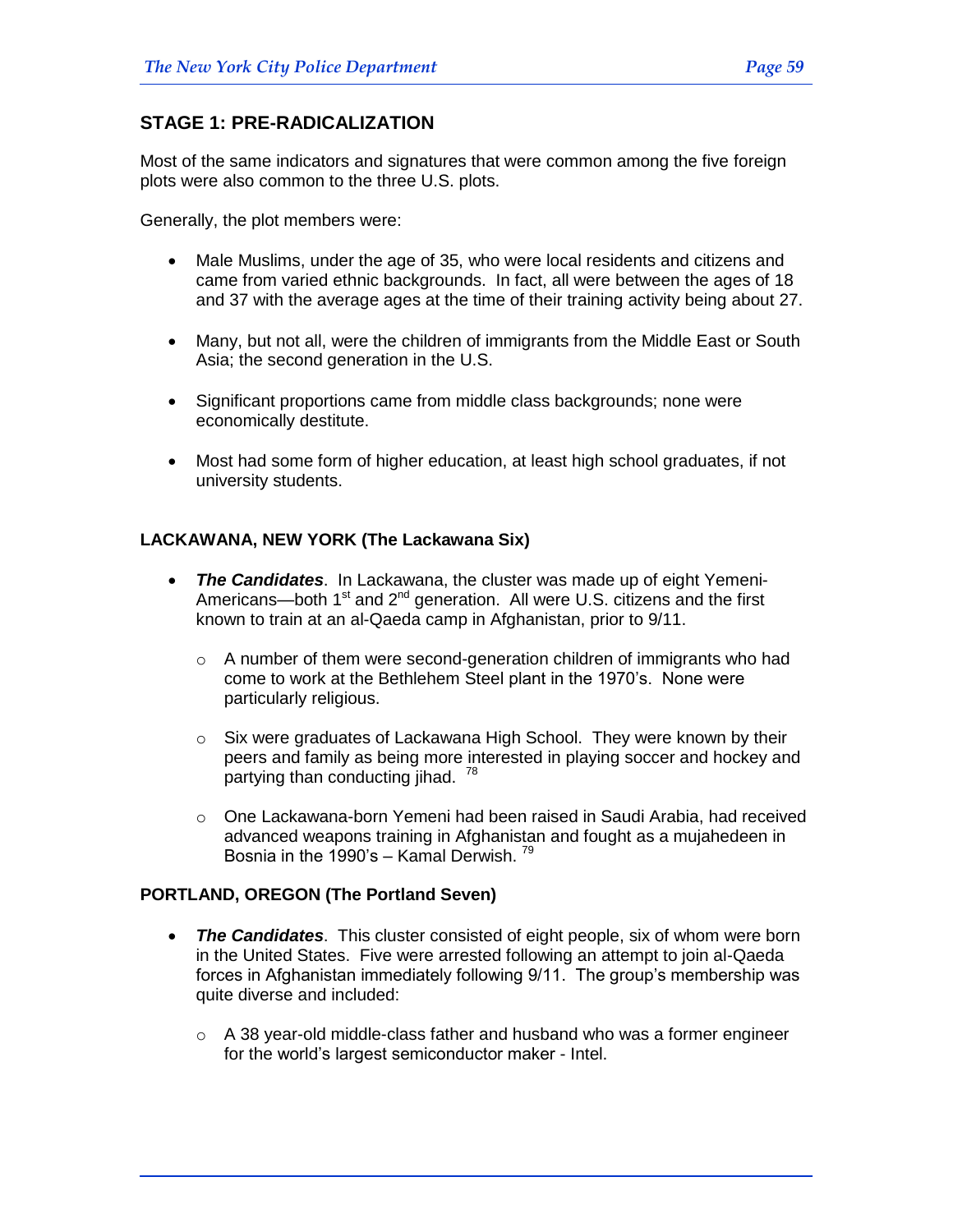## STAGE 1: PRE-RADICALIZATION

Most of the same indicators and signatures that were common among the five foreign plots were also common to the three U.S. plots.

Generally, the plot members were:

- Male Muslims, under the age of 35, who were local residents and citizens and came from varied ethnic backgrounds. In fact, all were between the ages of 18 and 37 with the average ages at the time of their training activity being about 27.
- Many, but not all, were the children of immigrants from the Middle East or South Asia; the second generation in the U.S.
- Significant proportions came from middle class backgrounds; none were economically destitute.
- Most had some form of higher education, at least high school graduates, if not university students.

### LACKAWANA, NEW YORK (The Lackawana Six)

- ***The Candidates***. In Lackawana, the cluster was made up of eight Yemeni-Americans—both 1st and 2nd generation. All were U.S. citizens and the first known to train at an al-Qaeda camp in Afghanistan, prior to 9/11.
  - A number of them were second-generation children of immigrants who had come to work at the Bethlehem Steel plant in the 1970's. None were particularly religious.
  - Six were graduates of Lackawana High School. They were known by their peers and family as being more interested in playing soccer and hockey and partying than conducting jihad. [78]
  - One Lackawana-born Yemeni had been raised in Saudi Arabia, had received advanced weapons training in Afghanistan and fought as a mujahedeen in Bosnia in the 1990's – Kamal Derwish. [79]

### PORTLAND, OREGON (The Portland Seven)

- ***The Candidates***. This cluster consisted of eight people, six of whom were born in the United States. Five were arrested following an attempt to join al-Qaeda forces in Afghanistan immediately following 9/11. The group's membership was quite diverse and included:
  - A 38 year-old middle-class father and husband who was a former engineer for the world's largest semiconductor maker - Intel.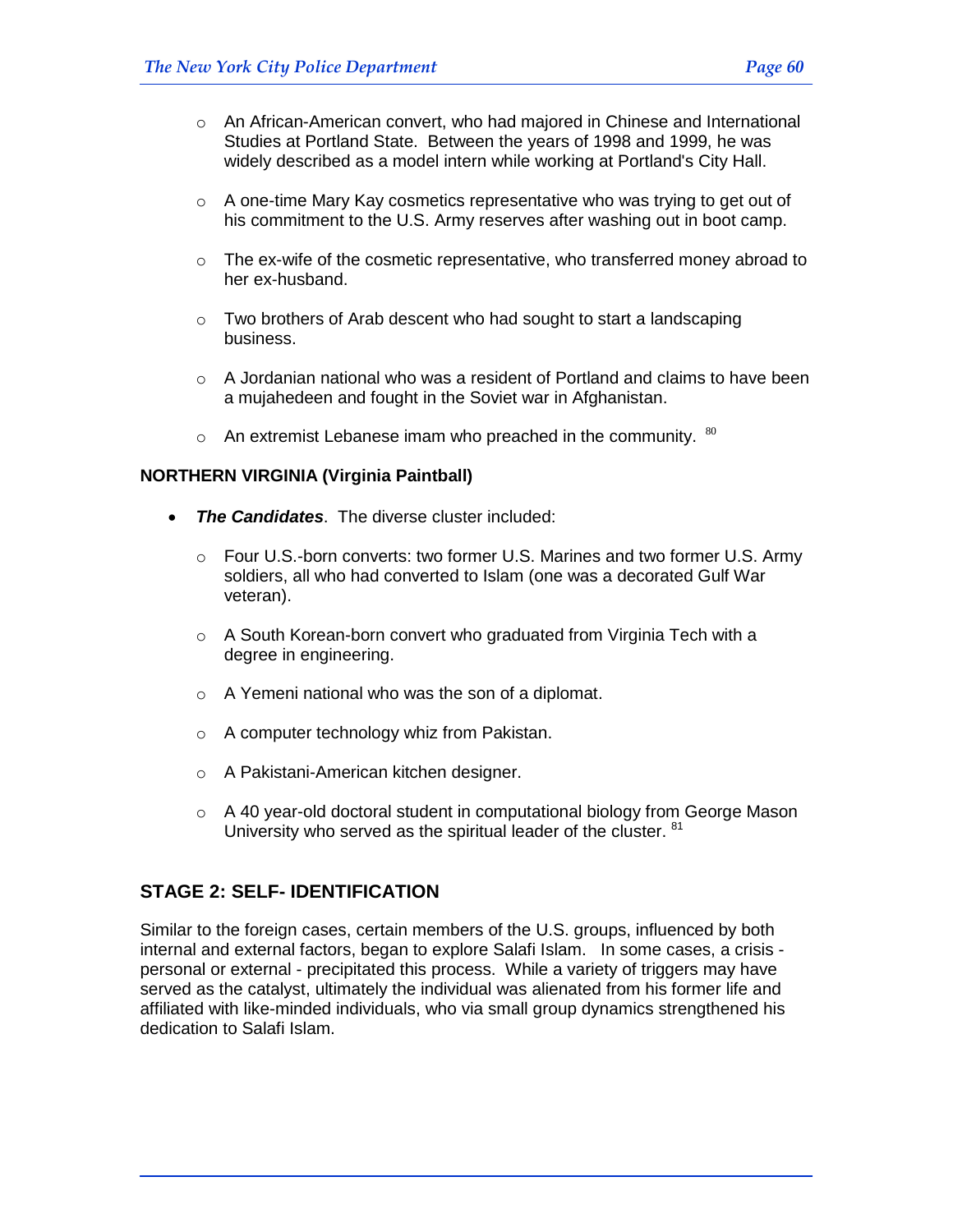- An African-American convert, who had majored in Chinese and International Studies at Portland State. Between the years of 1998 and 1999, he was widely described as a model intern while working at Portland's City Hall.
- A one-time Mary Kay cosmetics representative who was trying to get out of his commitment to the U.S. Army reserves after washing out in boot camp.
- The ex-wife of the cosmetic representative, who transferred money abroad to her ex-husband.
- Two brothers of Arab descent who had sought to start a landscaping business.
- A Jordanian national who was a resident of Portland and claims to have been a mujahedeen and fought in the Soviet war in Afghanistan.
- An extremist Lebanese imam who preached in the community. [80]

**NORTHERN VIRGINIA (Virginia Paintball)**

- ***The Candidates***. The diverse cluster included:
  - Four U.S.-born converts: two former U.S. Marines and two former U.S. Army soldiers, all who had converted to Islam (one was a decorated Gulf War veteran).
  - A South Korean-born convert who graduated from Virginia Tech with a degree in engineering.
  - A Yemeni national who was the son of a diplomat.
  - A computer technology whiz from Pakistan.
  - A Pakistani-American kitchen designer.
  - A 40 year-old doctoral student in computational biology from George Mason University who served as the spiritual leader of the cluster. [81]

## STAGE 2: SELF- IDENTIFICATION

Similar to the foreign cases, certain members of the U.S. groups, influenced by both internal and external factors, began to explore Salafi Islam. In some cases, a crisis - personal or external - precipitated this process. While a variety of triggers may have served as the catalyst, ultimately the individual was alienated from his former life and affiliated with like-minded individuals, who via small group dynamics strengthened his dedication to Salafi Islam.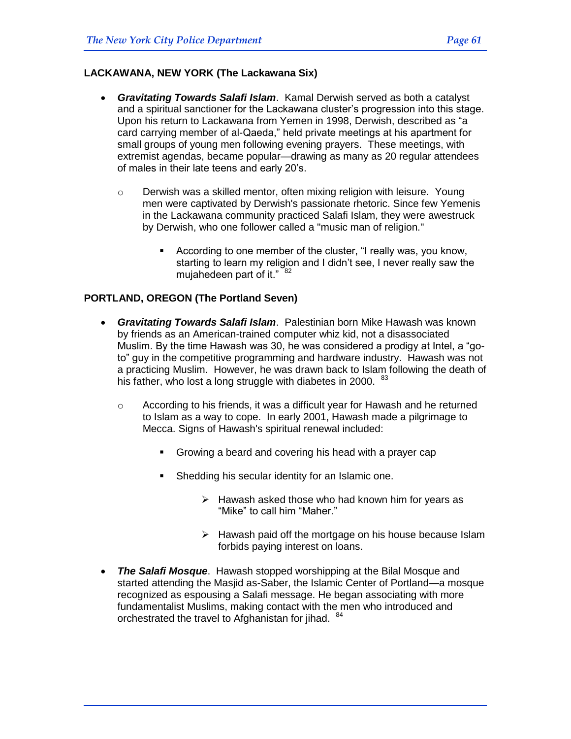### LACKAWANA, NEW YORK (The Lackawana Six)

- ***Gravitating Towards Salafi Islam***. Kamal Derwish served as both a catalyst and a spiritual sanctioner for the Lackawana cluster's progression into this stage. Upon his return to Lackawana from Yemen in 1998, Derwish, described as "a card carrying member of al-Qaeda," held private meetings at his apartment for small groups of young men following evening prayers. These meetings, with extremist agendas, became popular—drawing as many as 20 regular attendees of males in their late teens and early 20's.
  - Derwish was a skilled mentor, often mixing religion with leisure. Young men were captivated by Derwish's passionate rhetoric. Since few Yemenis in the Lackawana community practiced Salafi Islam, they were awestruck by Derwish, who one follower called a "music man of religion."
    - According to one member of the cluster, "I really was, you know, starting to learn my religion and I didn't see, I never really saw the mujahedeen part of it." [82]

### PORTLAND, OREGON (The Portland Seven)

- ***Gravitating Towards Salafi Islam***. Palestinian born Mike Hawash was known by friends as an American-trained computer whiz kid, not a disassociated Muslim. By the time Hawash was 30, he was considered a prodigy at Intel, a "go-to" guy in the competitive programming and hardware industry. Hawash was not a practicing Muslim. However, he was drawn back to Islam following the death of his father, who lost a long struggle with diabetes in 2000. [83]
  - According to his friends, it was a difficult year for Hawash and he returned to Islam as a way to cope. In early 2001, Hawash made a pilgrimage to Mecca. Signs of Hawash's spiritual renewal included:
    - Growing a beard and covering his head with a prayer cap
    - Shedding his secular identity for an Islamic one.
      - Hawash asked those who had known him for years as "Mike" to call him "Maher."
      - Hawash paid off the mortgage on his house because Islam forbids paying interest on loans.
- ***The Salafi Mosque***. Hawash stopped worshipping at the Bilal Mosque and started attending the Masjid as-Saber, the Islamic Center of Portland—a mosque recognized as espousing a Salafi message. He began associating with more fundamentalist Muslims, making contact with the men who introduced and orchestrated the travel to Afghanistan for jihad. [84]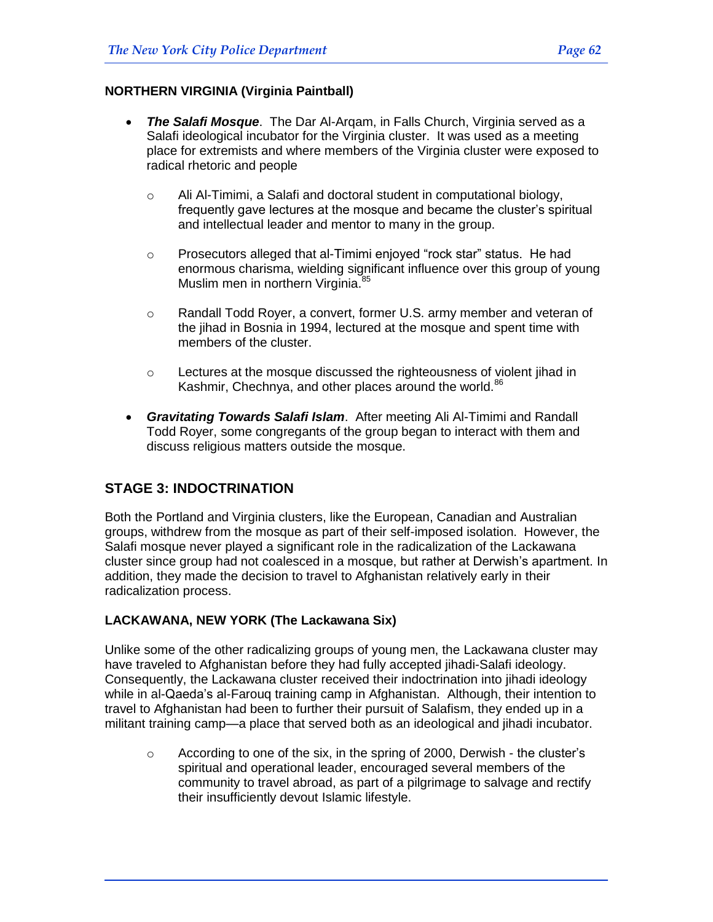**NORTHERN VIRGINIA (Virginia Paintball)**

- ***The Salafi Mosque***. The Dar Al-Arqam, in Falls Church, Virginia served as a Salafi ideological incubator for the Virginia cluster. It was used as a meeting place for extremists and where members of the Virginia cluster were exposed to radical rhetoric and people
    - Ali Al-Timimi, a Salafi and doctoral student in computational biology, frequently gave lectures at the mosque and became the cluster's spiritual and intellectual leader and mentor to many in the group.
    - Prosecutors alleged that al-Timimi enjoyed "rock star" status. He had enormous charisma, wielding significant influence over this group of young Muslim men in northern Virginia.[85]
    - Randall Todd Royer, a convert, former U.S. army member and veteran of the jihad in Bosnia in 1994, lectured at the mosque and spent time with members of the cluster.
    - Lectures at the mosque discussed the righteousness of violent jihad in Kashmir, Chechnya, and other places around the world.[86]
- ***Gravitating Towards Salafi Islam***. After meeting Ali Al-Timimi and Randall Todd Royer, some congregants of the group began to interact with them and discuss religious matters outside the mosque.

## STAGE 3: INDOCTRINATION

Both the Portland and Virginia clusters, like the European, Canadian and Australian groups, withdrew from the mosque as part of their self-imposed isolation. However, the Salafi mosque never played a significant role in the radicalization of the Lackawana cluster since group had not coalesced in a mosque, but rather at Derwish's apartment. In addition, they made the decision to travel to Afghanistan relatively early in their radicalization process.

**LACKAWANA, NEW YORK (The Lackawana Six)**

Unlike some of the other radicalizing groups of young men, the Lackawana cluster may have traveled to Afghanistan before they had fully accepted jihadi-Salafi ideology. Consequently, the Lackawana cluster received their indoctrination into jihadi ideology while in al-Qaeda's al-Farouq training camp in Afghanistan. Although, their intention to travel to Afghanistan had been to further their pursuit of Salafism, they ended up in a militant training camp—a place that served both as an ideological and jihadi incubator.

- According to one of the six, in the spring of 2000, Derwish - the cluster's spiritual and operational leader, encouraged several members of the community to travel abroad, as part of a pilgrimage to salvage and rectify their insufficiently devout Islamic lifestyle.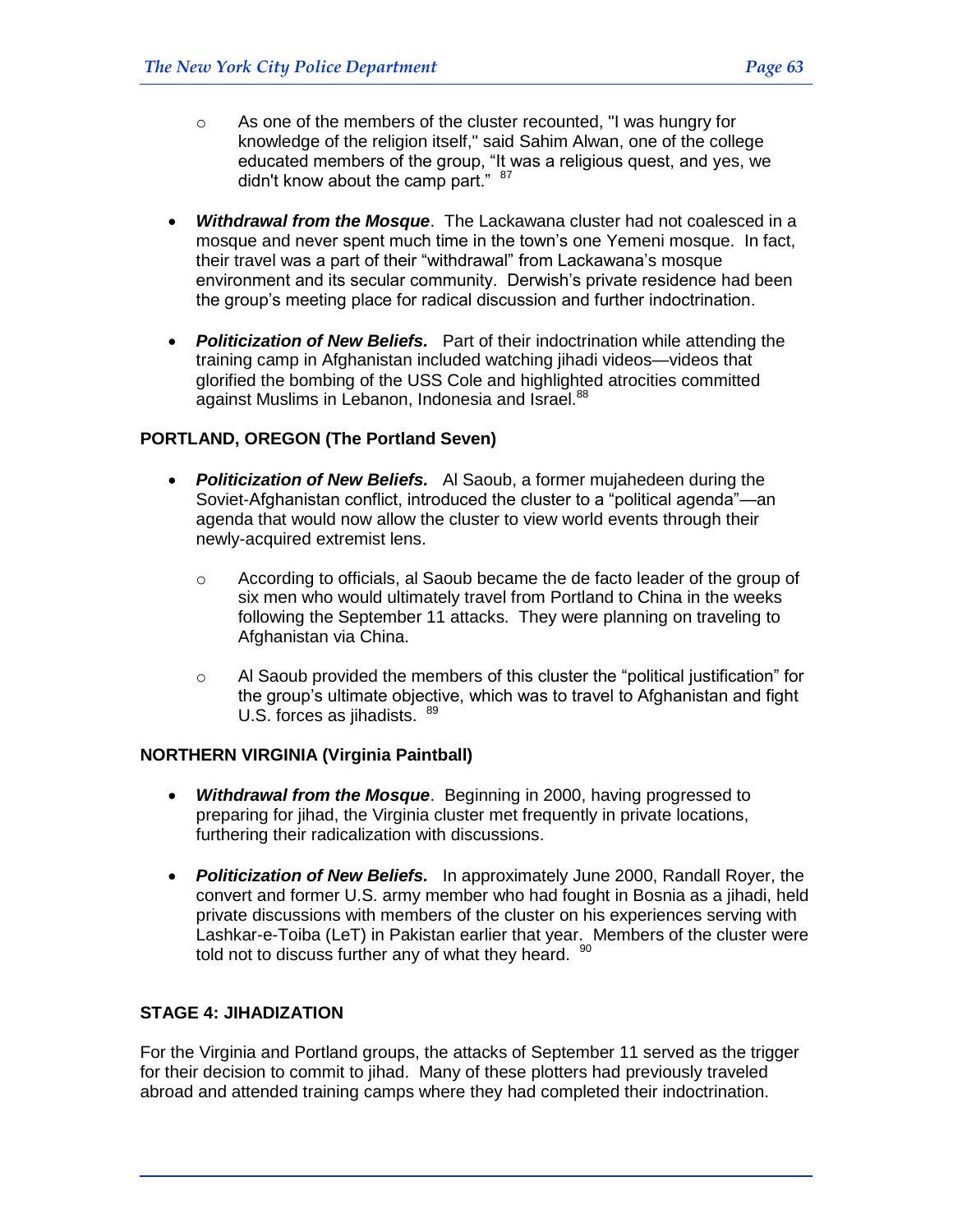- As one of the members of the cluster recounted, "I was hungry for knowledge of the religion itself," said Sahim Alwan, one of the college educated members of the group, "It was a religious quest, and yes, we didn't know about the camp part." [87]

- ***Withdrawal from the Mosque***. The Lackawana cluster had not coalesced in a mosque and never spent much time in the town's one Yemeni mosque. In fact, their travel was a part of their "withdrawal" from Lackawana's mosque environment and its secular community. Derwish's private residence had been the group's meeting place for radical discussion and further indoctrination.

- ***Politicization of New Beliefs.*** Part of their indoctrination while attending the training camp in Afghanistan included watching jihadi videos—videos that glorified the bombing of the USS Cole and highlighted atrocities committed against Muslims in Lebanon, Indonesia and Israel.[88]

**PORTLAND, OREGON (The Portland Seven)**

- ***Politicization of New Beliefs.*** Al Saoub, a former mujahedeen during the Soviet-Afghanistan conflict, introduced the cluster to a "political agenda"—an agenda that would now allow the cluster to view world events through their newly-acquired extremist lens.
  - According to officials, al Saoub became the de facto leader of the group of six men who would ultimately travel from Portland to China in the weeks following the September 11 attacks. They were planning on traveling to Afghanistan via China.
  - Al Saoub provided the members of this cluster the "political justification" for the group's ultimate objective, which was to travel to Afghanistan and fight U.S. forces as jihadists. [89]

**NORTHERN VIRGINIA (Virginia Paintball)**

- ***Withdrawal from the Mosque***. Beginning in 2000, having progressed to preparing for jihad, the Virginia cluster met frequently in private locations, furthering their radicalization with discussions.

- ***Politicization of New Beliefs.*** In approximately June 2000, Randall Royer, the convert and former U.S. army member who had fought in Bosnia as a jihadi, held private discussions with members of the cluster on his experiences serving with Lashkar-e-Toiba (LeT) in Pakistan earlier that year. Members of the cluster were told not to discuss further any of what they heard. [90]

**STAGE 4: JIHADIZATION**

For the Virginia and Portland groups, the attacks of September 11 served as the trigger for their decision to commit to jihad. Many of these plotters had previously traveled abroad and attended training camps where they had completed their indoctrination.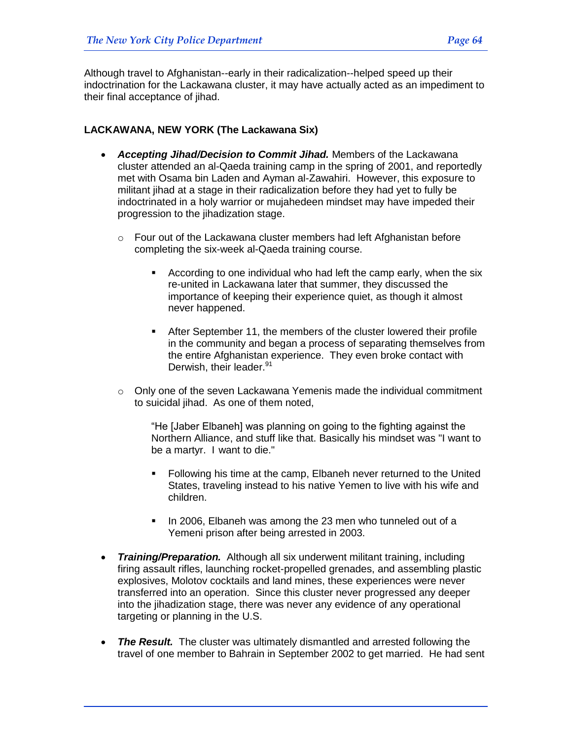Although travel to Afghanistan--early in their radicalization--helped speed up their indoctrination for the Lackawana cluster, it may have actually acted as an impediment to their final acceptance of jihad.

**LACKAWANA, NEW YORK (The Lackawana Six)**

- ***Accepting Jihad/Decision to Commit Jihad.*** Members of the Lackawana cluster attended an al-Qaeda training camp in the spring of 2001, and reportedly met with Osama bin Laden and Ayman al-Zawahiri. However, this exposure to militant jihad at a stage in their radicalization before they had yet to fully be indoctrinated in a holy warrior or mujahedeen mindset may have impeded their progression to the jihadization stage.
  - Four out of the Lackawana cluster members had left Afghanistan before completing the six-week al-Qaeda training course.
    - According to one individual who had left the camp early, when the six re-united in Lackawana later that summer, they discussed the importance of keeping their experience quiet, as though it almost never happened.
    - After September 11, the members of the cluster lowered their profile in the community and began a process of separating themselves from the entire Afghanistan experience. They even broke contact with Derwish, their leader.[91]
  - Only one of the seven Lackawana Yemenis made the individual commitment to suicidal jihad. As one of them noted,

    > "He [Jaber Elbaneh] was planning on going to the fighting against the Northern Alliance, and stuff like that. Basically his mindset was "I want to be a martyr. I want to die."

    - Following his time at the camp, Elbaneh never returned to the United States, traveling instead to his native Yemen to live with his wife and children.
    - In 2006, Elbaneh was among the 23 men who tunneled out of a Yemeni prison after being arrested in 2003.
- ***Training/Preparation.*** Although all six underwent militant training, including firing assault rifles, launching rocket-propelled grenades, and assembling plastic explosives, Molotov cocktails and land mines, these experiences were never transferred into an operation. Since this cluster never progressed any deeper into the jihadization stage, there was never any evidence of any operational targeting or planning in the U.S.
- ***The Result.*** The cluster was ultimately dismantled and arrested following the travel of one member to Bahrain in September 2002 to get married. He had sent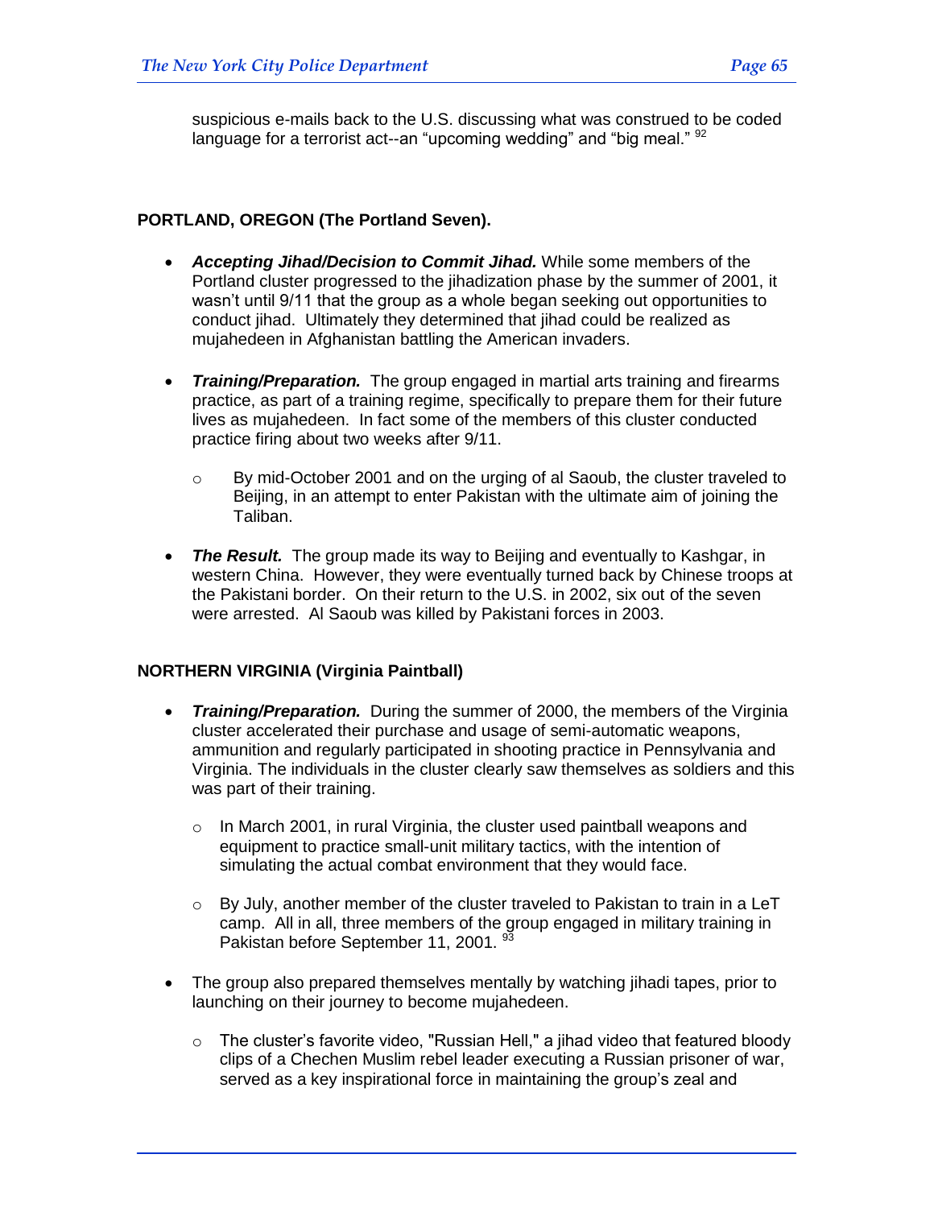suspicious e-mails back to the U.S. discussing what was construed to be coded language for a terrorist act--an "upcoming wedding" and "big meal." [92]

**PORTLAND, OREGON (The Portland Seven).**

- ***Accepting Jihad/Decision to Commit Jihad.*** While some members of the Portland cluster progressed to the jihadization phase by the summer of 2001, it wasn't until 9/11 that the group as a whole began seeking out opportunities to conduct jihad. Ultimately they determined that jihad could be realized as mujahedeen in Afghanistan battling the American invaders.

- ***Training/Preparation.*** The group engaged in martial arts training and firearms practice, as part of a training regime, specifically to prepare them for their future lives as mujahedeen. In fact some of the members of this cluster conducted practice firing about two weeks after 9/11.
    - By mid-October 2001 and on the urging of al Saoub, the cluster traveled to Beijing, in an attempt to enter Pakistan with the ultimate aim of joining the Taliban.

- ***The Result.*** The group made its way to Beijing and eventually to Kashgar, in western China. However, they were eventually turned back by Chinese troops at the Pakistani border. On their return to the U.S. in 2002, six out of the seven were arrested. Al Saoub was killed by Pakistani forces in 2003.

**NORTHERN VIRGINIA (Virginia Paintball)**

- ***Training/Preparation.*** During the summer of 2000, the members of the Virginia cluster accelerated their purchase and usage of semi-automatic weapons, ammunition and regularly participated in shooting practice in Pennsylvania and Virginia. The individuals in the cluster clearly saw themselves as soldiers and this was part of their training.
    - In March 2001, in rural Virginia, the cluster used paintball weapons and equipment to practice small-unit military tactics, with the intention of simulating the actual combat environment that they would face.
    - By July, another member of the cluster traveled to Pakistan to train in a LeT camp. All in all, three members of the group engaged in military training in Pakistan before September 11, 2001. [93]

- The group also prepared themselves mentally by watching jihadi tapes, prior to launching on their journey to become mujahedeen.
    - The cluster's favorite video, "Russian Hell," a jihad video that featured bloody clips of a Chechen Muslim rebel leader executing a Russian prisoner of war, served as a key inspirational force in maintaining the group's zeal and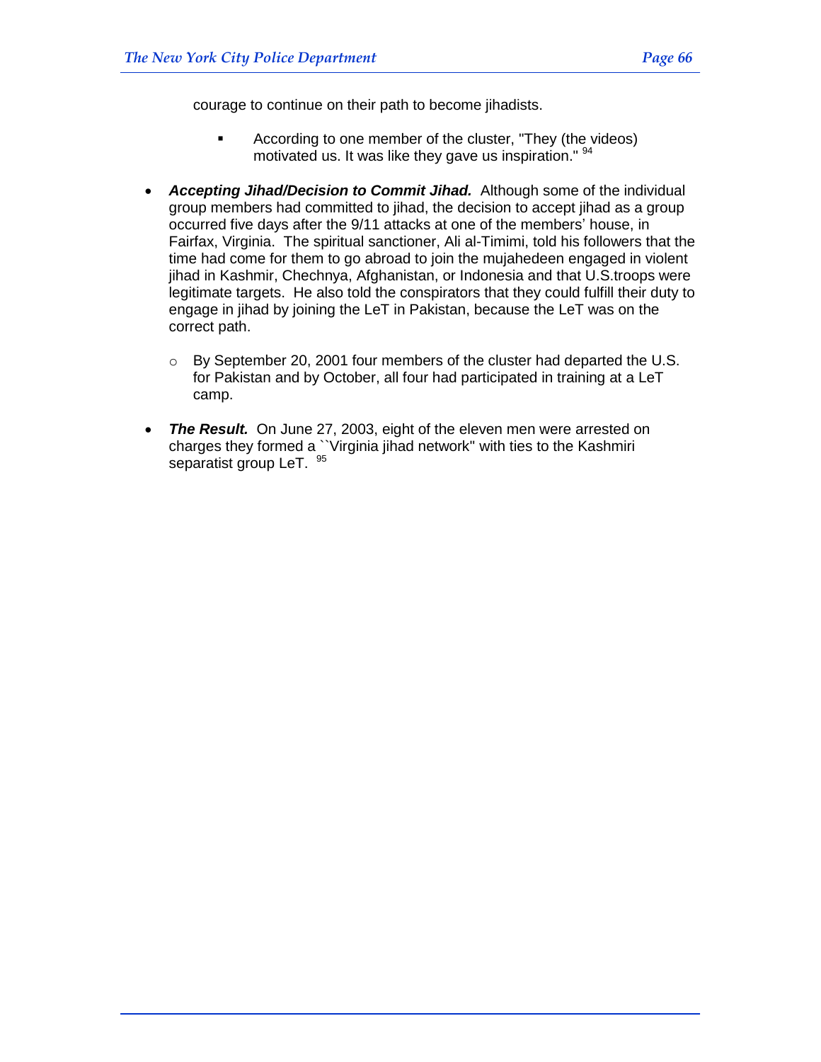courage to continue on their path to become jihadists.

   - According to one member of the cluster, "They (the videos) motivated us. It was like they gave us inspiration." [94]

- ***Accepting Jihad/Decision to Commit Jihad.*** Although some of the individual group members had committed to jihad, the decision to accept jihad as a group occurred five days after the 9/11 attacks at one of the members' house, in Fairfax, Virginia. The spiritual sanctioner, Ali al-Timimi, told his followers that the time had come for them to go abroad to join the mujahedeen engaged in violent jihad in Kashmir, Chechnya, Afghanistan, or Indonesia and that U.S.troops were legitimate targets. He also told the conspirators that they could fulfill their duty to engage in jihad by joining the LeT in Pakistan, because the LeT was on the correct path.

   - By September 20, 2001 four members of the cluster had departed the U.S. for Pakistan and by October, all four had participated in training at a LeT camp.

- ***The Result.*** On June 27, 2003, eight of the eleven men were arrested on charges they formed a ``Virginia jihad network'' with ties to the Kashmiri separatist group LeT. [95]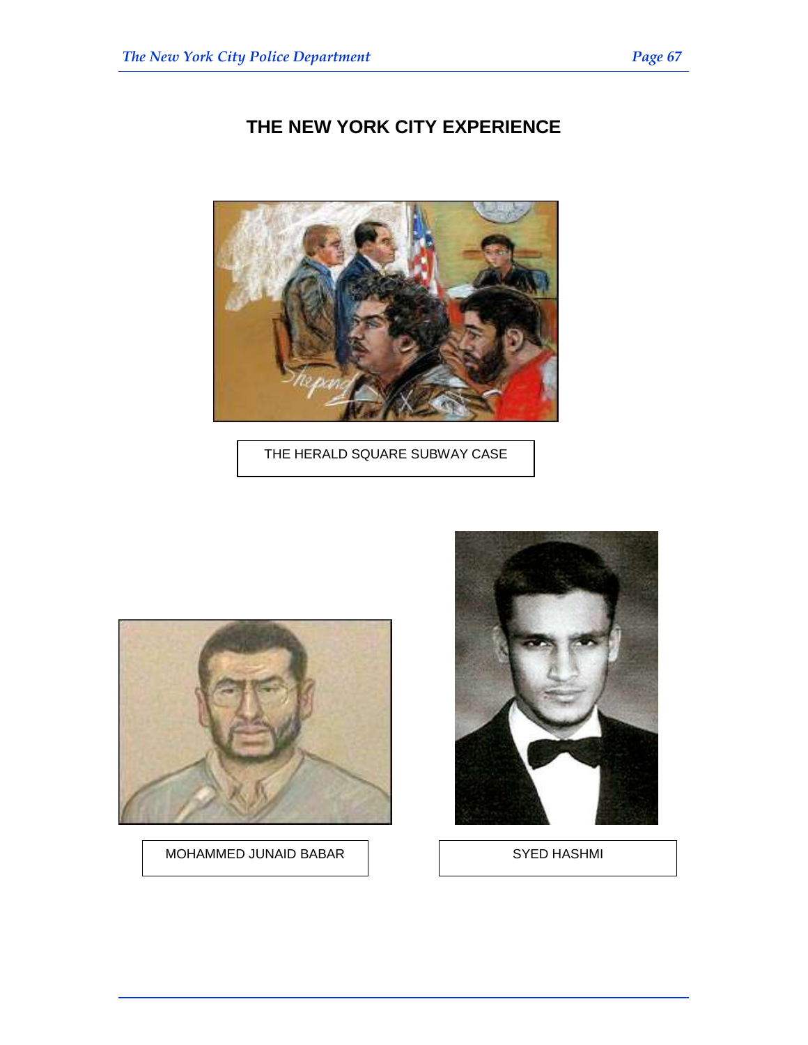## THE NEW YORK CITY EXPERIENCE

THE HERALD SQUARE SUBWAY CASE

MOHAMMED JUNAID BABAR

SYED HASHMI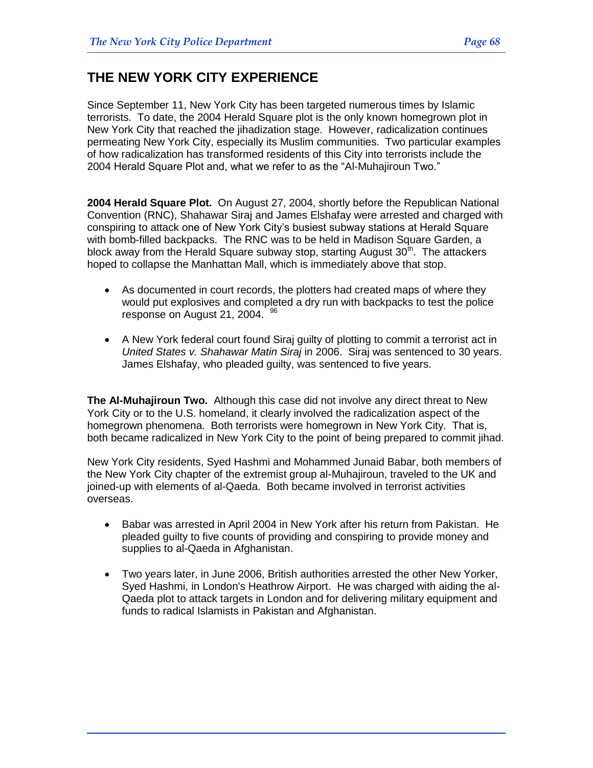## THE NEW YORK CITY EXPERIENCE

Since September 11, New York City has been targeted numerous times by Islamic terrorists. To date, the 2004 Herald Square plot is the only known homegrown plot in New York City that reached the jihadization stage. However, radicalization continues permeating New York City, especially its Muslim communities. Two particular examples of how radicalization has transformed residents of this City into terrorists include the 2004 Herald Square Plot and, what we refer to as the "Al-Muhajiroun Two."

**2004 Herald Square Plot.** On August 27, 2004, shortly before the Republican National Convention (RNC), Shahawar Siraj and James Elshafay were arrested and charged with conspiring to attack one of New York City's busiest subway stations at Herald Square with bomb-filled backpacks. The RNC was to be held in Madison Square Garden, a block away from the Herald Square subway stop, starting August 30th. The attackers hoped to collapse the Manhattan Mall, which is immediately above that stop.

- As documented in court records, the plotters had created maps of where they would put explosives and completed a dry run with backpacks to test the police response on August 21, 2004. [96]
- A New York federal court found Siraj guilty of plotting to commit a terrorist act in *United States v. Shahawar Matin Siraj* in 2006. Siraj was sentenced to 30 years. James Elshafay, who pleaded guilty, was sentenced to five years.

**The Al-Muhajiroun Two.** Although this case did not involve any direct threat to New York City or to the U.S. homeland, it clearly involved the radicalization aspect of the homegrown phenomena. Both terrorists were homegrown in New York City. That is, both became radicalized in New York City to the point of being prepared to commit jihad.

New York City residents, Syed Hashmi and Mohammed Junaid Babar, both members of the New York City chapter of the extremist group al-Muhajiroun, traveled to the UK and joined-up with elements of al-Qaeda. Both became involved in terrorist activities overseas.

- Babar was arrested in April 2004 in New York after his return from Pakistan. He pleaded guilty to five counts of providing and conspiring to provide money and supplies to al-Qaeda in Afghanistan.
- Two years later, in June 2006, British authorities arrested the other New Yorker, Syed Hashmi, in London's Heathrow Airport. He was charged with aiding the al-Qaeda plot to attack targets in London and for delivering military equipment and funds to radical Islamists in Pakistan and Afghanistan.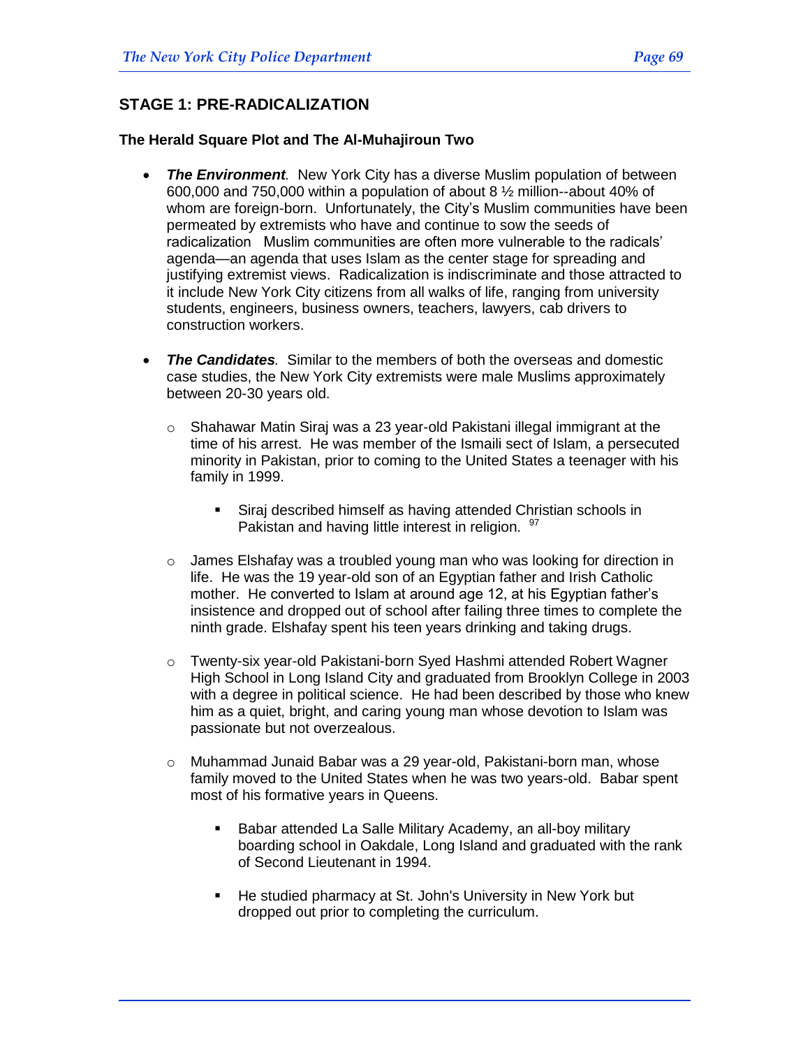## STAGE 1: PRE-RADICALIZATION

### The Herald Square Plot and The Al-Muhajiroun Two

- ***The Environment***. New York City has a diverse Muslim population of between 600,000 and 750,000 within a population of about 8 ½ million--about 40% of whom are foreign-born. Unfortunately, the City's Muslim communities have been permeated by extremists who have and continue to sow the seeds of radicalization Muslim communities are often more vulnerable to the radicals' agenda—an agenda that uses Islam as the center stage for spreading and justifying extremist views. Radicalization is indiscriminate and those attracted to it include New York City citizens from all walks of life, ranging from university students, engineers, business owners, teachers, lawyers, cab drivers to construction workers.

- ***The Candidates***. Similar to the members of both the overseas and domestic case studies, the New York City extremists were male Muslims approximately between 20-30 years old.

  - Shahawar Matin Siraj was a 23 year-old Pakistani illegal immigrant at the time of his arrest. He was member of the Ismaili sect of Islam, a persecuted minority in Pakistan, prior to coming to the United States a teenager with his family in 1999.

    - Siraj described himself as having attended Christian schools in Pakistan and having little interest in religion. [97]

  - James Elshafay was a troubled young man who was looking for direction in life. He was the 19 year-old son of an Egyptian father and Irish Catholic mother. He converted to Islam at around age 12, at his Egyptian father's insistence and dropped out of school after failing three times to complete the ninth grade. Elshafay spent his teen years drinking and taking drugs.

  - Twenty-six year-old Pakistani-born Syed Hashmi attended Robert Wagner High School in Long Island City and graduated from Brooklyn College in 2003 with a degree in political science. He had been described by those who knew him as a quiet, bright, and caring young man whose devotion to Islam was passionate but not overzealous.

  - Muhammad Junaid Babar was a 29 year-old, Pakistani-born man, whose family moved to the United States when he was two years-old. Babar spent most of his formative years in Queens.

    - Babar attended La Salle Military Academy, an all-boy military boarding school in Oakdale, Long Island and graduated with the rank of Second Lieutenant in 1994.

    - He studied pharmacy at St. John's University in New York but dropped out prior to completing the curriculum.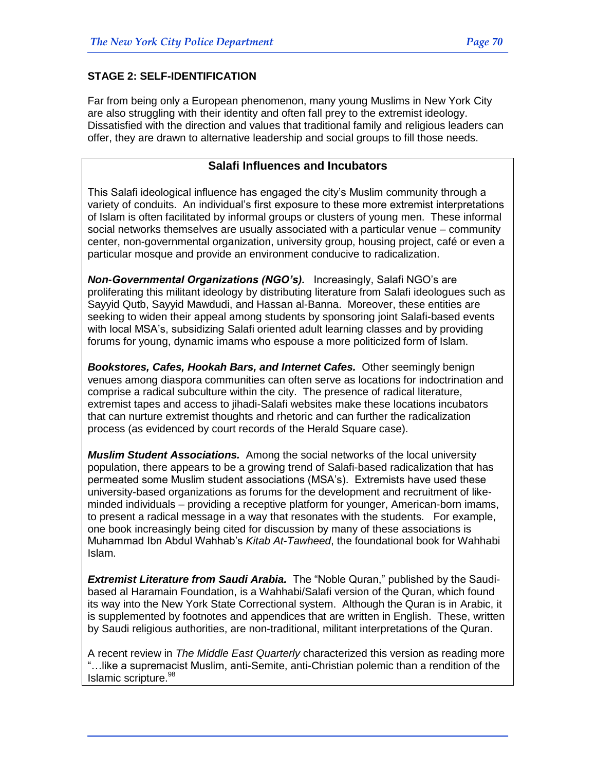**STAGE 2: SELF-IDENTIFICATION**

Far from being only a European phenomenon, many young Muslims in New York City are also struggling with their identity and often fall prey to the extremist ideology. Dissatisfied with the direction and values that traditional family and religious leaders can offer, they are drawn to alternative leadership and social groups to fill those needs.

### Salafi Influences and Incubators

This Salafi ideological influence has engaged the city's Muslim community through a variety of conduits. An individual's first exposure to these more extremist interpretations of Islam is often facilitated by informal groups or clusters of young men. These informal social networks themselves are usually associated with a particular venue – community center, non-governmental organization, university group, housing project, café or even a particular mosque and provide an environment conducive to radicalization.

***Non-Governmental Organizations (NGO's).*** Increasingly, Salafi NGO's are proliferating this militant ideology by distributing literature from Salafi ideologues such as Sayyid Qutb, Sayyid Mawdudi, and Hassan al-Banna. Moreover, these entities are seeking to widen their appeal among students by sponsoring joint Salafi-based events with local MSA's, subsidizing Salafi oriented adult learning classes and by providing forums for young, dynamic imams who espouse a more politicized form of Islam.

***Bookstores, Cafes, Hookah Bars, and Internet Cafes.*** Other seemingly benign venues among diaspora communities can often serve as locations for indoctrination and comprise a radical subculture within the city. The presence of radical literature, extremist tapes and access to jihadi-Salafi websites make these locations incubators that can nurture extremist thoughts and rhetoric and can further the radicalization process (as evidenced by court records of the Herald Square case).

***Muslim Student Associations.*** Among the social networks of the local university population, there appears to be a growing trend of Salafi-based radicalization that has permeated some Muslim student associations (MSA's). Extremists have used these university-based organizations as forums for the development and recruitment of like-minded individuals – providing a receptive platform for younger, American-born imams, to present a radical message in a way that resonates with the students. For example, one book increasingly being cited for discussion by many of these associations is Muhammad Ibn Abdul Wahhab's *Kitab At-Tawheed*, the foundational book for Wahhabi Islam.

***Extremist Literature from Saudi Arabia.*** The "Noble Quran," published by the Saudi-based al Haramain Foundation, is a Wahhabi/Salafi version of the Quran, which found its way into the New York State Correctional system. Although the Quran is in Arabic, it is supplemented by footnotes and appendices that are written in English. These, written by Saudi religious authorities, are non-traditional, militant interpretations of the Quran.

A recent review in *The Middle East Quarterly* characterized this version as reading more "…like a supremacist Muslim, anti-Semite, anti-Christian polemic than a rendition of the Islamic scripture.[98]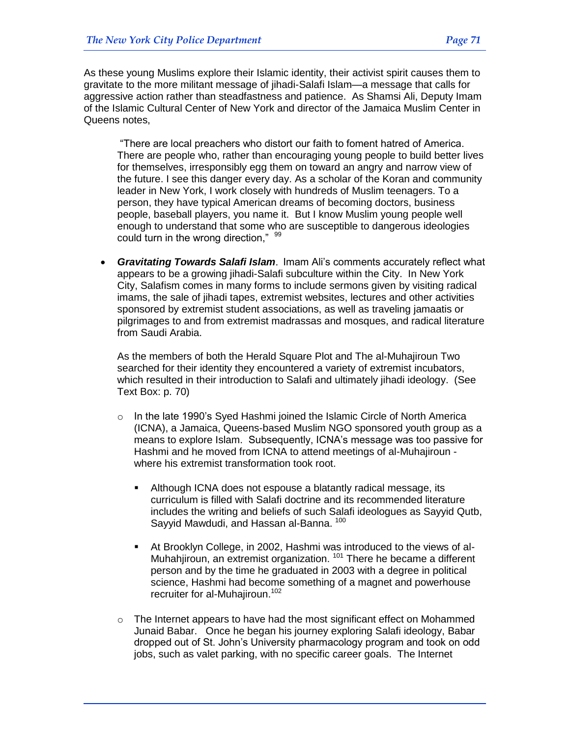As these young Muslims explore their Islamic identity, their activist spirit causes them to gravitate to the more militant message of jihadi-Salafi Islam—a message that calls for aggressive action rather than steadfastness and patience. As Shamsi Ali, Deputy Imam of the Islamic Cultural Center of New York and director of the Jamaica Muslim Center in Queens notes,

> "There are local preachers who distort our faith to foment hatred of America. There are people who, rather than encouraging young people to build better lives for themselves, irresponsibly egg them on toward an angry and narrow view of the future. I see this danger every day. As a scholar of the Koran and community leader in New York, I work closely with hundreds of Muslim teenagers. To a person, they have typical American dreams of becoming doctors, business people, baseball players, you name it. But I know Muslim young people well enough to understand that some who are susceptible to dangerous ideologies could turn in the wrong direction," [99]

- ***Gravitating Towards Salafi Islam***. Imam Ali's comments accurately reflect what appears to be a growing jihadi-Salafi subculture within the City. In New York City, Salafism comes in many forms to include sermons given by visiting radical imams, the sale of jihadi tapes, extremist websites, lectures and other activities sponsored by extremist student associations, as well as traveling jamaatis or pilgrimages to and from extremist madrassas and mosques, and radical literature from Saudi Arabia.

  As the members of both the Herald Square Plot and The al-Muhajiroun Two searched for their identity they encountered a variety of extremist incubators, which resulted in their introduction to Salafi and ultimately jihadi ideology. (See Text Box: p. 70)

  - In the late 1990's Syed Hashmi joined the Islamic Circle of North America (ICNA), a Jamaica, Queens-based Muslim NGO sponsored youth group as a means to explore Islam. Subsequently, ICNA's message was too passive for Hashmi and he moved from ICNA to attend meetings of al-Muhajiroun - where his extremist transformation took root.

    - Although ICNA does not espouse a blatantly radical message, its curriculum is filled with Salafi doctrine and its recommended literature includes the writing and beliefs of such Salafi ideologues as Sayyid Qutb, Sayyid Mawdudi, and Hassan al-Banna. [100]

    - At Brooklyn College, in 2002, Hashmi was introduced to the views of al-Muhahjiroun, an extremist organization. [101] There he became a different person and by the time he graduated in 2003 with a degree in political science, Hashmi had become something of a magnet and powerhouse recruiter for al-Muhajiroun.[102]

  - The Internet appears to have had the most significant effect on Mohammed Junaid Babar. Once he began his journey exploring Salafi ideology, Babar dropped out of St. John's University pharmacology program and took on odd jobs, such as valet parking, with no specific career goals. The Internet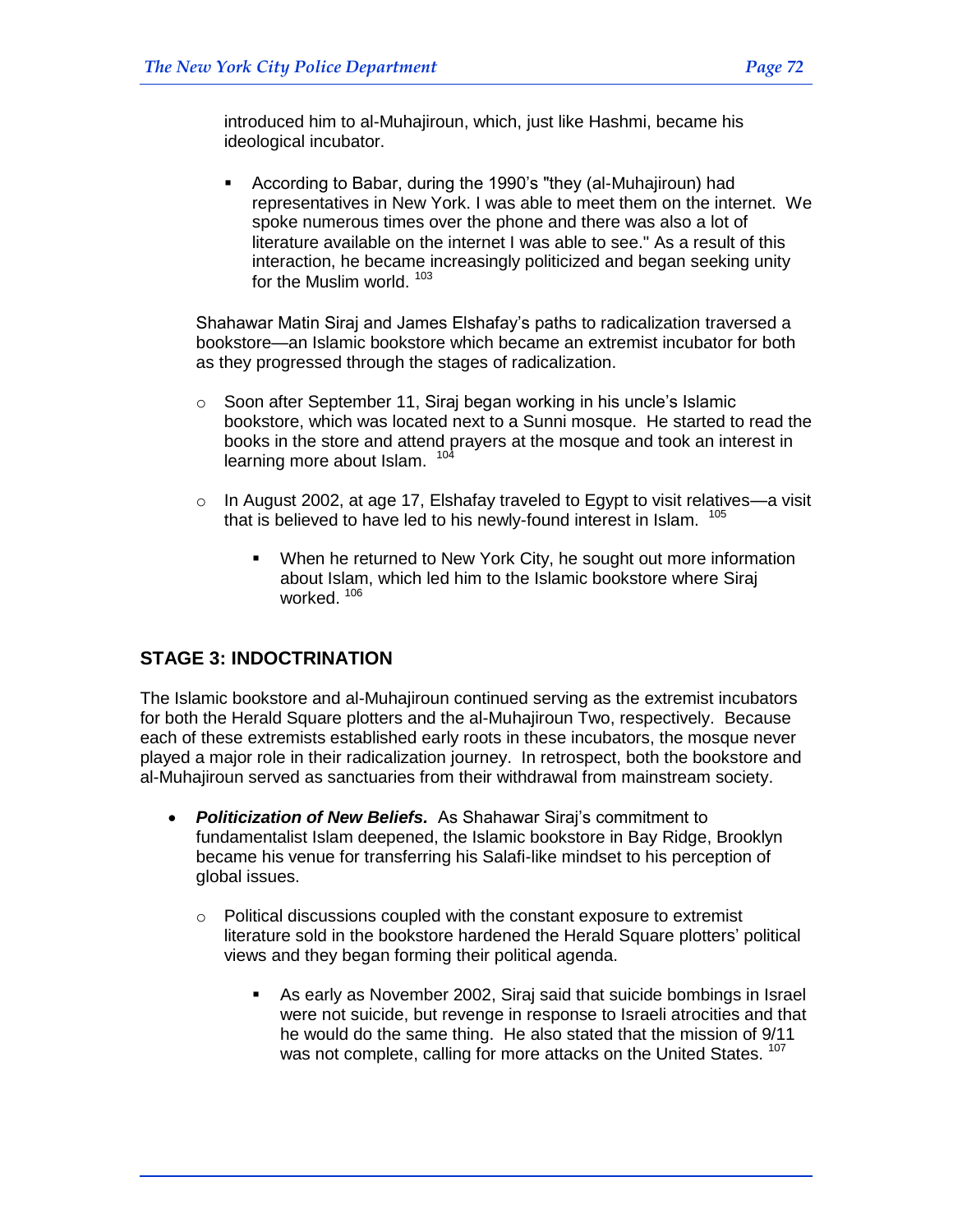introduced him to al-Muhajiroun, which, just like Hashmi, became his ideological incubator.

- According to Babar, during the 1990's "they (al-Muhajiroun) had representatives in New York. I was able to meet them on the internet. We spoke numerous times over the phone and there was also a lot of literature available on the internet I was able to see." As a result of this interaction, he became increasingly politicized and began seeking unity for the Muslim world. [103]

Shahawar Matin Siraj and James Elshafay's paths to radicalization traversed a bookstore—an Islamic bookstore which became an extremist incubator for both as they progressed through the stages of radicalization.

- Soon after September 11, Siraj began working in his uncle's Islamic bookstore, which was located next to a Sunni mosque. He started to read the books in the store and attend prayers at the mosque and took an interest in learning more about Islam. [104]
- In August 2002, at age 17, Elshafay traveled to Egypt to visit relatives—a visit that is believed to have led to his newly-found interest in Islam. [105]
    - When he returned to New York City, he sought out more information about Islam, which led him to the Islamic bookstore where Siraj worked. [106]

## STAGE 3: INDOCTRINATION

The Islamic bookstore and al-Muhajiroun continued serving as the extremist incubators for both the Herald Square plotters and the al-Muhajiroun Two, respectively. Because each of these extremists established early roots in these incubators, the mosque never played a major role in their radicalization journey. In retrospect, both the bookstore and al-Muhajiroun served as sanctuaries from their withdrawal from mainstream society.

- ***Politicization of New Beliefs.*** As Shahawar Siraj's commitment to fundamentalist Islam deepened, the Islamic bookstore in Bay Ridge, Brooklyn became his venue for transferring his Salafi-like mindset to his perception of global issues.
    - Political discussions coupled with the constant exposure to extremist literature sold in the bookstore hardened the Herald Square plotters' political views and they began forming their political agenda.
        - As early as November 2002, Siraj said that suicide bombings in Israel were not suicide, but revenge in response to Israeli atrocities and that he would do the same thing. He also stated that the mission of 9/11 was not complete, calling for more attacks on the United States. [107]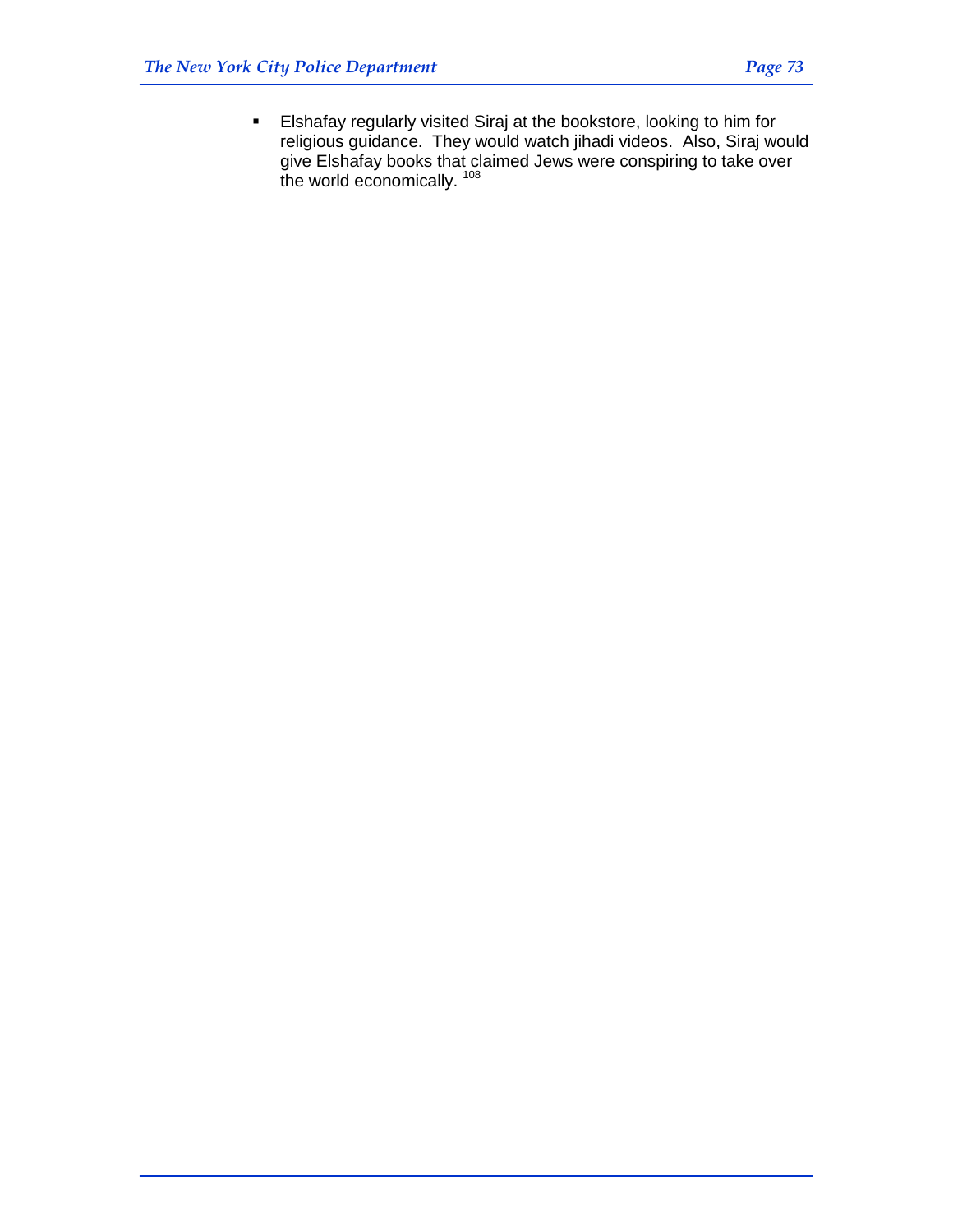- Elshafay regularly visited Siraj at the bookstore, looking to him for religious guidance. They would watch jihadi videos. Also, Siraj would give Elshafay books that claimed Jews were conspiring to take over the world economically. [108]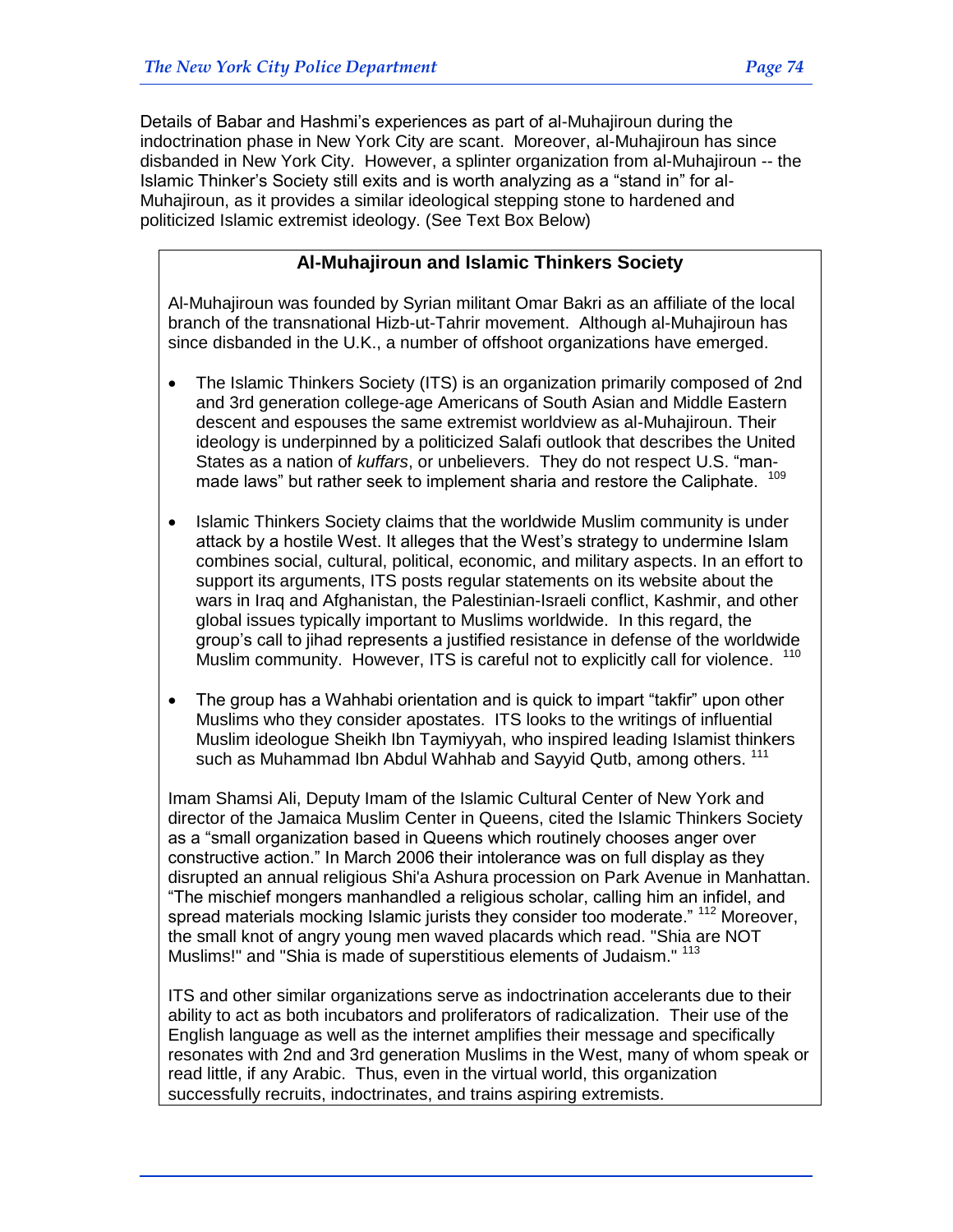Details of Babar and Hashmi's experiences as part of al-Muhajiroun during the indoctrination phase in New York City are scant. Moreover, al-Muhajiroun has since disbanded in New York City. However, a splinter organization from al-Muhajiroun -- the Islamic Thinker's Society still exits and is worth analyzing as a "stand in" for al-Muhajiroun, as it provides a similar ideological stepping stone to hardened and politicized Islamic extremist ideology. (See Text Box Below)

### Al-Muhajiroun and Islamic Thinkers Society

Al-Muhajiroun was founded by Syrian militant Omar Bakri as an affiliate of the local branch of the transnational Hizb-ut-Tahrir movement. Although al-Muhajiroun has since disbanded in the U.K., a number of offshoot organizations have emerged.

- The Islamic Thinkers Society (ITS) is an organization primarily composed of 2nd and 3rd generation college-age Americans of South Asian and Middle Eastern descent and espouses the same extremist worldview as al-Muhajiroun. Their ideology is underpinned by a politicized Salafi outlook that describes the United States as a nation of *kuffars*, or unbelievers. They do not respect U.S. "man-made laws" but rather seek to implement sharia and restore the Caliphate. [109]

- Islamic Thinkers Society claims that the worldwide Muslim community is under attack by a hostile West. It alleges that the West's strategy to undermine Islam combines social, cultural, political, economic, and military aspects. In an effort to support its arguments, ITS posts regular statements on its website about the wars in Iraq and Afghanistan, the Palestinian-Israeli conflict, Kashmir, and other global issues typically important to Muslims worldwide. In this regard, the group's call to jihad represents a justified resistance in defense of the worldwide Muslim community. However, ITS is careful not to explicitly call for violence. [110]

- The group has a Wahhabi orientation and is quick to impart "takfir" upon other Muslims who they consider apostates. ITS looks to the writings of influential Muslim ideologue Sheikh Ibn Taymiyyah, who inspired leading Islamist thinkers such as Muhammad Ibn Abdul Wahhab and Sayyid Qutb, among others. [111]

Imam Shamsi Ali, Deputy Imam of the Islamic Cultural Center of New York and director of the Jamaica Muslim Center in Queens, cited the Islamic Thinkers Society as a "small organization based in Queens which routinely chooses anger over constructive action." In March 2006 their intolerance was on full display as they disrupted an annual religious Shi'a Ashura procession on Park Avenue in Manhattan. "The mischief mongers manhandled a religious scholar, calling him an infidel, and spread materials mocking Islamic jurists they consider too moderate." [112] Moreover, the small knot of angry young men waved placards which read. "Shia are NOT Muslims!" and "Shia is made of superstitious elements of Judaism." [113]

ITS and other similar organizations serve as indoctrination accelerants due to their ability to act as both incubators and proliferators of radicalization. Their use of the English language as well as the internet amplifies their message and specifically resonates with 2nd and 3rd generation Muslims in the West, many of whom speak or read little, if any Arabic. Thus, even in the virtual world, this organization successfully recruits, indoctrinates, and trains aspiring extremists.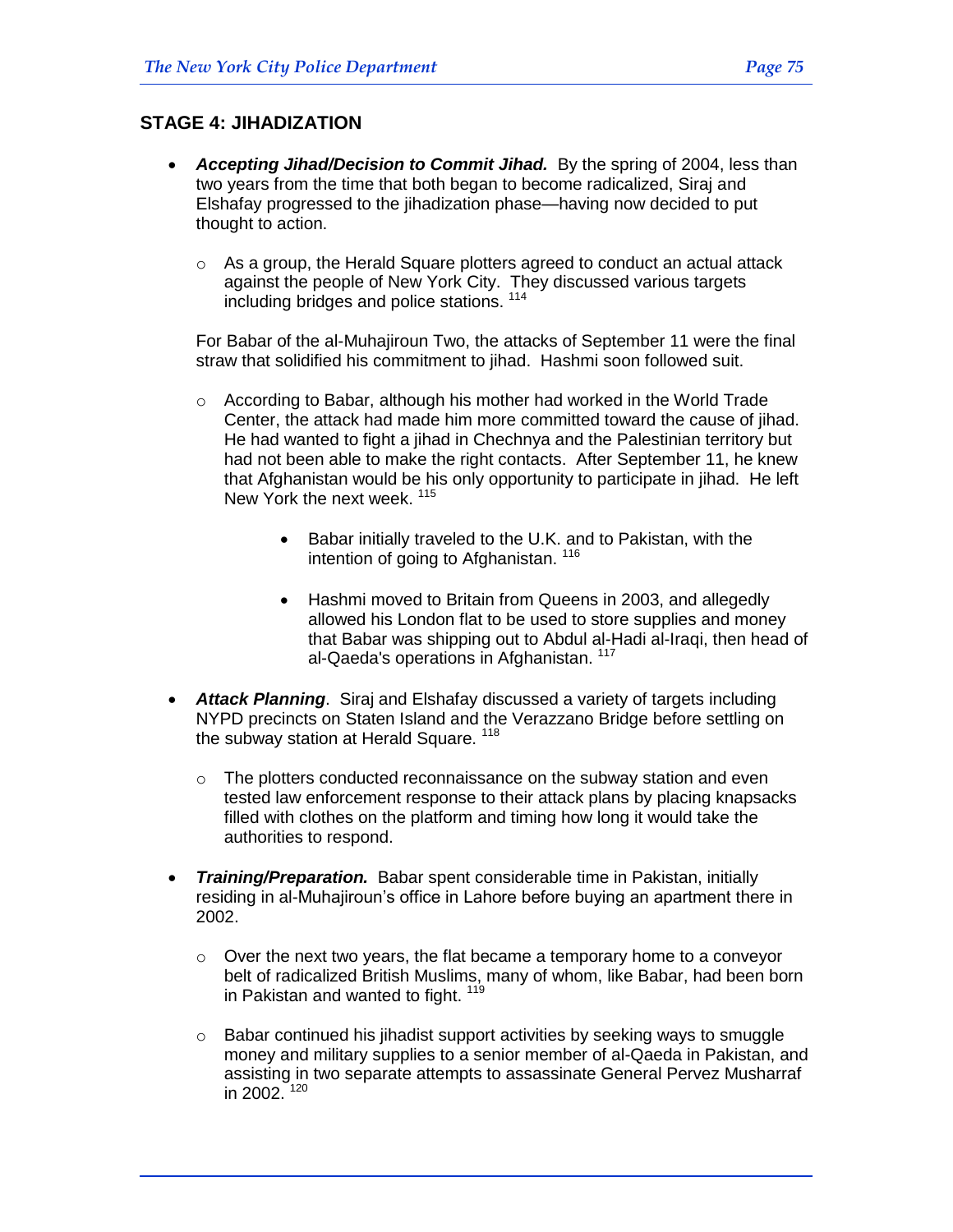### STAGE 4: JIHADIZATION

- ***Accepting Jihad/Decision to Commit Jihad.*** By the spring of 2004, less than two years from the time that both began to become radicalized, Siraj and Elshafay progressed to the jihadization phase—having now decided to put thought to action.

    - As a group, the Herald Square plotters agreed to conduct an actual attack against the people of New York City. They discussed various targets including bridges and police stations. [114]

    For Babar of the al-Muhajiroun Two, the attacks of September 11 were the final straw that solidified his commitment to jihad. Hashmi soon followed suit.

    - According to Babar, although his mother had worked in the World Trade Center, the attack had made him more committed toward the cause of jihad. He had wanted to fight a jihad in Chechnya and the Palestinian territory but had not been able to make the right contacts. After September 11, he knew that Afghanistan would be his only opportunity to participate in jihad. He left New York the next week. [115]

        - Babar initially traveled to the U.K. and to Pakistan, with the intention of going to Afghanistan. [116]

        - Hashmi moved to Britain from Queens in 2003, and allegedly allowed his London flat to be used to store supplies and money that Babar was shipping out to Abdul al-Hadi al-Iraqi, then head of al-Qaeda's operations in Afghanistan. [117]

- ***Attack Planning***. Siraj and Elshafay discussed a variety of targets including NYPD precincts on Staten Island and the Verazzano Bridge before settling on the subway station at Herald Square. [118]

    - The plotters conducted reconnaissance on the subway station and even tested law enforcement response to their attack plans by placing knapsacks filled with clothes on the platform and timing how long it would take the authorities to respond.

- ***Training/Preparation.*** Babar spent considerable time in Pakistan, initially residing in al-Muhajiroun's office in Lahore before buying an apartment there in 2002.

    - Over the next two years, the flat became a temporary home to a conveyor belt of radicalized British Muslims, many of whom, like Babar, had been born in Pakistan and wanted to fight. [119]

    - Babar continued his jihadist support activities by seeking ways to smuggle money and military supplies to a senior member of al-Qaeda in Pakistan, and assisting in two separate attempts to assassinate General Pervez Musharraf in 2002. [120]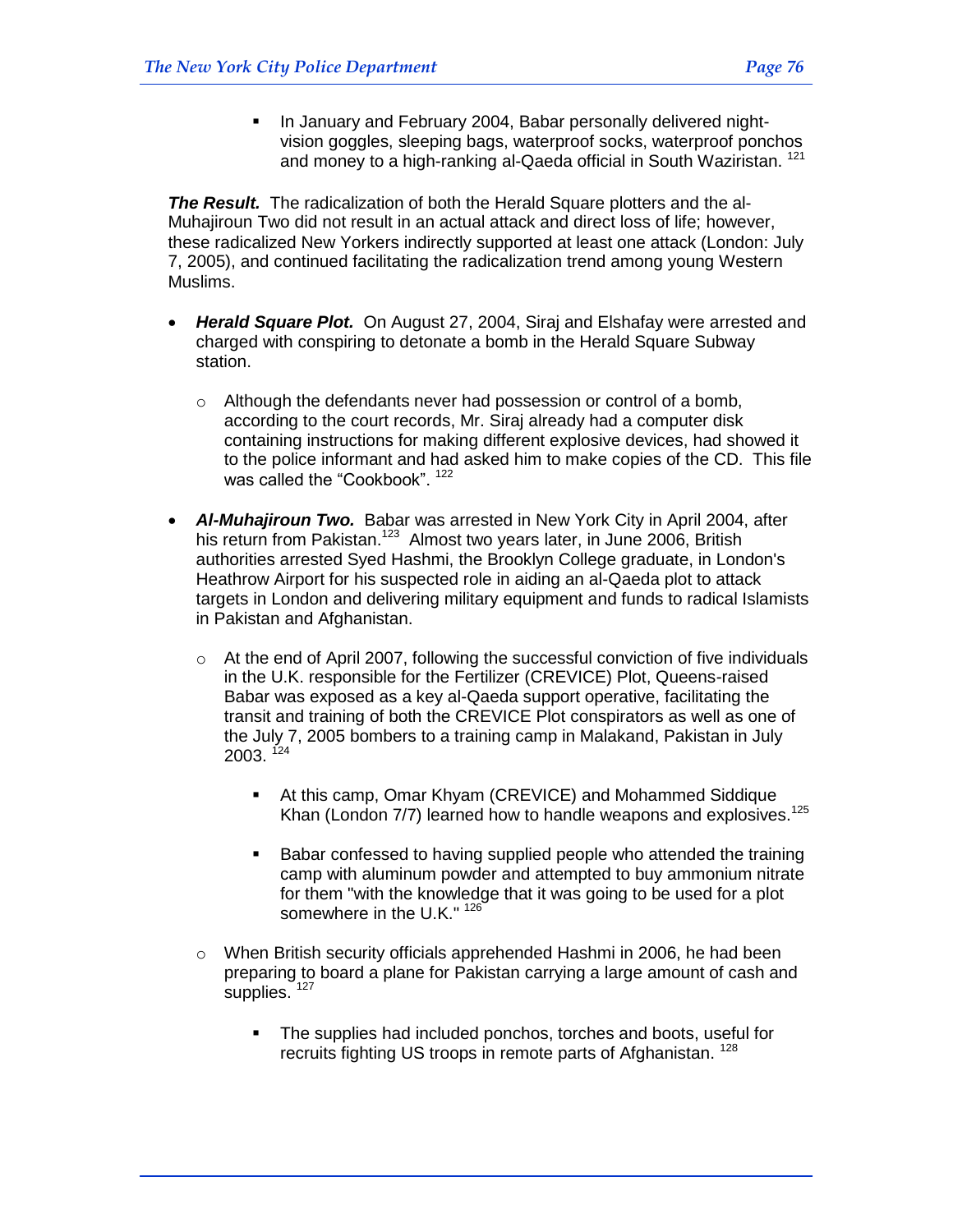- In January and February 2004, Babar personally delivered night-vision goggles, sleeping bags, waterproof socks, waterproof ponchos and money to a high-ranking al-Qaeda official in South Waziristan. [121]

***The Result.*** The radicalization of both the Herald Square plotters and the al-Muhajiroun Two did not result in an actual attack and direct loss of life; however, these radicalized New Yorkers indirectly supported at least one attack (London: July 7, 2005), and continued facilitating the radicalization trend among young Western Muslims.

- ***Herald Square Plot.*** On August 27, 2004, Siraj and Elshafay were arrested and charged with conspiring to detonate a bomb in the Herald Square Subway station.
  - Although the defendants never had possession or control of a bomb, according to the court records, Mr. Siraj already had a computer disk containing instructions for making different explosive devices, had showed it to the police informant and had asked him to make copies of the CD. This file was called the "Cookbook". [122]

- ***Al-Muhajiroun Two.*** Babar was arrested in New York City in April 2004, after his return from Pakistan.[123] Almost two years later, in June 2006, British authorities arrested Syed Hashmi, the Brooklyn College graduate, in London's Heathrow Airport for his suspected role in aiding an al-Qaeda plot to attack targets in London and delivering military equipment and funds to radical Islamists in Pakistan and Afghanistan.
  - At the end of April 2007, following the successful conviction of five individuals in the U.K. responsible for the Fertilizer (CREVICE) Plot, Queens-raised Babar was exposed as a key al-Qaeda support operative, facilitating the transit and training of both the CREVICE Plot conspirators as well as one of the July 7, 2005 bombers to a training camp in Malakand, Pakistan in July 2003. [124]
    - At this camp, Omar Khyam (CREVICE) and Mohammed Siddique Khan (London 7/7) learned how to handle weapons and explosives.[125]
    - Babar confessed to having supplied people who attended the training camp with aluminum powder and attempted to buy ammonium nitrate for them "with the knowledge that it was going to be used for a plot somewhere in the U.K." [126]
  - When British security officials apprehended Hashmi in 2006, he had been preparing to board a plane for Pakistan carrying a large amount of cash and supplies. [127]
    - The supplies had included ponchos, torches and boots, useful for recruits fighting US troops in remote parts of Afghanistan. [128]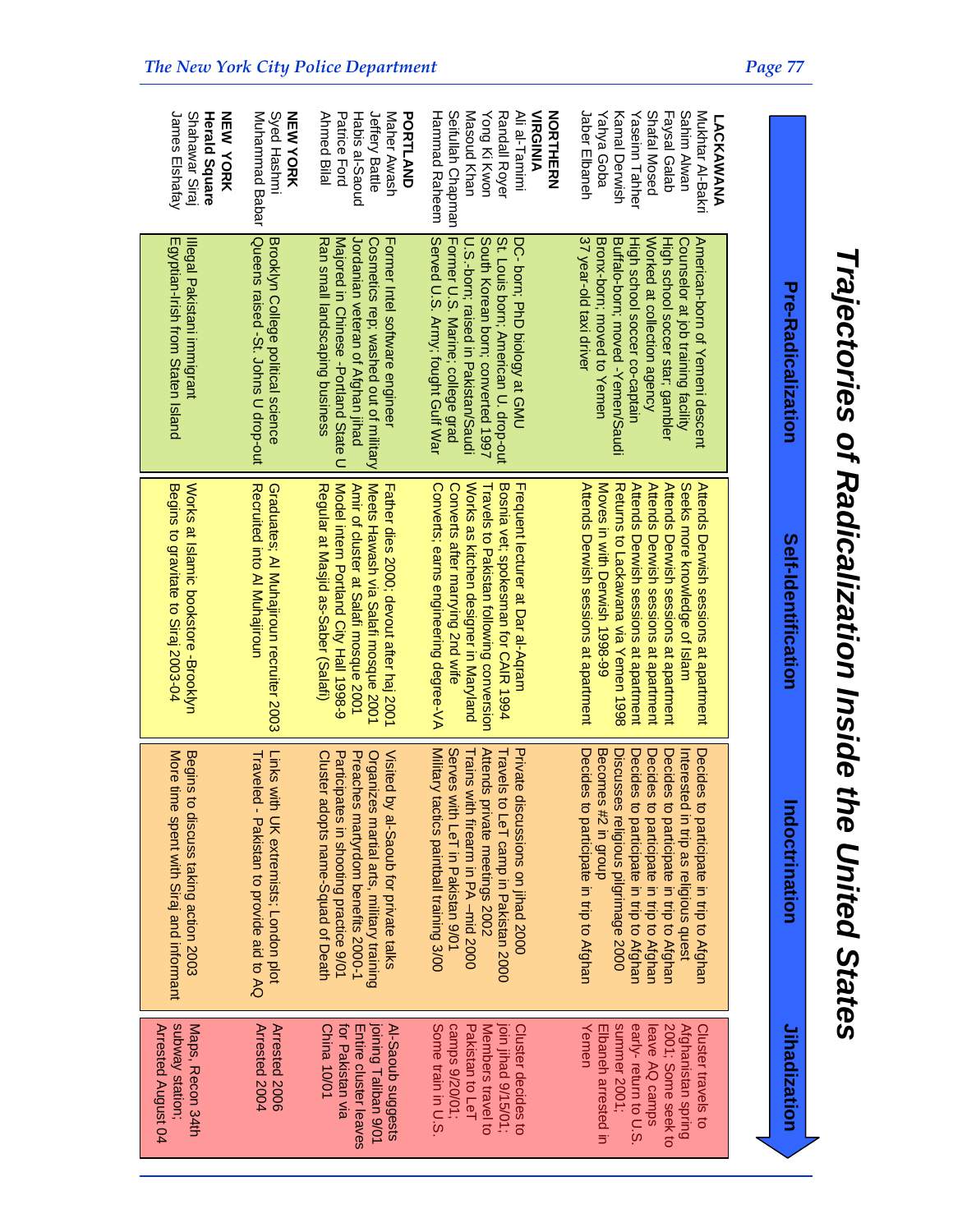# Trajectories of Radicalization Inside the United States

| | Pre-Radicalization | Self-Identification | Indoctrination | Jihadization |
|---|---|---|---|---|
| **LACKAWANA** | | | | |
| Mukhtar Al-Bakri | American-born of Yemeni descent | Attends Derwish sessions at apartment | Decides to participate in trip to Afghan | Cluster travels to Afghanistan spring 2001; Some seek to leave AQ camps early- return to U.S. summer 2001; Elbaneh arrested in Yemen |
| Sahim Alwan | Counselor at job training facility | Seeks more knowledge of Islam | Interested in trip as religious quest | |
| Faysal Galab | High school soccer star, gambler | Attends Derwish sessions at apartment | Decides to participate in trip to Afghan | |
| Shafal Mosed | Worked at collection agency | Attends Derwish sessions at apartment | Decides to participate in trip to Afghan | |
| Yaseinn Tahher | High school soccer co-captain | Attends Derwish sessions at apartment | Decides to participate in trip to Afghan | |
| Kamal Derwish | Buffalo-born, moved -Yemen/Saudi | Returns to Lackawana via Yemen 1998 | Discusses religious pilgrimage 2000 | |
| Yahya Goba | Bronx-born, moved to Yemen | Moves in with Derwish 1998-99 | Becomes #2 in group | |
| Jaber Elbaneh | 37 year-old taxi driver | Attends Derwish sessions at apartment | Decides to participate in trip to Afghan | |
| **NORTHERN VIRGINIA** | | | | |
| Ali al-Tamimi | DC- born; PhD biology at GMU | Frequent lecturer at Dar al-Aqram | Private discussions on jihad 2000 | Cluster decides to join jihad 9/15/01; Members travel to Pakistan to LeT camps 9/20/01; Some train in U.S. |
| Randall Royer | St. Louis born; American U. drop-out | Bosnia vet; spokesman for CAIR 1994 | Travels to LeT camp in Pakistan 2000 | |
| Yong Ki Kwon | South Korean born; converted 1997 | Travels to Pakistan following conversion | Attends private meetings 2002 | |
| Masoud Khan | U.S.-born; raised in Pakistan/Saudi | Works as kitchen designer in Maryland | Trains with firearm in PA -mid 2000 | |
| Seifullah Chapman | Former U.S. Marine; college grad | Converts after marrying 2nd wife | Serves with LeT in Pakistan 9/01 | |
| Hammad Raheem | Served U.S. Army; fought Gulf War | Converts; earns engineering degree-VA | Military tactics paintball training 3/00 | |
| **PORTLAND** | | | | |
| Maher Awash | Former Intel software engineer | Father dies 2000; devout after haj 2001 | Visited by al-Saoub for private talks | Al-Saoub suggests joining Taliban 9/01 Entire cluster leaves for Pakistan via China 10/01 |
| Jeffery Battle | Cosmetics rep; washed out of military | Meets Hawash via Salafi mosque 2001 | Organizes martial arts, military training | |
| Habis al-Saoud | Jordanian veteran of Afghan jihad | Amir of cluster at Salafi mosque 2001 | Preaches martyrdom benefits 2000-1 | |
| Patrice Ford | Majored in Chinese -Portland State U | Model intern Portland City Hall 1998-9 | Participates in shooting practice 9/01 | |
| Ahmed Bilal | Ran small landscaping business | Regular at Masjid as-Saber (Salafi) | Cluster adopts name-Squad of Death | |
| **NEW YORK** | | | | |
| Syed Hashmi | Brooklyn College political science | Graduates; Al Muhajiroun recruiter 2003 | Links with UK extremists; London plot | Arrested 2006 |
| Muhammad Babar | Queens raised -St. Johns U drop-out | Recruited into Al Muhajiroun | Traveled - Pakistan to provide aid to AQ | Arrested 2004 |
| **NEW YORK Herald Square** | | | | |
| Shahawar Siraj | Illegal Pakistani immigrant | Works at Islamic bookstore -Brooklyn | Begins to discuss taking action 2003 | Maps, Recon 34th subway station; Arrested August 04 |
| James Elshafay | Egyptian-Irish from Staten Island | Begins to gravitate to Siraj 2003-04 | More time spent with Siraj and informant | |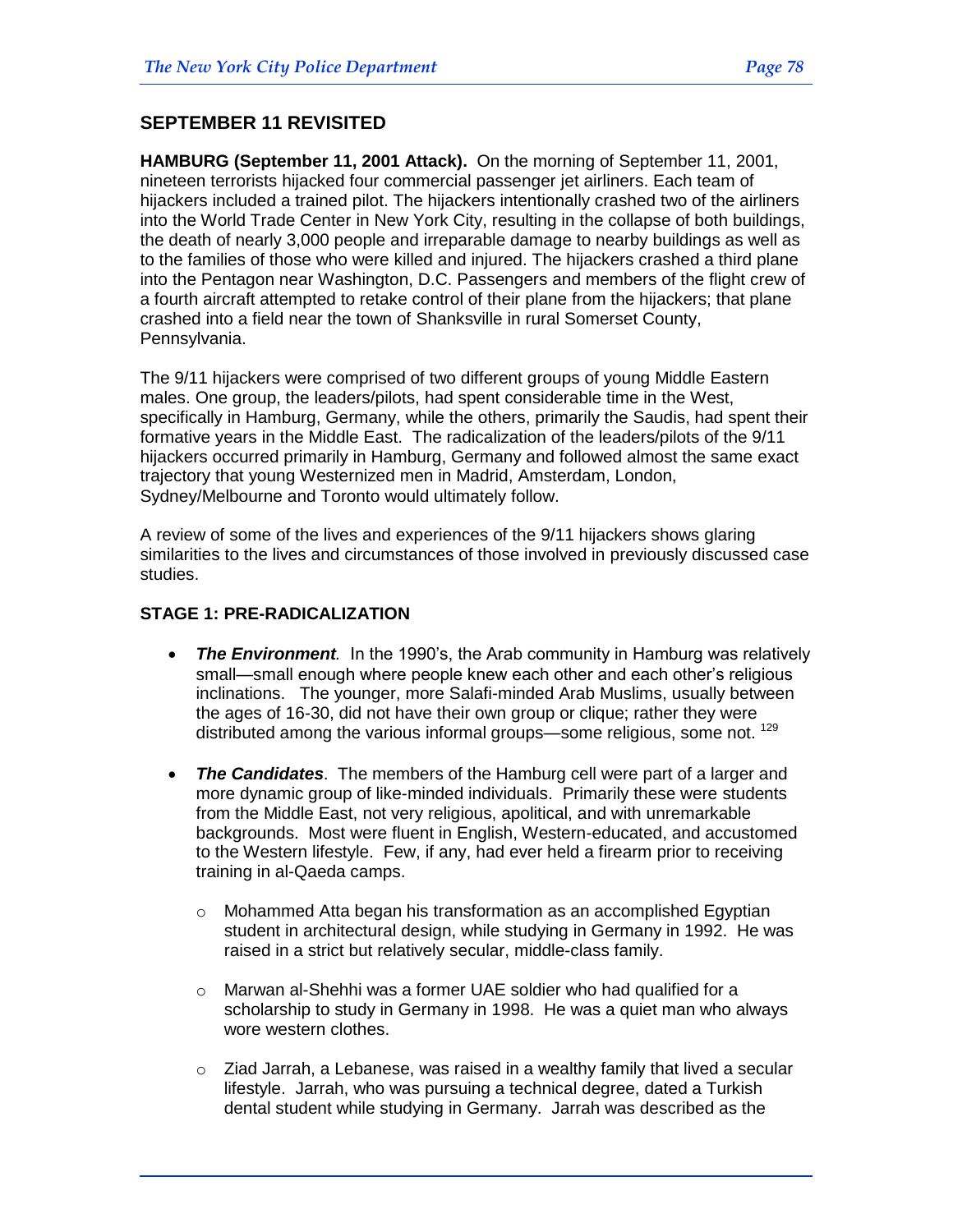## SEPTEMBER 11 REVISITED

**HAMBURG (September 11, 2001 Attack).** On the morning of September 11, 2001, nineteen terrorists hijacked four commercial passenger jet airliners. Each team of hijackers included a trained pilot. The hijackers intentionally crashed two of the airliners into the World Trade Center in New York City, resulting in the collapse of both buildings, the death of nearly 3,000 people and irreparable damage to nearby buildings as well as to the families of those who were killed and injured. The hijackers crashed a third plane into the Pentagon near Washington, D.C. Passengers and members of the flight crew of a fourth aircraft attempted to retake control of their plane from the hijackers; that plane crashed into a field near the town of Shanksville in rural Somerset County, Pennsylvania.

The 9/11 hijackers were comprised of two different groups of young Middle Eastern males. One group, the leaders/pilots, had spent considerable time in the West, specifically in Hamburg, Germany, while the others, primarily the Saudis, had spent their formative years in the Middle East. The radicalization of the leaders/pilots of the 9/11 hijackers occurred primarily in Hamburg, Germany and followed almost the same exact trajectory that young Westernized men in Madrid, Amsterdam, London, Sydney/Melbourne and Toronto would ultimately follow.

A review of some of the lives and experiences of the 9/11 hijackers shows glaring similarities to the lives and circumstances of those involved in previously discussed case studies.

### STAGE 1: PRE-RADICALIZATION

- ***The Environment***. In the 1990's, the Arab community in Hamburg was relatively small—small enough where people knew each other and each other's religious inclinations. The younger, more Salafi-minded Arab Muslims, usually between the ages of 16-30, did not have their own group or clique; rather they were distributed among the various informal groups—some religious, some not. [129]

- ***The Candidates***. The members of the Hamburg cell were part of a larger and more dynamic group of like-minded individuals. Primarily these were students from the Middle East, not very religious, apolitical, and with unremarkable backgrounds. Most were fluent in English, Western-educated, and accustomed to the Western lifestyle. Few, if any, had ever held a firearm prior to receiving training in al-Qaeda camps.

  - Mohammed Atta began his transformation as an accomplished Egyptian student in architectural design, while studying in Germany in 1992. He was raised in a strict but relatively secular, middle-class family.

  - Marwan al-Shehhi was a former UAE soldier who had qualified for a scholarship to study in Germany in 1998. He was a quiet man who always wore western clothes.

  - Ziad Jarrah, a Lebanese, was raised in a wealthy family that lived a secular lifestyle. Jarrah, who was pursuing a technical degree, dated a Turkish dental student while studying in Germany. Jarrah was described as the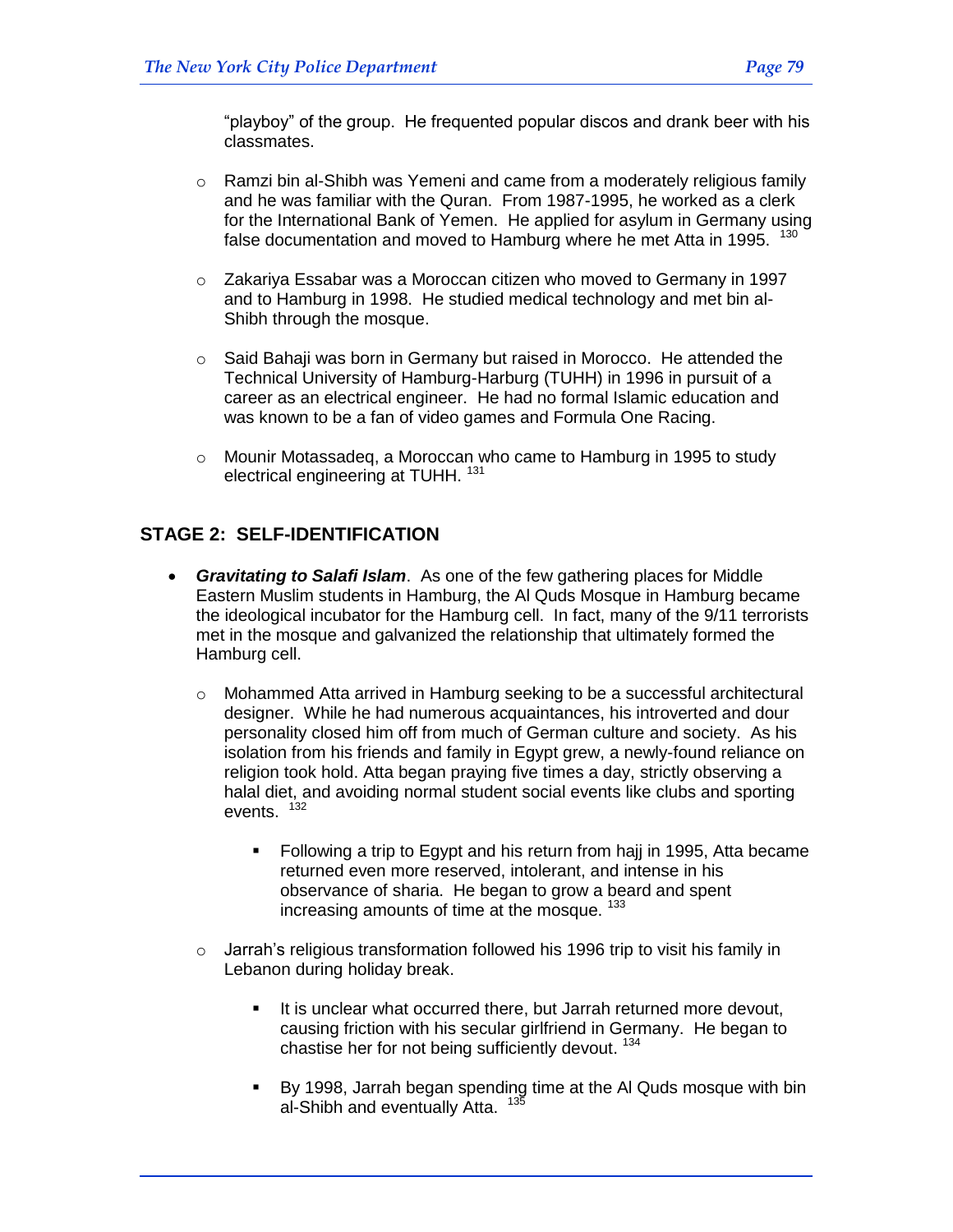"playboy" of the group. He frequented popular discos and drank beer with his classmates.

- Ramzi bin al-Shibh was Yemeni and came from a moderately religious family and he was familiar with the Quran. From 1987-1995, he worked as a clerk for the International Bank of Yemen. He applied for asylum in Germany using false documentation and moved to Hamburg where he met Atta in 1995. [130]

- Zakariya Essabar was a Moroccan citizen who moved to Germany in 1997 and to Hamburg in 1998. He studied medical technology and met bin al-Shibh through the mosque.

- Said Bahaji was born in Germany but raised in Morocco. He attended the Technical University of Hamburg-Harburg (TUHH) in 1996 in pursuit of a career as an electrical engineer. He had no formal Islamic education and was known to be a fan of video games and Formula One Racing.

- Mounir Motassadeq, a Moroccan who came to Hamburg in 1995 to study electrical engineering at TUHH. [131]

## STAGE 2: SELF-IDENTIFICATION

- ***Gravitating to Salafi Islam***. As one of the few gathering places for Middle Eastern Muslim students in Hamburg, the Al Quds Mosque in Hamburg became the ideological incubator for the Hamburg cell. In fact, many of the 9/11 terrorists met in the mosque and galvanized the relationship that ultimately formed the Hamburg cell.

  - Mohammed Atta arrived in Hamburg seeking to be a successful architectural designer. While he had numerous acquaintances, his introverted and dour personality closed him off from much of German culture and society. As his isolation from his friends and family in Egypt grew, a newly-found reliance on religion took hold. Atta began praying five times a day, strictly observing a halal diet, and avoiding normal student social events like clubs and sporting events. [132]

    - Following a trip to Egypt and his return from hajj in 1995, Atta became returned even more reserved, intolerant, and intense in his observance of sharia. He began to grow a beard and spent increasing amounts of time at the mosque. [133]

  - Jarrah's religious transformation followed his 1996 trip to visit his family in Lebanon during holiday break.

    - It is unclear what occurred there, but Jarrah returned more devout, causing friction with his secular girlfriend in Germany. He began to chastise her for not being sufficiently devout. [134]

    - By 1998, Jarrah began spending time at the Al Quds mosque with bin al-Shibh and eventually Atta. [135]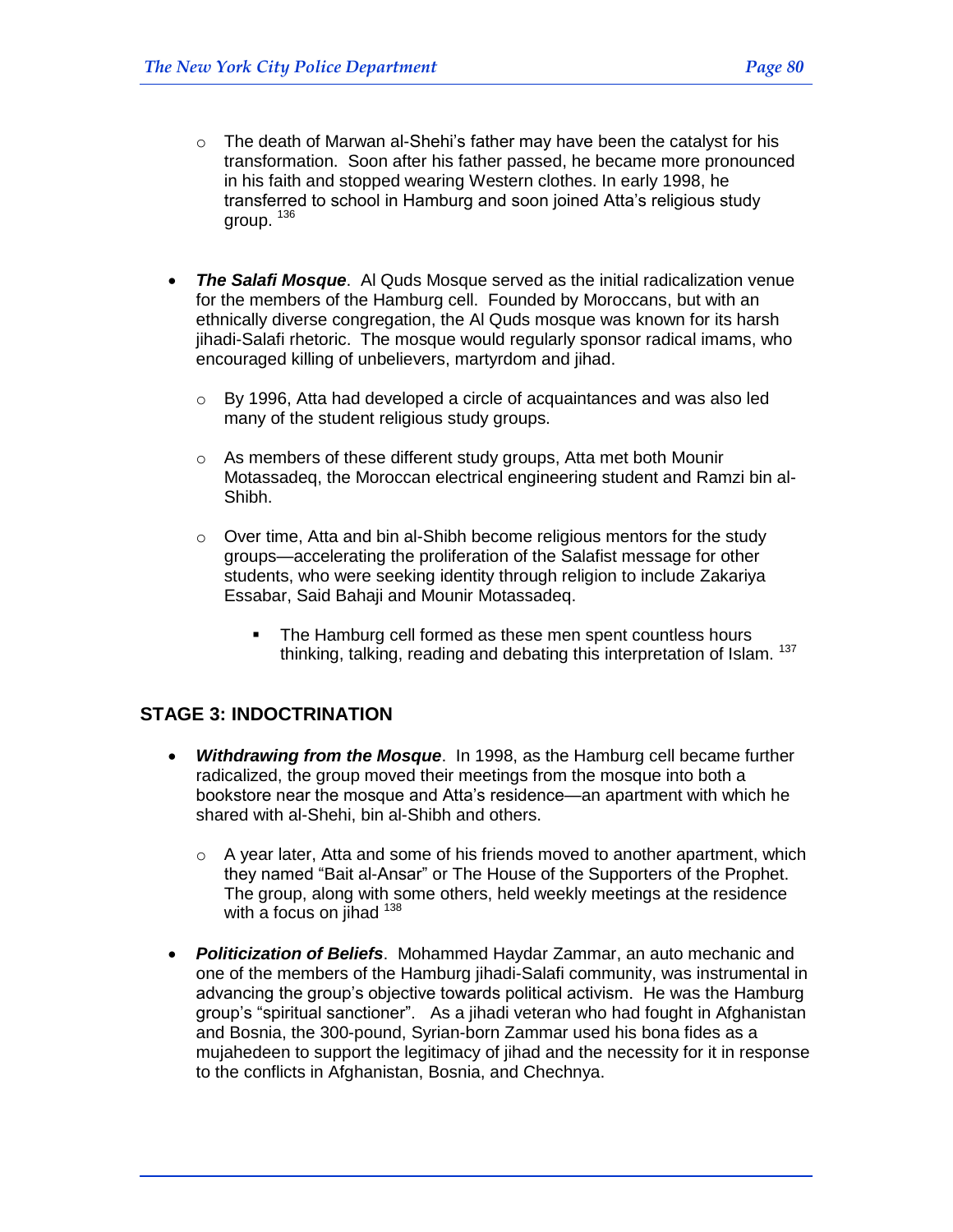- The death of Marwan al-Shehi's father may have been the catalyst for his transformation. Soon after his father passed, he became more pronounced in his faith and stopped wearing Western clothes. In early 1998, he transferred to school in Hamburg and soon joined Atta's religious study group. [136]

- ***The Salafi Mosque***. Al Quds Mosque served as the initial radicalization venue for the members of the Hamburg cell. Founded by Moroccans, but with an ethnically diverse congregation, the Al Quds mosque was known for its harsh jihadi-Salafi rhetoric. The mosque would regularly sponsor radical imams, who encouraged killing of unbelievers, martyrdom and jihad.
  - By 1996, Atta had developed a circle of acquaintances and was also led many of the student religious study groups.
  - As members of these different study groups, Atta met both Mounir Motassadeq, the Moroccan electrical engineering student and Ramzi bin al-Shibh.
  - Over time, Atta and bin al-Shibh become religious mentors for the study groups—accelerating the proliferation of the Salafist message for other students, who were seeking identity through religion to include Zakariya Essabar, Said Bahaji and Mounir Motassadeq.
    - The Hamburg cell formed as these men spent countless hours thinking, talking, reading and debating this interpretation of Islam. [137]

## STAGE 3: INDOCTRINATION

- ***Withdrawing from the Mosque***. In 1998, as the Hamburg cell became further radicalized, the group moved their meetings from the mosque into both a bookstore near the mosque and Atta's residence—an apartment with which he shared with al-Shehi, bin al-Shibh and others.
  - A year later, Atta and some of his friends moved to another apartment, which they named "Bait al-Ansar" or The House of the Supporters of the Prophet. The group, along with some others, held weekly meetings at the residence with a focus on jihad [138]

- ***Politicization of Beliefs***. Mohammed Haydar Zammar, an auto mechanic and one of the members of the Hamburg jihadi-Salafi community, was instrumental in advancing the group's objective towards political activism. He was the Hamburg group's "spiritual sanctioner". As a jihadi veteran who had fought in Afghanistan and Bosnia, the 300-pound, Syrian-born Zammar used his bona fides as a mujahedeen to support the legitimacy of jihad and the necessity for it in response to the conflicts in Afghanistan, Bosnia, and Chechnya.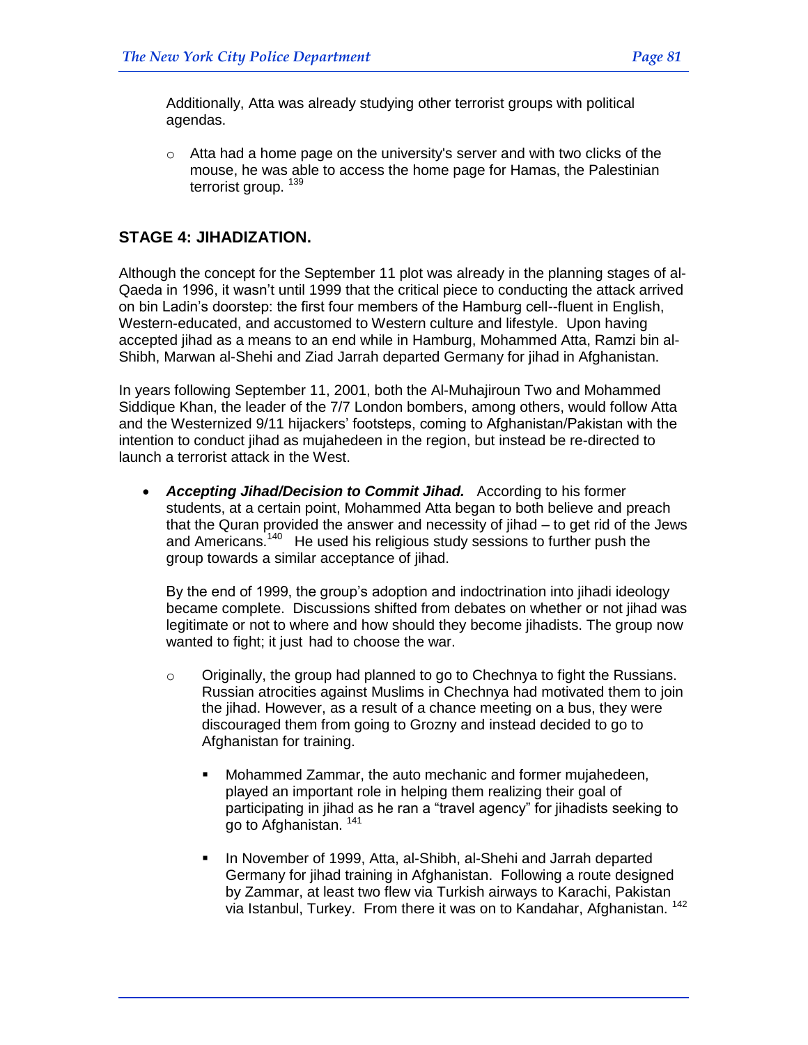Additionally, Atta was already studying other terrorist groups with political agendas.

- Atta had a home page on the university's server and with two clicks of the mouse, he was able to access the home page for Hamas, the Palestinian terrorist group. [139]

## STAGE 4: JIHADIZATION.

Although the concept for the September 11 plot was already in the planning stages of al-Qaeda in 1996, it wasn't until 1999 that the critical piece to conducting the attack arrived on bin Ladin's doorstep: the first four members of the Hamburg cell--fluent in English, Western-educated, and accustomed to Western culture and lifestyle. Upon having accepted jihad as a means to an end while in Hamburg, Mohammed Atta, Ramzi bin al-Shibh, Marwan al-Shehi and Ziad Jarrah departed Germany for jihad in Afghanistan.

In years following September 11, 2001, both the Al-Muhajiroun Two and Mohammed Siddique Khan, the leader of the 7/7 London bombers, among others, would follow Atta and the Westernized 9/11 hijackers' footsteps, coming to Afghanistan/Pakistan with the intention to conduct jihad as mujahedeen in the region, but instead be re-directed to launch a terrorist attack in the West.

- ***Accepting Jihad/Decision to Commit Jihad.*** According to his former students, at a certain point, Mohammed Atta began to both believe and preach that the Quran provided the answer and necessity of jihad – to get rid of the Jews and Americans.[140] He used his religious study sessions to further push the group towards a similar acceptance of jihad.

  By the end of 1999, the group's adoption and indoctrination into jihadi ideology became complete. Discussions shifted from debates on whether or not jihad was legitimate or not to where and how should they become jihadists. The group now wanted to fight; it just had to choose the war.

  - Originally, the group had planned to go to Chechnya to fight the Russians. Russian atrocities against Muslims in Chechnya had motivated them to join the jihad. However, as a result of a chance meeting on a bus, they were discouraged them from going to Grozny and instead decided to go to Afghanistan for training.

    - Mohammed Zammar, the auto mechanic and former mujahedeen, played an important role in helping them realizing their goal of participating in jihad as he ran a "travel agency" for jihadists seeking to go to Afghanistan. [141]

    - In November of 1999, Atta, al-Shibh, al-Shehi and Jarrah departed Germany for jihad training in Afghanistan. Following a route designed by Zammar, at least two flew via Turkish airways to Karachi, Pakistan via Istanbul, Turkey. From there it was on to Kandahar, Afghanistan. [142]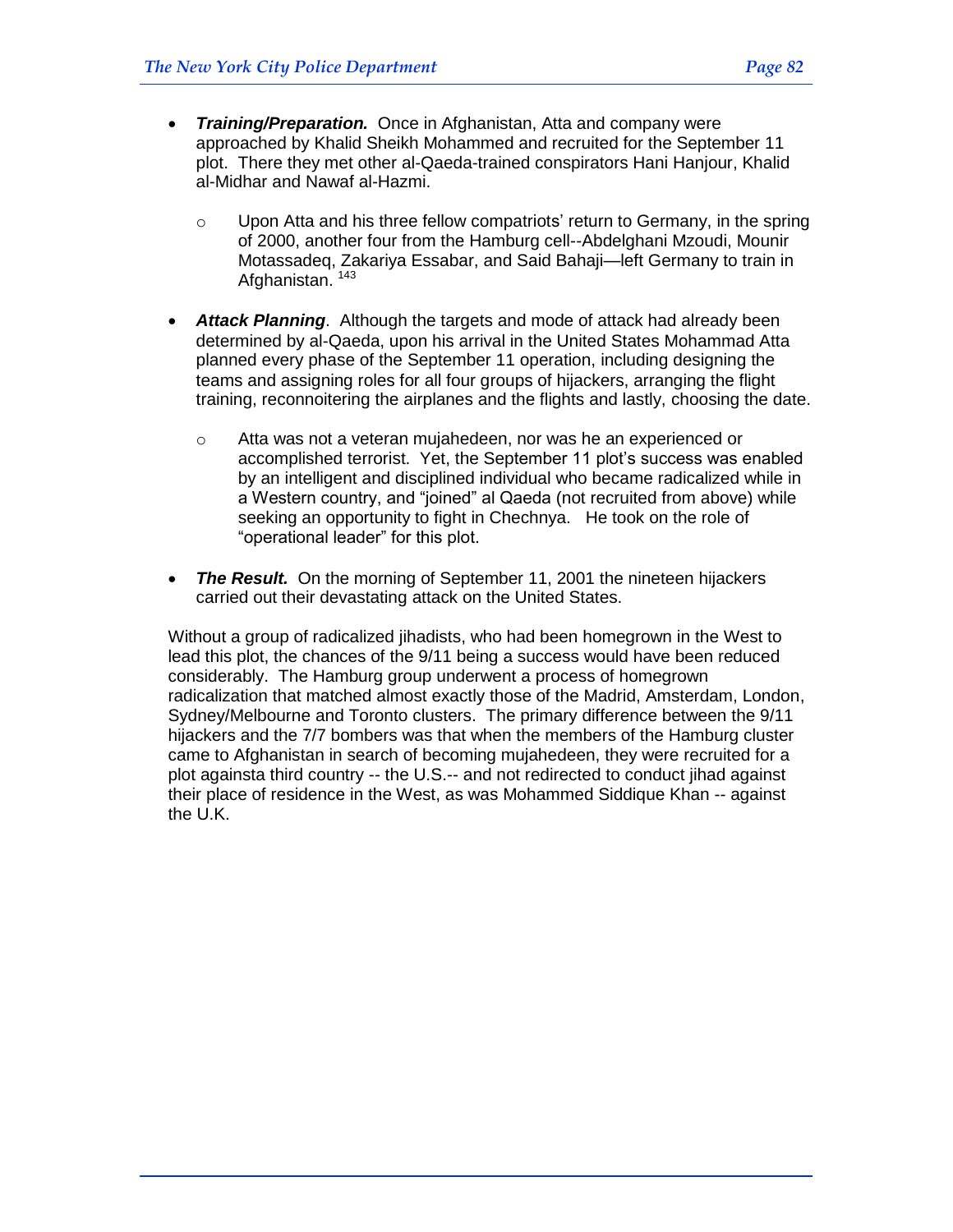- ***Training/Preparation.*** Once in Afghanistan, Atta and company were approached by Khalid Sheikh Mohammed and recruited for the September 11 plot. There they met other al-Qaeda-trained conspirators Hani Hanjour, Khalid al-Midhar and Nawaf al-Hazmi.
  - Upon Atta and his three fellow compatriots' return to Germany, in the spring of 2000, another four from the Hamburg cell--Abdelghani Mzoudi, Mounir Motassadeq, Zakariya Essabar, and Said Bahaji—left Germany to train in Afghanistan. [143]

- ***Attack Planning***. Although the targets and mode of attack had already been determined by al-Qaeda, upon his arrival in the United States Mohammad Atta planned every phase of the September 11 operation, including designing the teams and assigning roles for all four groups of hijackers, arranging the flight training, reconnoitering the airplanes and the flights and lastly, choosing the date.
  - Atta was not a veteran mujahedeen, nor was he an experienced or accomplished terrorist. Yet, the September 11 plot's success was enabled by an intelligent and disciplined individual who became radicalized while in a Western country, and "joined" al Qaeda (not recruited from above) while seeking an opportunity to fight in Chechnya. He took on the role of "operational leader" for this plot.

- ***The Result.*** On the morning of September 11, 2001 the nineteen hijackers carried out their devastating attack on the United States.

Without a group of radicalized jihadists, who had been homegrown in the West to lead this plot, the chances of the 9/11 being a success would have been reduced considerably. The Hamburg group underwent a process of homegrown radicalization that matched almost exactly those of the Madrid, Amsterdam, London, Sydney/Melbourne and Toronto clusters. The primary difference between the 9/11 hijackers and the 7/7 bombers was that when the members of the Hamburg cluster came to Afghanistan in search of becoming mujahedeen, they were recruited for a plot againsta third country -- the U.S.-- and not redirected to conduct jihad against their place of residence in the West, as was Mohammed Siddique Khan -- against the U.K.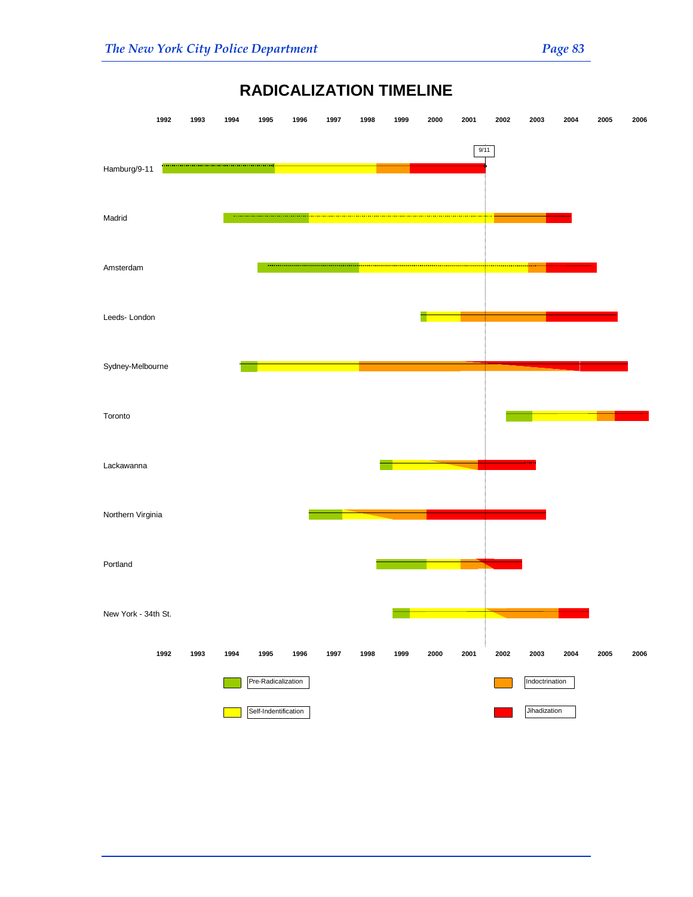# RADICALIZATION TIMELINE

1992 1993 1994 1995 1996 1997 1998 1999 2000 2001 2002 2003 2004 2005 2006

9/11

Hamburg/9-11

Madrid

Amsterdam

Leeds- London

Sydney-Melbourne

Toronto

Lackawanna

Northern Virginia

Portland

New York - 34th St.

1992 1993 1994 1995 1996 1997 1998 1999 2000 2001 2002 2003 2004 2005 2006

Pre-Radicalization

Self-Indentification

Indoctrination

Jihadization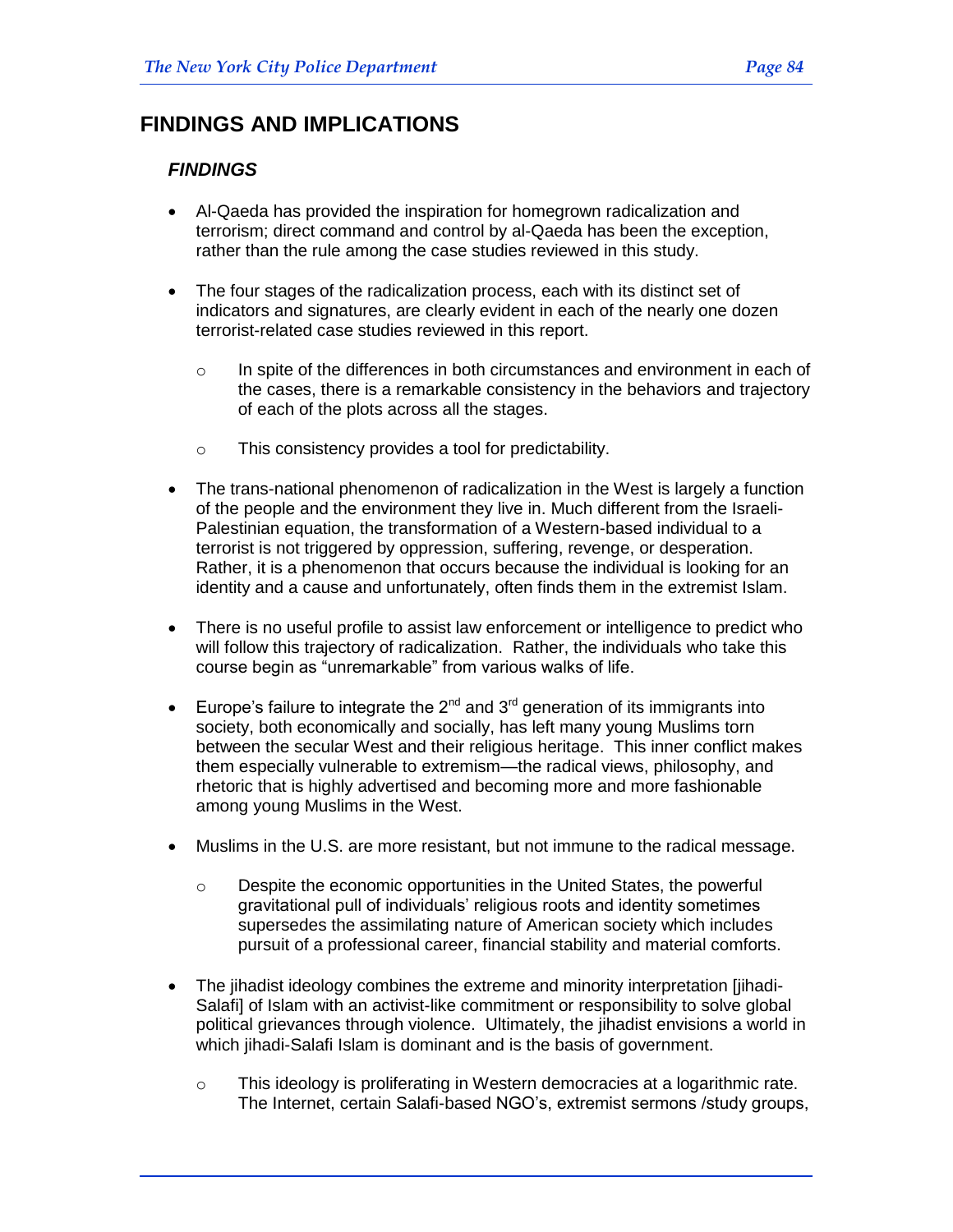# FINDINGS AND IMPLICATIONS

## *FINDINGS*

- Al-Qaeda has provided the inspiration for homegrown radicalization and terrorism; direct command and control by al-Qaeda has been the exception, rather than the rule among the case studies reviewed in this study.
- The four stages of the radicalization process, each with its distinct set of indicators and signatures, are clearly evident in each of the nearly one dozen terrorist-related case studies reviewed in this report.
  - In spite of the differences in both circumstances and environment in each of the cases, there is a remarkable consistency in the behaviors and trajectory of each of the plots across all the stages.
  - This consistency provides a tool for predictability.
- The trans-national phenomenon of radicalization in the West is largely a function of the people and the environment they live in. Much different from the Israeli-Palestinian equation, the transformation of a Western-based individual to a terrorist is not triggered by oppression, suffering, revenge, or desperation. Rather, it is a phenomenon that occurs because the individual is looking for an identity and a cause and unfortunately, often finds them in the extremist Islam.
- There is no useful profile to assist law enforcement or intelligence to predict who will follow this trajectory of radicalization. Rather, the individuals who take this course begin as "unremarkable" from various walks of life.
- Europe's failure to integrate the 2nd and 3rd generation of its immigrants into society, both economically and socially, has left many young Muslims torn between the secular West and their religious heritage. This inner conflict makes them especially vulnerable to extremism—the radical views, philosophy, and rhetoric that is highly advertised and becoming more and more fashionable among young Muslims in the West.
- Muslims in the U.S. are more resistant, but not immune to the radical message.
  - Despite the economic opportunities in the United States, the powerful gravitational pull of individuals' religious roots and identity sometimes supersedes the assimilating nature of American society which includes pursuit of a professional career, financial stability and material comforts.
- The jihadist ideology combines the extreme and minority interpretation [jihadi-Salafi] of Islam with an activist-like commitment or responsibility to solve global political grievances through violence. Ultimately, the jihadist envisions a world in which jihadi-Salafi Islam is dominant and is the basis of government.
  - This ideology is proliferating in Western democracies at a logarithmic rate. The Internet, certain Salafi-based NGO's, extremist sermons /study groups,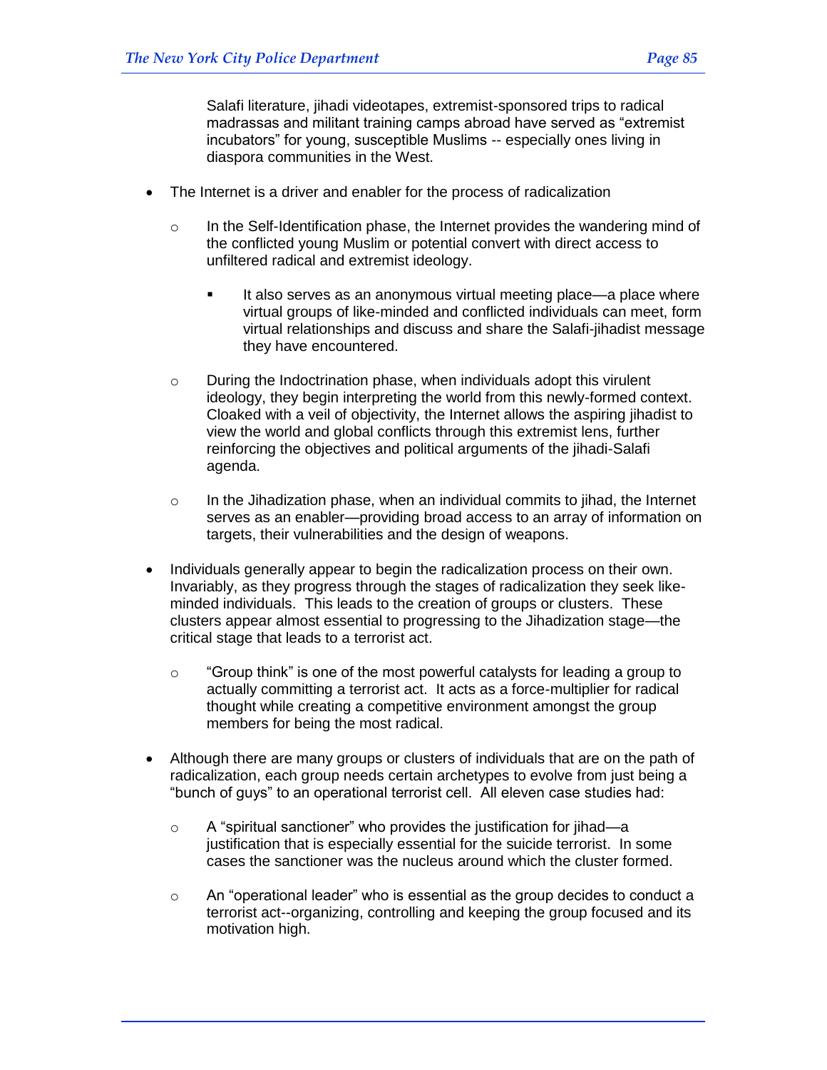Salafi literature, jihadi videotapes, extremist-sponsored trips to radical madrassas and militant training camps abroad have served as "extremist incubators" for young, susceptible Muslims -- especially ones living in diaspora communities in the West.

- The Internet is a driver and enabler for the process of radicalization
  - In the Self-Identification phase, the Internet provides the wandering mind of the conflicted young Muslim or potential convert with direct access to unfiltered radical and extremist ideology.
    - It also serves as an anonymous virtual meeting place—a place where virtual groups of like-minded and conflicted individuals can meet, form virtual relationships and discuss and share the Salafi-jihadist message they have encountered.
  - During the Indoctrination phase, when individuals adopt this virulent ideology, they begin interpreting the world from this newly-formed context. Cloaked with a veil of objectivity, the Internet allows the aspiring jihadist to view the world and global conflicts through this extremist lens, further reinforcing the objectives and political arguments of the jihadi-Salafi agenda.
  - In the Jihadization phase, when an individual commits to jihad, the Internet serves as an enabler—providing broad access to an array of information on targets, their vulnerabilities and the design of weapons.
- Individuals generally appear to begin the radicalization process on their own. Invariably, as they progress through the stages of radicalization they seek like-minded individuals. This leads to the creation of groups or clusters. These clusters appear almost essential to progressing to the Jihadization stage—the critical stage that leads to a terrorist act.
  - "Group think" is one of the most powerful catalysts for leading a group to actually committing a terrorist act. It acts as a force-multiplier for radical thought while creating a competitive environment amongst the group members for being the most radical.
- Although there are many groups or clusters of individuals that are on the path of radicalization, each group needs certain archetypes to evolve from just being a "bunch of guys" to an operational terrorist cell. All eleven case studies had:
  - A "spiritual sanctioner" who provides the justification for jihad—a justification that is especially essential for the suicide terrorist. In some cases the sanctioner was the nucleus around which the cluster formed.
  - An "operational leader" who is essential as the group decides to conduct a terrorist act--organizing, controlling and keeping the group focused and its motivation high.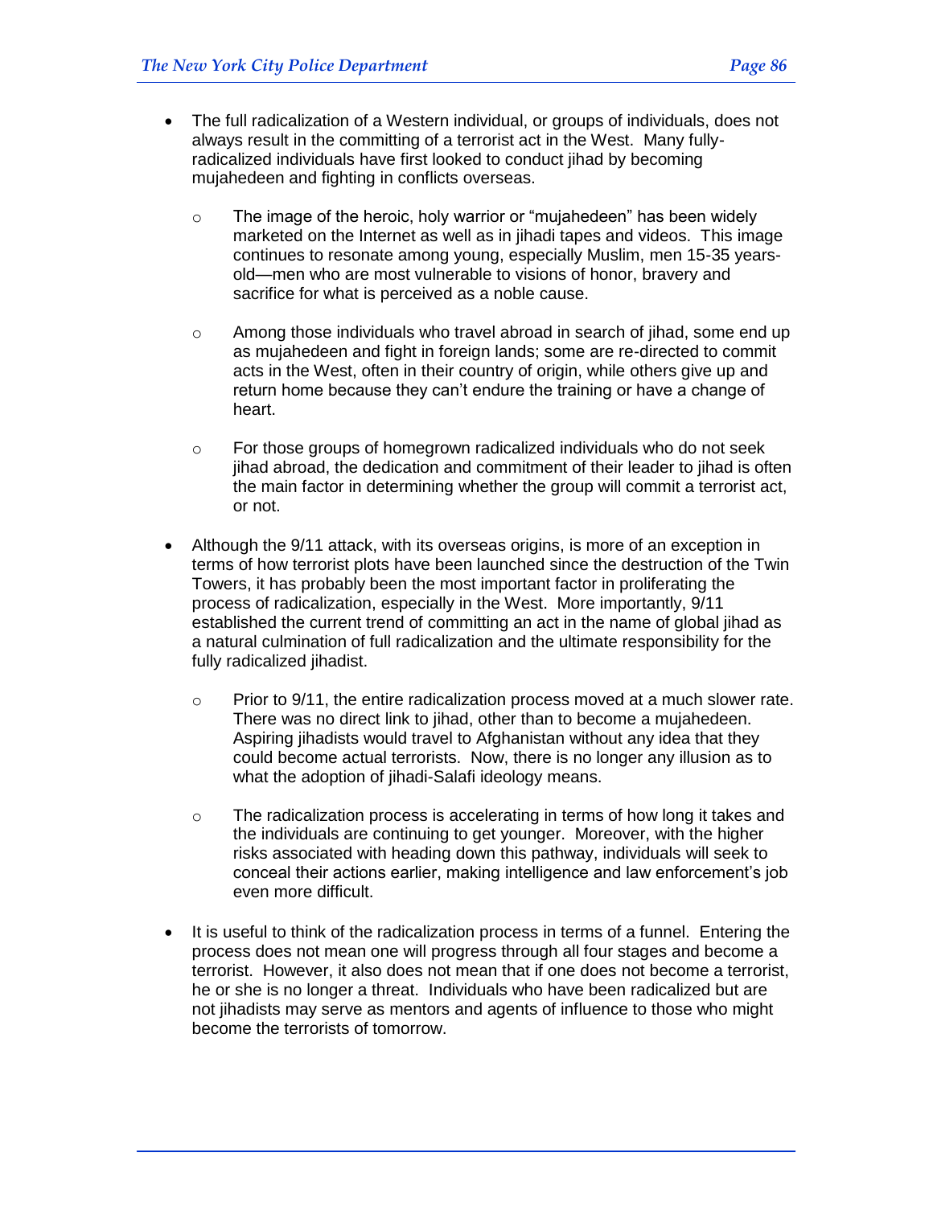- The full radicalization of a Western individual, or groups of individuals, does not always result in the committing of a terrorist act in the West. Many fully-radicalized individuals have first looked to conduct jihad by becoming mujahedeen and fighting in conflicts overseas.
  - The image of the heroic, holy warrior or "mujahedeen" has been widely marketed on the Internet as well as in jihadi tapes and videos. This image continues to resonate among young, especially Muslim, men 15-35 years-old—men who are most vulnerable to visions of honor, bravery and sacrifice for what is perceived as a noble cause.
  - Among those individuals who travel abroad in search of jihad, some end up as mujahedeen and fight in foreign lands; some are re-directed to commit acts in the West, often in their country of origin, while others give up and return home because they can't endure the training or have a change of heart.
  - For those groups of homegrown radicalized individuals who do not seek jihad abroad, the dedication and commitment of their leader to jihad is often the main factor in determining whether the group will commit a terrorist act, or not.
- Although the 9/11 attack, with its overseas origins, is more of an exception in terms of how terrorist plots have been launched since the destruction of the Twin Towers, it has probably been the most important factor in proliferating the process of radicalization, especially in the West. More importantly, 9/11 established the current trend of committing an act in the name of global jihad as a natural culmination of full radicalization and the ultimate responsibility for the fully radicalized jihadist.
  - Prior to 9/11, the entire radicalization process moved at a much slower rate. There was no direct link to jihad, other than to become a mujahedeen. Aspiring jihadists would travel to Afghanistan without any idea that they could become actual terrorists. Now, there is no longer any illusion as to what the adoption of jihadi-Salafi ideology means.
  - The radicalization process is accelerating in terms of how long it takes and the individuals are continuing to get younger. Moreover, with the higher risks associated with heading down this pathway, individuals will seek to conceal their actions earlier, making intelligence and law enforcement's job even more difficult.
- It is useful to think of the radicalization process in terms of a funnel. Entering the process does not mean one will progress through all four stages and become a terrorist. However, it also does not mean that if one does not become a terrorist, he or she is no longer a threat. Individuals who have been radicalized but are not jihadists may serve as mentors and agents of influence to those who might become the terrorists of tomorrow.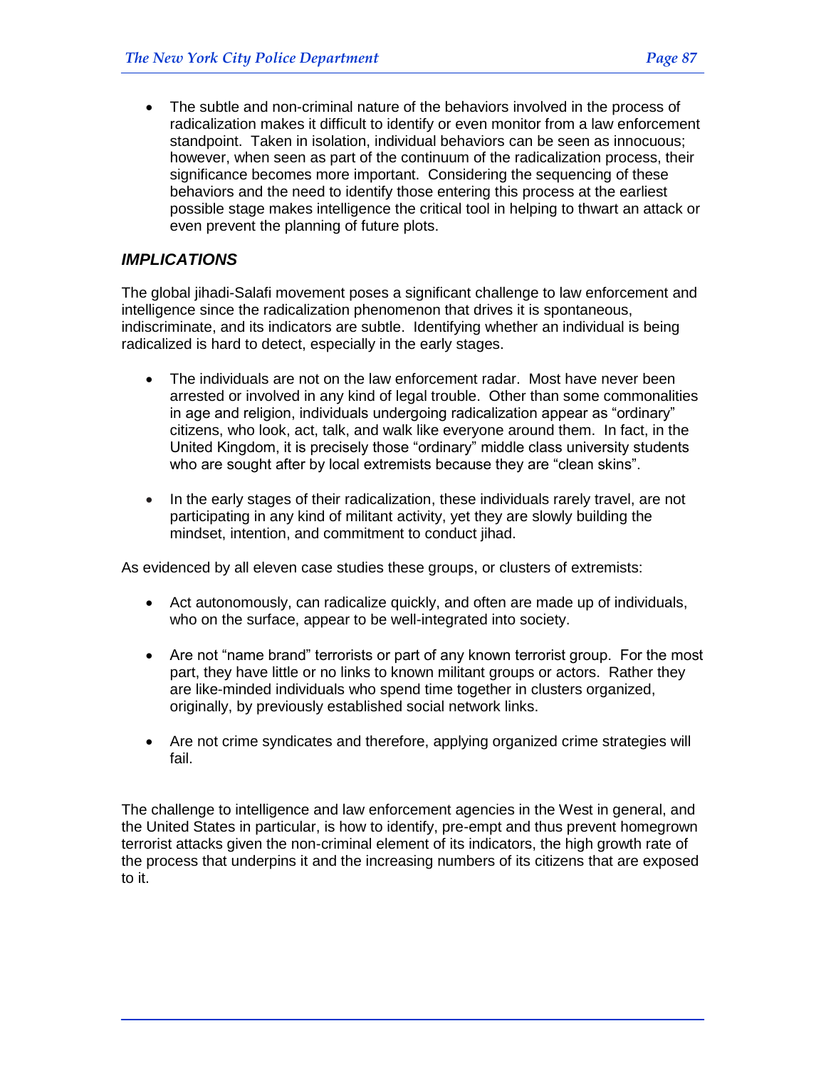- The subtle and non-criminal nature of the behaviors involved in the process of radicalization makes it difficult to identify or even monitor from a law enforcement standpoint. Taken in isolation, individual behaviors can be seen as innocuous; however, when seen as part of the continuum of the radicalization process, their significance becomes more important. Considering the sequencing of these behaviors and the need to identify those entering this process at the earliest possible stage makes intelligence the critical tool in helping to thwart an attack or even prevent the planning of future plots.

## *IMPLICATIONS*

The global jihadi-Salafi movement poses a significant challenge to law enforcement and intelligence since the radicalization phenomenon that drives it is spontaneous, indiscriminate, and its indicators are subtle. Identifying whether an individual is being radicalized is hard to detect, especially in the early stages.

- The individuals are not on the law enforcement radar. Most have never been arrested or involved in any kind of legal trouble. Other than some commonalities in age and religion, individuals undergoing radicalization appear as "ordinary" citizens, who look, act, talk, and walk like everyone around them. In fact, in the United Kingdom, it is precisely those "ordinary" middle class university students who are sought after by local extremists because they are "clean skins".

- In the early stages of their radicalization, these individuals rarely travel, are not participating in any kind of militant activity, yet they are slowly building the mindset, intention, and commitment to conduct jihad.

As evidenced by all eleven case studies these groups, or clusters of extremists:

- Act autonomously, can radicalize quickly, and often are made up of individuals, who on the surface, appear to be well-integrated into society.

- Are not "name brand" terrorists or part of any known terrorist group. For the most part, they have little or no links to known militant groups or actors. Rather they are like-minded individuals who spend time together in clusters organized, originally, by previously established social network links.

- Are not crime syndicates and therefore, applying organized crime strategies will fail.

The challenge to intelligence and law enforcement agencies in the West in general, and the United States in particular, is how to identify, pre-empt and thus prevent homegrown terrorist attacks given the non-criminal element of its indicators, the high growth rate of the process that underpins it and the increasing numbers of its citizens that are exposed to it.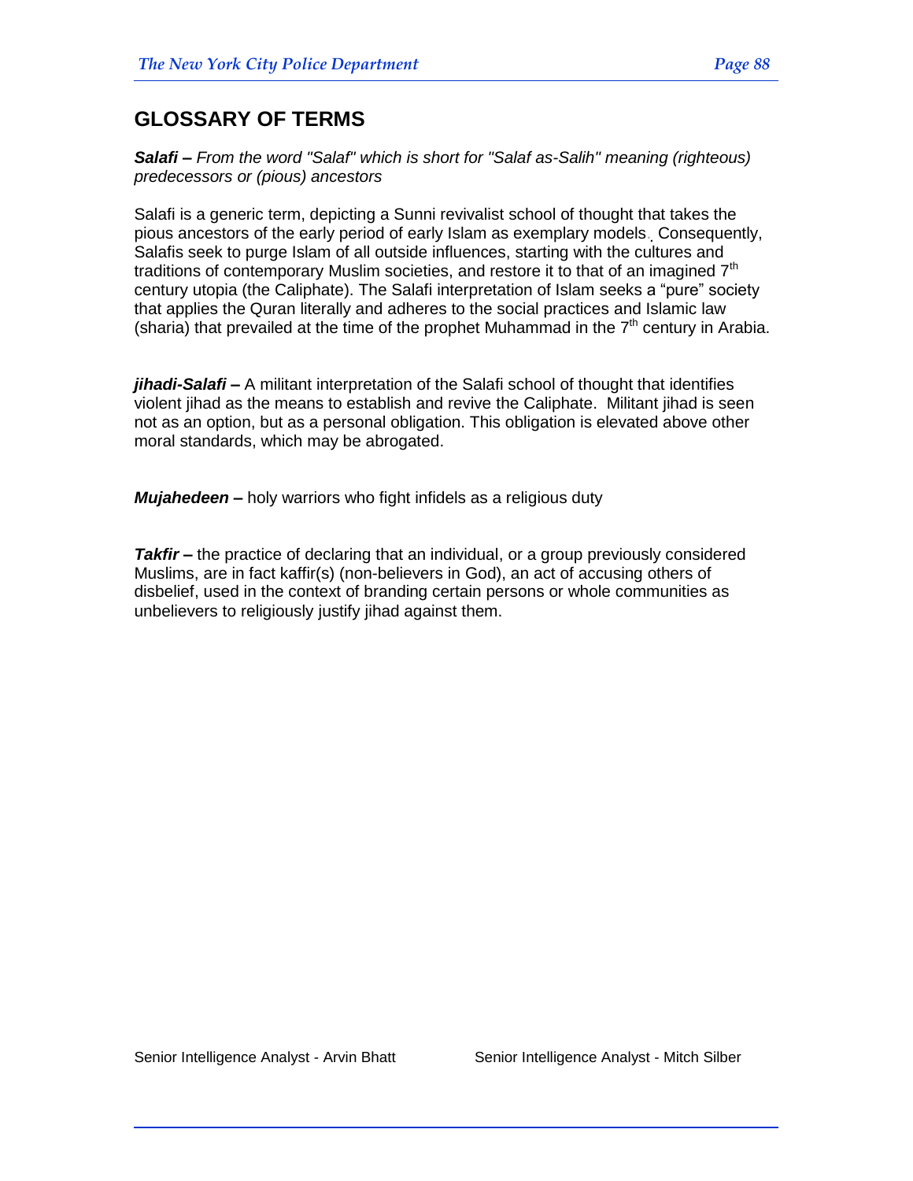## GLOSSARY OF TERMS

***Salafi*** ***– From the word "Salaf" which is short for "Salaf as-Salih" meaning (righteous) predecessors or (pious) ancestors***

Salafi is a generic term, depicting a Sunni revivalist school of thought that takes the pious ancestors of the early period of early Islam as exemplary models. Consequently, Salafis seek to purge Islam of all outside influences, starting with the cultures and traditions of contemporary Muslim societies, and restore it to that of an imagined 7th century utopia (the Caliphate). The Salafi interpretation of Islam seeks a "pure" society that applies the Quran literally and adheres to the social practices and Islamic law (sharia) that prevailed at the time of the prophet Muhammad in the 7th century in Arabia.

***jihadi-Salafi*** **–** A militant interpretation of the Salafi school of thought that identifies violent jihad as the means to establish and revive the Caliphate. Militant jihad is seen not as an option, but as a personal obligation. This obligation is elevated above other moral standards, which may be abrogated.

***Mujahedeen*** **–** holy warriors who fight infidels as a religious duty

***Takfir*** **–** the practice of declaring that an individual, or a group previously considered Muslims, are in fact kaffir(s) (non-believers in God), an act of accusing others of disbelief, used in the context of branding certain persons or whole communities as unbelievers to religiously justify jihad against them.

Senior Intelligence Analyst - Arvin Bhatt Senior Intelligence Analyst - Mitch Silber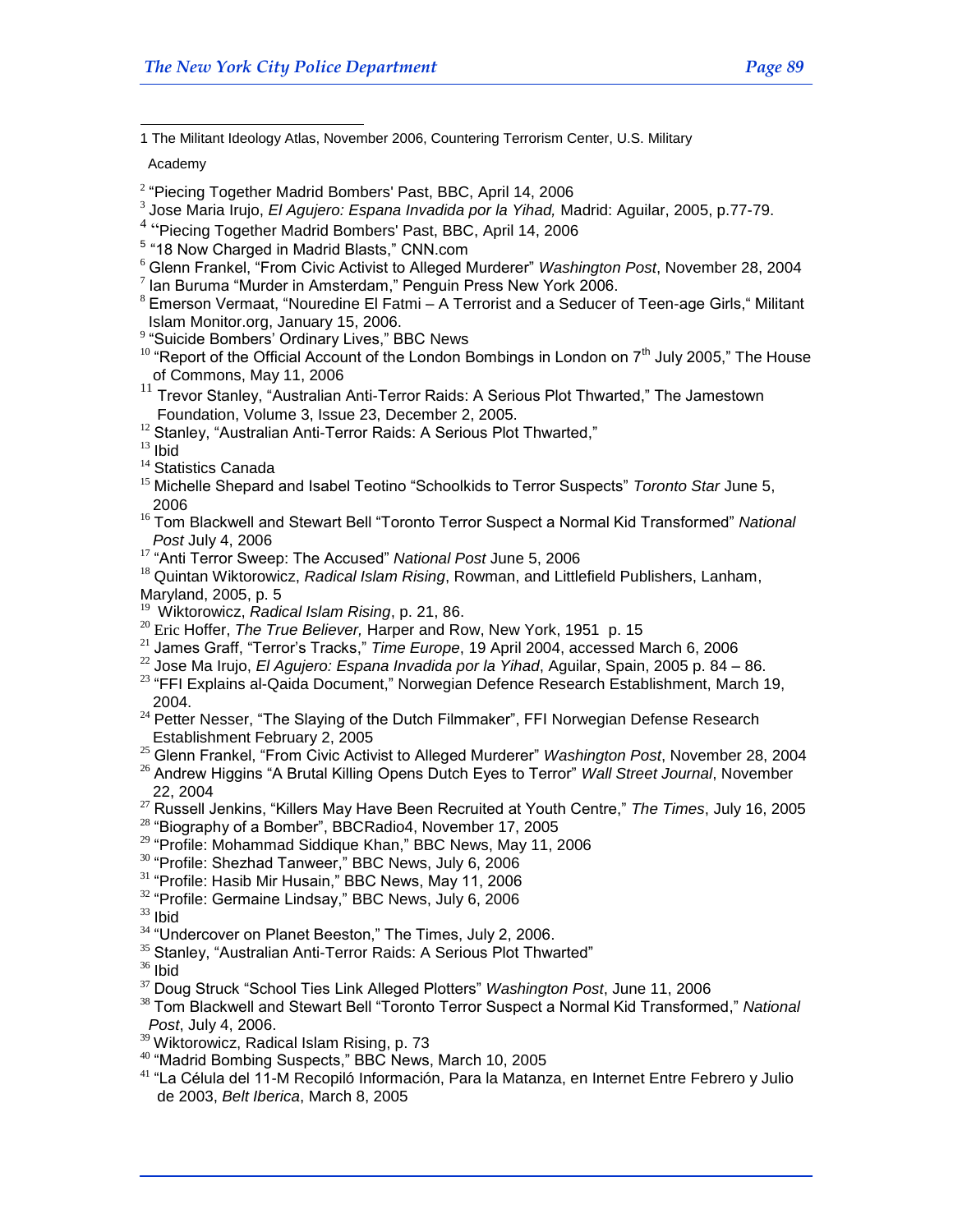1 The Militant Ideology Atlas, November 2006, Countering Terrorism Center, U.S. Military Academy

2 "Piecing Together Madrid Bombers' Past, BBC, April 14, 2006

3 Jose Maria Irujo, *El Agujero: Espana Invadida por la Yihad,* Madrid: Aguilar, 2005, p.77-79.

4 "Piecing Together Madrid Bombers' Past, BBC, April 14, 2006

5 "18 Now Charged in Madrid Blasts," CNN.com

6 Glenn Frankel, "From Civic Activist to Alleged Murderer" *Washington Post*, November 28, 2004

7 Ian Buruma "Murder in Amsterdam," Penguin Press New York 2006.

8 Emerson Vermaat, "Nouredine El Fatmi – A Terrorist and a Seducer of Teen-age Girls," Militant Islam Monitor.org, January 15, 2006.

9 "Suicide Bombers' Ordinary Lives," BBC News

10 "Report of the Official Account of the London Bombings in London on 7th July 2005," The House of Commons, May 11, 2006

11 Trevor Stanley, "Australian Anti-Terror Raids: A Serious Plot Thwarted," The Jamestown Foundation, Volume 3, Issue 23, December 2, 2005.

12 Stanley, "Australian Anti-Terror Raids: A Serious Plot Thwarted,"

13 Ibid

14 Statistics Canada

15 Michelle Shepard and Isabel Teotino "Schoolkids to Terror Suspects" *Toronto Star* June 5, 2006

16 Tom Blackwell and Stewart Bell "Toronto Terror Suspect a Normal Kid Transformed" *National Post* July 4, 2006

17 "Anti Terror Sweep: The Accused" *National Post* June 5, 2006

18 Quintan Wiktorowicz, *Radical Islam Rising*, Rowman, and Littlefield Publishers, Lanham, Maryland, 2005, p. 5

19 Wiktorowicz, *Radical Islam Rising*, p. 21, 86.

20 Eric Hoffer, *The True Believer,* Harper and Row, New York, 1951 p. 15

21 James Graff, "Terror's Tracks," *Time Europe*, 19 April 2004, accessed March 6, 2006

22 Jose Ma Irujo, *El Agujero: Espana Invadida por la Yihad*, Aguilar, Spain, 2005 p. 84 – 86.

23 "FFI Explains al-Qaida Document," Norwegian Defence Research Establishment, March 19, 2004.

24 Petter Nesser, "The Slaying of the Dutch Filmmaker", FFI Norwegian Defense Research Establishment February 2, 2005

25 Glenn Frankel, "From Civic Activist to Alleged Murderer" *Washington Post*, November 28, 2004

26 Andrew Higgins "A Brutal Killing Opens Dutch Eyes to Terror" *Wall Street Journal*, November 22, 2004

27 Russell Jenkins, "Killers May Have Been Recruited at Youth Centre," *The Times*, July 16, 2005

28 "Biography of a Bomber", BBCRadio4, November 17, 2005

29 "Profile: Mohammad Siddique Khan," BBC News, May 11, 2006

30 "Profile: Shezhad Tanweer," BBC News, July 6, 2006

31 "Profile: Hasib Mir Husain," BBC News, May 11, 2006

32 "Profile: Germaine Lindsay," BBC News, July 6, 2006

33 Ibid

34 "Undercover on Planet Beeston," The Times, July 2, 2006.

35 Stanley, "Australian Anti-Terror Raids: A Serious Plot Thwarted"

36 Ibid

37 Doug Struck "School Ties Link Alleged Plotters" *Washington Post*, June 11, 2006

38 Tom Blackwell and Stewart Bell "Toronto Terror Suspect a Normal Kid Transformed," *National Post*, July 4, 2006.

39 Wiktorowicz, Radical Islam Rising, p. 73

40 "Madrid Bombing Suspects," BBC News, March 10, 2005

41 "La Célula del 11-M Recopiló Información, Para la Matanza, en Internet Entre Febrero y Julio de 2003, *Belt Iberica*, March 8, 2005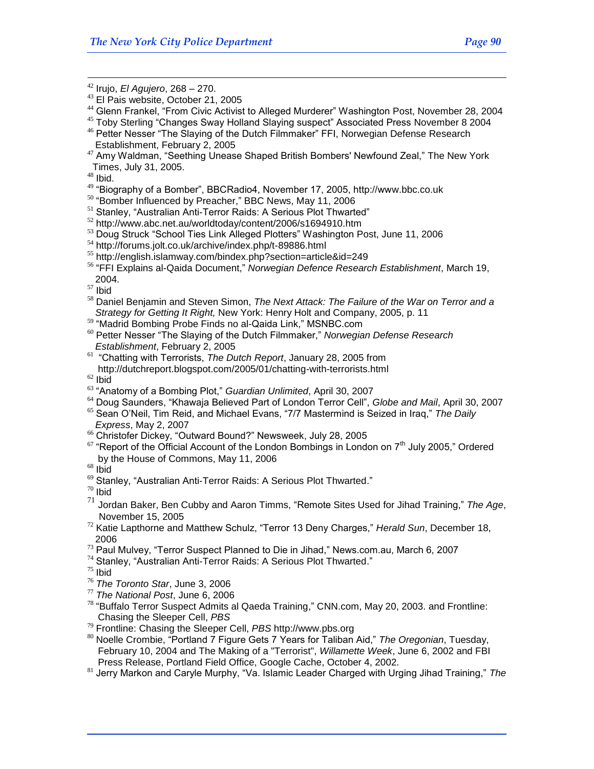[42] Irujo, *El Agujero*, 268 – 270.

[43] El Pais website, October 21, 2005

[44] Glenn Frankel, "From Civic Activist to Alleged Murderer" Washington Post, November 28, 2004

[45] Toby Sterling "Changes Sway Holland Slaying suspect" Associated Press November 8 2004

[46] Petter Nesser "The Slaying of the Dutch Filmmaker" FFI, Norwegian Defense Research Establishment, February 2, 2005

[47] Amy Waldman, "Seething Unease Shaped British Bombers' Newfound Zeal," The New York Times, July 31, 2005.

[48] Ibid.

[49] "Biography of a Bomber", BBCRadio4, November 17, 2005, http://www.bbc.co.uk

[50] "Bomber Influenced by Preacher," BBC News, May 11, 2006

[51] Stanley, "Australian Anti-Terror Raids: A Serious Plot Thwarted"

[52] http://www.abc.net.au/worldtoday/content/2006/s1694910.htm

[53] Doug Struck "School Ties Link Alleged Plotters" Washington Post, June 11, 2006

[54] http://forums.jolt.co.uk/archive/index.php/t-89886.html

[55] http://english.islamway.com/bindex.php?section=article&id=249

[56] "FFI Explains al-Qaida Document," *Norwegian Defence Research Establishment*, March 19, 2004.

[57] Ibid

[58] Daniel Benjamin and Steven Simon, *The Next Attack: The Failure of the War on Terror and a Strategy for Getting It Right,* New York: Henry Holt and Company, 2005, p. 11

[59] "Madrid Bombing Probe Finds no al-Qaida Link," MSNBC.com

[60] Petter Nesser "The Slaying of the Dutch Filmmaker," *Norwegian Defense Research Establishment*, February 2, 2005

[61] "Chatting with Terrorists, *The Dutch Report*, January 28, 2005 from http://dutchreport.blogspot.com/2005/01/chatting-with-terrorists.html

[62] Ibid

[63] "Anatomy of a Bombing Plot," *Guardian Unlimited*, April 30, 2007

[64] Doug Saunders, "Khawaja Believed Part of London Terror Cell", *Globe and Mail*, April 30, 2007

[65] Sean O'Neil, Tim Reid, and Michael Evans, "7/7 Mastermind is Seized in Iraq," *The Daily Express*, May 2, 2007

[66] Christofer Dickey, "Outward Bound?" Newsweek, July 28, 2005

[67] "Report of the Official Account of the London Bombings in London on 7th July 2005," Ordered by the House of Commons, May 11, 2006

[68] Ibid

[69] Stanley, "Australian Anti-Terror Raids: A Serious Plot Thwarted."

[70] Ibid

[71] Jordan Baker, Ben Cubby and Aaron Timms, "Remote Sites Used for Jihad Training," *The Age*, November 15, 2005

[72] Katie Lapthorne and Matthew Schulz, "Terror 13 Deny Charges," *Herald Sun*, December 18, 2006

[73] Paul Mulvey, "Terror Suspect Planned to Die in Jihad," News.com.au, March 6, 2007

[74] Stanley, "Australian Anti-Terror Raids: A Serious Plot Thwarted."

[75] Ibid

[76] *The Toronto Star*, June 3, 2006

[77] *The National Post*, June 6, 2006

[78] "Buffalo Terror Suspect Admits al Qaeda Training," CNN.com, May 20, 2003. and Frontline: Chasing the Sleeper Cell, *PBS*

[79] Frontline: Chasing the Sleeper Cell, *PBS* http://www.pbs.org

[80] Noelle Crombie, "Portland 7 Figure Gets 7 Years for Taliban Aid," *The Oregonian*, Tuesday, February 10, 2004 and The Making of a "Terrorist", *Willamette Week*, June 6, 2002 and FBI Press Release, Portland Field Office, Google Cache, October 4, 2002.

[81] Jerry Markon and Caryle Murphy, "Va. Islamic Leader Charged with Urging Jihad Training," *The*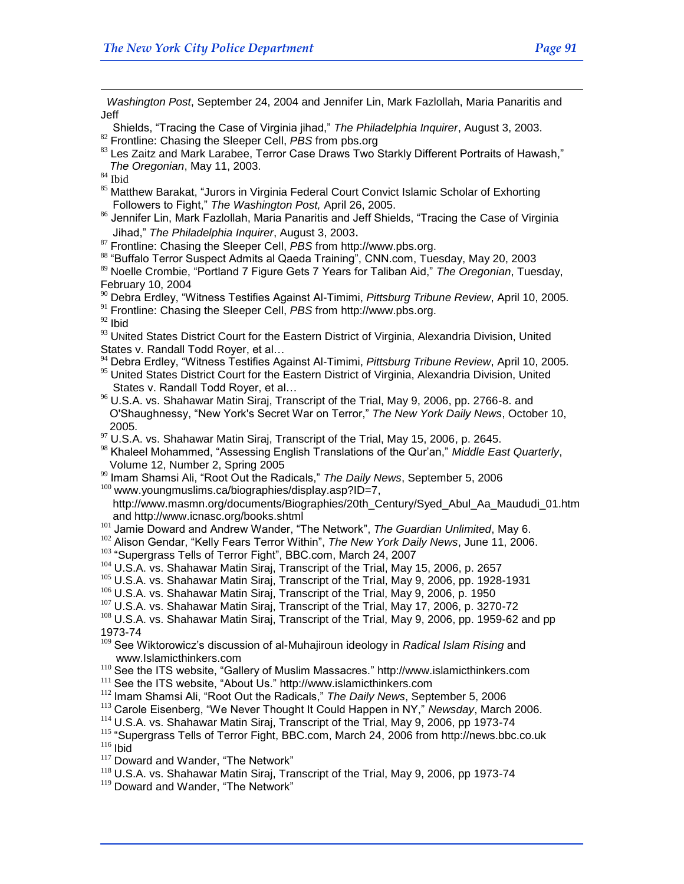*Washington Post*, September 24, 2004 and Jennifer Lin, Mark Fazlollah, Maria Panaritis and Jeff Shields, "Tracing the Case of Virginia jihad," *The Philadelphia Inquirer*, August 3, 2003.

[82] Frontline: Chasing the Sleeper Cell, *PBS* from pbs.org

[83] Les Zaitz and Mark Larabee, Terror Case Draws Two Starkly Different Portraits of Hawash," *The Oregonian*, May 11, 2003.

[84] Ibid

[85] Matthew Barakat, "Jurors in Virginia Federal Court Convict Islamic Scholar of Exhorting Followers to Fight," *The Washington Post,* April 26, 2005.

[86] Jennifer Lin, Mark Fazlollah, Maria Panaritis and Jeff Shields, "Tracing the Case of Virginia Jihad," *The Philadelphia Inquirer*, August 3, 2003.

[87] Frontline: Chasing the Sleeper Cell, *PBS* from http://www.pbs.org.

[88] "Buffalo Terror Suspect Admits al Qaeda Training", CNN.com, Tuesday, May 20, 2003

[89] Noelle Crombie, "Portland 7 Figure Gets 7 Years for Taliban Aid," *The Oregonian*, Tuesday, February 10, 2004

[90] Debra Erdley, "Witness Testifies Against Al-Timimi, *Pittsburg Tribune Review*, April 10, 2005.

[91] Frontline: Chasing the Sleeper Cell, *PBS* from http://www.pbs.org.

[92] Ibid

[93] UNited States District Court for the Eastern District of Virginia, Alexandria Division, United States v. Randall Todd Royer, et al…

[94] Debra Erdley, "Witness Testifies Against Al-Timimi, *Pittsburg Tribune Review*, April 10, 2005.

[95] United States District Court for the Eastern District of Virginia, Alexandria Division, United States v. Randall Todd Royer, et al…

[96] U.S.A. vs. Shahawar Matin Siraj, Transcript of the Trial, May 9, 2006, pp. 2766-8. and O'Shaughnessy, "New York's Secret War on Terror," *The New York Daily News*, October 10, 2005.

[97] U.S.A. vs. Shahawar Matin Siraj, Transcript of the Trial, May 15, 2006, p. 2645.

[98] Khaleel Mohammed, "Assessing English Translations of the Qur'an," *Middle East Quarterly*, Volume 12, Number 2, Spring 2005

[99] Imam Shamsi Ali, "Root Out the Radicals," *The Daily News*, September 5, 2006

[100] www.youngmuslims.ca/biographies/display.asp?ID=7, http://www.masmn.org/documents/Biographies/20th_Century/Syed_Abul_Aa_Maududi_01.htm and http://www.icnasc.org/books.shtml

[101] Jamie Doward and Andrew Wander, "The Network", *The Guardian Unlimited*, May 6.

[102] Alison Gendar, "Kelly Fears Terror Within", *The New York Daily News*, June 11, 2006.

[103] "Supergrass Tells of Terror Fight", BBC.com, March 24, 2007

[104] U.S.A. vs. Shahawar Matin Siraj, Transcript of the Trial, May 15, 2006, p. 2657

[105] U.S.A. vs. Shahawar Matin Siraj, Transcript of the Trial, May 9, 2006, pp. 1928-1931

[106] U.S.A. vs. Shahawar Matin Siraj, Transcript of the Trial, May 9, 2006, p. 1950

[107] U.S.A. vs. Shahawar Matin Siraj, Transcript of the Trial, May 17, 2006, p. 3270-72

[108] U.S.A. vs. Shahawar Matin Siraj, Transcript of the Trial, May 9, 2006, pp. 1959-62 and pp 1973-74

[109] See Wiktorowicz's discussion of al-Muhajiroun ideology in *Radical Islam Rising* and www.Islamicthinkers.com

[110] See the ITS website, "Gallery of Muslim Massacres." http://www.islamicthinkers.com

[111] See the ITS website, "About Us." http://www.islamicthinkers.com

[112] Imam Shamsi Ali, "Root Out the Radicals," *The Daily News*, September 5, 2006

[113] Carole Eisenberg, "We Never Thought It Could Happen in NY," *Newsday*, March 2006.

[114] U.S.A. vs. Shahawar Matin Siraj, Transcript of the Trial, May 9, 2006, pp 1973-74

[115] "Supergrass Tells of Terror Fight, BBC.com, March 24, 2006 from http://news.bbc.co.uk

[116] Ibid

[117] Doward and Wander, "The Network"

[118] U.S.A. vs. Shahawar Matin Siraj, Transcript of the Trial, May 9, 2006, pp 1973-74

[119] Doward and Wander, "The Network"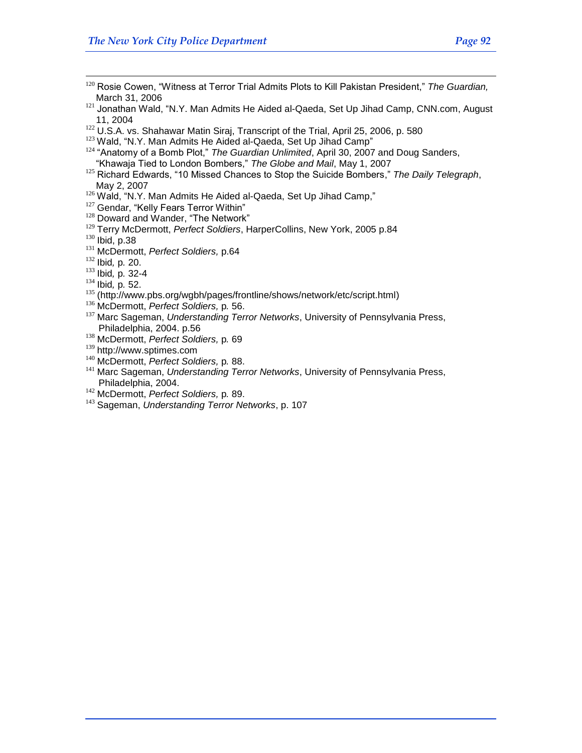[120] Rosie Cowen, "Witness at Terror Trial Admits Plots to Kill Pakistan President," *The Guardian,* March 31, 2006

[121] Jonathan Wald, "N.Y. Man Admits He Aided al-Qaeda, Set Up Jihad Camp, CNN.com, August 11, 2004

[122] U.S.A. vs. Shahawar Matin Siraj, Transcript of the Trial, April 25, 2006, p. 580

[123] Wald, "N.Y. Man Admits He Aided al-Qaeda, Set Up Jihad Camp"

[124] "Anatomy of a Bomb Plot," *The Guardian Unlimited*, April 30, 2007 and Doug Sanders, "Khawaja Tied to London Bombers," *The Globe and Mail*, May 1, 2007

[125] Richard Edwards, "10 Missed Chances to Stop the Suicide Bombers," *The Daily Telegraph*, May 2, 2007

[126] Wald, "N.Y. Man Admits He Aided al-Qaeda, Set Up Jihad Camp,"

[127] Gendar, "Kelly Fears Terror Within"

[128] Doward and Wander, "The Network"

[129] Terry McDermott, *Perfect Soldiers*, HarperCollins, New York, 2005 p.84

[130] Ibid, p.38

[131] McDermott, *Perfect Soldiers,* p.64

[132] Ibid*, p.* 20.

[133] Ibid*, p.* 32-4

[134] Ibid*, p.* 52.

[135] (http://www.pbs.org/wgbh/pages/frontline/shows/network/etc/script.html)

[136] McDermott, *Perfect Soldiers, p.* 56.

[137] Marc Sageman, *Understanding Terror Networks*, University of Pennsylvania Press, Philadelphia, 2004. p.56

[138] McDermott, *Perfect Soldiers, p.* 69

[139] http://www.sptimes.com

[140] McDermott, *Perfect Soldiers, p.* 88.

[141] Marc Sageman, *Understanding Terror Networks*, University of Pennsylvania Press, Philadelphia, 2004.

[142] McDermott, *Perfect Soldiers, p.* 89.

[143] Sageman, *Understanding Terror Networks*, p. 107